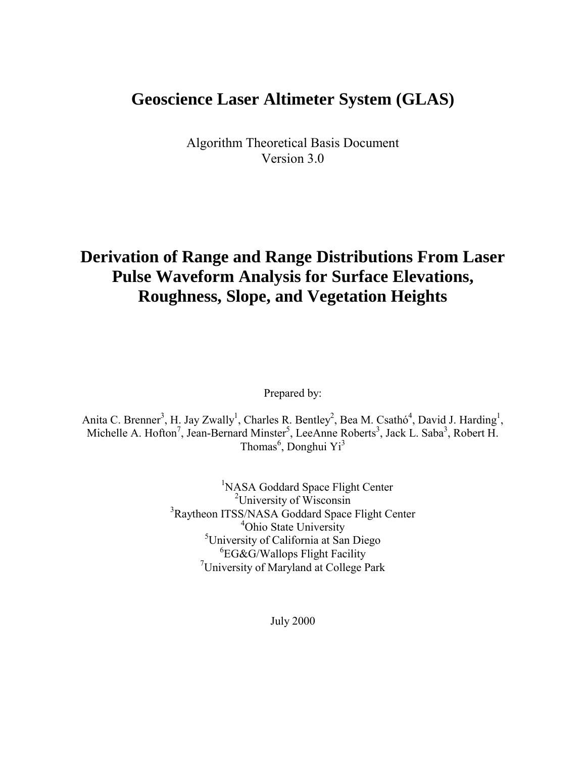# Geoscience Laser Altimeter System (GLAS)

Algorithm Theoretical Basis Document
Version 3.0

# Derivation of Range and Range Distributions From Laser Pulse Waveform Analysis for Surface Elevations, Roughness, Slope, and Vegetation Heights

Prepared by:

Anita C. Brenner[3], H. Jay Zwally[1], Charles R. Bentley[2], Bea M. Csathó[4], David J. Harding[1], Michelle A. Hofton[7], Jean-Bernard Minster[5], LeeAnne Roberts[3], Jack L. Saba[3], Robert H. Thomas[6], Donghui Yi[3]

[1]NASA Goddard Space Flight Center
[2]University of Wisconsin
[3]Raytheon ITSS/NASA Goddard Space Flight Center
[4]Ohio State University
[5]University of California at San Diego
[6]EG&G/Wallops Flight Facility
[7]University of Maryland at College Park

July 2000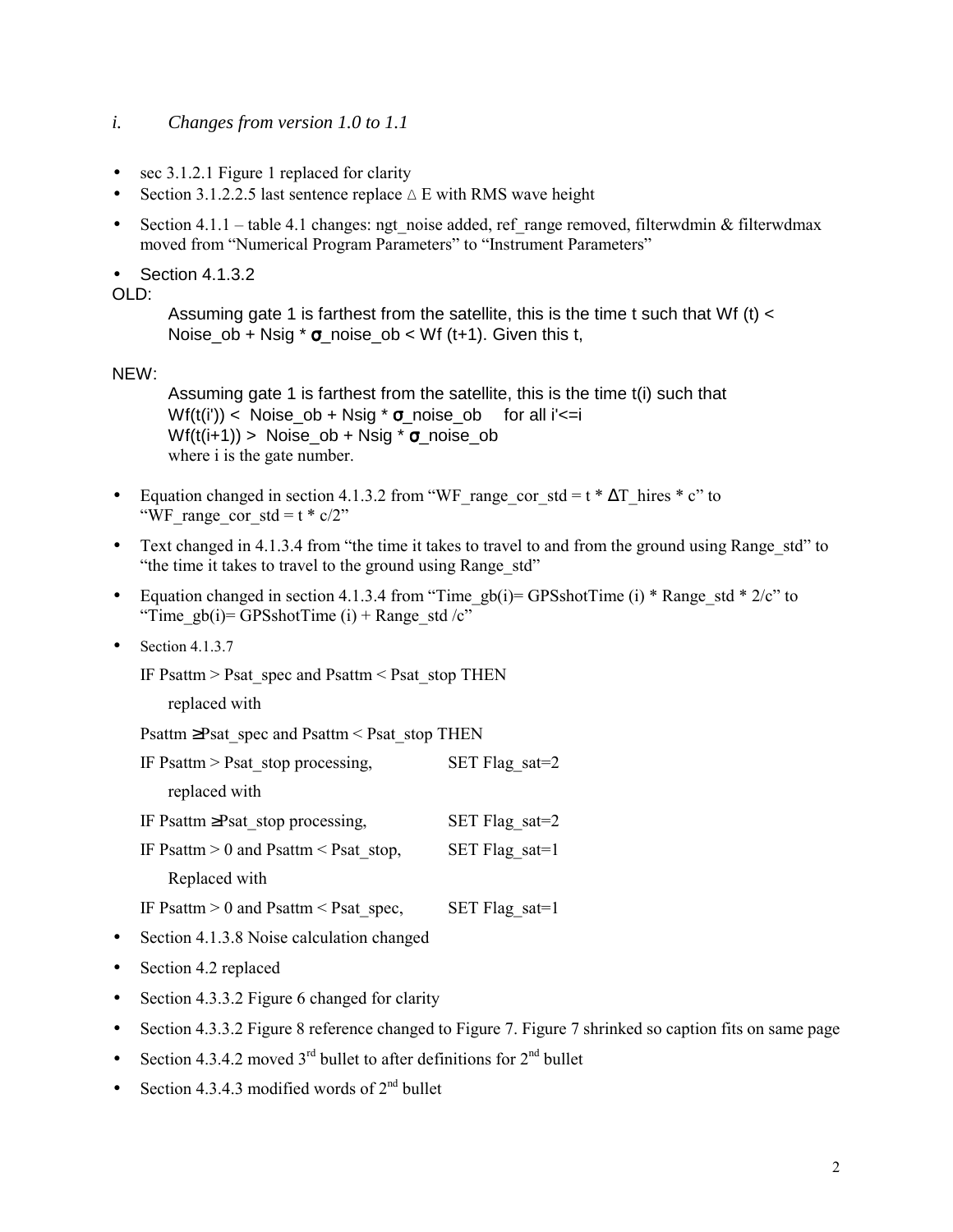## *i. Changes from version 1.0 to 1.1*

- sec 3.1.2.1 Figure 1 replaced for clarity
- Section 3.1.2.2.5 last sentence replace $\triangle$ E with RMS wave height
- Section 4.1.1 – table 4.1 changes: ngt_noise added, ref_range removed, filterwdmin & filterwdmax moved from "Numerical Program Parameters" to "Instrument Parameters"
- Section 4.1.3.2

OLD:

> Assuming gate 1 is farthest from the satellite, this is the time t such that Wf (t) < Noise_ob + Nsig * σ_noise_ob < Wf (t+1). Given this t,

NEW:

> Assuming gate 1 is farthest from the satellite, this is the time t(i) such that
> Wf(t(i')) < Noise_ob + Nsig * σ_noise_ob for all i'<=i
> Wf(t(i+1)) > Noise_ob + Nsig * σ_noise_ob
> where i is the gate number.

- Equation changed in section 4.1.3.2 from "WF_range_cor_std = t * ΔT_hires * c" to "WF_range_cor_std = t * c/2"
- Text changed in 4.1.3.4 from "the time it takes to travel to and from the ground using Range_std" to "the time it takes to travel to the ground using Range_std"
- Equation changed in section 4.1.3.4 from "Time_gb(i)= GPSshotTime (i) * Range_std * 2/c" to "Time_gb(i)= GPSshotTime (i) + Range_std /c"
- Section 4.1.3.7

  IF Psattm > Psat_spec and Psattm < Psat_stop THEN

  replaced with

  Psattm ≥Psat_spec and Psattm < Psat_stop THEN

  IF Psattm > Psat_stop processing, SET Flag_sat=2

  replaced with

  IF Psattm ≥Psat_stop processing, SET Flag_sat=2

  IF Psattm > 0 and Psattm < Psat_stop, SET Flag_sat=1

  Replaced with

  IF Psattm > 0 and Psattm < Psat_spec, SET Flag_sat=1

- Section 4.1.3.8 Noise calculation changed
- Section 4.2 replaced
- Section 4.3.3.2 Figure 6 changed for clarity
- Section 4.3.3.2 Figure 8 reference changed to Figure 7. Figure 7 shrinked so caption fits on same page
- Section 4.3.4.2 moved 3rd bullet to after definitions for 2nd bullet
- Section 4.3.4.3 modified words of 2nd bullet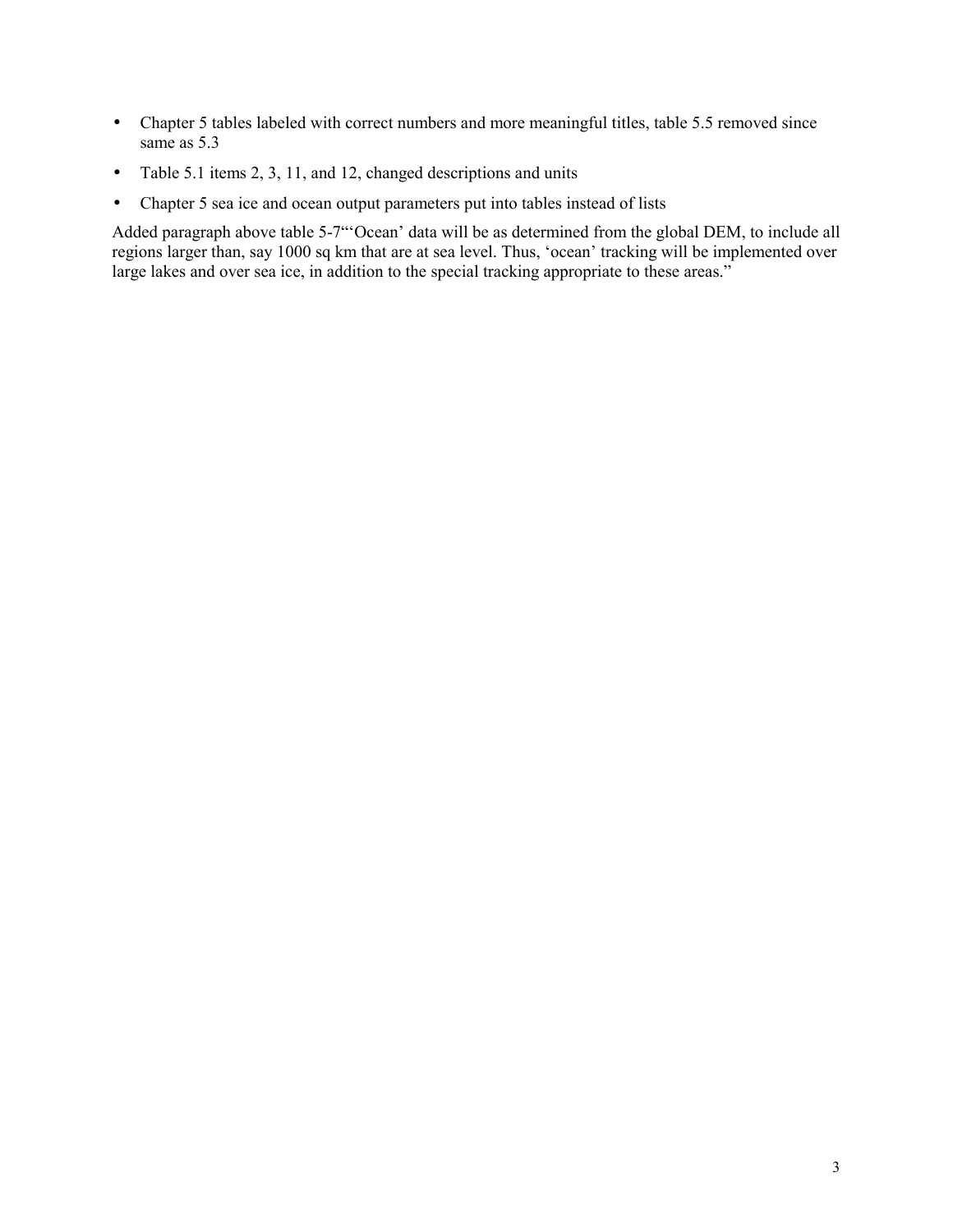- Chapter 5 tables labeled with correct numbers and more meaningful titles, table 5.5 removed since same as 5.3
- Table 5.1 items 2, 3, 11, and 12, changed descriptions and units
- Chapter 5 sea ice and ocean output parameters put into tables instead of lists

Added paragraph above table 5-7"'Ocean' data will be as determined from the global DEM, to include all regions larger than, say 1000 sq km that are at sea level. Thus, 'ocean' tracking will be implemented over large lakes and over sea ice, in addition to the special tracking appropriate to these areas."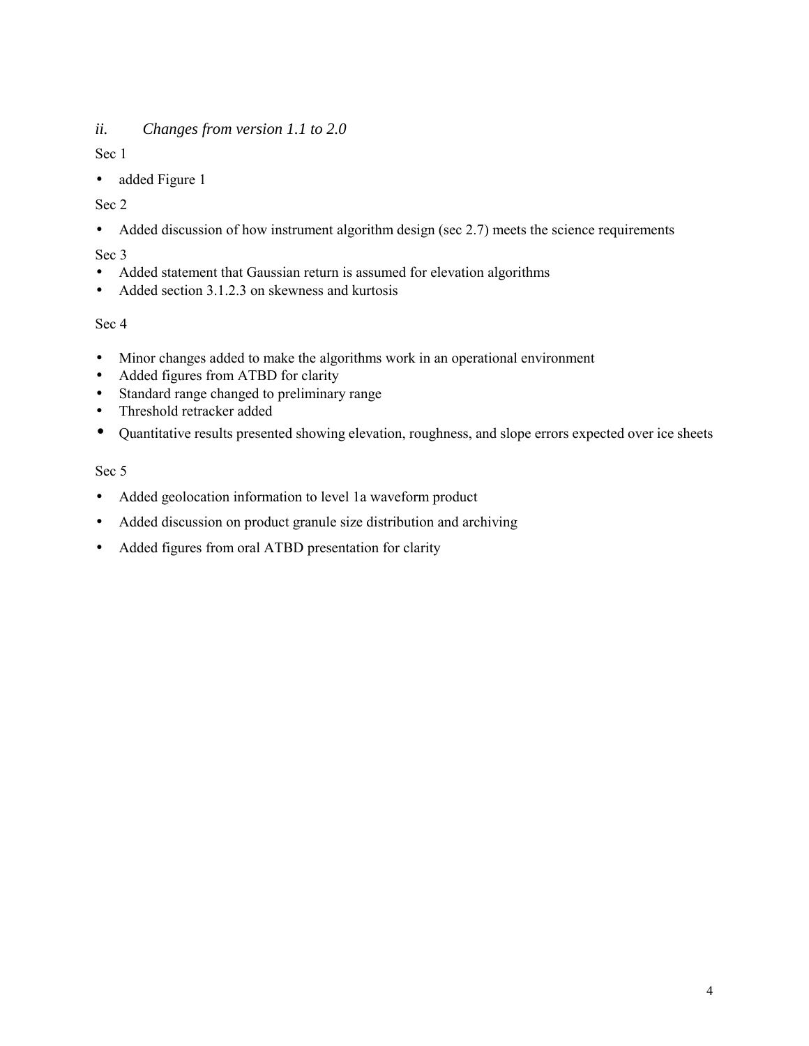### *ii. Changes from version 1.1 to 2.0*

Sec 1

- added Figure 1

Sec 2

- Added discussion of how instrument algorithm design (sec 2.7) meets the science requirements

Sec 3

- Added statement that Gaussian return is assumed for elevation algorithms
- Added section 3.1.2.3 on skewness and kurtosis

Sec 4

- Minor changes added to make the algorithms work in an operational environment
- Added figures from ATBD for clarity
- Standard range changed to preliminary range
- Threshold retracker added
- Quantitative results presented showing elevation, roughness, and slope errors expected over ice sheets

Sec 5

- Added geolocation information to level 1a waveform product
- Added discussion on product granule size distribution and archiving
- Added figures from oral ATBD presentation for clarity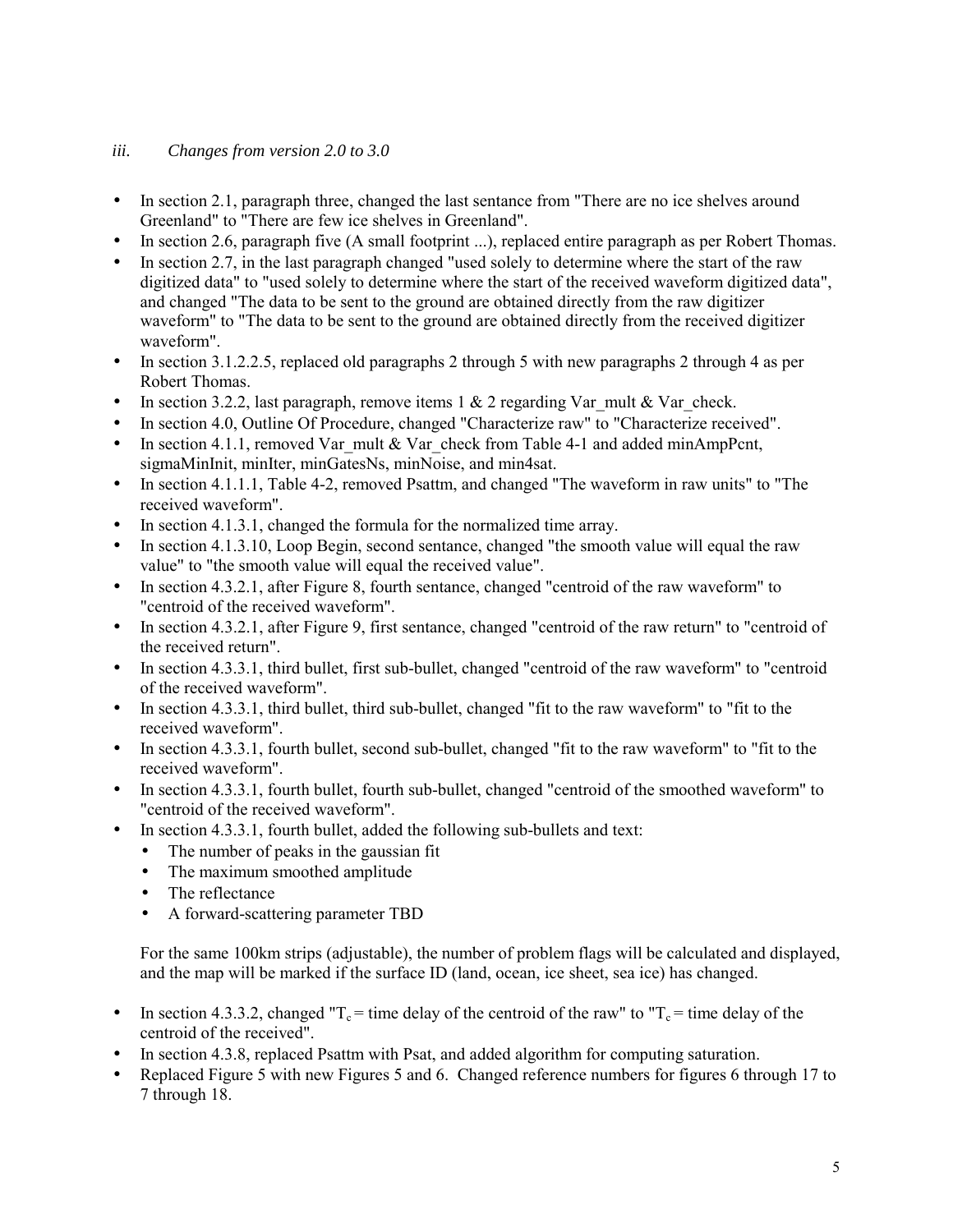### *iii. Changes from version 2.0 to 3.0*

- In section 2.1, paragraph three, changed the last sentance from "There are no ice shelves around Greenland" to "There are few ice shelves in Greenland".
- In section 2.6, paragraph five (A small footprint ...), replaced entire paragraph as per Robert Thomas.
- In section 2.7, in the last paragraph changed "used solely to determine where the start of the raw digitized data" to "used solely to determine where the start of the received waveform digitized data", and changed "The data to be sent to the ground are obtained directly from the raw digitizer waveform" to "The data to be sent to the ground are obtained directly from the received digitizer waveform".
- In section 3.1.2.2.5, replaced old paragraphs 2 through 5 with new paragraphs 2 through 4 as per Robert Thomas.
- In section 3.2.2, last paragraph, remove items 1 & 2 regarding Var_mult & Var_check.
- In section 4.0, Outline Of Procedure, changed "Characterize raw" to "Characterize received".
- In section 4.1.1, removed Var_mult & Var_check from Table 4-1 and added minAmpPcnt, sigmaMinInit, minIter, minGatesNs, minNoise, and min4sat.
- In section 4.1.1.1, Table 4-2, removed Psattm, and changed "The waveform in raw units" to "The received waveform".
- In section 4.1.3.1, changed the formula for the normalized time array.
- In section 4.1.3.10, Loop Begin, second sentance, changed "the smooth value will equal the raw value" to "the smooth value will equal the received value".
- In section 4.3.2.1, after Figure 8, fourth sentance, changed "centroid of the raw waveform" to "centroid of the received waveform".
- In section 4.3.2.1, after Figure 9, first sentance, changed "centroid of the raw return" to "centroid of the received return".
- In section 4.3.3.1, third bullet, first sub-bullet, changed "centroid of the raw waveform" to "centroid of the received waveform".
- In section 4.3.3.1, third bullet, third sub-bullet, changed "fit to the raw waveform" to "fit to the received waveform".
- In section 4.3.3.1, fourth bullet, second sub-bullet, changed "fit to the raw waveform" to "fit to the received waveform".
- In section 4.3.3.1, fourth bullet, fourth sub-bullet, changed "centroid of the smoothed waveform" to "centroid of the received waveform".
- In section 4.3.3.1, fourth bullet, added the following sub-bullets and text:
  - The number of peaks in the gaussian fit
  - The maximum smoothed amplitude
  - The reflectance
  - A forward-scattering parameter TBD

  For the same 100km strips (adjustable), the number of problem flags will be calculated and displayed, and the map will be marked if the surface ID (land, ocean, ice sheet, sea ice) has changed.

- In section 4.3.3.2, changed "$T_c$ = time delay of the centroid of the raw" to "$T_c$ = time delay of the centroid of the received".
- In section 4.3.8, replaced Psattm with Psat, and added algorithm for computing saturation.
- Replaced Figure 5 with new Figures 5 and 6. Changed reference numbers for figures 6 through 17 to 7 through 18.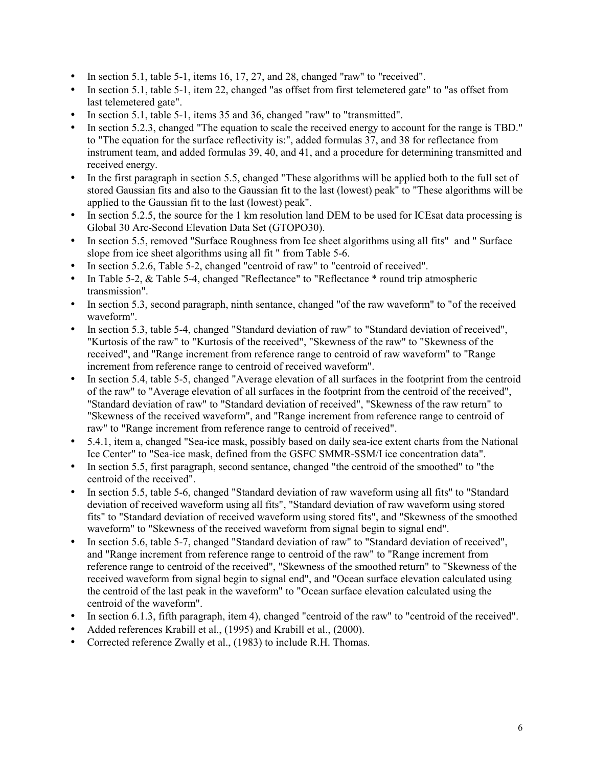- In section 5.1, table 5-1, items 16, 17, 27, and 28, changed "raw" to "received".
- In section 5.1, table 5-1, item 22, changed "as offset from first telemetered gate" to "as offset from last telemetered gate".
- In section 5.1, table 5-1, items 35 and 36, changed "raw" to "transmitted".
- In section 5.2.3, changed "The equation to scale the received energy to account for the range is TBD." to "The equation for the surface reflectivity is:", added formulas 37, and 38 for reflectance from instrument team, and added formulas 39, 40, and 41, and a procedure for determining transmitted and received energy.
- In the first paragraph in section 5.5, changed "These algorithms will be applied both to the full set of stored Gaussian fits and also to the Gaussian fit to the last (lowest) peak" to "These algorithms will be applied to the Gaussian fit to the last (lowest) peak".
- In section 5.2.5, the source for the 1 km resolution land DEM to be used for ICEsat data processing is Global 30 Arc-Second Elevation Data Set (GTOPO30).
- In section 5.5, removed "Surface Roughness from Ice sheet algorithms using all fits" and " Surface slope from ice sheet algorithms using all fit " from Table 5-6.
- In section 5.2.6, Table 5-2, changed "centroid of raw" to "centroid of received".
- In Table 5-2, & Table 5-4, changed "Reflectance" to "Reflectance * round trip atmospheric transmission".
- In section 5.3, second paragraph, ninth sentance, changed "of the raw waveform" to "of the received waveform".
- In section 5.3, table 5-4, changed "Standard deviation of raw" to "Standard deviation of received", "Kurtosis of the raw" to "Kurtosis of the received", "Skewness of the raw" to "Skewness of the received", and "Range increment from reference range to centroid of raw waveform" to "Range increment from reference range to centroid of received waveform".
- In section 5.4, table 5-5, changed "Average elevation of all surfaces in the footprint from the centroid of the raw" to "Average elevation of all surfaces in the footprint from the centroid of the received", "Standard deviation of raw" to "Standard deviation of received", "Skewness of the raw return" to "Skewness of the received waveform", and "Range increment from reference range to centroid of raw" to "Range increment from reference range to centroid of received".
- 5.4.1, item a, changed "Sea-ice mask, possibly based on daily sea-ice extent charts from the National Ice Center" to "Sea-ice mask, defined from the GSFC SMMR-SSM/I ice concentration data".
- In section 5.5, first paragraph, second sentance, changed "the centroid of the smoothed" to "the centroid of the received".
- In section 5.5, table 5-6, changed "Standard deviation of raw waveform using all fits" to "Standard deviation of received waveform using all fits", "Standard deviation of raw waveform using stored fits" to "Standard deviation of received waveform using stored fits", and "Skewness of the smoothed waveform" to "Skewness of the received waveform from signal begin to signal end".
- In section 5.6, table 5-7, changed "Standard deviation of raw" to "Standard deviation of received", and "Range increment from reference range to centroid of the raw" to "Range increment from reference range to centroid of the received", "Skewness of the smoothed return" to "Skewness of the received waveform from signal begin to signal end", and "Ocean surface elevation calculated using the centroid of the last peak in the waveform" to "Ocean surface elevation calculated using the centroid of the waveform".
- In section 6.1.3, fifth paragraph, item 4), changed "centroid of the raw" to "centroid of the received".
- Added references Krabill et al., (1995) and Krabill et al., (2000).
- Corrected reference Zwally et al., (1983) to include R.H. Thomas.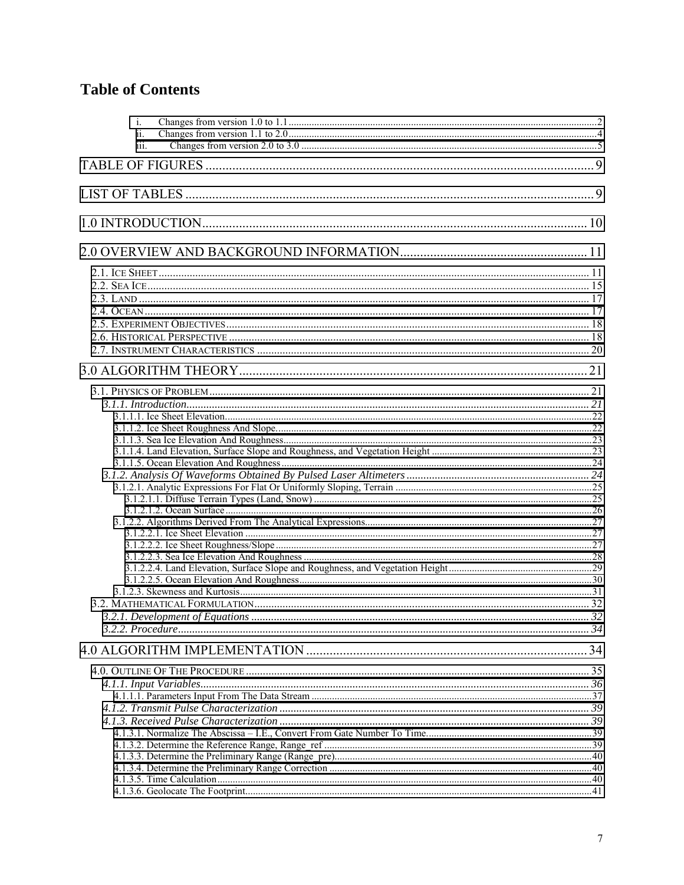# Table of Contents

- i. Changes from version 1.0 to 1.1 .......... 2
- ii. Changes from version 1.1 to 2.0 .......... 4
- iii. Changes from version 2.0 to 3.0 .......... 5

TABLE OF FIGURES .......... 9

LIST OF TABLES .......... 9

1.0 INTRODUCTION .......... 10

2.0 OVERVIEW AND BACKGROUND INFORMATION .......... 11

- 2.1. ICE SHEET .......... 11
- 2.2. SEA ICE .......... 15
- 2.3. LAND .......... 17
- 2.4. OCEAN .......... 17
- 2.5. EXPERIMENT OBJECTIVES .......... 18
- 2.6. HISTORICAL PERSPECTIVE .......... 18
- 2.7. INSTRUMENT CHARACTERISTICS .......... 20

3.0 ALGORITHM THEORY .......... 21

- 3.1. PHYSICS OF PROBLEM .......... 21
  - *3.1.1. Introduction* .......... *21*
    - 3.1.1.1. Ice Sheet Elevation .......... 22
    - 3.1.1.2. Ice Sheet Roughness And Slope .......... 22
    - 3.1.1.3. Sea Ice Elevation And Roughness .......... 23
    - 3.1.1.4. Land Elevation, Surface Slope and Roughness, and Vegetation Height .......... 23
    - 3.1.1.5. Ocean Elevation And Roughness .......... 24
  - *3.1.2. Analysis Of Waveforms Obtained By Pulsed Laser Altimeters* .......... *24*
    - 3.1.2.1. Analytic Expressions For Flat Or Uniformly Sloping, Terrain .......... 25
      - 3.1.2.1.1. Diffuse Terrain Types (Land, Snow) .......... 25
      - 3.1.2.1.2. Ocean Surface .......... 26
    - 3.1.2.2. Algorithms Derived From The Analytical Expressions .......... 27
      - 3.1.2.2.1. Ice Sheet Elevation .......... 27
      - 3.1.2.2.2. Ice Sheet Roughness/Slope .......... 27
      - 3.1.2.2.3. Sea Ice Elevation And Roughness .......... 28
      - 3.1.2.2.4. Land Elevation, Surface Slope and Roughness, and Vegetation Height .......... 29
      - 3.1.2.2.5. Ocean Elevation And Roughness .......... 30
    - 3.1.2.3. Skewness and Kurtosis .......... 31
- 3.2. MATHEMATICAL FORMULATION .......... 32
  - *3.2.1. Development of Equations* .......... *32*
  - *3.2.2. Procedure* .......... *34*

4.0 ALGORITHM IMPLEMENTATION .......... 34

- 4.0. OUTLINE OF THE PROCEDURE .......... 35
  - *4.1.1. Input Variables* .......... *36*
    - 4.1.1.1. Parameters Input From The Data Stream .......... 37
  - *4.1.2. Transmit Pulse Characterization* .......... *39*
  - *4.1.3. Received Pulse Characterization* .......... *39*
    - 4.1.3.1. Normalize The Abscissa – I.E., Convert From Gate Number To Time .......... 39
    - 4.1.3.2. Determine the Reference Range, Range_ref .......... 39
    - 4.1.3.3. Determine the Preliminary Range (Range_pre) .......... 40
    - 4.1.3.4. Determine the Preliminary Range Correction .......... 40
    - 4.1.3.5. Time Calculation .......... 40
    - 4.1.3.6. Geolocate The Footprint .......... 41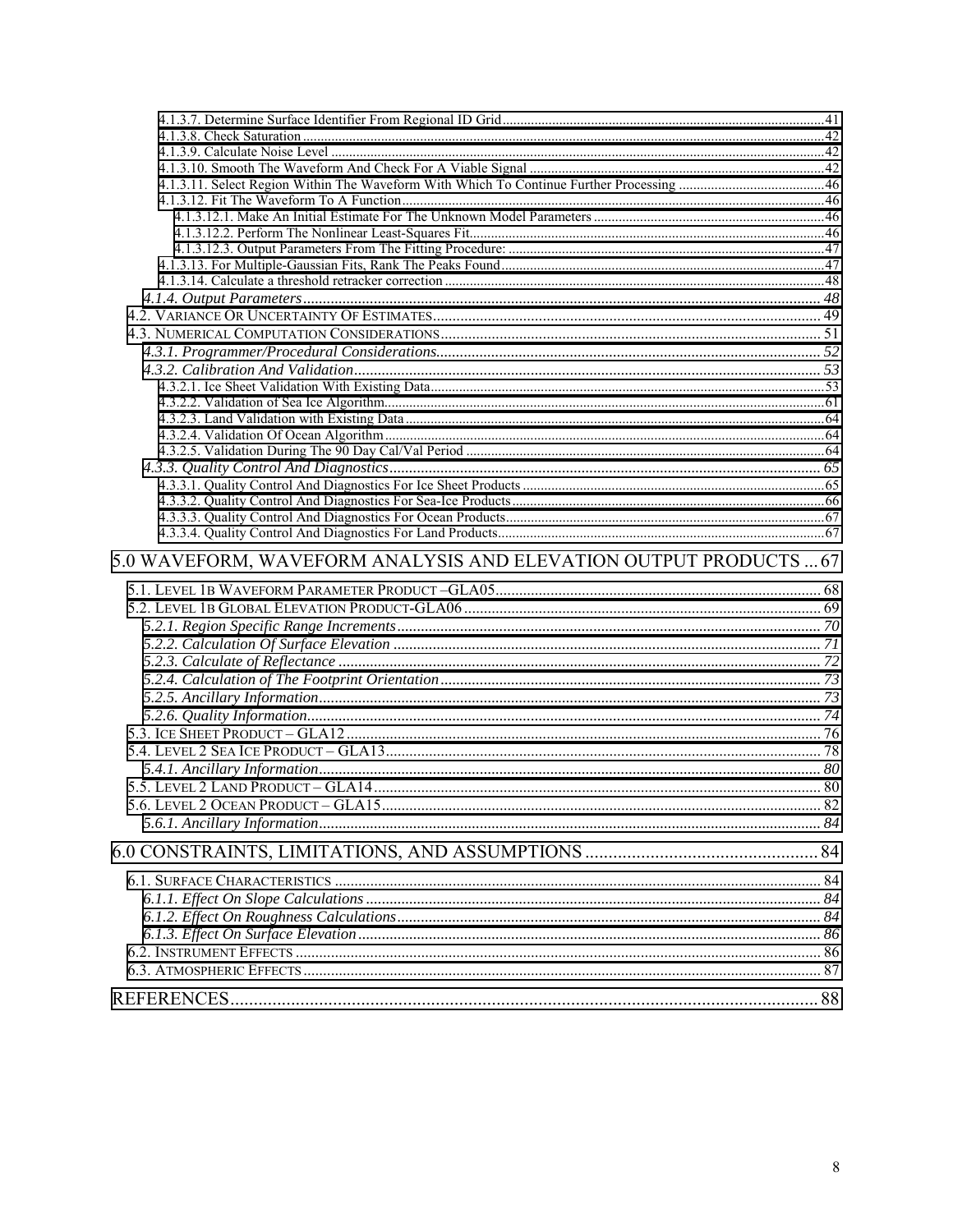4.1.3.7. Determine Surface Identifier From Regional ID Grid ....................................................41
4.1.3.8. Check Saturation ....................................................................................................................42
4.1.3.9. Calculate Noise Level ..............................................................................................................42
4.1.3.10. Smooth The Waveform And Check For A Viable Signal .................................................42
4.1.3.11. Select Region Within The Waveform With Which To Continue Further Processing ...........46
4.1.3.12. Fit The Waveform To A Function........................................................................................46
4.1.3.12.1. Make An Initial Estimate For The Unknown Model Parameters ......................................46
4.1.3.12.2. Perform The Nonlinear Least-Squares Fit.........................................................................46
4.1.3.12.3. Output Parameters From The Fitting Procedure: ..............................................................47
4.1.3.13. For Multiple-Gaussian Fits, Rank The Peaks Found..........................................................47
4.1.3.14. Calculate a threshold retracker correction ...........................................................................48
*4.1.4. Output Parameters* ...................................................................................................................48
4.2. VARIANCE OR UNCERTAINTY OF ESTIMATES.......................................................................................49
4.3. NUMERICAL COMPUTATION CONSIDERATIONS....................................................................................51
*4.3.1. Programmer/Procedural Considerations*.......................................................................................52
*4.3.2. Calibration And Validation*.........................................................................................................53
4.3.2.1. Ice Sheet Validation With Existing Data.................................................................................53
4.3.2.2. Validation of Sea Ice Algorithm............................................................................................61
4.3.2.3. Land Validation with Existing Data........................................................................................64
4.3.2.4. Validation Of Ocean Algorithm..............................................................................................64
4.3.2.5. Validation During The 90 Day Cal/Val Period ......................................................................64
*4.3.3. Quality Control And Diagnostics*................................................................................................65
4.3.3.1. Quality Control And Diagnostics For Ice Sheet Products .....................................................65
4.3.3.2. Quality Control And Diagnostics For Sea-Ice Products.........................................................66
4.3.3.3. Quality Control And Diagnostics For Ocean Products...........................................................67
4.3.3.4. Quality Control And Diagnostics For Land Products............................................................67

5.0 WAVEFORM, WAVEFORM ANALYSIS AND ELEVATION OUTPUT PRODUCTS ... 67

5.1. LEVEL 1B WAVEFORM PARAMETER PRODUCT –GLA05....................................................................68
5.2. LEVEL 1B GLOBAL ELEVATION PRODUCT-GLA06............................................................................69
*5.2.1. Region Specific Range Increments*...............................................................................................70
*5.2.2. Calculation Of Surface Elevation* ..............................................................................................71
*5.2.3. Calculate of Reflectance* ...........................................................................................................72
*5.2.4. Calculation of The Footprint Orientation*...................................................................................73
*5.2.5. Ancillary Information*...............................................................................................................73
*5.2.6. Quality Information*...................................................................................................................74
5.3. ICE SHEET PRODUCT – GLA12..........................................................................................................76
5.4. LEVEL 2 SEA ICE PRODUCT – GLA13.................................................................................................78
*5.4.1. Ancillary Information*...............................................................................................................80
5.5. LEVEL 2 LAND PRODUCT – GLA14....................................................................................................80
5.6. LEVEL 2 OCEAN PRODUCT – GLA15..................................................................................................82
*5.6.1. Ancillary Information*...............................................................................................................84

6.0 CONSTRAINTS, LIMITATIONS, AND ASSUMPTIONS ................................................... 84

6.1. SURFACE CHARACTERISTICS .............................................................................................................84
*6.1.1. Effect On Slope Calculations* .....................................................................................................84
*6.1.2. Effect On Roughness Calculations*..............................................................................................84
*6.1.3. Effect On Surface Elevation*.......................................................................................................86
6.2. INSTRUMENT EFFECTS .......................................................................................................................86
6.3. ATMOSPHERIC EFFECTS .....................................................................................................................87

REFERENCES...................................................................................................................................88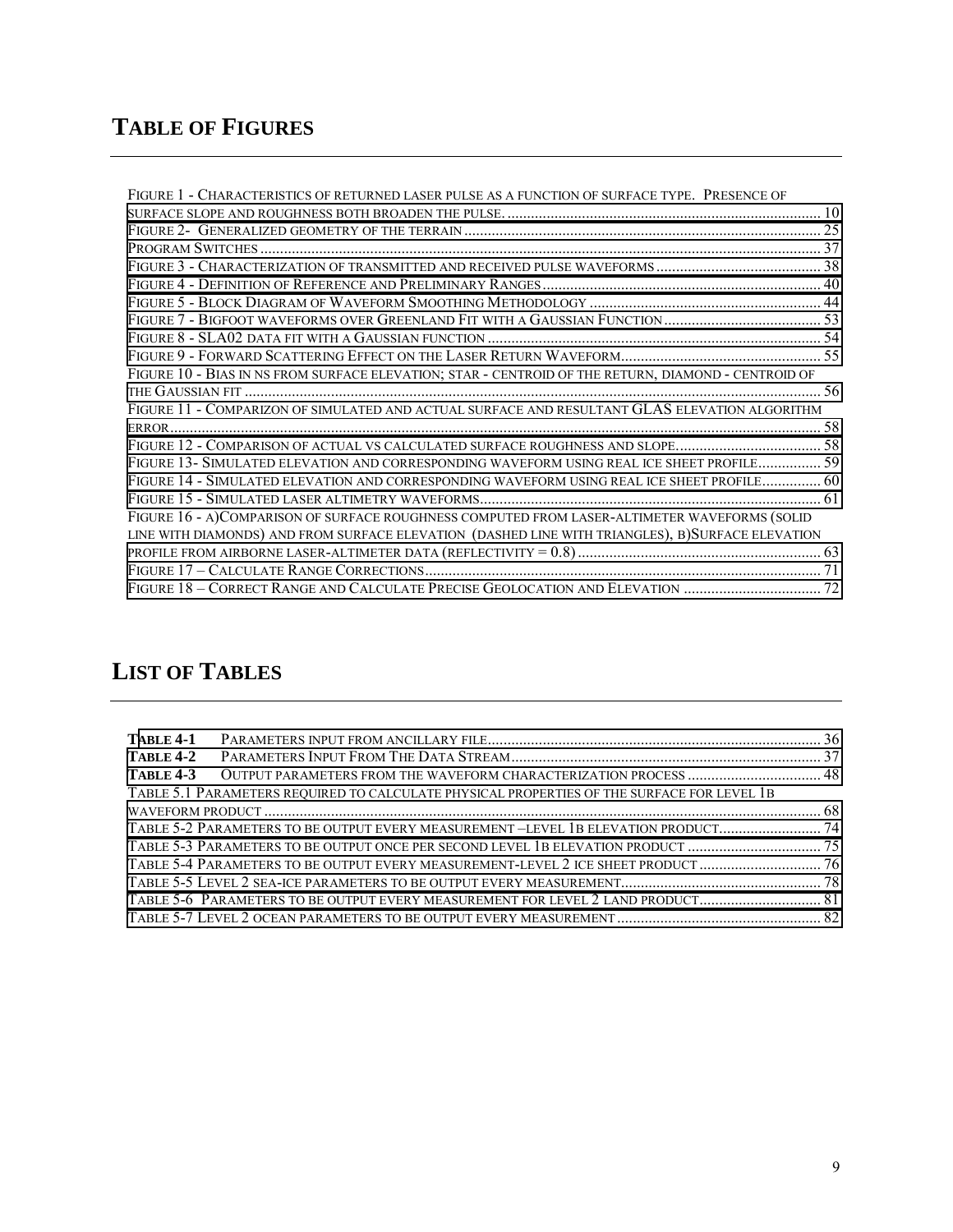# TABLE OF FIGURES

Figure 1 - Characteristics of returned laser pulse as a function of surface type. Presence of surface slope and roughness both broaden the pulse. ..... 10
Figure 2- Generalized geometry of the terrain ..... 25
Program Switches ..... 37
Figure 3 - Characterization of transmitted and received pulse waveforms ..... 38
Figure 4 - Definition of Reference and Preliminary Ranges ..... 40
Figure 5 - Block Diagram of Waveform Smoothing Methodology ..... 44
Figure 7 - Bigfoot waveforms over Greenland Fit with a Gaussian Function ..... 53
Figure 8 - SLA02 data fit with a Gaussian function ..... 54
Figure 9 - Forward Scattering Effect on the Laser Return Waveform ..... 55
Figure 10 - Bias in ns from surface elevation; star - centroid of the return, diamond - centroid of the Gaussian fit ..... 56
Figure 11 - Comparizon of simulated and actual surface and resultant GLAS elevation algorithm error ..... 58
Figure 12 - Comparison of actual vs calculated surface roughness and slope ..... 58
Figure 13- Simulated elevation and corresponding waveform using real ice sheet profile ..... 59
Figure 14 - Simulated elevation and corresponding waveform using real ice sheet profile ..... 60
Figure 15 - Simulated laser altimetry waveforms ..... 61
Figure 16 - a)Comparison of surface roughness computed from laser-altimeter waveforms (solid line with diamonds) and from surface elevation (dashed line with triangles), b)Surface elevation profile from airborne laser-altimeter data (reflectivity = 0.8) ..... 63
Figure 17 – Calculate Range Corrections ..... 71
Figure 18 – Correct Range and Calculate Precise Geolocation and Elevation ..... 72

# LIST OF TABLES

**Table 4-1** Parameters input from ancillary file ..... 36
**Table 4-2** Parameters Input From The Data Stream ..... 37
**Table 4-3** Output parameters from the waveform characterization process ..... 48
Table 5.1 Parameters required to calculate physical properties of the surface for level 1B waveform product ..... 68
Table 5-2 Parameters to be output every measurement –level 1B elevation product ..... 74
Table 5-3 Parameters to be output once per second level 1B elevation product ..... 75
Table 5-4 Parameters to be output every measurement-level 2 ice sheet product ..... 76
Table 5-5 Level 2 sea-ice parameters to be output every measurement ..... 78
Table 5-6 Parameters to be output every measurement for level 2 land product ..... 81
Table 5-7 Level 2 ocean parameters to be output every measurement ..... 82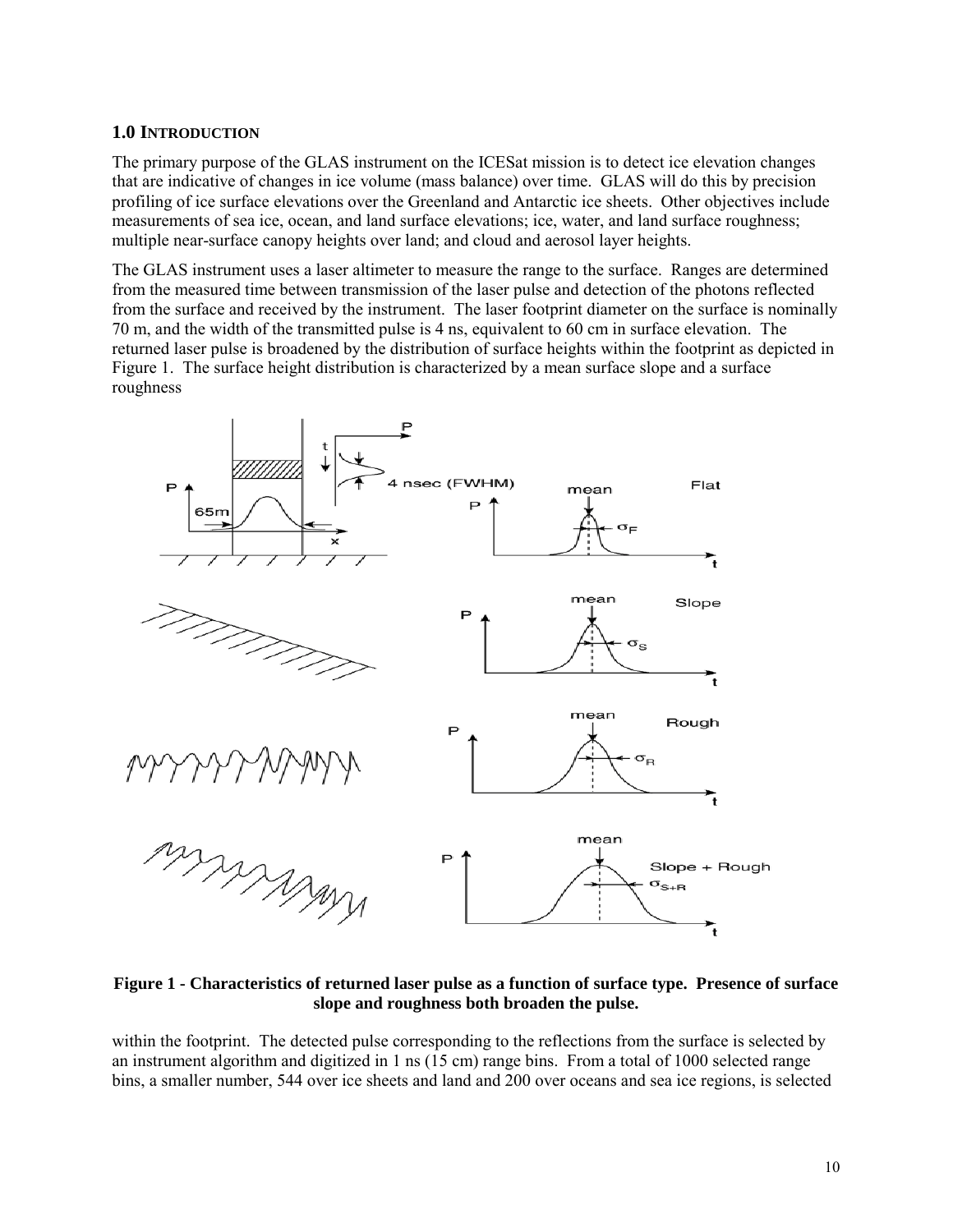## 1.0 INTRODUCTION

The primary purpose of the GLAS instrument on the ICESat mission is to detect ice elevation changes that are indicative of changes in ice volume (mass balance) over time. GLAS will do this by precision profiling of ice surface elevations over the Greenland and Antarctic ice sheets. Other objectives include measurements of sea ice, ocean, and land surface elevations; ice, water, and land surface roughness; multiple near-surface canopy heights over land; and cloud and aerosol layer heights.

The GLAS instrument uses a laser altimeter to measure the range to the surface. Ranges are determined from the measured time between transmission of the laser pulse and detection of the photons reflected from the surface and received by the instrument. The laser footprint diameter on the surface is nominally 70 m, and the width of the transmitted pulse is 4 ns, equivalent to 60 cm in surface elevation. The returned laser pulse is broadened by the distribution of surface heights within the footprint as depicted in Figure 1. The surface height distribution is characterized by a mean surface slope and a surface roughness within the footprint. The detected pulse corresponding to the reflections from the surface is selected by an instrument algorithm and digitized in 1 ns (15 cm) range bins. From a total of 1000 selected range bins, a smaller number, 544 over ice sheets and land and 200 over oceans and sea ice regions, is selected

**Figure 1 - Characteristics of returned laser pulse as a function of surface type. Presence of surface slope and roughness both broaden the pulse.**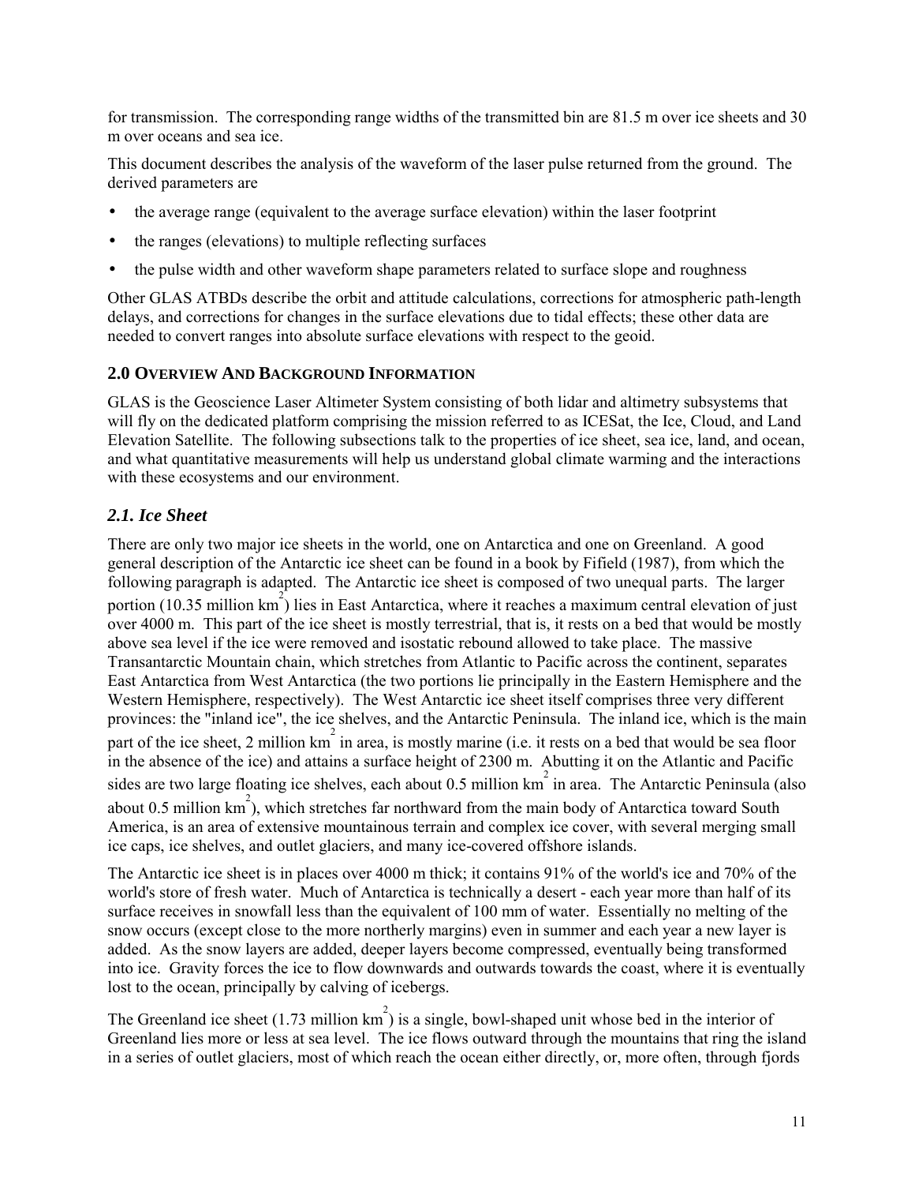for transmission. The corresponding range widths of the transmitted bin are 81.5 m over ice sheets and 30 m over oceans and sea ice.

This document describes the analysis of the waveform of the laser pulse returned from the ground. The derived parameters are

- the average range (equivalent to the average surface elevation) within the laser footprint
- the ranges (elevations) to multiple reflecting surfaces
- the pulse width and other waveform shape parameters related to surface slope and roughness

Other GLAS ATBDs describe the orbit and attitude calculations, corrections for atmospheric path-length delays, and corrections for changes in the surface elevations due to tidal effects; these other data are needed to convert ranges into absolute surface elevations with respect to the geoid.

## 2.0 Overview And Background Information

GLAS is the Geoscience Laser Altimeter System consisting of both lidar and altimetry subsystems that will fly on the dedicated platform comprising the mission referred to as ICESat, the Ice, Cloud, and Land Elevation Satellite. The following subsections talk to the properties of ice sheet, sea ice, land, and ocean, and what quantitative measurements will help us understand global climate warming and the interactions with these ecosystems and our environment.

### *2.1. Ice Sheet*

There are only two major ice sheets in the world, one on Antarctica and one on Greenland. A good general description of the Antarctic ice sheet can be found in a book by Fifield (1987), from which the following paragraph is adapted. The Antarctic ice sheet is composed of two unequal parts. The larger portion (10.35 million km$^2$) lies in East Antarctica, where it reaches a maximum central elevation of just over 4000 m. This part of the ice sheet is mostly terrestrial, that is, it rests on a bed that would be mostly above sea level if the ice were removed and isostatic rebound allowed to take place. The massive Transantarctic Mountain chain, which stretches from Atlantic to Pacific across the continent, separates East Antarctica from West Antarctica (the two portions lie principally in the Eastern Hemisphere and the Western Hemisphere, respectively). The West Antarctic ice sheet itself comprises three very different provinces: the "inland ice", the ice shelves, and the Antarctic Peninsula. The inland ice, which is the main part of the ice sheet, 2 million km$^2$ in area, is mostly marine (i.e. it rests on a bed that would be sea floor in the absence of the ice) and attains a surface height of 2300 m. Abutting it on the Atlantic and Pacific sides are two large floating ice shelves, each about 0.5 million km$^2$ in area. The Antarctic Peninsula (also about 0.5 million km$^2$), which stretches far northward from the main body of Antarctica toward South America, is an area of extensive mountainous terrain and complex ice cover, with several merging small ice caps, ice shelves, and outlet glaciers, and many ice-covered offshore islands.

The Antarctic ice sheet is in places over 4000 m thick; it contains 91% of the world's ice and 70% of the world's store of fresh water. Much of Antarctica is technically a desert - each year more than half of its surface receives in snowfall less than the equivalent of 100 mm of water. Essentially no melting of the snow occurs (except close to the more northerly margins) even in summer and each year a new layer is added. As the snow layers are added, deeper layers become compressed, eventually being transformed into ice. Gravity forces the ice to flow downwards and outwards towards the coast, where it is eventually lost to the ocean, principally by calving of icebergs.

The Greenland ice sheet (1.73 million km$^2$) is a single, bowl-shaped unit whose bed in the interior of Greenland lies more or less at sea level. The ice flows outward through the mountains that ring the island in a series of outlet glaciers, most of which reach the ocean either directly, or, more often, through fjords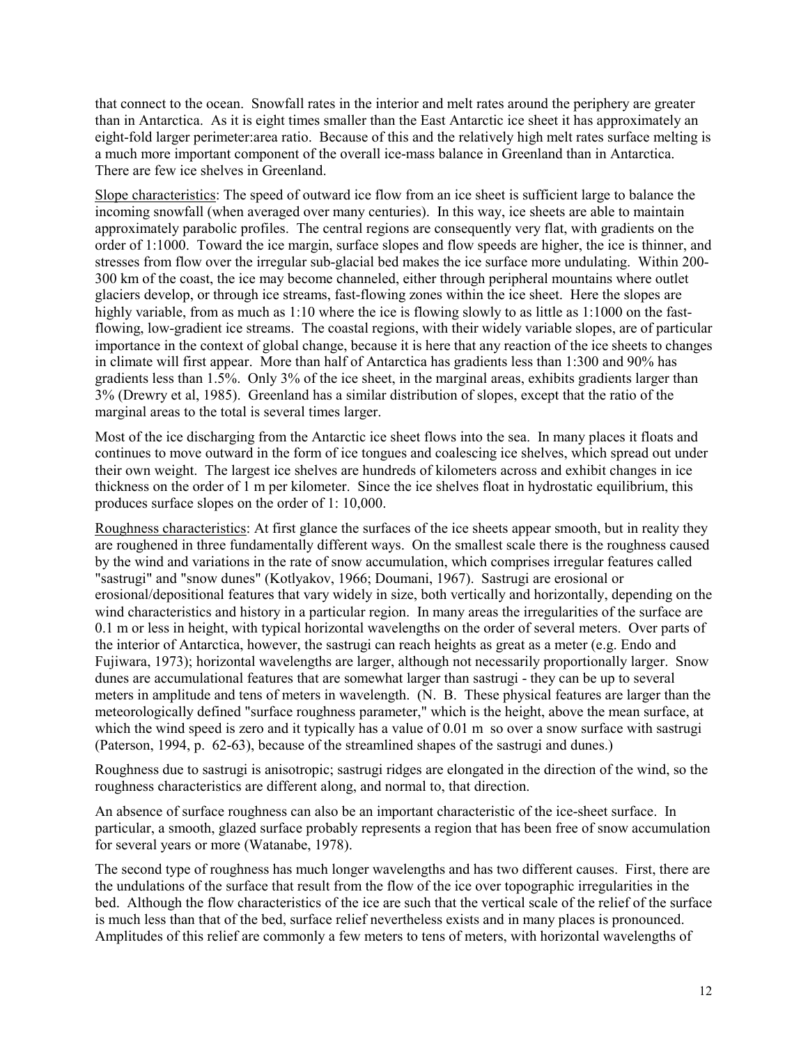that connect to the ocean. Snowfall rates in the interior and melt rates around the periphery are greater than in Antarctica. As it is eight times smaller than the East Antarctic ice sheet it has approximately an eight-fold larger perimeter:area ratio. Because of this and the relatively high melt rates surface melting is a much more important component of the overall ice-mass balance in Greenland than in Antarctica. There are few ice shelves in Greenland.

Slope characteristics: The speed of outward ice flow from an ice sheet is sufficient large to balance the incoming snowfall (when averaged over many centuries). In this way, ice sheets are able to maintain approximately parabolic profiles. The central regions are consequently very flat, with gradients on the order of 1:1000. Toward the ice margin, surface slopes and flow speeds are higher, the ice is thinner, and stresses from flow over the irregular sub-glacial bed makes the ice surface more undulating. Within 200-300 km of the coast, the ice may become channeled, either through peripheral mountains where outlet glaciers develop, or through ice streams, fast-flowing zones within the ice sheet. Here the slopes are highly variable, from as much as 1:10 where the ice is flowing slowly to as little as 1:1000 on the fast-flowing, low-gradient ice streams. The coastal regions, with their widely variable slopes, are of particular importance in the context of global change, because it is here that any reaction of the ice sheets to changes in climate will first appear. More than half of Antarctica has gradients less than 1:300 and 90% has gradients less than 1.5%. Only 3% of the ice sheet, in the marginal areas, exhibits gradients larger than 3% (Drewry et al, 1985). Greenland has a similar distribution of slopes, except that the ratio of the marginal areas to the total is several times larger.

Most of the ice discharging from the Antarctic ice sheet flows into the sea. In many places it floats and continues to move outward in the form of ice tongues and coalescing ice shelves, which spread out under their own weight. The largest ice shelves are hundreds of kilometers across and exhibit changes in ice thickness on the order of 1 m per kilometer. Since the ice shelves float in hydrostatic equilibrium, this produces surface slopes on the order of 1: 10,000.

Roughness characteristics: At first glance the surfaces of the ice sheets appear smooth, but in reality they are roughened in three fundamentally different ways. On the smallest scale there is the roughness caused by the wind and variations in the rate of snow accumulation, which comprises irregular features called "sastrugi" and "snow dunes" (Kotlyakov, 1966; Doumani, 1967). Sastrugi are erosional or erosional/depositional features that vary widely in size, both vertically and horizontally, depending on the wind characteristics and history in a particular region. In many areas the irregularities of the surface are 0.1 m or less in height, with typical horizontal wavelengths on the order of several meters. Over parts of the interior of Antarctica, however, the sastrugi can reach heights as great as a meter (e.g. Endo and Fujiwara, 1973); horizontal wavelengths are larger, although not necessarily proportionally larger. Snow dunes are accumulational features that are somewhat larger than sastrugi - they can be up to several meters in amplitude and tens of meters in wavelength. (N. B. These physical features are larger than the meteorologically defined "surface roughness parameter," which is the height, above the mean surface, at which the wind speed is zero and it typically has a value of 0.01 m so over a snow surface with sastrugi (Paterson, 1994, p. 62-63), because of the streamlined shapes of the sastrugi and dunes.)

Roughness due to sastrugi is anisotropic; sastrugi ridges are elongated in the direction of the wind, so the roughness characteristics are different along, and normal to, that direction.

An absence of surface roughness can also be an important characteristic of the ice-sheet surface. In particular, a smooth, glazed surface probably represents a region that has been free of snow accumulation for several years or more (Watanabe, 1978).

The second type of roughness has much longer wavelengths and has two different causes. First, there are the undulations of the surface that result from the flow of the ice over topographic irregularities in the bed. Although the flow characteristics of the ice are such that the vertical scale of the relief of the surface is much less than that of the bed, surface relief nevertheless exists and in many places is pronounced. Amplitudes of this relief are commonly a few meters to tens of meters, with horizontal wavelengths of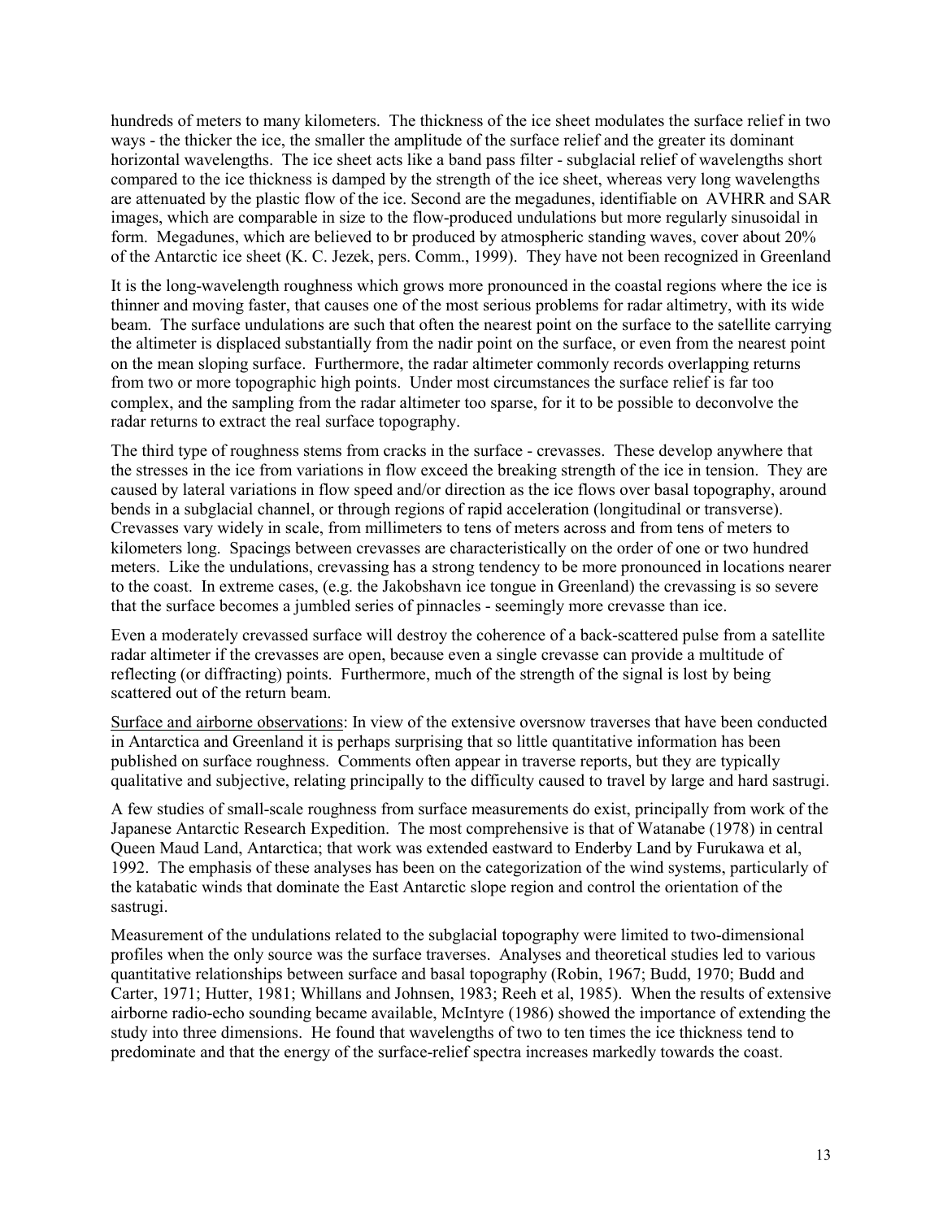hundreds of meters to many kilometers. The thickness of the ice sheet modulates the surface relief in two ways - the thicker the ice, the smaller the amplitude of the surface relief and the greater its dominant horizontal wavelengths. The ice sheet acts like a band pass filter - subglacial relief of wavelengths short compared to the ice thickness is damped by the strength of the ice sheet, whereas very long wavelengths are attenuated by the plastic flow of the ice. Second are the megadunes, identifiable on AVHRR and SAR images, which are comparable in size to the flow-produced undulations but more regularly sinusoidal in form. Megadunes, which are believed to br produced by atmospheric standing waves, cover about 20% of the Antarctic ice sheet (K. C. Jezek, pers. Comm., 1999). They have not been recognized in Greenland

It is the long-wavelength roughness which grows more pronounced in the coastal regions where the ice is thinner and moving faster, that causes one of the most serious problems for radar altimetry, with its wide beam. The surface undulations are such that often the nearest point on the surface to the satellite carrying the altimeter is displaced substantially from the nadir point on the surface, or even from the nearest point on the mean sloping surface. Furthermore, the radar altimeter commonly records overlapping returns from two or more topographic high points. Under most circumstances the surface relief is far too complex, and the sampling from the radar altimeter too sparse, for it to be possible to deconvolve the radar returns to extract the real surface topography.

The third type of roughness stems from cracks in the surface - crevasses. These develop anywhere that the stresses in the ice from variations in flow exceed the breaking strength of the ice in tension. They are caused by lateral variations in flow speed and/or direction as the ice flows over basal topography, around bends in a subglacial channel, or through regions of rapid acceleration (longitudinal or transverse). Crevasses vary widely in scale, from millimeters to tens of meters across and from tens of meters to kilometers long. Spacings between crevasses are characteristically on the order of one or two hundred meters. Like the undulations, crevassing has a strong tendency to be more pronounced in locations nearer to the coast. In extreme cases, (e.g. the Jakobshavn ice tongue in Greenland) the crevassing is so severe that the surface becomes a jumbled series of pinnacles - seemingly more crevasse than ice.

Even a moderately crevassed surface will destroy the coherence of a back-scattered pulse from a satellite radar altimeter if the crevasses are open, because even a single crevasse can provide a multitude of reflecting (or diffracting) points. Furthermore, much of the strength of the signal is lost by being scattered out of the return beam.

<u>Surface and airborne observations</u>: In view of the extensive oversnow traverses that have been conducted in Antarctica and Greenland it is perhaps surprising that so little quantitative information has been published on surface roughness. Comments often appear in traverse reports, but they are typically qualitative and subjective, relating principally to the difficulty caused to travel by large and hard sastrugi.

A few studies of small-scale roughness from surface measurements do exist, principally from work of the Japanese Antarctic Research Expedition. The most comprehensive is that of Watanabe (1978) in central Queen Maud Land, Antarctica; that work was extended eastward to Enderby Land by Furukawa et al, 1992. The emphasis of these analyses has been on the categorization of the wind systems, particularly of the katabatic winds that dominate the East Antarctic slope region and control the orientation of the sastrugi.

Measurement of the undulations related to the subglacial topography were limited to two-dimensional profiles when the only source was the surface traverses. Analyses and theoretical studies led to various quantitative relationships between surface and basal topography (Robin, 1967; Budd, 1970; Budd and Carter, 1971; Hutter, 1981; Whillans and Johnsen, 1983; Reeh et al, 1985). When the results of extensive airborne radio-echo sounding became available, McIntyre (1986) showed the importance of extending the study into three dimensions. He found that wavelengths of two to ten times the ice thickness tend to predominate and that the energy of the surface-relief spectra increases markedly towards the coast.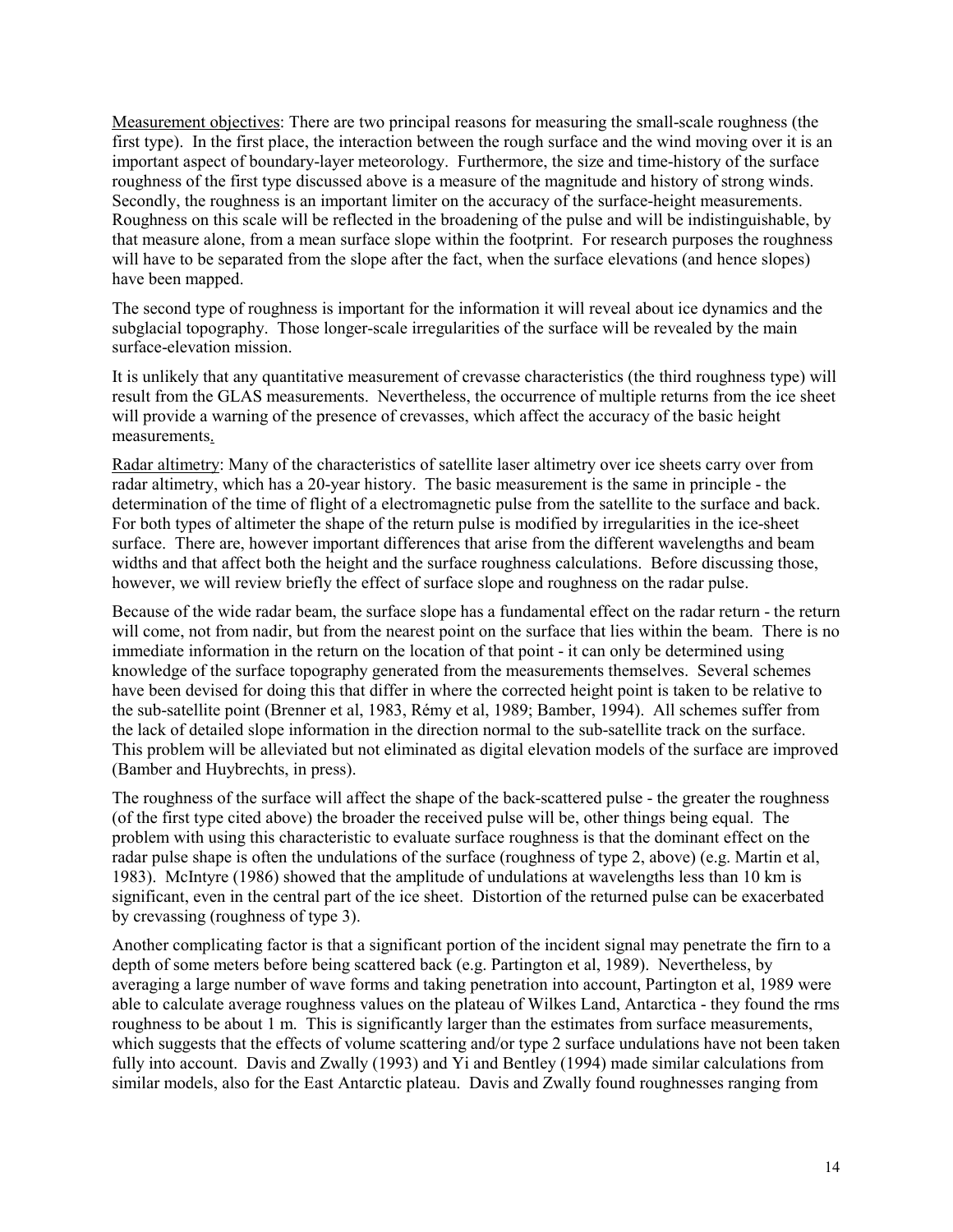Measurement objectives: There are two principal reasons for measuring the small-scale roughness (the first type). In the first place, the interaction between the rough surface and the wind moving over it is an important aspect of boundary-layer meteorology. Furthermore, the size and time-history of the surface roughness of the first type discussed above is a measure of the magnitude and history of strong winds. Secondly, the roughness is an important limiter on the accuracy of the surface-height measurements. Roughness on this scale will be reflected in the broadening of the pulse and will be indistinguishable, by that measure alone, from a mean surface slope within the footprint. For research purposes the roughness will have to be separated from the slope after the fact, when the surface elevations (and hence slopes) have been mapped.

The second type of roughness is important for the information it will reveal about ice dynamics and the subglacial topography. Those longer-scale irregularities of the surface will be revealed by the main surface-elevation mission.

It is unlikely that any quantitative measurement of crevasse characteristics (the third roughness type) will result from the GLAS measurements. Nevertheless, the occurrence of multiple returns from the ice sheet will provide a warning of the presence of crevasses, which affect the accuracy of the basic height measurements.

Radar altimetry: Many of the characteristics of satellite laser altimetry over ice sheets carry over from radar altimetry, which has a 20-year history. The basic measurement is the same in principle - the determination of the time of flight of a electromagnetic pulse from the satellite to the surface and back. For both types of altimeter the shape of the return pulse is modified by irregularities in the ice-sheet surface. There are, however important differences that arise from the different wavelengths and beam widths and that affect both the height and the surface roughness calculations. Before discussing those, however, we will review briefly the effect of surface slope and roughness on the radar pulse.

Because of the wide radar beam, the surface slope has a fundamental effect on the radar return - the return will come, not from nadir, but from the nearest point on the surface that lies within the beam. There is no immediate information in the return on the location of that point - it can only be determined using knowledge of the surface topography generated from the measurements themselves. Several schemes have been devised for doing this that differ in where the corrected height point is taken to be relative to the sub-satellite point (Brenner et al, 1983, Rémy et al, 1989; Bamber, 1994). All schemes suffer from the lack of detailed slope information in the direction normal to the sub-satellite track on the surface. This problem will be alleviated but not eliminated as digital elevation models of the surface are improved (Bamber and Huybrechts, in press).

The roughness of the surface will affect the shape of the back-scattered pulse - the greater the roughness (of the first type cited above) the broader the received pulse will be, other things being equal. The problem with using this characteristic to evaluate surface roughness is that the dominant effect on the radar pulse shape is often the undulations of the surface (roughness of type 2, above) (e.g. Martin et al, 1983). McIntyre (1986) showed that the amplitude of undulations at wavelengths less than 10 km is significant, even in the central part of the ice sheet. Distortion of the returned pulse can be exacerbated by crevassing (roughness of type 3).

Another complicating factor is that a significant portion of the incident signal may penetrate the firn to a depth of some meters before being scattered back (e.g. Partington et al, 1989). Nevertheless, by averaging a large number of wave forms and taking penetration into account, Partington et al, 1989 were able to calculate average roughness values on the plateau of Wilkes Land, Antarctica - they found the rms roughness to be about 1 m. This is significantly larger than the estimates from surface measurements, which suggests that the effects of volume scattering and/or type 2 surface undulations have not been taken fully into account. Davis and Zwally (1993) and Yi and Bentley (1994) made similar calculations from similar models, also for the East Antarctic plateau. Davis and Zwally found roughnesses ranging from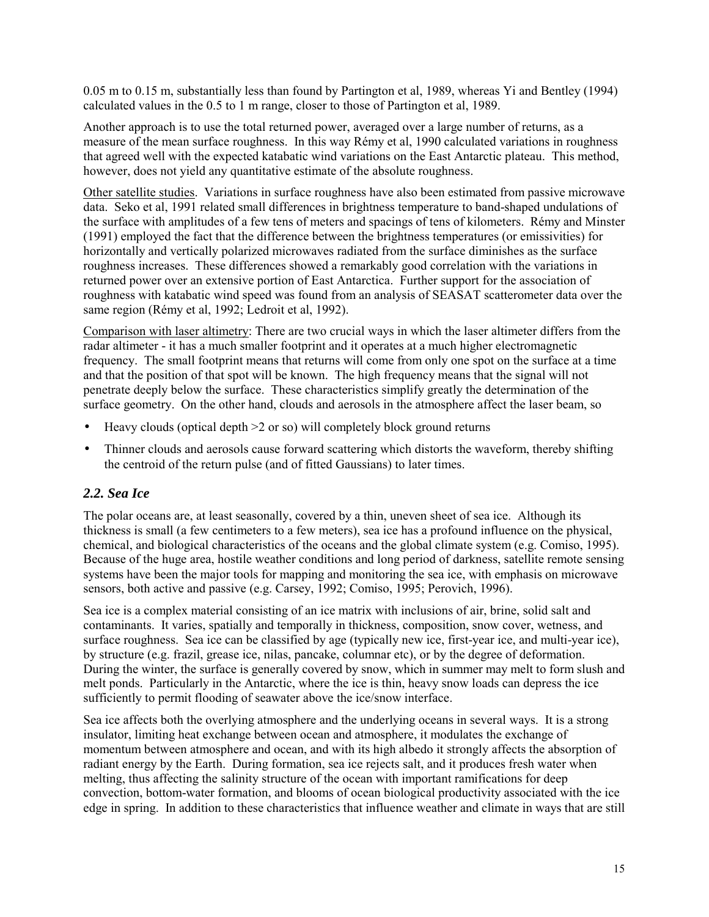0.05 m to 0.15 m, substantially less than found by Partington et al, 1989, whereas Yi and Bentley (1994) calculated values in the 0.5 to 1 m range, closer to those of Partington et al, 1989.

Another approach is to use the total returned power, averaged over a large number of returns, as a measure of the mean surface roughness. In this way Rémy et al, 1990 calculated variations in roughness that agreed well with the expected katabatic wind variations on the East Antarctic plateau. This method, however, does not yield any quantitative estimate of the absolute roughness.

Other satellite studies. Variations in surface roughness have also been estimated from passive microwave data. Seko et al, 1991 related small differences in brightness temperature to band-shaped undulations of the surface with amplitudes of a few tens of meters and spacings of tens of kilometers. Rémy and Minster (1991) employed the fact that the difference between the brightness temperatures (or emissivities) for horizontally and vertically polarized microwaves radiated from the surface diminishes as the surface roughness increases. These differences showed a remarkably good correlation with the variations in returned power over an extensive portion of East Antarctica. Further support for the association of roughness with katabatic wind speed was found from an analysis of SEASAT scatterometer data over the same region (Rémy et al, 1992; Ledroit et al, 1992).

Comparison with laser altimetry: There are two crucial ways in which the laser altimeter differs from the radar altimeter - it has a much smaller footprint and it operates at a much higher electromagnetic frequency. The small footprint means that returns will come from only one spot on the surface at a time and that the position of that spot will be known. The high frequency means that the signal will not penetrate deeply below the surface. These characteristics simplify greatly the determination of the surface geometry. On the other hand, clouds and aerosols in the atmosphere affect the laser beam, so

- Heavy clouds (optical depth >2 or so) will completely block ground returns
- Thinner clouds and aerosols cause forward scattering which distorts the waveform, thereby shifting the centroid of the return pulse (and of fitted Gaussians) to later times.

### *2.2. Sea Ice*

The polar oceans are, at least seasonally, covered by a thin, uneven sheet of sea ice. Although its thickness is small (a few centimeters to a few meters), sea ice has a profound influence on the physical, chemical, and biological characteristics of the oceans and the global climate system (e.g. Comiso, 1995). Because of the huge area, hostile weather conditions and long period of darkness, satellite remote sensing systems have been the major tools for mapping and monitoring the sea ice, with emphasis on microwave sensors, both active and passive (e.g. Carsey, 1992; Comiso, 1995; Perovich, 1996).

Sea ice is a complex material consisting of an ice matrix with inclusions of air, brine, solid salt and contaminants. It varies, spatially and temporally in thickness, composition, snow cover, wetness, and surface roughness. Sea ice can be classified by age (typically new ice, first-year ice, and multi-year ice), by structure (e.g. frazil, grease ice, nilas, pancake, columnar etc), or by the degree of deformation. During the winter, the surface is generally covered by snow, which in summer may melt to form slush and melt ponds. Particularly in the Antarctic, where the ice is thin, heavy snow loads can depress the ice sufficiently to permit flooding of seawater above the ice/snow interface.

Sea ice affects both the overlying atmosphere and the underlying oceans in several ways. It is a strong insulator, limiting heat exchange between ocean and atmosphere, it modulates the exchange of momentum between atmosphere and ocean, and with its high albedo it strongly affects the absorption of radiant energy by the Earth. During formation, sea ice rejects salt, and it produces fresh water when melting, thus affecting the salinity structure of the ocean with important ramifications for deep convection, bottom-water formation, and blooms of ocean biological productivity associated with the ice edge in spring. In addition to these characteristics that influence weather and climate in ways that are still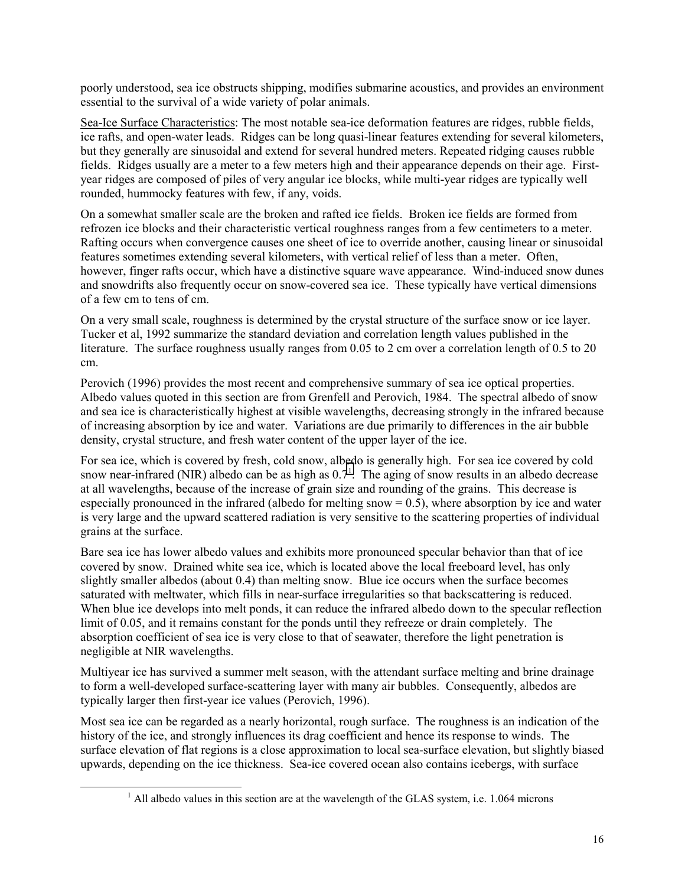poorly understood, sea ice obstructs shipping, modifies submarine acoustics, and provides an environment essential to the survival of a wide variety of polar animals.

Sea-Ice Surface Characteristics: The most notable sea-ice deformation features are ridges, rubble fields, ice rafts, and open-water leads. Ridges can be long quasi-linear features extending for several kilometers, but they generally are sinusoidal and extend for several hundred meters. Repeated ridging causes rubble fields. Ridges usually are a meter to a few meters high and their appearance depends on their age. First-year ridges are composed of piles of very angular ice blocks, while multi-year ridges are typically well rounded, hummocky features with few, if any, voids.

On a somewhat smaller scale are the broken and rafted ice fields. Broken ice fields are formed from refrozen ice blocks and their characteristic vertical roughness ranges from a few centimeters to a meter. Rafting occurs when convergence causes one sheet of ice to override another, causing linear or sinusoidal features sometimes extending several kilometers, with vertical relief of less than a meter. Often, however, finger rafts occur, which have a distinctive square wave appearance. Wind-induced snow dunes and snowdrifts also frequently occur on snow-covered sea ice. These typically have vertical dimensions of a few cm to tens of cm.

On a very small scale, roughness is determined by the crystal structure of the surface snow or ice layer. Tucker et al, 1992 summarize the standard deviation and correlation length values published in the literature. The surface roughness usually ranges from 0.05 to 2 cm over a correlation length of 0.5 to 20 cm.

Perovich (1996) provides the most recent and comprehensive summary of sea ice optical properties. Albedo values quoted in this section are from Grenfell and Perovich, 1984. The spectral albedo of snow and sea ice is characteristically highest at visible wavelengths, decreasing strongly in the infrared because of increasing absorption by ice and water. Variations are due primarily to differences in the air bubble density, crystal structure, and fresh water content of the upper layer of the ice.

For sea ice, which is covered by fresh, cold snow, albedo is generally high. For sea ice covered by cold snow near-infrared (NIR) albedo can be as high as 0.7[1]. The aging of snow results in an albedo decrease at all wavelengths, because of the increase of grain size and rounding of the grains. This decrease is especially pronounced in the infrared (albedo for melting snow = 0.5), where absorption by ice and water is very large and the upward scattered radiation is very sensitive to the scattering properties of individual grains at the surface.

Bare sea ice has lower albedo values and exhibits more pronounced specular behavior than that of ice covered by snow. Drained white sea ice, which is located above the local freeboard level, has only slightly smaller albedos (about 0.4) than melting snow. Blue ice occurs when the surface becomes saturated with meltwater, which fills in near-surface irregularities so that backscattering is reduced. When blue ice develops into melt ponds, it can reduce the infrared albedo down to the specular reflection limit of 0.05, and it remains constant for the ponds until they refreeze or drain completely. The absorption coefficient of sea ice is very close to that of seawater, therefore the light penetration is negligible at NIR wavelengths.

Multiyear ice has survived a summer melt season, with the attendant surface melting and brine drainage to form a well-developed surface-scattering layer with many air bubbles. Consequently, albedos are typically larger then first-year ice values (Perovich, 1996).

Most sea ice can be regarded as a nearly horizontal, rough surface. The roughness is an indication of the history of the ice, and strongly influences its drag coefficient and hence its response to winds. The surface elevation of flat regions is a close approximation to local sea-surface elevation, but slightly biased upwards, depending on the ice thickness. Sea-ice covered ocean also contains icebergs, with surface

[1] All albedo values in this section are at the wavelength of the GLAS system, i.e. 1.064 microns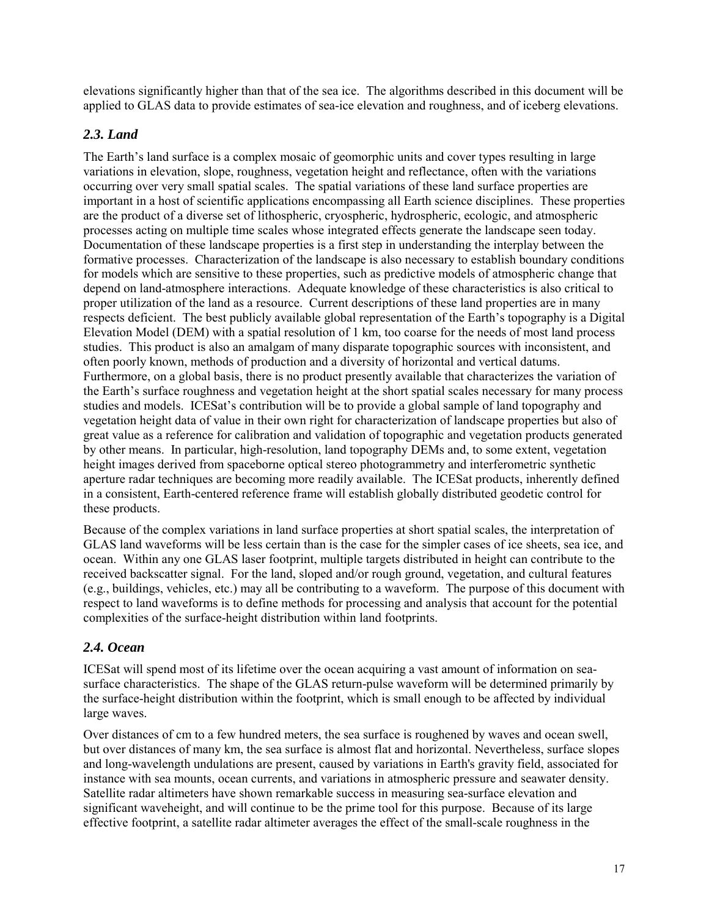elevations significantly higher than that of the sea ice. The algorithms described in this document will be applied to GLAS data to provide estimates of sea-ice elevation and roughness, and of iceberg elevations.

### *2.3. Land*

The Earth's land surface is a complex mosaic of geomorphic units and cover types resulting in large variations in elevation, slope, roughness, vegetation height and reflectance, often with the variations occurring over very small spatial scales. The spatial variations of these land surface properties are important in a host of scientific applications encompassing all Earth science disciplines. These properties are the product of a diverse set of lithospheric, cryospheric, hydrospheric, ecologic, and atmospheric processes acting on multiple time scales whose integrated effects generate the landscape seen today. Documentation of these landscape properties is a first step in understanding the interplay between the formative processes. Characterization of the landscape is also necessary to establish boundary conditions for models which are sensitive to these properties, such as predictive models of atmospheric change that depend on land-atmosphere interactions. Adequate knowledge of these characteristics is also critical to proper utilization of the land as a resource. Current descriptions of these land properties are in many respects deficient. The best publicly available global representation of the Earth's topography is a Digital Elevation Model (DEM) with a spatial resolution of 1 km, too coarse for the needs of most land process studies. This product is also an amalgam of many disparate topographic sources with inconsistent, and often poorly known, methods of production and a diversity of horizontal and vertical datums. Furthermore, on a global basis, there is no product presently available that characterizes the variation of the Earth's surface roughness and vegetation height at the short spatial scales necessary for many process studies and models. ICESat's contribution will be to provide a global sample of land topography and vegetation height data of value in their own right for characterization of landscape properties but also of great value as a reference for calibration and validation of topographic and vegetation products generated by other means. In particular, high-resolution, land topography DEMs and, to some extent, vegetation height images derived from spaceborne optical stereo photogrammetry and interferometric synthetic aperture radar techniques are becoming more readily available. The ICESat products, inherently defined in a consistent, Earth-centered reference frame will establish globally distributed geodetic control for these products.

Because of the complex variations in land surface properties at short spatial scales, the interpretation of GLAS land waveforms will be less certain than is the case for the simpler cases of ice sheets, sea ice, and ocean. Within any one GLAS laser footprint, multiple targets distributed in height can contribute to the received backscatter signal. For the land, sloped and/or rough ground, vegetation, and cultural features (e.g., buildings, vehicles, etc.) may all be contributing to a waveform. The purpose of this document with respect to land waveforms is to define methods for processing and analysis that account for the potential complexities of the surface-height distribution within land footprints.

### *2.4. Ocean*

ICESat will spend most of its lifetime over the ocean acquiring a vast amount of information on sea-surface characteristics. The shape of the GLAS return-pulse waveform will be determined primarily by the surface-height distribution within the footprint, which is small enough to be affected by individual large waves.

Over distances of cm to a few hundred meters, the sea surface is roughened by waves and ocean swell, but over distances of many km, the sea surface is almost flat and horizontal. Nevertheless, surface slopes and long-wavelength undulations are present, caused by variations in Earth's gravity field, associated for instance with sea mounts, ocean currents, and variations in atmospheric pressure and seawater density. Satellite radar altimeters have shown remarkable success in measuring sea-surface elevation and significant waveheight, and will continue to be the prime tool for this purpose. Because of its large effective footprint, a satellite radar altimeter averages the effect of the small-scale roughness in the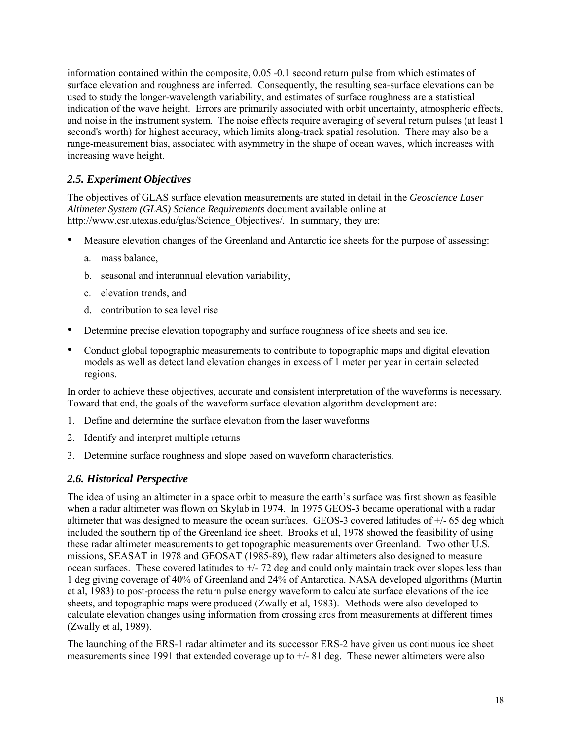information contained within the composite, 0.05 -0.1 second return pulse from which estimates of surface elevation and roughness are inferred. Consequently, the resulting sea-surface elevations can be used to study the longer-wavelength variability, and estimates of surface roughness are a statistical indication of the wave height. Errors are primarily associated with orbit uncertainty, atmospheric effects, and noise in the instrument system. The noise effects require averaging of several return pulses (at least 1 second's worth) for highest accuracy, which limits along-track spatial resolution. There may also be a range-measurement bias, associated with asymmetry in the shape of ocean waves, which increases with increasing wave height.

### *2.5. Experiment Objectives*

The objectives of GLAS surface elevation measurements are stated in detail in the *Geoscience Laser Altimeter System (GLAS) Science Requirements* document available online at http://www.csr.utexas.edu/glas/Science_Objectives/. In summary, they are:

- Measure elevation changes of the Greenland and Antarctic ice sheets for the purpose of assessing:
    a. mass balance,
    b. seasonal and interannual elevation variability,
    c. elevation trends, and
    d. contribution to sea level rise
- Determine precise elevation topography and surface roughness of ice sheets and sea ice.
- Conduct global topographic measurements to contribute to topographic maps and digital elevation models as well as detect land elevation changes in excess of 1 meter per year in certain selected regions.

In order to achieve these objectives, accurate and consistent interpretation of the waveforms is necessary. Toward that end, the goals of the waveform surface elevation algorithm development are:

1. Define and determine the surface elevation from the laser waveforms
2. Identify and interpret multiple returns
3. Determine surface roughness and slope based on waveform characteristics.

### *2.6. Historical Perspective*

The idea of using an altimeter in a space orbit to measure the earth's surface was first shown as feasible when a radar altimeter was flown on Skylab in 1974. In 1975 GEOS-3 became operational with a radar altimeter that was designed to measure the ocean surfaces. GEOS-3 covered latitudes of +/- 65 deg which included the southern tip of the Greenland ice sheet. Brooks et al, 1978 showed the feasibility of using these radar altimeter measurements to get topographic measurements over Greenland. Two other U.S. missions, SEASAT in 1978 and GEOSAT (1985-89), flew radar altimeters also designed to measure ocean surfaces. These covered latitudes to +/- 72 deg and could only maintain track over slopes less than 1 deg giving coverage of 40% of Greenland and 24% of Antarctica. NASA developed algorithms (Martin et al, 1983) to post-process the return pulse energy waveform to calculate surface elevations of the ice sheets, and topographic maps were produced (Zwally et al, 1983). Methods were also developed to calculate elevation changes using information from crossing arcs from measurements at different times (Zwally et al, 1989).

The launching of the ERS-1 radar altimeter and its successor ERS-2 have given us continuous ice sheet measurements since 1991 that extended coverage up to +/- 81 deg. These newer altimeters were also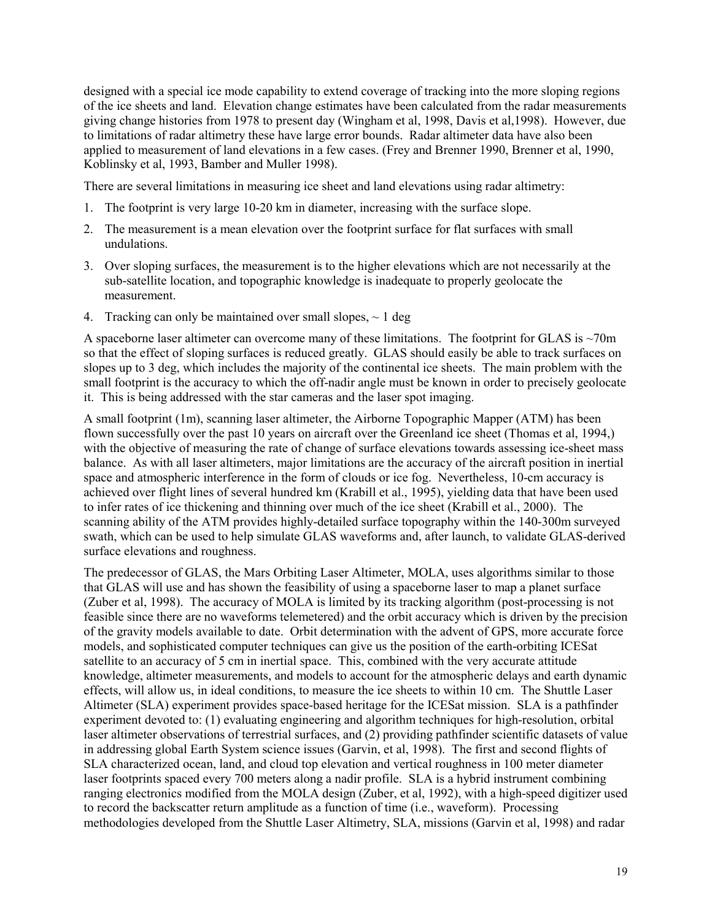designed with a special ice mode capability to extend coverage of tracking into the more sloping regions of the ice sheets and land. Elevation change estimates have been calculated from the radar measurements giving change histories from 1978 to present day (Wingham et al, 1998, Davis et al,1998). However, due to limitations of radar altimetry these have large error bounds. Radar altimeter data have also been applied to measurement of land elevations in a few cases. (Frey and Brenner 1990, Brenner et al, 1990, Koblinsky et al, 1993, Bamber and Muller 1998).

There are several limitations in measuring ice sheet and land elevations using radar altimetry:

1. The footprint is very large 10-20 km in diameter, increasing with the surface slope.
2. The measurement is a mean elevation over the footprint surface for flat surfaces with small undulations.
3. Over sloping surfaces, the measurement is to the higher elevations which are not necessarily at the sub-satellite location, and topographic knowledge is inadequate to properly geolocate the measurement.
4. Tracking can only be maintained over small slopes, ~ 1 deg

A spaceborne laser altimeter can overcome many of these limitations. The footprint for GLAS is ~70m so that the effect of sloping surfaces is reduced greatly. GLAS should easily be able to track surfaces on slopes up to 3 deg, which includes the majority of the continental ice sheets. The main problem with the small footprint is the accuracy to which the off-nadir angle must be known in order to precisely geolocate it. This is being addressed with the star cameras and the laser spot imaging.

A small footprint (1m), scanning laser altimeter, the Airborne Topographic Mapper (ATM) has been flown successfully over the past 10 years on aircraft over the Greenland ice sheet (Thomas et al, 1994,) with the objective of measuring the rate of change of surface elevations towards assessing ice-sheet mass balance. As with all laser altimeters, major limitations are the accuracy of the aircraft position in inertial space and atmospheric interference in the form of clouds or ice fog. Nevertheless, 10-cm accuracy is achieved over flight lines of several hundred km (Krabill et al., 1995), yielding data that have been used to infer rates of ice thickening and thinning over much of the ice sheet (Krabill et al., 2000). The scanning ability of the ATM provides highly-detailed surface topography within the 140-300m surveyed swath, which can be used to help simulate GLAS waveforms and, after launch, to validate GLAS-derived surface elevations and roughness.

The predecessor of GLAS, the Mars Orbiting Laser Altimeter, MOLA, uses algorithms similar to those that GLAS will use and has shown the feasibility of using a spaceborne laser to map a planet surface (Zuber et al, 1998). The accuracy of MOLA is limited by its tracking algorithm (post-processing is not feasible since there are no waveforms telemetered) and the orbit accuracy which is driven by the precision of the gravity models available to date. Orbit determination with the advent of GPS, more accurate force models, and sophisticated computer techniques can give us the position of the earth-orbiting ICESat satellite to an accuracy of 5 cm in inertial space. This, combined with the very accurate attitude knowledge, altimeter measurements, and models to account for the atmospheric delays and earth dynamic effects, will allow us, in ideal conditions, to measure the ice sheets to within 10 cm. The Shuttle Laser Altimeter (SLA) experiment provides space-based heritage for the ICESat mission. SLA is a pathfinder experiment devoted to: (1) evaluating engineering and algorithm techniques for high-resolution, orbital laser altimeter observations of terrestrial surfaces, and (2) providing pathfinder scientific datasets of value in addressing global Earth System science issues (Garvin, et al, 1998). The first and second flights of SLA characterized ocean, land, and cloud top elevation and vertical roughness in 100 meter diameter laser footprints spaced every 700 meters along a nadir profile. SLA is a hybrid instrument combining ranging electronics modified from the MOLA design (Zuber, et al, 1992), with a high-speed digitizer used to record the backscatter return amplitude as a function of time (i.e., waveform). Processing methodologies developed from the Shuttle Laser Altimetry, SLA, missions (Garvin et al, 1998) and radar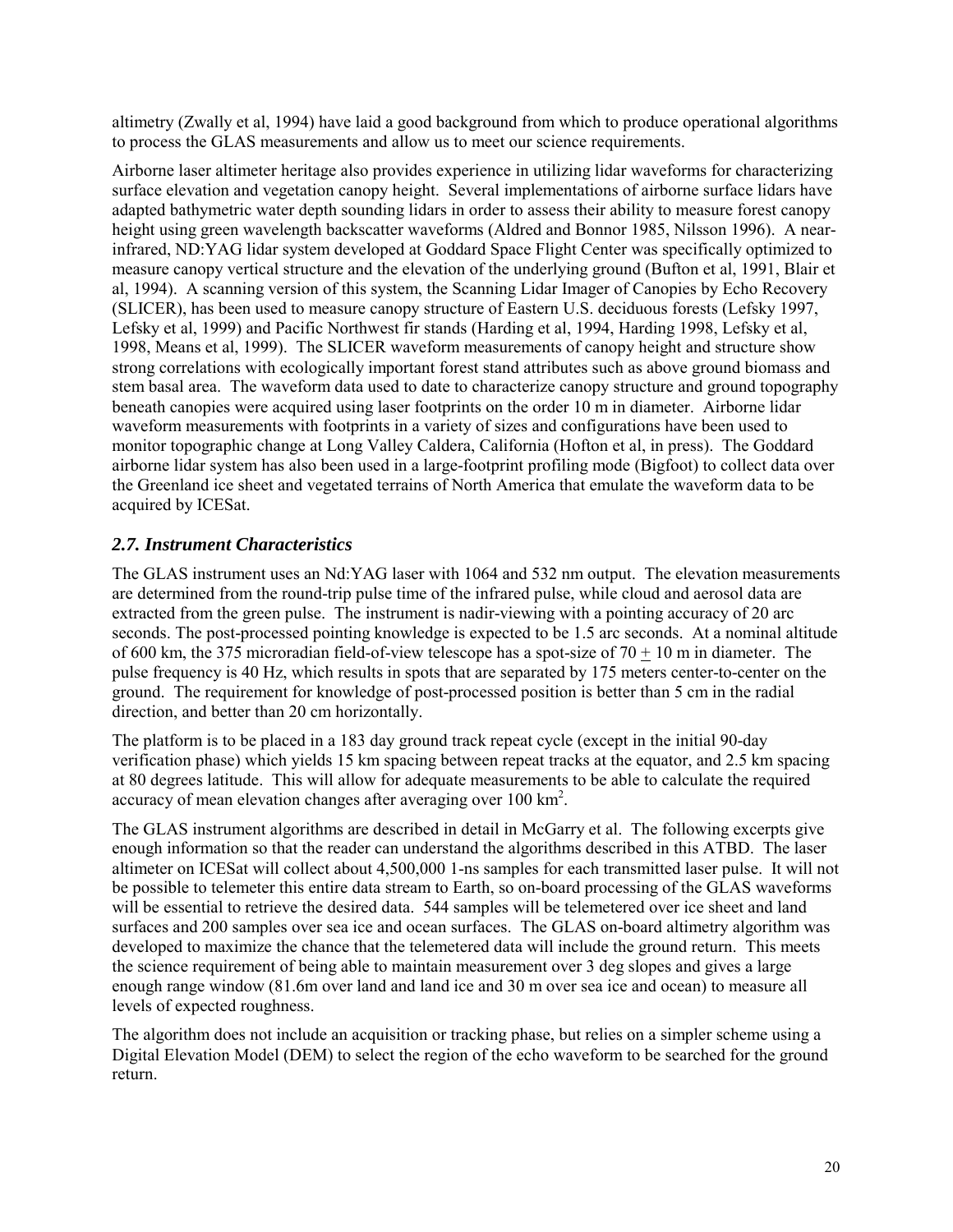altimetry (Zwally et al, 1994) have laid a good background from which to produce operational algorithms to process the GLAS measurements and allow us to meet our science requirements.

Airborne laser altimeter heritage also provides experience in utilizing lidar waveforms for characterizing surface elevation and vegetation canopy height. Several implementations of airborne surface lidars have adapted bathymetric water depth sounding lidars in order to assess their ability to measure forest canopy height using green wavelength backscatter waveforms (Aldred and Bonnor 1985, Nilsson 1996). A near-infrared, ND:YAG lidar system developed at Goddard Space Flight Center was specifically optimized to measure canopy vertical structure and the elevation of the underlying ground (Bufton et al, 1991, Blair et al, 1994). A scanning version of this system, the Scanning Lidar Imager of Canopies by Echo Recovery (SLICER), has been used to measure canopy structure of Eastern U.S. deciduous forests (Lefsky 1997, Lefsky et al, 1999) and Pacific Northwest fir stands (Harding et al, 1994, Harding 1998, Lefsky et al, 1998, Means et al, 1999). The SLICER waveform measurements of canopy height and structure show strong correlations with ecologically important forest stand attributes such as above ground biomass and stem basal area. The waveform data used to date to characterize canopy structure and ground topography beneath canopies were acquired using laser footprints on the order 10 m in diameter. Airborne lidar waveform measurements with footprints in a variety of sizes and configurations have been used to monitor topographic change at Long Valley Caldera, California (Hofton et al, in press). The Goddard airborne lidar system has also been used in a large-footprint profiling mode (Bigfoot) to collect data over the Greenland ice sheet and vegetated terrains of North America that emulate the waveform data to be acquired by ICESat.

## *2.7. Instrument Characteristics*

The GLAS instrument uses an Nd:YAG laser with 1064 and 532 nm output. The elevation measurements are determined from the round-trip pulse time of the infrared pulse, while cloud and aerosol data are extracted from the green pulse. The instrument is nadir-viewing with a pointing accuracy of 20 arc seconds. The post-processed pointing knowledge is expected to be 1.5 arc seconds. At a nominal altitude of 600 km, the 375 microradian field-of-view telescope has a spot-size of $70 \pm 10$ m in diameter. The pulse frequency is 40 Hz, which results in spots that are separated by 175 meters center-to-center on the ground. The requirement for knowledge of post-processed position is better than 5 cm in the radial direction, and better than 20 cm horizontally.

The platform is to be placed in a 183 day ground track repeat cycle (except in the initial 90-day verification phase) which yields 15 km spacing between repeat tracks at the equator, and 2.5 km spacing at 80 degrees latitude. This will allow for adequate measurements to be able to calculate the required accuracy of mean elevation changes after averaging over 100 $km^2$.

The GLAS instrument algorithms are described in detail in McGarry et al. The following excerpts give enough information so that the reader can understand the algorithms described in this ATBD. The laser altimeter on ICESat will collect about 4,500,000 1-ns samples for each transmitted laser pulse. It will not be possible to telemeter this entire data stream to Earth, so on-board processing of the GLAS waveforms will be essential to retrieve the desired data. 544 samples will be telemetered over ice sheet and land surfaces and 200 samples over sea ice and ocean surfaces. The GLAS on-board altimetry algorithm was developed to maximize the chance that the telemetered data will include the ground return. This meets the science requirement of being able to maintain measurement over 3 deg slopes and gives a large enough range window (81.6m over land and land ice and 30 m over sea ice and ocean) to measure all levels of expected roughness.

The algorithm does not include an acquisition or tracking phase, but relies on a simpler scheme using a Digital Elevation Model (DEM) to select the region of the echo waveform to be searched for the ground return.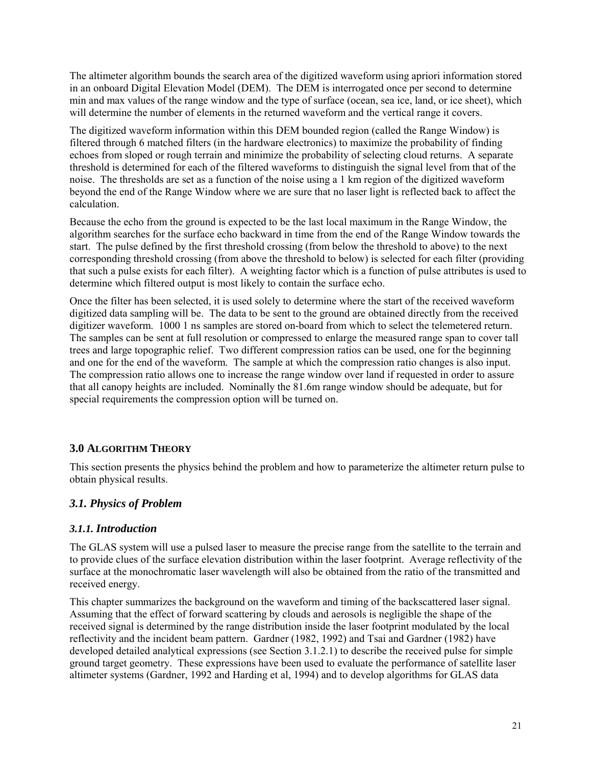The altimeter algorithm bounds the search area of the digitized waveform using apriori information stored in an onboard Digital Elevation Model (DEM). The DEM is interrogated once per second to determine min and max values of the range window and the type of surface (ocean, sea ice, land, or ice sheet), which will determine the number of elements in the returned waveform and the vertical range it covers.

The digitized waveform information within this DEM bounded region (called the Range Window) is filtered through 6 matched filters (in the hardware electronics) to maximize the probability of finding echoes from sloped or rough terrain and minimize the probability of selecting cloud returns. A separate threshold is determined for each of the filtered waveforms to distinguish the signal level from that of the noise. The thresholds are set as a function of the noise using a 1 km region of the digitized waveform beyond the end of the Range Window where we are sure that no laser light is reflected back to affect the calculation.

Because the echo from the ground is expected to be the last local maximum in the Range Window, the algorithm searches for the surface echo backward in time from the end of the Range Window towards the start. The pulse defined by the first threshold crossing (from below the threshold to above) to the next corresponding threshold crossing (from above the threshold to below) is selected for each filter (providing that such a pulse exists for each filter). A weighting factor which is a function of pulse attributes is used to determine which filtered output is most likely to contain the surface echo.

Once the filter has been selected, it is used solely to determine where the start of the received waveform digitized data sampling will be. The data to be sent to the ground are obtained directly from the received digitizer waveform. 1000 1 ns samples are stored on-board from which to select the telemetered return. The samples can be sent at full resolution or compressed to enlarge the measured range span to cover tall trees and large topographic relief. Two different compression ratios can be used, one for the beginning and one for the end of the waveform. The sample at which the compression ratio changes is also input. The compression ratio allows one to increase the range window over land if requested in order to assure that all canopy heights are included. Nominally the 81.6m range window should be adequate, but for special requirements the compression option will be turned on.

## 3.0 Algorithm Theory

This section presents the physics behind the problem and how to parameterize the altimeter return pulse to obtain physical results.

### *3.1. Physics of Problem*

#### *3.1.1. Introduction*

The GLAS system will use a pulsed laser to measure the precise range from the satellite to the terrain and to provide clues of the surface elevation distribution within the laser footprint. Average reflectivity of the surface at the monochromatic laser wavelength will also be obtained from the ratio of the transmitted and received energy.

This chapter summarizes the background on the waveform and timing of the backscattered laser signal. Assuming that the effect of forward scattering by clouds and aerosols is negligible the shape of the received signal is determined by the range distribution inside the laser footprint modulated by the local reflectivity and the incident beam pattern. Gardner (1982, 1992) and Tsai and Gardner (1982) have developed detailed analytical expressions (see Section 3.1.2.1) to describe the received pulse for simple ground target geometry. These expressions have been used to evaluate the performance of satellite laser altimeter systems (Gardner, 1992 and Harding et al, 1994) and to develop algorithms for GLAS data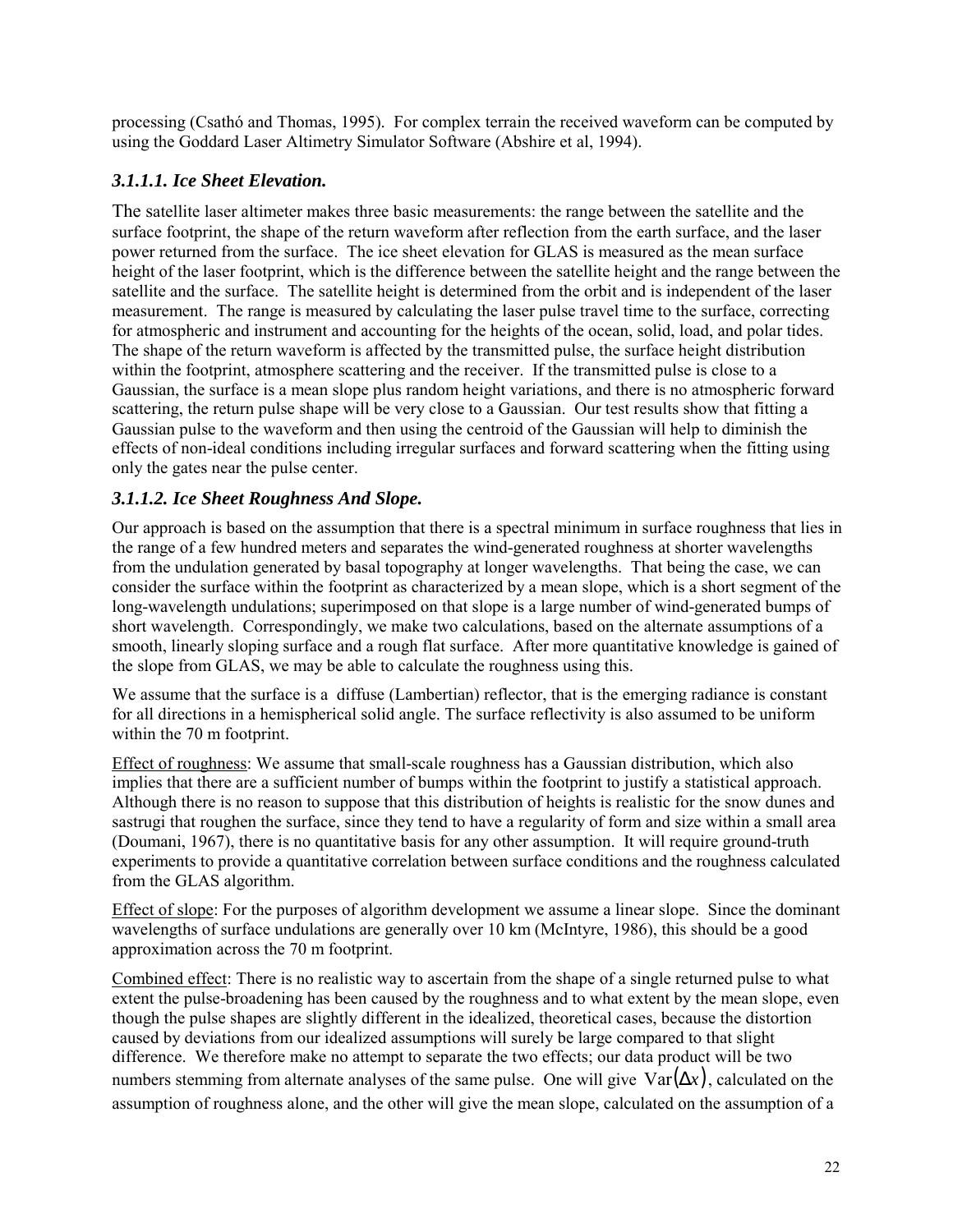processing (Csathó and Thomas, 1995). For complex terrain the received waveform can be computed by using the Goddard Laser Altimetry Simulator Software (Abshire et al, 1994).

### *3.1.1.1. Ice Sheet Elevation.*

The satellite laser altimeter makes three basic measurements: the range between the satellite and the surface footprint, the shape of the return waveform after reflection from the earth surface, and the laser power returned from the surface. The ice sheet elevation for GLAS is measured as the mean surface height of the laser footprint, which is the difference between the satellite height and the range between the satellite and the surface. The satellite height is determined from the orbit and is independent of the laser measurement. The range is measured by calculating the laser pulse travel time to the surface, correcting for atmospheric and instrument and accounting for the heights of the ocean, solid, load, and polar tides. The shape of the return waveform is affected by the transmitted pulse, the surface height distribution within the footprint, atmosphere scattering and the receiver. If the transmitted pulse is close to a Gaussian, the surface is a mean slope plus random height variations, and there is no atmospheric forward scattering, the return pulse shape will be very close to a Gaussian. Our test results show that fitting a Gaussian pulse to the waveform and then using the centroid of the Gaussian will help to diminish the effects of non-ideal conditions including irregular surfaces and forward scattering when the fitting using only the gates near the pulse center.

### *3.1.1.2. Ice Sheet Roughness And Slope.*

Our approach is based on the assumption that there is a spectral minimum in surface roughness that lies in the range of a few hundred meters and separates the wind-generated roughness at shorter wavelengths from the undulation generated by basal topography at longer wavelengths. That being the case, we can consider the surface within the footprint as characterized by a mean slope, which is a short segment of the long-wavelength undulations; superimposed on that slope is a large number of wind-generated bumps of short wavelength. Correspondingly, we make two calculations, based on the alternate assumptions of a smooth, linearly sloping surface and a rough flat surface. After more quantitative knowledge is gained of the slope from GLAS, we may be able to calculate the roughness using this.

We assume that the surface is a diffuse (Lambertian) reflector, that is the emerging radiance is constant for all directions in a hemispherical solid angle. The surface reflectivity is also assumed to be uniform within the 70 m footprint.

Effect of roughness: We assume that small-scale roughness has a Gaussian distribution, which also implies that there are a sufficient number of bumps within the footprint to justify a statistical approach. Although there is no reason to suppose that this distribution of heights is realistic for the snow dunes and sastrugi that roughen the surface, since they tend to have a regularity of form and size within a small area (Doumani, 1967), there is no quantitative basis for any other assumption. It will require ground-truth experiments to provide a quantitative correlation between surface conditions and the roughness calculated from the GLAS algorithm.

Effect of slope: For the purposes of algorithm development we assume a linear slope. Since the dominant wavelengths of surface undulations are generally over 10 km (McIntyre, 1986), this should be a good approximation across the 70 m footprint.

Combined effect: There is no realistic way to ascertain from the shape of a single returned pulse to what extent the pulse-broadening has been caused by the roughness and to what extent by the mean slope, even though the pulse shapes are slightly different in the idealized, theoretical cases, because the distortion caused by deviations from our idealized assumptions will surely be large compared to that slight difference. We therefore make no attempt to separate the two effects; our data product will be two numbers stemming from alternate analyses of the same pulse. One will give $\mathrm{Var}(\Delta x)$, calculated on the assumption of roughness alone, and the other will give the mean slope, calculated on the assumption of a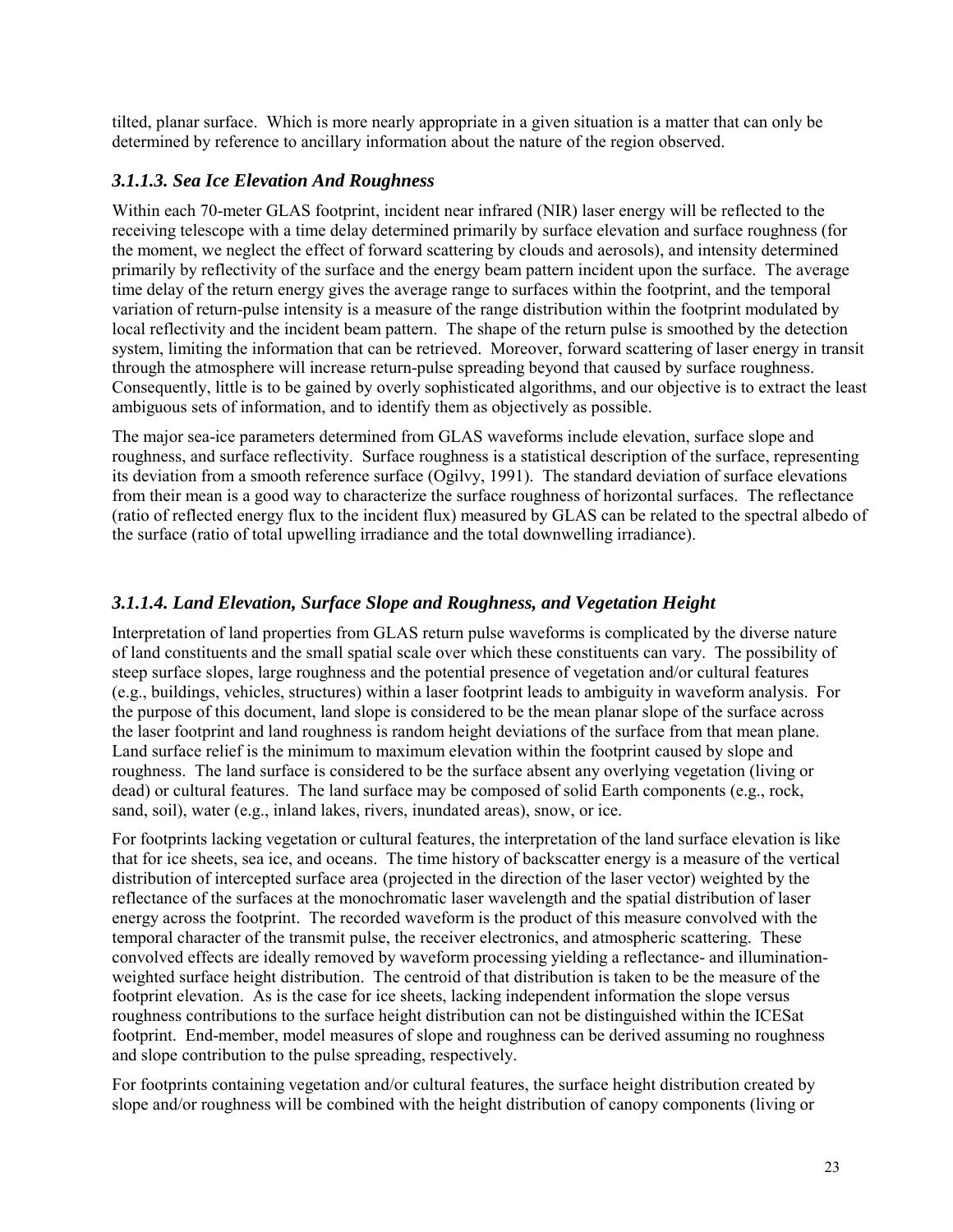tilted, planar surface. Which is more nearly appropriate in a given situation is a matter that can only be determined by reference to ancillary information about the nature of the region observed.

### *3.1.1.3. Sea Ice Elevation And Roughness*

Within each 70-meter GLAS footprint, incident near infrared (NIR) laser energy will be reflected to the receiving telescope with a time delay determined primarily by surface elevation and surface roughness (for the moment, we neglect the effect of forward scattering by clouds and aerosols), and intensity determined primarily by reflectivity of the surface and the energy beam pattern incident upon the surface. The average time delay of the return energy gives the average range to surfaces within the footprint, and the temporal variation of return-pulse intensity is a measure of the range distribution within the footprint modulated by local reflectivity and the incident beam pattern. The shape of the return pulse is smoothed by the detection system, limiting the information that can be retrieved. Moreover, forward scattering of laser energy in transit through the atmosphere will increase return-pulse spreading beyond that caused by surface roughness. Consequently, little is to be gained by overly sophisticated algorithms, and our objective is to extract the least ambiguous sets of information, and to identify them as objectively as possible.

The major sea-ice parameters determined from GLAS waveforms include elevation, surface slope and roughness, and surface reflectivity. Surface roughness is a statistical description of the surface, representing its deviation from a smooth reference surface (Ogilvy, 1991). The standard deviation of surface elevations from their mean is a good way to characterize the surface roughness of horizontal surfaces. The reflectance (ratio of reflected energy flux to the incident flux) measured by GLAS can be related to the spectral albedo of the surface (ratio of total upwelling irradiance and the total downwelling irradiance).

### *3.1.1.4. Land Elevation, Surface Slope and Roughness, and Vegetation Height*

Interpretation of land properties from GLAS return pulse waveforms is complicated by the diverse nature of land constituents and the small spatial scale over which these constituents can vary. The possibility of steep surface slopes, large roughness and the potential presence of vegetation and/or cultural features (e.g., buildings, vehicles, structures) within a laser footprint leads to ambiguity in waveform analysis. For the purpose of this document, land slope is considered to be the mean planar slope of the surface across the laser footprint and land roughness is random height deviations of the surface from that mean plane. Land surface relief is the minimum to maximum elevation within the footprint caused by slope and roughness. The land surface is considered to be the surface absent any overlying vegetation (living or dead) or cultural features. The land surface may be composed of solid Earth components (e.g., rock, sand, soil), water (e.g., inland lakes, rivers, inundated areas), snow, or ice.

For footprints lacking vegetation or cultural features, the interpretation of the land surface elevation is like that for ice sheets, sea ice, and oceans. The time history of backscatter energy is a measure of the vertical distribution of intercepted surface area (projected in the direction of the laser vector) weighted by the reflectance of the surfaces at the monochromatic laser wavelength and the spatial distribution of laser energy across the footprint. The recorded waveform is the product of this measure convolved with the temporal character of the transmit pulse, the receiver electronics, and atmospheric scattering. These convolved effects are ideally removed by waveform processing yielding a reflectance- and illumination-weighted surface height distribution. The centroid of that distribution is taken to be the measure of the footprint elevation. As is the case for ice sheets, lacking independent information the slope versus roughness contributions to the surface height distribution can not be distinguished within the ICESat footprint. End-member, model measures of slope and roughness can be derived assuming no roughness and slope contribution to the pulse spreading, respectively.

For footprints containing vegetation and/or cultural features, the surface height distribution created by slope and/or roughness will be combined with the height distribution of canopy components (living or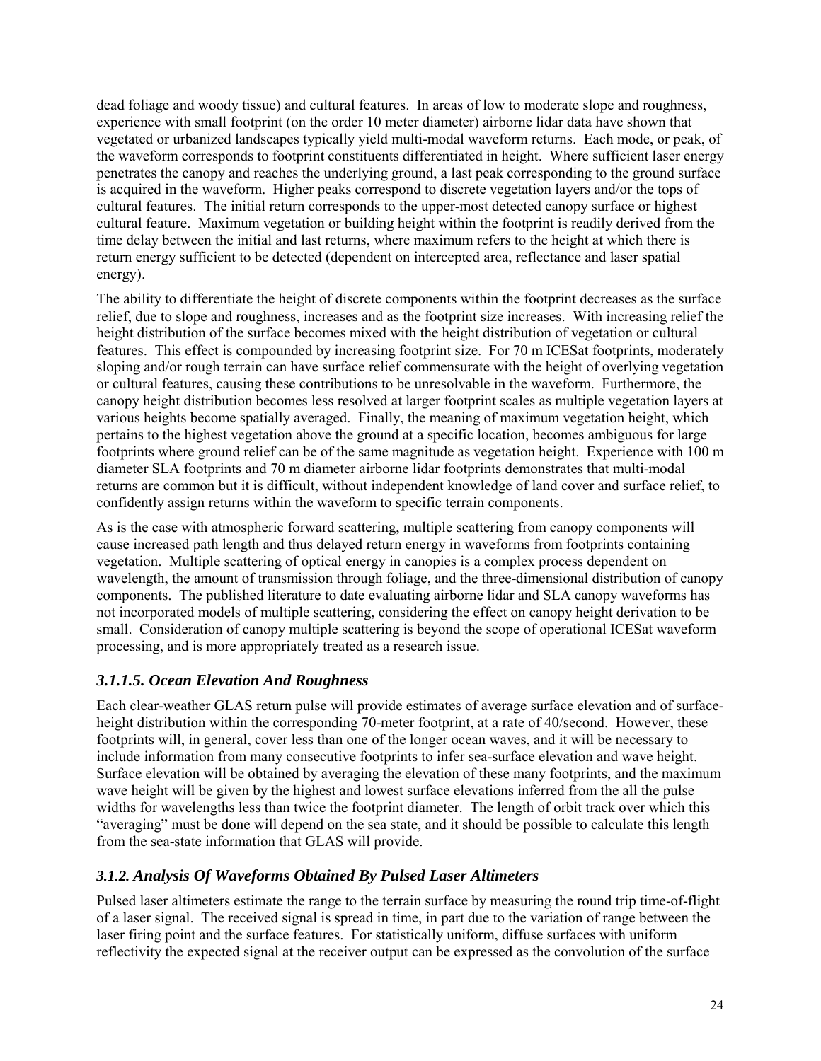dead foliage and woody tissue) and cultural features. In areas of low to moderate slope and roughness, experience with small footprint (on the order 10 meter diameter) airborne lidar data have shown that vegetated or urbanized landscapes typically yield multi-modal waveform returns. Each mode, or peak, of the waveform corresponds to footprint constituents differentiated in height. Where sufficient laser energy penetrates the canopy and reaches the underlying ground, a last peak corresponding to the ground surface is acquired in the waveform. Higher peaks correspond to discrete vegetation layers and/or the tops of cultural features. The initial return corresponds to the upper-most detected canopy surface or highest cultural feature. Maximum vegetation or building height within the footprint is readily derived from the time delay between the initial and last returns, where maximum refers to the height at which there is return energy sufficient to be detected (dependent on intercepted area, reflectance and laser spatial energy).

The ability to differentiate the height of discrete components within the footprint decreases as the surface relief, due to slope and roughness, increases and as the footprint size increases. With increasing relief the height distribution of the surface becomes mixed with the height distribution of vegetation or cultural features. This effect is compounded by increasing footprint size. For 70 m ICESat footprints, moderately sloping and/or rough terrain can have surface relief commensurate with the height of overlying vegetation or cultural features, causing these contributions to be unresolvable in the waveform. Furthermore, the canopy height distribution becomes less resolved at larger footprint scales as multiple vegetation layers at various heights become spatially averaged. Finally, the meaning of maximum vegetation height, which pertains to the highest vegetation above the ground at a specific location, becomes ambiguous for large footprints where ground relief can be of the same magnitude as vegetation height. Experience with 100 m diameter SLA footprints and 70 m diameter airborne lidar footprints demonstrates that multi-modal returns are common but it is difficult, without independent knowledge of land cover and surface relief, to confidently assign returns within the waveform to specific terrain components.

As is the case with atmospheric forward scattering, multiple scattering from canopy components will cause increased path length and thus delayed return energy in waveforms from footprints containing vegetation. Multiple scattering of optical energy in canopies is a complex process dependent on wavelength, the amount of transmission through foliage, and the three-dimensional distribution of canopy components. The published literature to date evaluating airborne lidar and SLA canopy waveforms has not incorporated models of multiple scattering, considering the effect on canopy height derivation to be small. Consideration of canopy multiple scattering is beyond the scope of operational ICESat waveform processing, and is more appropriately treated as a research issue.

#### *3.1.1.5. Ocean Elevation And Roughness*

Each clear-weather GLAS return pulse will provide estimates of average surface elevation and of surface-height distribution within the corresponding 70-meter footprint, at a rate of 40/second. However, these footprints will, in general, cover less than one of the longer ocean waves, and it will be necessary to include information from many consecutive footprints to infer sea-surface elevation and wave height. Surface elevation will be obtained by averaging the elevation of these many footprints, and the maximum wave height will be given by the highest and lowest surface elevations inferred from the all the pulse widths for wavelengths less than twice the footprint diameter. The length of orbit track over which this "averaging" must be done will depend on the sea state, and it should be possible to calculate this length from the sea-state information that GLAS will provide.

### *3.1.2. Analysis Of Waveforms Obtained By Pulsed Laser Altimeters*

Pulsed laser altimeters estimate the range to the terrain surface by measuring the round trip time-of-flight of a laser signal. The received signal is spread in time, in part due to the variation of range between the laser firing point and the surface features. For statistically uniform, diffuse surfaces with uniform reflectivity the expected signal at the receiver output can be expressed as the convolution of the surface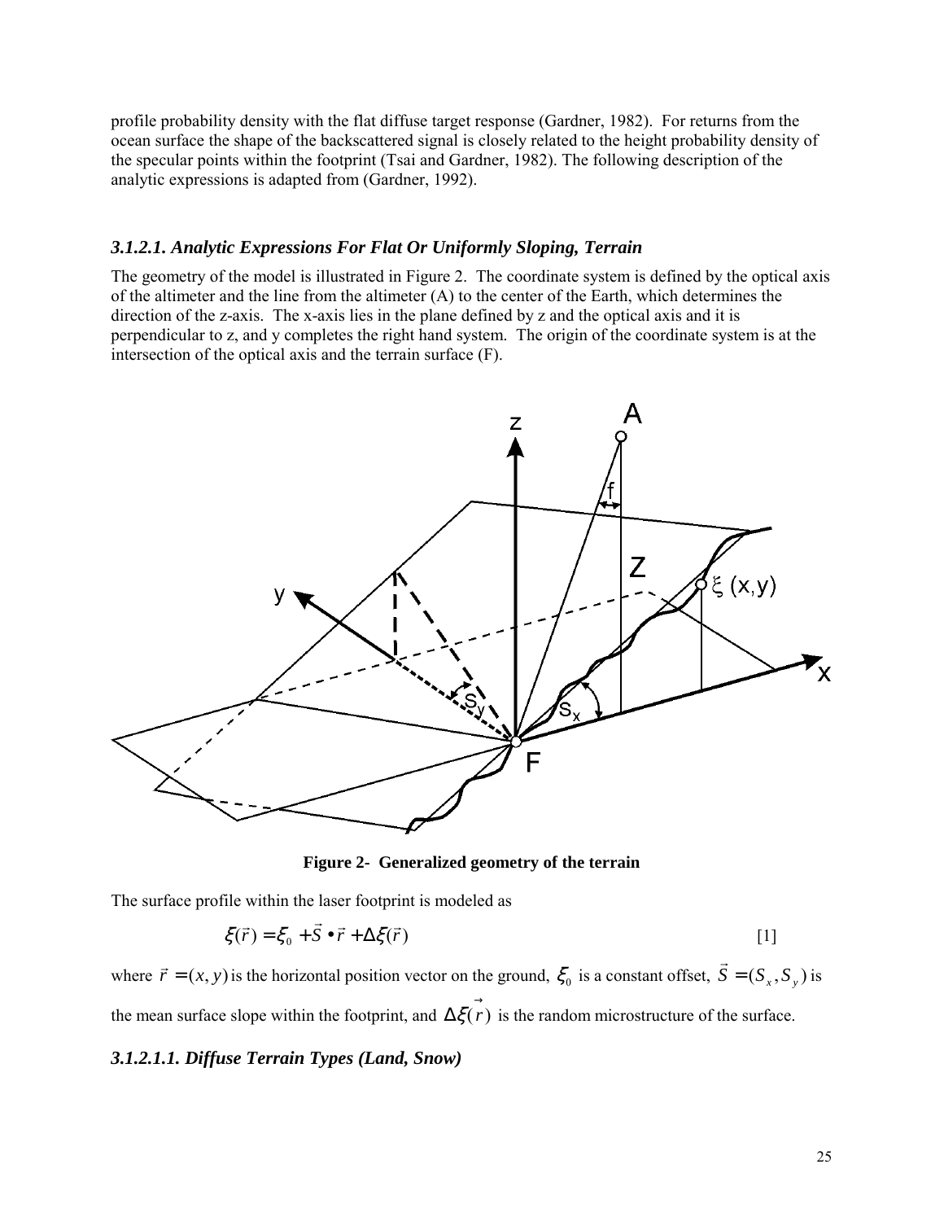profile probability density with the flat diffuse target response (Gardner, 1982). For returns from the ocean surface the shape of the backscattered signal is closely related to the height probability density of the specular points within the footprint (Tsai and Gardner, 1982). The following description of the analytic expressions is adapted from (Gardner, 1992).

### *3.1.2.1. Analytic Expressions For Flat Or Uniformly Sloping, Terrain*

The geometry of the model is illustrated in Figure 2. The coordinate system is defined by the optical axis of the altimeter and the line from the altimeter (A) to the center of the Earth, which determines the direction of the z-axis. The x-axis lies in the plane defined by z and the optical axis and it is perpendicular to z, and y completes the right hand system. The origin of the coordinate system is at the intersection of the optical axis and the terrain surface (F).

**Figure 2- Generalized geometry of the terrain**

The surface profile within the laser footprint is modeled as

$$\xi(\vec{r}) = \xi_0 + \vec{S} \bullet \vec{r} + \Delta\xi(\vec{r}) \quad [1]$$

where $\vec{r} = (x, y)$ is the horizontal position vector on the ground, $\xi_0$ is a constant offset, $\vec{S} = (S_x, S_y)$ is the mean surface slope within the footprint, and $\Delta\xi(\vec{r})$ is the random microstructure of the surface.

#### *3.1.2.1.1. Diffuse Terrain Types (Land, Snow)*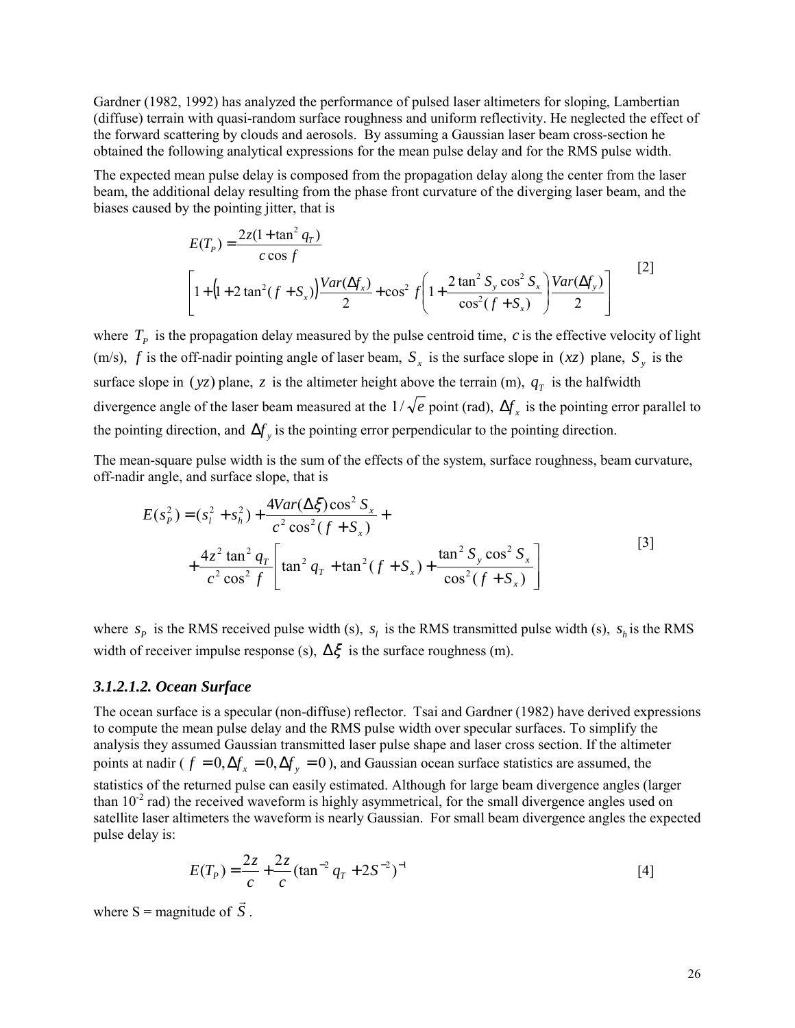Gardner (1982, 1992) has analyzed the performance of pulsed laser altimeters for sloping, Lambertian (diffuse) terrain with quasi-random surface roughness and uniform reflectivity. He neglected the effect of the forward scattering by clouds and aerosols. By assuming a Gaussian laser beam cross-section he obtained the following analytical expressions for the mean pulse delay and for the RMS pulse width.

The expected mean pulse delay is composed from the propagation delay along the center from the laser beam, the additional delay resulting from the phase front curvature of the diverging laser beam, and the biases caused by the pointing jitter, that is

$$E(T_P) = \frac{2z(1+\tan^2 q_T)}{c\cos f} \left[ 1 + \left(1 + 2\tan^2(f + S_x)\right)\frac{Var(\Delta f_x)}{2} + \cos^2 f \left(1 + \frac{2\tan^2 S_y \cos^2 S_x}{\cos^2(f+S_x)}\right)\frac{Var(\Delta f_y)}{2}\right] \qquad [2]$$

where $T_P$ is the propagation delay measured by the pulse centroid time, $c$ is the effective velocity of light (m/s), $f$ is the off-nadir pointing angle of laser beam, $S_x$ is the surface slope in $(xz)$ plane, $S_y$ is the surface slope in $(yz)$ plane, $z$ is the altimeter height above the terrain (m), $q_T$ is the halfwidth divergence angle of the laser beam measured at the $1/\sqrt{e}$ point (rad), $\Delta f_x$ is the pointing error parallel to the pointing direction, and $\Delta f_y$ is the pointing error perpendicular to the pointing direction.

The mean-square pulse width is the sum of the effects of the system, surface roughness, beam curvature, off-nadir angle, and surface slope, that is

$$E(s_P^2) = (s_l^2 + s_h^2) + \frac{4Var(\Delta\xi)\cos^2 S_x}{c^2\cos^2(f+S_x)} + \frac{4z^2\tan^2 q_T}{c^2\cos^2 f}\left[\tan^2 q_T + \tan^2(f+S_x) + \frac{\tan^2 S_y \cos^2 S_x}{\cos^2(f+S_x)}\right] \qquad [3]$$

where $s_P$ is the RMS received pulse width (s), $s_l$ is the RMS transmitted pulse width (s), $s_h$ is the RMS width of receiver impulse response (s), $\Delta\xi$ is the surface roughness (m).

### *3.1.2.1.2. Ocean Surface*

The ocean surface is a specular (non-diffuse) reflector. Tsai and Gardner (1982) have derived expressions to compute the mean pulse delay and the RMS pulse width over specular surfaces. To simplify the analysis they assumed Gaussian transmitted laser pulse shape and laser cross section. If the altimeter points at nadir ( $f = 0, \Delta f_x = 0, \Delta f_y = 0$ ), and Gaussian ocean surface statistics are assumed, the statistics of the returned pulse can easily estimated. Although for large beam divergence angles (larger than $10^{-2}$ rad) the received waveform is highly asymmetrical, for the small divergence angles used on satellite laser altimeters the waveform is nearly Gaussian. For small beam divergence angles the expected pulse delay is:

$$E(T_P) = \frac{2z}{c} + \frac{2z}{c}(\tan^{-2} q_T + 2S^{-2})^{-1} \qquad [4]$$

where S = magnitude of $\vec{S}$ .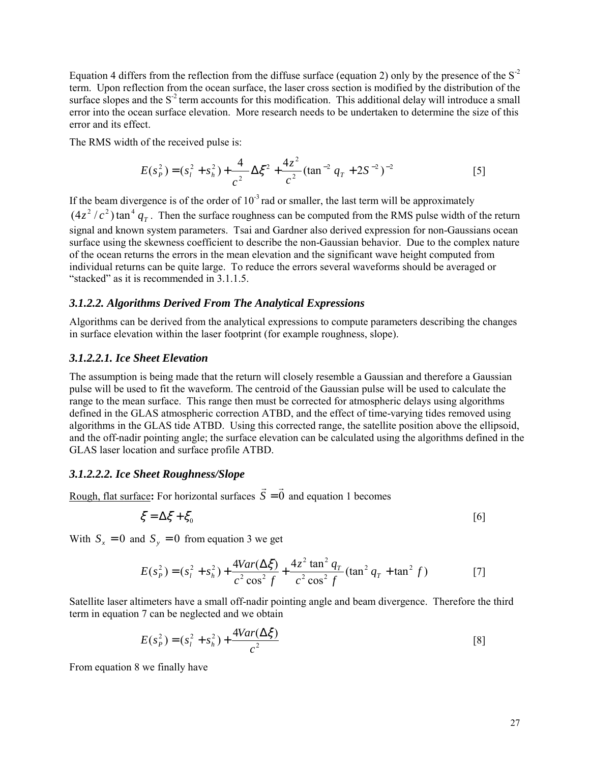Equation 4 differs from the reflection from the diffuse surface (equation 2) only by the presence of the $S^{-2}$ term. Upon reflection from the ocean surface, the laser cross section is modified by the distribution of the surface slopes and the $S^{-2}$ term accounts for this modification. This additional delay will introduce a small error into the ocean surface elevation. More research needs to be undertaken to determine the size of this error and its effect.

The RMS width of the received pulse is:

$$E(s_P^2) = (s_l^2 + s_h^2) + \frac{4}{c^2}\Delta\xi^2 + \frac{4z^2}{c^2}(\tan^{-2} q_T + 2S^{-2})^{-2} \quad [5]$$

If the beam divergence is of the order of $10^{-3}$ rad or smaller, the last term will be approximately $(4z^2/c^2)\tan^4 q_T$. Then the surface roughness can be computed from the RMS pulse width of the return signal and known system parameters. Tsai and Gardner also derived expression for non-Gaussians ocean surface using the skewness coefficient to describe the non-Gaussian behavior. Due to the complex nature of the ocean returns the errors in the mean elevation and the significant wave height computed from individual returns can be quite large. To reduce the errors several waveforms should be averaged or "stacked" as it is recommended in 3.1.1.5.

### *3.1.2.2. Algorithms Derived From The Analytical Expressions*

Algorithms can be derived from the analytical expressions to compute parameters describing the changes in surface elevation within the laser footprint (for example roughness, slope).

### *3.1.2.2.1. Ice Sheet Elevation*

The assumption is being made that the return will closely resemble a Gaussian and therefore a Gaussian pulse will be used to fit the waveform. The centroid of the Gaussian pulse will be used to calculate the range to the mean surface. This range then must be corrected for atmospheric delays using algorithms defined in the GLAS atmospheric correction ATBD, and the effect of time-varying tides removed using algorithms in the GLAS tide ATBD. Using this corrected range, the satellite position above the ellipsoid, and the off-nadir pointing angle; the surface elevation can be calculated using the algorithms defined in the GLAS laser location and surface profile ATBD.

### *3.1.2.2.2. Ice Sheet Roughness/Slope*

Rough, flat surface**:** For horizontal surfaces $\vec{S} = \vec{0}$ and equation 1 becomes

$$\xi = \Delta\xi + \xi_0 \quad [6]$$

With $S_x = 0$ and $S_y = 0$ from equation 3 we get

$$E(s_P^2) = (s_l^2 + s_h^2) + \frac{4Var(\Delta\xi)}{c^2\cos^2 f} + \frac{4z^2\tan^2 q_T}{c^2\cos^2 f}(\tan^2 q_T + \tan^2 f) \quad [7]$$

Satellite laser altimeters have a small off-nadir pointing angle and beam divergence. Therefore the third term in equation 7 can be neglected and we obtain

$$E(s_P^2) = (s_l^2 + s_h^2) + \frac{4Var(\Delta\xi)}{c^2} \quad [8]$$

From equation 8 we finally have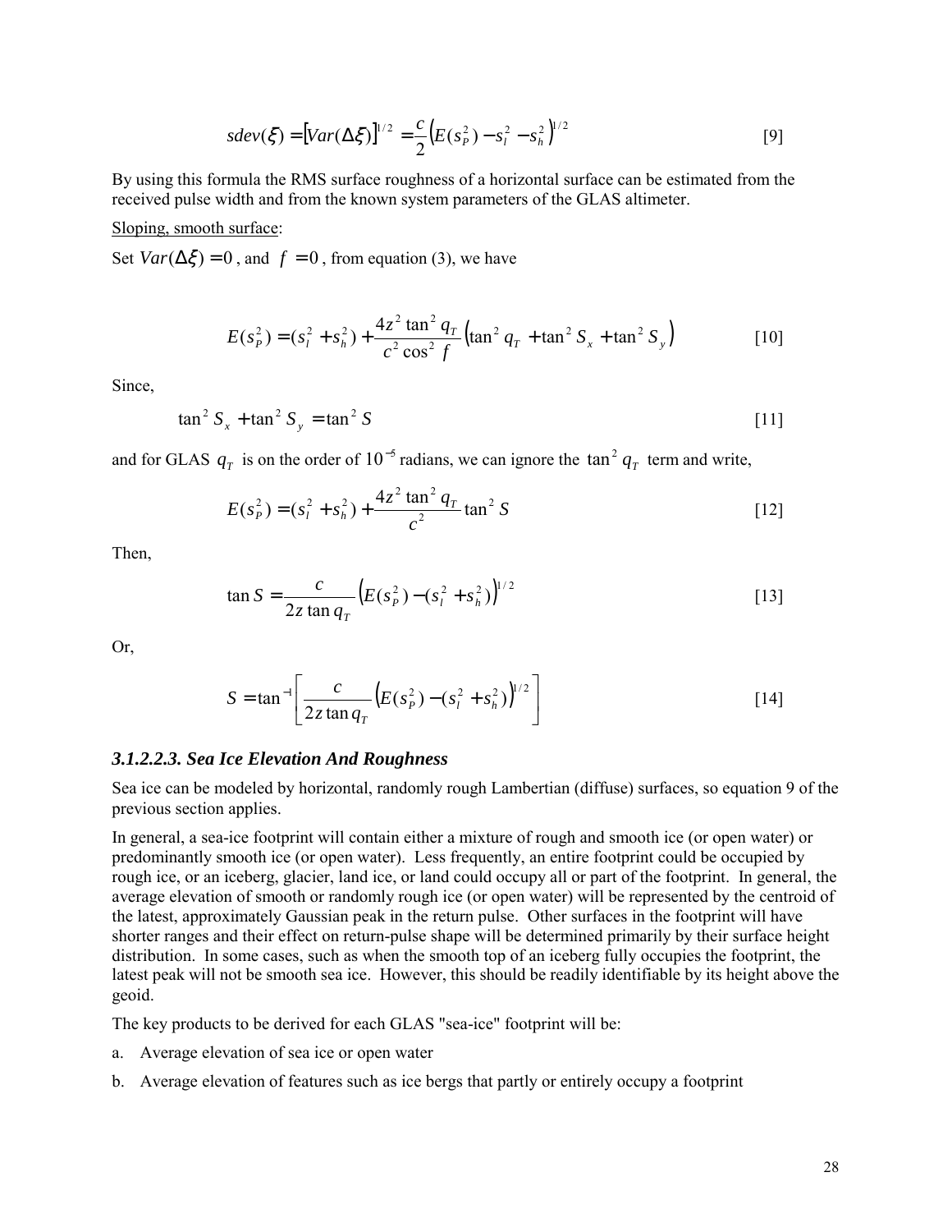$$sdev(\xi) = [Var(\Delta\xi)]^{1/2} = \frac{c}{2}\left(E(s_P^2) - s_l^2 - s_h^2\right)^{1/2} \qquad [9]$$

By using this formula the RMS surface roughness of a horizontal surface can be estimated from the received pulse width and from the known system parameters of the GLAS altimeter.

Sloping, smooth surface:

Set $Var(\Delta\xi) = 0$ , and $f = 0$ , from equation (3), we have

$$E(s_P^2) = (s_l^2 + s_h^2) + \frac{4z^2 \tan^2 q_T}{c^2 \cos^2 f}\left(\tan^2 q_T + \tan^2 S_x + \tan^2 S_y\right) \qquad [10]$$

Since,

$$\tan^2 S_x + \tan^2 S_y = \tan^2 S \qquad [11]$$

and for GLAS $q_T$ is on the order of $10^{-5}$ radians, we can ignore the $\tan^2 q_T$ term and write,

$$E(s_P^2) = (s_l^2 + s_h^2) + \frac{4z^2 \tan^2 q_T}{c^2} \tan^2 S \qquad [12]$$

Then,

$$\tan S = \frac{c}{2z \tan q_T}\left(E(s_P^2) - (s_l^2 + s_h^2)\right)^{1/2} \qquad [13]$$

Or,

$$S = \tan^{-1}\left[\frac{c}{2z \tan q_T}\left(E(s_P^2) - (s_l^2 + s_h^2)\right)^{1/2}\right] \qquad [14]$$

### *3.1.2.2.3. Sea Ice Elevation And Roughness*

Sea ice can be modeled by horizontal, randomly rough Lambertian (diffuse) surfaces, so equation 9 of the previous section applies.

In general, a sea-ice footprint will contain either a mixture of rough and smooth ice (or open water) or predominantly smooth ice (or open water). Less frequently, an entire footprint could be occupied by rough ice, or an iceberg, glacier, land ice, or land could occupy all or part of the footprint. In general, the average elevation of smooth or randomly rough ice (or open water) will be represented by the centroid of the latest, approximately Gaussian peak in the return pulse. Other surfaces in the footprint will have shorter ranges and their effect on return-pulse shape will be determined primarily by their surface height distribution. In some cases, such as when the smooth top of an iceberg fully occupies the footprint, the latest peak will not be smooth sea ice. However, this should be readily identifiable by its height above the geoid.

The key products to be derived for each GLAS "sea-ice" footprint will be:

a. Average elevation of sea ice or open water

b. Average elevation of features such as ice bergs that partly or entirely occupy a footprint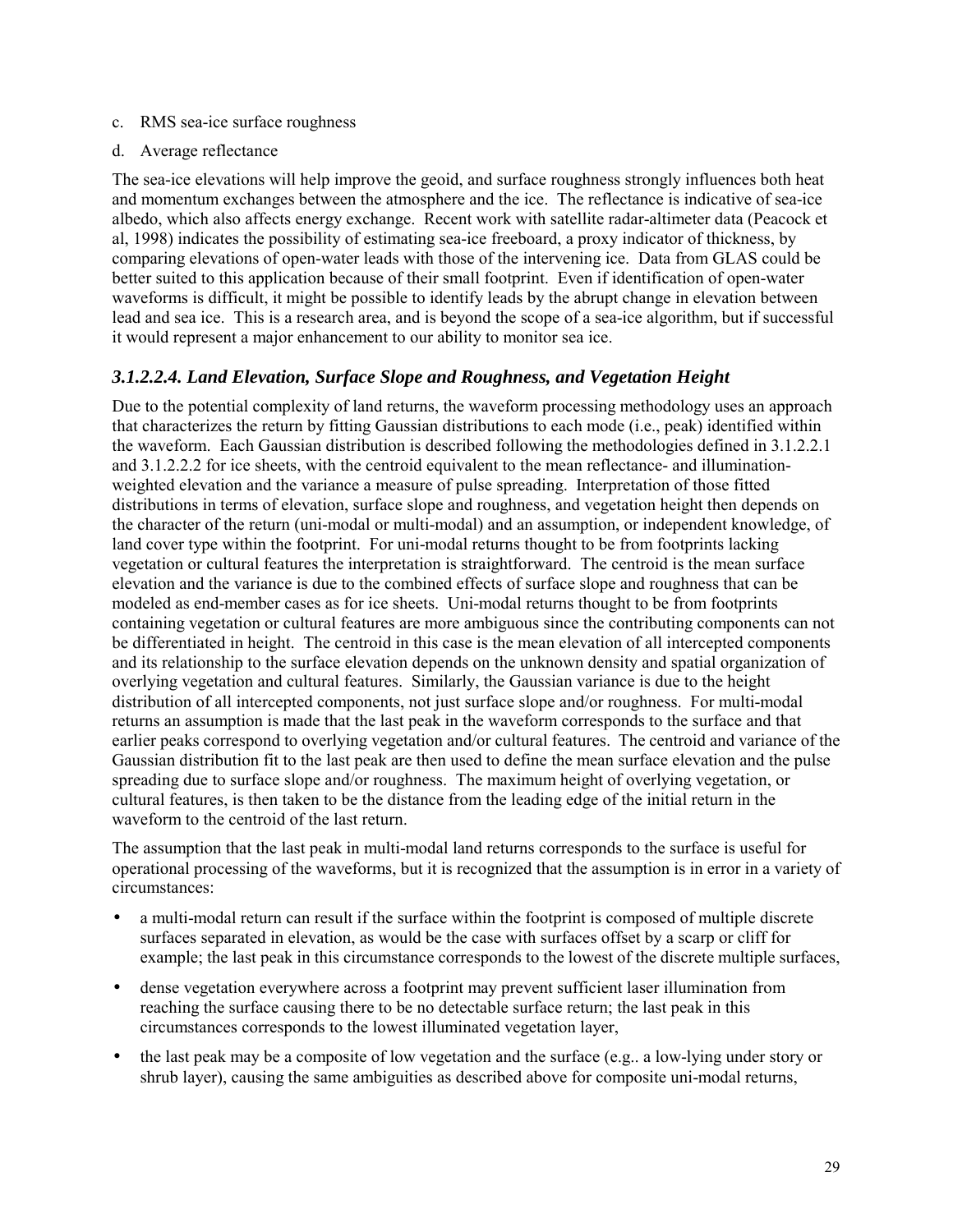c. RMS sea-ice surface roughness

d. Average reflectance

The sea-ice elevations will help improve the geoid, and surface roughness strongly influences both heat and momentum exchanges between the atmosphere and the ice. The reflectance is indicative of sea-ice albedo, which also affects energy exchange. Recent work with satellite radar-altimeter data (Peacock et al, 1998) indicates the possibility of estimating sea-ice freeboard, a proxy indicator of thickness, by comparing elevations of open-water leads with those of the intervening ice. Data from GLAS could be better suited to this application because of their small footprint. Even if identification of open-water waveforms is difficult, it might be possible to identify leads by the abrupt change in elevation between lead and sea ice. This is a research area, and is beyond the scope of a sea-ice algorithm, but if successful it would represent a major enhancement to our ability to monitor sea ice.

### *3.1.2.2.4. Land Elevation, Surface Slope and Roughness, and Vegetation Height*

Due to the potential complexity of land returns, the waveform processing methodology uses an approach that characterizes the return by fitting Gaussian distributions to each mode (i.e., peak) identified within the waveform. Each Gaussian distribution is described following the methodologies defined in 3.1.2.2.1 and 3.1.2.2.2 for ice sheets, with the centroid equivalent to the mean reflectance- and illumination-weighted elevation and the variance a measure of pulse spreading. Interpretation of those fitted distributions in terms of elevation, surface slope and roughness, and vegetation height then depends on the character of the return (uni-modal or multi-modal) and an assumption, or independent knowledge, of land cover type within the footprint. For uni-modal returns thought to be from footprints lacking vegetation or cultural features the interpretation is straightforward. The centroid is the mean surface elevation and the variance is due to the combined effects of surface slope and roughness that can be modeled as end-member cases as for ice sheets. Uni-modal returns thought to be from footprints containing vegetation or cultural features are more ambiguous since the contributing components can not be differentiated in height. The centroid in this case is the mean elevation of all intercepted components and its relationship to the surface elevation depends on the unknown density and spatial organization of overlying vegetation and cultural features. Similarly, the Gaussian variance is due to the height distribution of all intercepted components, not just surface slope and/or roughness. For multi-modal returns an assumption is made that the last peak in the waveform corresponds to the surface and that earlier peaks correspond to overlying vegetation and/or cultural features. The centroid and variance of the Gaussian distribution fit to the last peak are then used to define the mean surface elevation and the pulse spreading due to surface slope and/or roughness. The maximum height of overlying vegetation, or cultural features, is then taken to be the distance from the leading edge of the initial return in the waveform to the centroid of the last return.

The assumption that the last peak in multi-modal land returns corresponds to the surface is useful for operational processing of the waveforms, but it is recognized that the assumption is in error in a variety of circumstances:

- a multi-modal return can result if the surface within the footprint is composed of multiple discrete surfaces separated in elevation, as would be the case with surfaces offset by a scarp or cliff for example; the last peak in this circumstance corresponds to the lowest of the discrete multiple surfaces,
- dense vegetation everywhere across a footprint may prevent sufficient laser illumination from reaching the surface causing there to be no detectable surface return; the last peak in this circumstances corresponds to the lowest illuminated vegetation layer,
- the last peak may be a composite of low vegetation and the surface (e.g.. a low-lying under story or shrub layer), causing the same ambiguities as described above for composite uni-modal returns,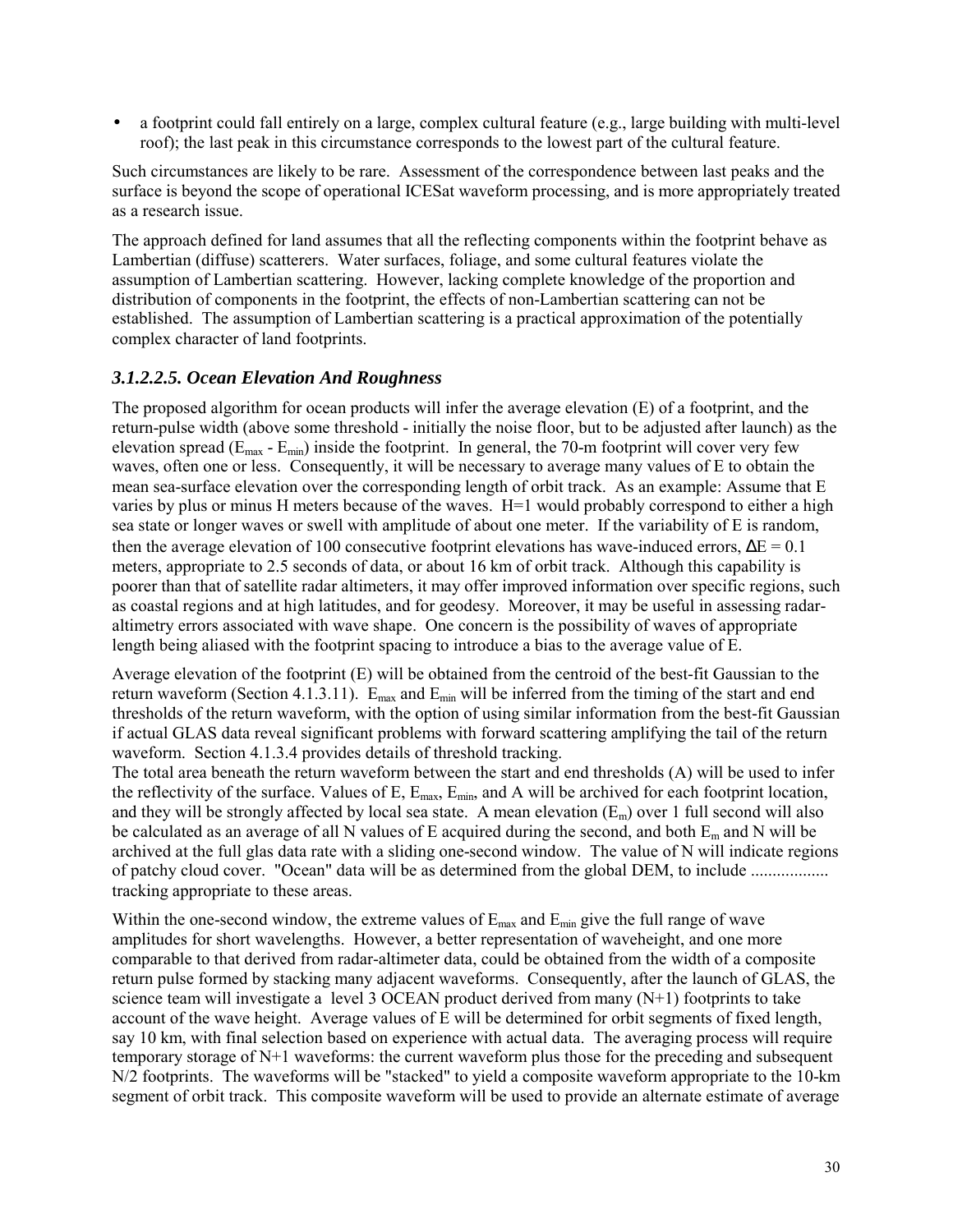- a footprint could fall entirely on a large, complex cultural feature (e.g., large building with multi-level roof); the last peak in this circumstance corresponds to the lowest part of the cultural feature.

Such circumstances are likely to be rare. Assessment of the correspondence between last peaks and the surface is beyond the scope of operational ICESat waveform processing, and is more appropriately treated as a research issue.

The approach defined for land assumes that all the reflecting components within the footprint behave as Lambertian (diffuse) scatterers. Water surfaces, foliage, and some cultural features violate the assumption of Lambertian scattering. However, lacking complete knowledge of the proportion and distribution of components in the footprint, the effects of non-Lambertian scattering can not be established. The assumption of Lambertian scattering is a practical approximation of the potentially complex character of land footprints.

### *3.1.2.2.5. Ocean Elevation And Roughness*

The proposed algorithm for ocean products will infer the average elevation (E) of a footprint, and the return-pulse width (above some threshold - initially the noise floor, but to be adjusted after launch) as the elevation spread ($E_{max}$ - $E_{min}$) inside the footprint. In general, the 70-m footprint will cover very few waves, often one or less. Consequently, it will be necessary to average many values of E to obtain the mean sea-surface elevation over the corresponding length of orbit track. As an example: Assume that E varies by plus or minus H meters because of the waves. H=1 would probably correspond to either a high sea state or longer waves or swell with amplitude of about one meter. If the variability of E is random, then the average elevation of 100 consecutive footprint elevations has wave-induced errors, $\Delta E = 0.1$ meters, appropriate to 2.5 seconds of data, or about 16 km of orbit track. Although this capability is poorer than that of satellite radar altimeters, it may offer improved information over specific regions, such as coastal regions and at high latitudes, and for geodesy. Moreover, it may be useful in assessing radar-altimetry errors associated with wave shape. One concern is the possibility of waves of appropriate length being aliased with the footprint spacing to introduce a bias to the average value of E.

Average elevation of the footprint (E) will be obtained from the centroid of the best-fit Gaussian to the return waveform (Section 4.1.3.11). $E_{max}$ and $E_{min}$ will be inferred from the timing of the start and end thresholds of the return waveform, with the option of using similar information from the best-fit Gaussian if actual GLAS data reveal significant problems with forward scattering amplifying the tail of the return waveform. Section 4.1.3.4 provides details of threshold tracking.
The total area beneath the return waveform between the start and end thresholds (A) will be used to infer the reflectivity of the surface. Values of E, $E_{max}$, $E_{min}$, and A will be archived for each footprint location, and they will be strongly affected by local sea state. A mean elevation ($E_m$) over 1 full second will also be calculated as an average of all N values of E acquired during the second, and both $E_m$ and N will be archived at the full glas data rate with a sliding one-second window. The value of N will indicate regions of patchy cloud cover. "Ocean" data will be as determined from the global DEM, to include .................. tracking appropriate to these areas.

Within the one-second window, the extreme values of $E_{max}$ and $E_{min}$ give the full range of wave amplitudes for short wavelengths. However, a better representation of waveheight, and one more comparable to that derived from radar-altimeter data, could be obtained from the width of a composite return pulse formed by stacking many adjacent waveforms. Consequently, after the launch of GLAS, the science team will investigate a level 3 OCEAN product derived from many (N+1) footprints to take account of the wave height. Average values of E will be determined for orbit segments of fixed length, say 10 km, with final selection based on experience with actual data. The averaging process will require temporary storage of N+1 waveforms: the current waveform plus those for the preceding and subsequent N/2 footprints. The waveforms will be "stacked" to yield a composite waveform appropriate to the 10-km segment of orbit track. This composite waveform will be used to provide an alternate estimate of average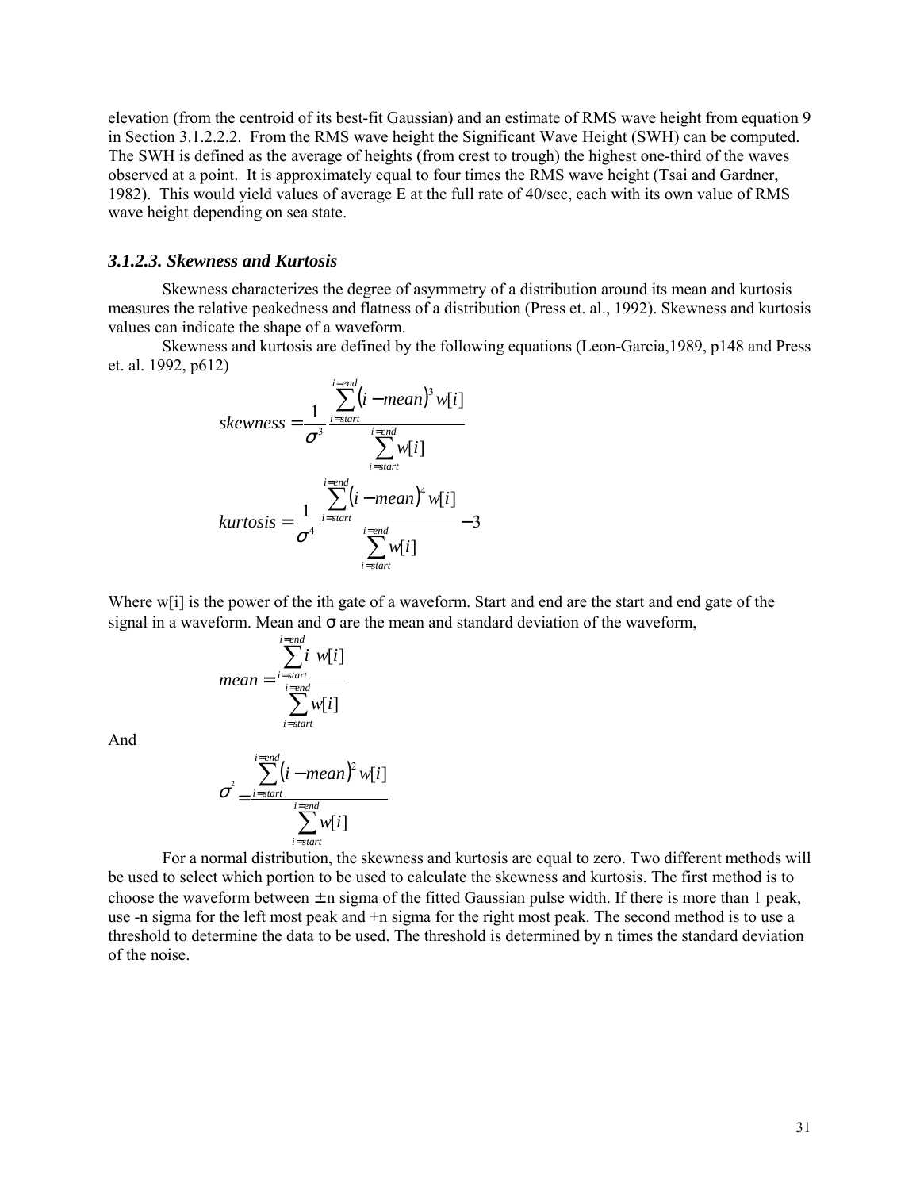elevation (from the centroid of its best-fit Gaussian) and an estimate of RMS wave height from equation 9 in Section 3.1.2.2.2. From the RMS wave height the Significant Wave Height (SWH) can be computed. The SWH is defined as the average of heights (from crest to trough) the highest one-third of the waves observed at a point. It is approximately equal to four times the RMS wave height (Tsai and Gardner, 1982). This would yield values of average E at the full rate of 40/sec, each with its own value of RMS wave height depending on sea state.

### *3.1.2.3. Skewness and Kurtosis*

Skewness characterizes the degree of asymmetry of a distribution around its mean and kurtosis measures the relative peakedness and flatness of a distribution (Press et. al., 1992). Skewness and kurtosis values can indicate the shape of a waveform.

Skewness and kurtosis are defined by the following equations (Leon-Garcia,1989, p148 and Press et. al. 1992, p612)

$$skewness = \frac{1}{\sigma^3} \frac{\sum_{i=start}^{i=end} (i - mean)^3 w[i]}{\sum_{i=start}^{i=end} w[i]}$$

$$kurtosis = \frac{1}{\sigma^4} \frac{\sum_{i=start}^{i=end} (i - mean)^4 w[i]}{\sum_{i=start}^{i=end} w[i]} - 3$$

Where w[i] is the power of the ith gate of a waveform. Start and end are the start and end gate of the signal in a waveform. Mean and $\sigma$ are the mean and standard deviation of the waveform,

$$mean = \frac{\sum_{i=start}^{i=end} i \; w[i]}{\sum_{i=start}^{i=end} w[i]}$$

And

$$\sigma^2 = \frac{\sum_{i=start}^{i=end} (i - mean)^2 w[i]}{\sum_{i=start}^{i=end} w[i]}$$

For a normal distribution, the skewness and kurtosis are equal to zero. Two different methods will be used to select which portion to be used to calculate the skewness and kurtosis. The first method is to choose the waveform between $\pm$n sigma of the fitted Gaussian pulse width. If there is more than 1 peak, use -n sigma for the left most peak and +n sigma for the right most peak. The second method is to use a threshold to determine the data to be used. The threshold is determined by n times the standard deviation of the noise.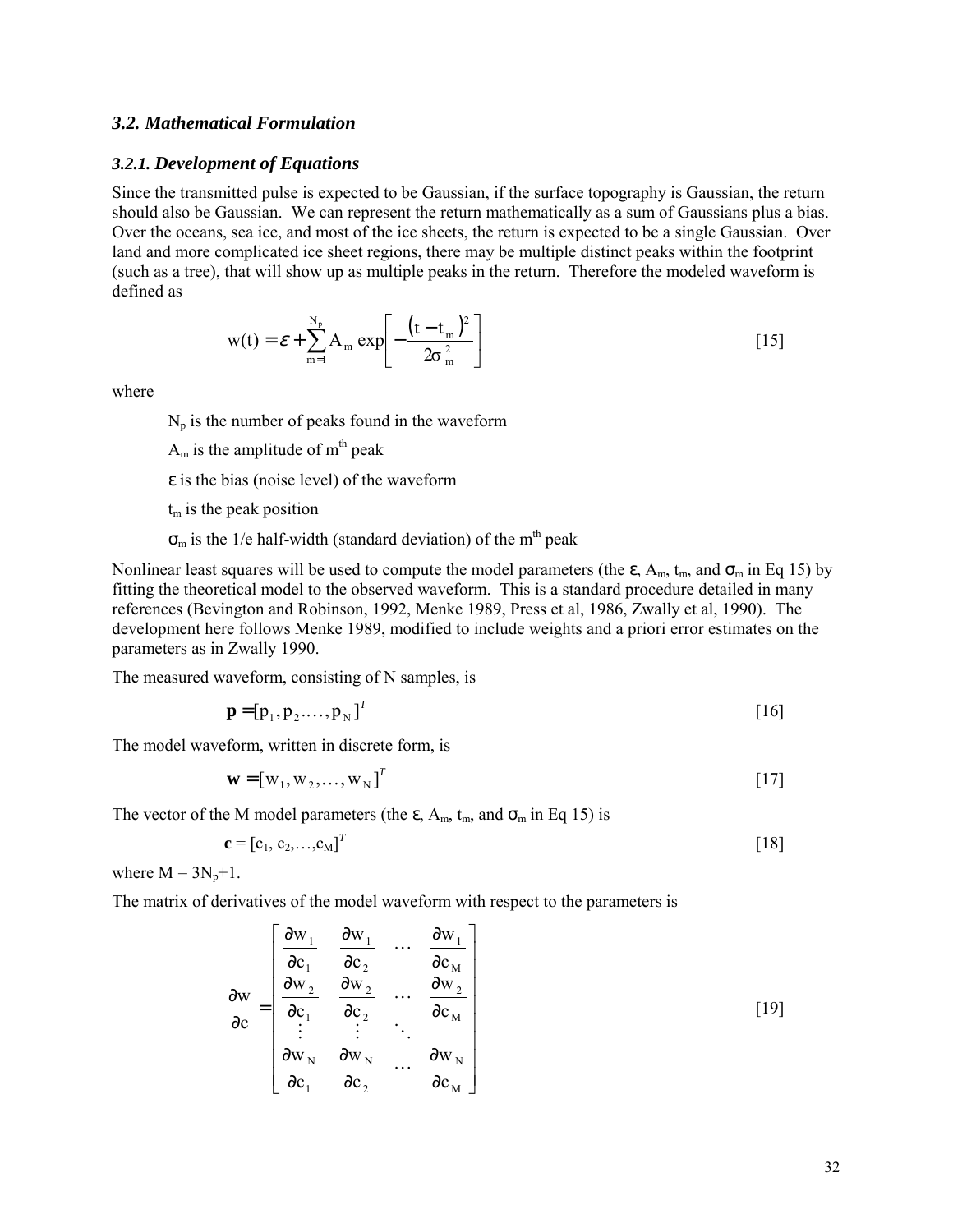### *3.2. Mathematical Formulation*

#### *3.2.1. Development of Equations*

Since the transmitted pulse is expected to be Gaussian, if the surface topography is Gaussian, the return should also be Gaussian. We can represent the return mathematically as a sum of Gaussians plus a bias. Over the oceans, sea ice, and most of the ice sheets, the return is expected to be a single Gaussian. Over land and more complicated ice sheet regions, there may be multiple distinct peaks within the footprint (such as a tree), that will show up as multiple peaks in the return. Therefore the modeled waveform is defined as

$$w(t) = \varepsilon + \sum_{m=1}^{N_p} A_m \exp\left[ -\frac{(t - t_m)^2}{2\sigma_m^2} \right] \qquad [15]$$

where

$N_p$ is the number of peaks found in the waveform

$A_m$ is the amplitude of $m^{th}$ peak

$\varepsilon$ is the bias (noise level) of the waveform

$t_m$ is the peak position

$\sigma_m$ is the 1/e half-width (standard deviation) of the $m^{th}$ peak

Nonlinear least squares will be used to compute the model parameters (the $\varepsilon$, $A_m$, $t_m$, and $\sigma_m$ in Eq 15) by fitting the theoretical model to the observed waveform. This is a standard procedure detailed in many references (Bevington and Robinson, 1992, Menke 1989, Press et al, 1986, Zwally et al, 1990). The development here follows Menke 1989, modified to include weights and a priori error estimates on the parameters as in Zwally 1990.

The measured waveform, consisting of N samples, is

$$\mathbf{p} = [p_1, p_2, \ldots, p_N]^T \qquad [16]$$

The model waveform, written in discrete form, is

$$\mathbf{w} = [w_1, w_2, \ldots, w_N]^T \qquad [17]$$

The vector of the M model parameters (the $\varepsilon$, $A_m$, $t_m$, and $\sigma_m$ in Eq 15) is

$$\mathbf{c} = [c_1, c_2, \ldots, c_M]^T \qquad [18]$$

where $M = 3N_p+1$.

The matrix of derivatives of the model waveform with respect to the parameters is

$$\frac{\partial w}{\partial c} = \begin{bmatrix} \frac{\partial w_1}{\partial c_1} & \frac{\partial w_1}{\partial c_2} & \cdots & \frac{\partial w_1}{\partial c_M} \\ \frac{\partial w_2}{\partial c_1} & \frac{\partial w_2}{\partial c_2} & \cdots & \frac{\partial w_2}{\partial c_M} \\ \vdots & \vdots & \ddots & \\ \frac{\partial w_N}{\partial c_1} & \frac{\partial w_N}{\partial c_2} & \cdots & \frac{\partial w_N}{\partial c_M} \end{bmatrix} \qquad [19]$$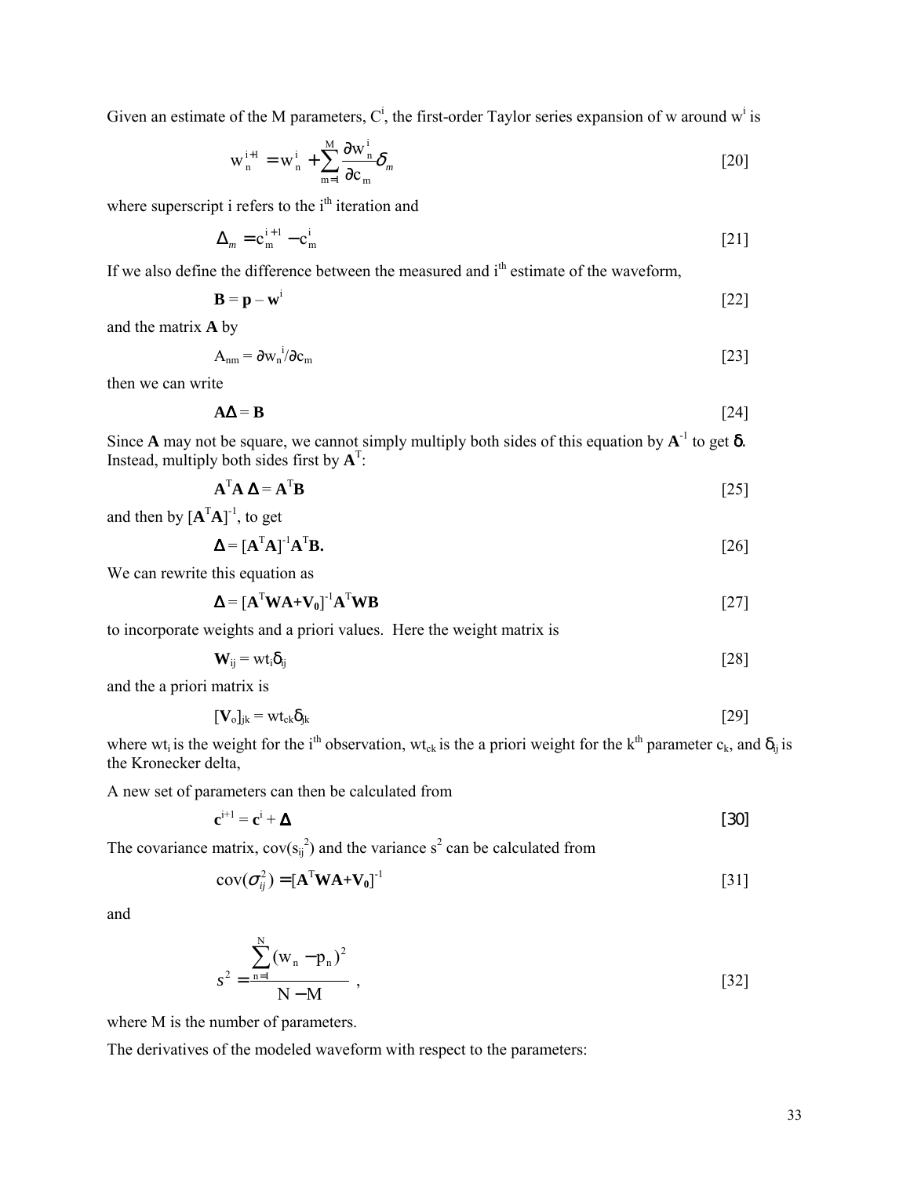Given an estimate of the M parameters, $C^i$, the first-order Taylor series expansion of w around $w^i$ is

$$w_n^{i+1} = w_n^i + \sum_{m=1}^{M} \frac{\partial w_n^i}{\partial c_m} \delta_m \qquad [20]$$

where superscript i refers to the i[th] iteration and

$$\Delta_m = c_m^{i+1} - c_m^i \qquad [21]$$

If we also define the difference between the measured and i[th] estimate of the waveform,

$$\mathbf{B} = \mathbf{p} - \mathbf{w}^i \qquad [22]$$

and the matrix **A** by

$$A_{nm} = \partial w_n^i / \partial c_m \qquad [23]$$

then we can write

$$\mathbf{A\Delta} = \mathbf{B} \qquad [24]$$

Since **A** may not be square, we cannot simply multiply both sides of this equation by $\mathbf{A}^{-1}$ to get $\delta$. Instead, multiply both sides first by $\mathbf{A}^T$:

$$\mathbf{A}^T\mathbf{A}\,\mathbf{\Delta} = \mathbf{A}^T\mathbf{B} \qquad [25]$$

and then by $[\mathbf{A}^T\mathbf{A}]^{-1}$, to get

$$\mathbf{\Delta} = [\mathbf{A}^T\mathbf{A}]^{-1}\mathbf{A}^T\mathbf{B}. \qquad [26]$$

We can rewrite this equation as

$$\mathbf{\Delta} = [\mathbf{A}^T\mathbf{W}\mathbf{A}+\mathbf{V_0}]^{-1}\mathbf{A}^T\mathbf{W}\mathbf{B} \qquad [27]$$

to incorporate weights and a priori values. Here the weight matrix is

$$\mathbf{W}_{ij} = wt_i\delta_{ij} \qquad [28]$$

and the a priori matrix is

$$[\mathbf{V}_o]_{jk} = wt_{ck}\delta_{jk} \qquad [29]$$

where $wt_i$ is the weight for the i[th] observation, $wt_{ck}$ is the a priori weight for the k[th] parameter $c_k$, and $\delta_{ij}$ is the Kronecker delta,

A new set of parameters can then be calculated from

$$\mathbf{c}^{i+1} = \mathbf{c}^i + \mathbf{\Delta} \qquad [30]$$

The covariance matrix, $\mathrm{cov}(s_{ij}^2)$ and the variance $s^2$ can be calculated from

$$\mathrm{cov}(\sigma_{ij}^2) = [\mathbf{A}^T\mathbf{W}\mathbf{A}+\mathbf{V_0}]^{-1} \qquad [31]$$

and

$$s^2 = \frac{\sum_{n=1}^{N}(w_n - p_n)^2}{N - M}\ , \qquad [32]$$

where M is the number of parameters.

The derivatives of the modeled waveform with respect to the parameters: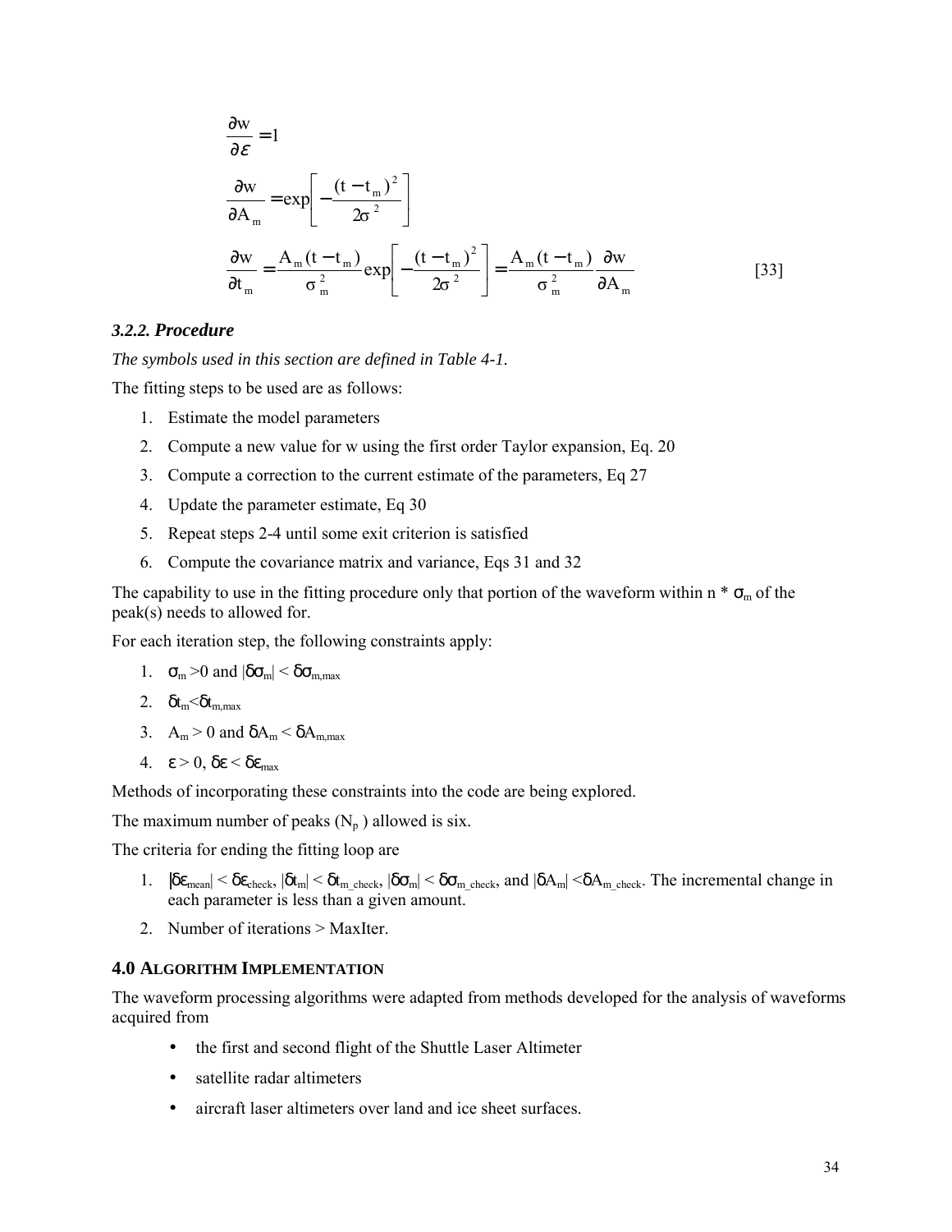$$\frac{\partial w}{\partial \varepsilon} = 1$$

$$\frac{\partial w}{\partial A_m} = \exp\left[-\frac{(t - t_m)^2}{2\sigma^2}\right]$$

$$\frac{\partial w}{\partial t_m} = \frac{A_m (t - t_m)}{\sigma_m^2} \exp\left[-\frac{(t - t_m)^2}{2\sigma^2}\right] = \frac{A_m (t - t_m)}{\sigma_m^2} \frac{\partial w}{\partial A_m} \qquad [33]$$

### *3.2.2. Procedure*

*The symbols used in this section are defined in Table 4-1.*

The fitting steps to be used are as follows:

1. Estimate the model parameters
2. Compute a new value for w using the first order Taylor expansion, Eq. 20
3. Compute a correction to the current estimate of the parameters, Eq 27
4. Update the parameter estimate, Eq 30
5. Repeat steps 2-4 until some exit criterion is satisfied
6. Compute the covariance matrix and variance, Eqs 31 and 32

The capability to use in the fitting procedure only that portion of the waveform within n * $\sigma_m$ of the peak(s) needs to allowed for.

For each iteration step, the following constraints apply:

1. $\sigma_m > 0$ and $|\delta\sigma_m| < \delta\sigma_{m,max}$
2. $\delta t_m < \delta t_{m,max}$
3. $A_m > 0$ and $\delta A_m < \delta A_{m,max}$
4. $\varepsilon > 0$, $\delta\varepsilon < \delta\varepsilon_{max}$

Methods of incorporating these constraints into the code are being explored.

The maximum number of peaks ($N_p$ ) allowed is six.

The criteria for ending the fitting loop are

1. $|\delta\varepsilon_{mean}| < \delta\varepsilon_{check}$, $|\delta t_m| < \delta t_{m\_check}$, $|\delta\sigma_m| < \delta\sigma_{m\_check}$, and $|\delta A_m| < \delta A_{m\_check}$. The incremental change in each parameter is less than a given amount.
2. Number of iterations > MaxIter.

## 4.0 Algorithm Implementation

The waveform processing algorithms were adapted from methods developed for the analysis of waveforms acquired from

- the first and second flight of the Shuttle Laser Altimeter
- satellite radar altimeters
- aircraft laser altimeters over land and ice sheet surfaces.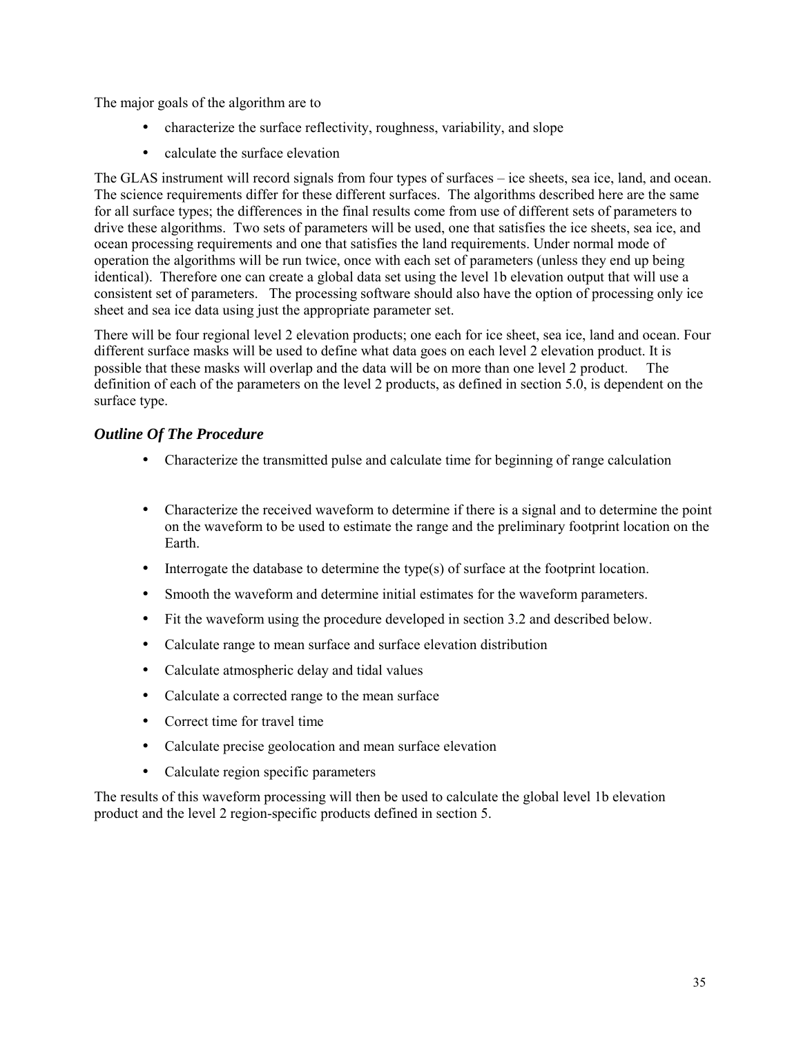The major goals of the algorithm are to

- characterize the surface reflectivity, roughness, variability, and slope
- calculate the surface elevation

The GLAS instrument will record signals from four types of surfaces – ice sheets, sea ice, land, and ocean. The science requirements differ for these different surfaces. The algorithms described here are the same for all surface types; the differences in the final results come from use of different sets of parameters to drive these algorithms. Two sets of parameters will be used, one that satisfies the ice sheets, sea ice, and ocean processing requirements and one that satisfies the land requirements. Under normal mode of operation the algorithms will be run twice, once with each set of parameters (unless they end up being identical). Therefore one can create a global data set using the level 1b elevation output that will use a consistent set of parameters. The processing software should also have the option of processing only ice sheet and sea ice data using just the appropriate parameter set.

There will be four regional level 2 elevation products; one each for ice sheet, sea ice, land and ocean. Four different surface masks will be used to define what data goes on each level 2 elevation product. It is possible that these masks will overlap and the data will be on more than one level 2 product. The definition of each of the parameters on the level 2 products, as defined in section 5.0, is dependent on the surface type.

### *Outline Of The Procedure*

- Characterize the transmitted pulse and calculate time for beginning of range calculation
- Characterize the received waveform to determine if there is a signal and to determine the point on the waveform to be used to estimate the range and the preliminary footprint location on the Earth.
- Interrogate the database to determine the type(s) of surface at the footprint location.
- Smooth the waveform and determine initial estimates for the waveform parameters.
- Fit the waveform using the procedure developed in section 3.2 and described below.
- Calculate range to mean surface and surface elevation distribution
- Calculate atmospheric delay and tidal values
- Calculate a corrected range to the mean surface
- Correct time for travel time
- Calculate precise geolocation and mean surface elevation
- Calculate region specific parameters

The results of this waveform processing will then be used to calculate the global level 1b elevation product and the level 2 region-specific products defined in section 5.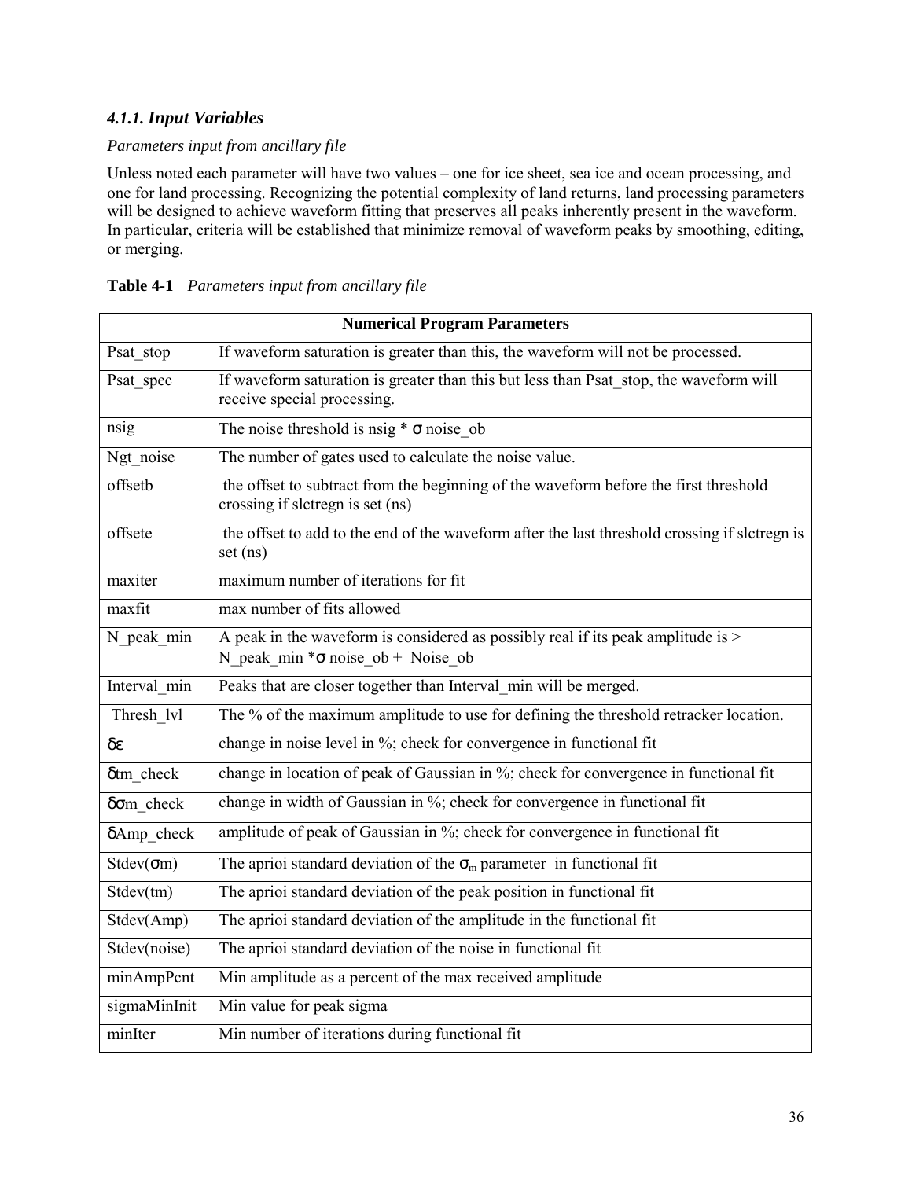### 4.1.1. *Input Variables*

*Parameters input from ancillary file*

Unless noted each parameter will have two values – one for ice sheet, sea ice and ocean processing, and one for land processing. Recognizing the potential complexity of land returns, land processing parameters will be designed to achieve waveform fitting that preserves all peaks inherently present in the waveform. In particular, criteria will be established that minimize removal of waveform peaks by smoothing, editing, or merging.

**Table 4-1** *Parameters input from ancillary file*

| **Numerical Program Parameters** | |
|---|---|
| Psat_stop | If waveform saturation is greater than this, the waveform will not be processed. |
| Psat_spec | If waveform saturation is greater than this but less than Psat_stop, the waveform will receive special processing. |
| nsig | The noise threshold is nsig * σ noise_ob |
| Ngt_noise | The number of gates used to calculate the noise value. |
| offsetb | the offset to subtract from the beginning of the waveform before the first threshold crossing if slctregn is set (ns) |
| offsete | the offset to add to the end of the waveform after the last threshold crossing if slctregn is set (ns) |
| maxiter | maximum number of iterations for fit |
| maxfit | max number of fits allowed |
| N_peak_min | A peak in the waveform is considered as possibly real if its peak amplitude is > N_peak_min *σ noise_ob + Noise_ob |
| Interval_min | Peaks that are closer together than Interval_min will be merged. |
| Thresh_lvl | The % of the maximum amplitude to use for defining the threshold retracker location. |
| δε | change in noise level in %; check for convergence in functional fit |
| δtm_check | change in location of peak of Gaussian in %; check for convergence in functional fit |
| δσm_check | change in width of Gaussian in %; check for convergence in functional fit |
| δAmp_check | amplitude of peak of Gaussian in %; check for convergence in functional fit |
| Stdev(σm) | The aprioi standard deviation of the $\sigma_m$ parameter in functional fit |
| Stdev(tm) | The aprioi standard deviation of the peak position in functional fit |
| Stdev(Amp) | The aprioi standard deviation of the amplitude in the functional fit |
| Stdev(noise) | The aprioi standard deviation of the noise in functional fit |
| minAmpPcnt | Min amplitude as a percent of the max received amplitude |
| sigmaMinInit | Min value for peak sigma |
| minIter | Min number of iterations during functional fit |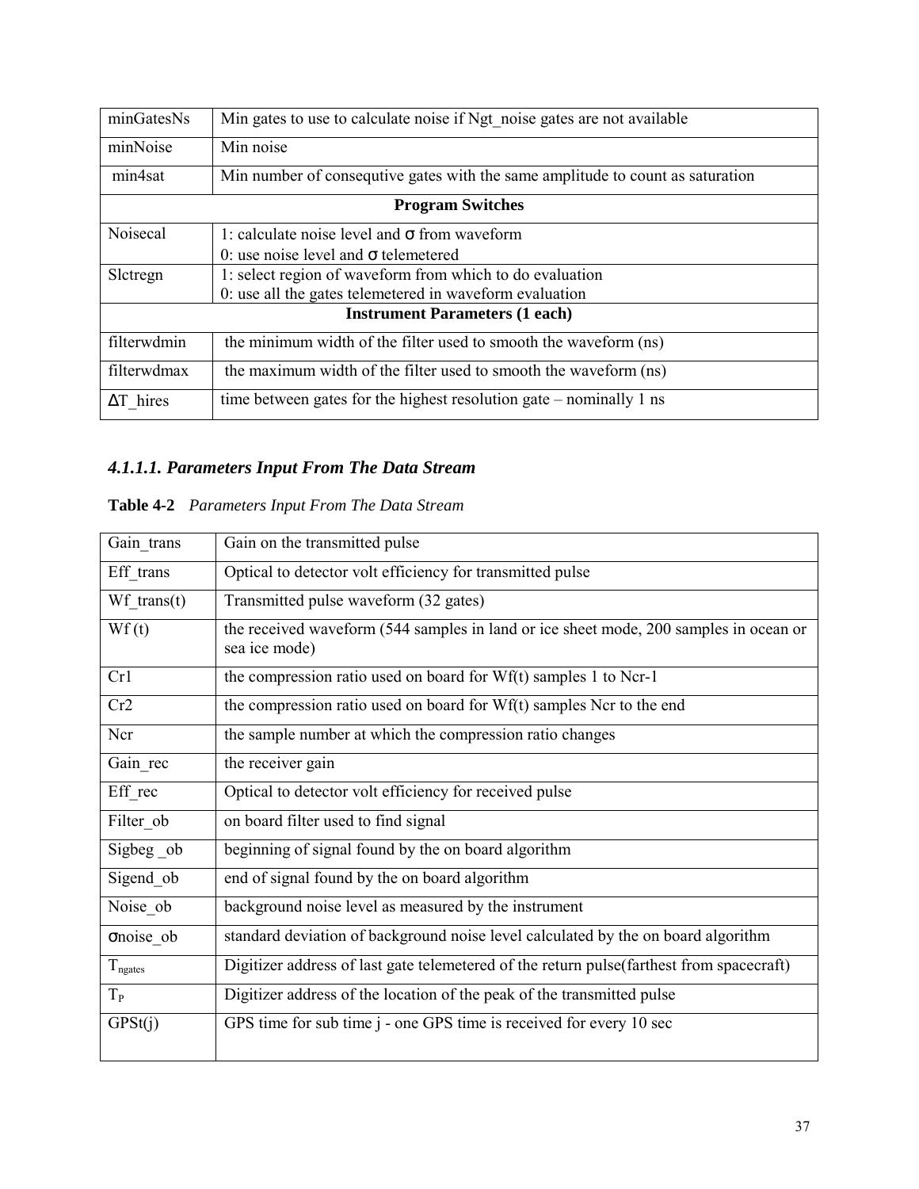| | |
|---|---|
| minGatesNs | Min gates to use to calculate noise if Ngt_noise gates are not available |
| minNoise | Min noise |
| min4sat | Min number of consequtive gates with the same amplitude to count as saturation |
| **Program Switches** | |
| Noisecal | 1: calculate noise level and σ from waveform<br>0: use noise level and σ telemetered |
| Slctregn | 1: select region of waveform from which to do evaluation<br>0: use all the gates telemetered in waveform evaluation |
| **Instrument Parameters (1 each)** | |
| filterwdmin | the minimum width of the filter used to smooth the waveform (ns) |
| filterwdmax | the maximum width of the filter used to smooth the waveform (ns) |
| ΔT_hires | time between gates for the highest resolution gate – nominally 1 ns |

#### *4.1.1.1. Parameters Input From The Data Stream*

**Table 4-2** *Parameters Input From The Data Stream*

| | |
|---|---|
| Gain_trans | Gain on the transmitted pulse |
| Eff_trans | Optical to detector volt efficiency for transmitted pulse |
| Wf_trans(t) | Transmitted pulse waveform (32 gates) |
| Wf (t) | the received waveform (544 samples in land or ice sheet mode, 200 samples in ocean or sea ice mode) |
| Cr1 | the compression ratio used on board for Wf(t) samples 1 to Ncr-1 |
| Cr2 | the compression ratio used on board for Wf(t) samples Ncr to the end |
| Ncr | the sample number at which the compression ratio changes |
| Gain_rec | the receiver gain |
| Eff_rec | Optical to detector volt efficiency for received pulse |
| Filter_ob | on board filter used to find signal |
| Sigbeg _ob | beginning of signal found by the on board algorithm |
| Sigend_ob | end of signal found by the on board algorithm |
| Noise_ob | background noise level as measured by the instrument |
| σnoise_ob | standard deviation of background noise level calculated by the on board algorithm |
| $T_{ngates}$ | Digitizer address of last gate telemetered of the return pulse(farthest from spacecraft) |
| $T_P$ | Digitizer address of the location of the peak of the transmitted pulse |
| GPSt(j) | GPS time for sub time j - one GPS time is received for every 10 sec |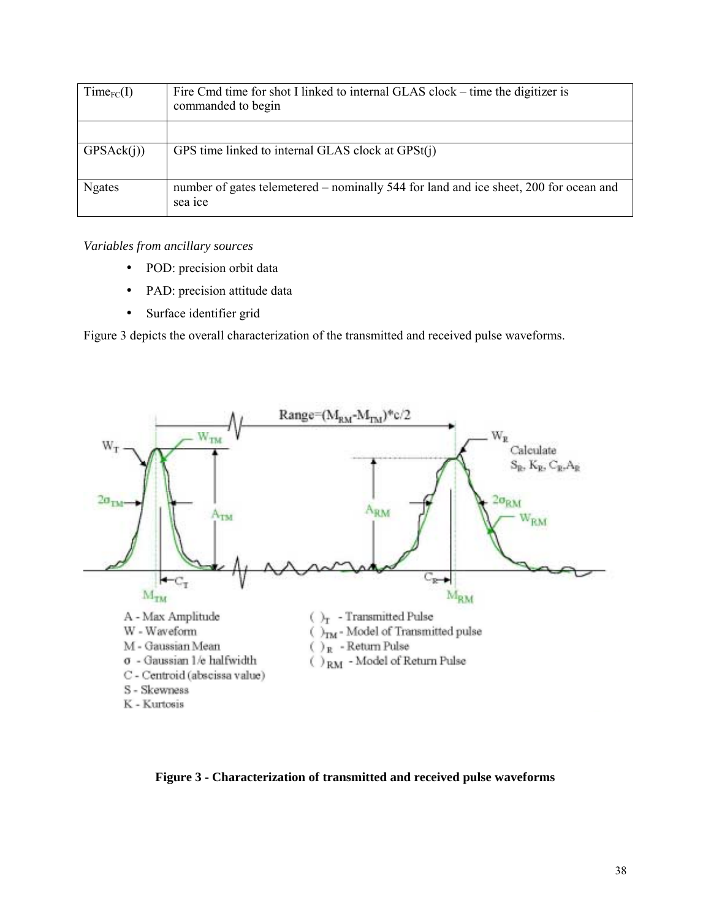| $Time_{FC}(I)$ | Fire Cmd time for shot I linked to internal GLAS clock – time the digitizer is commanded to begin |
| --- | --- |
| | |
| GPSAck(j)) | GPS time linked to internal GLAS clock at GPSt(j) |
| Ngates | number of gates telemetered – nominally 544 for land and ice sheet, 200 for ocean and sea ice |

*Variables from ancillary sources*

- POD: precision orbit data
- PAD: precision attitude data
- Surface identifier grid

Figure 3 depicts the overall characterization of the transmitted and received pulse waveforms.

**Figure 3 - Characterization of transmitted and received pulse waveforms**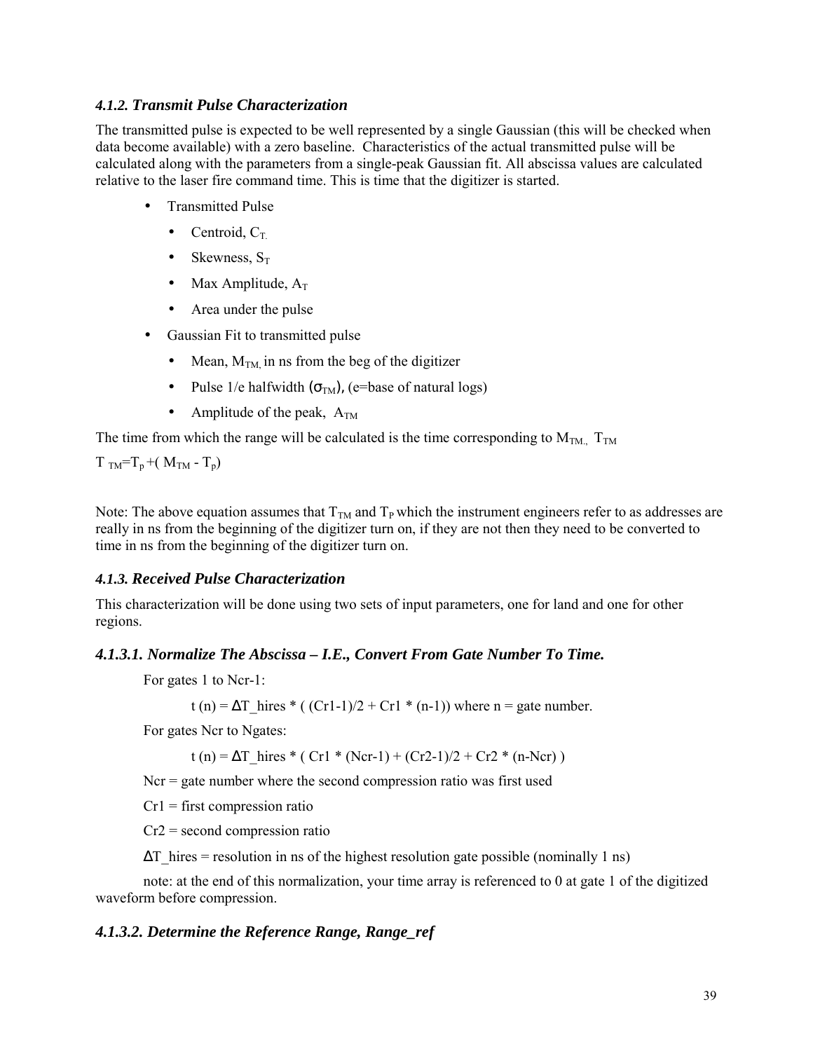#### *4.1.2. Transmit Pulse Characterization*

The transmitted pulse is expected to be well represented by a single Gaussian (this will be checked when data become available) with a zero baseline. Characteristics of the actual transmitted pulse will be calculated along with the parameters from a single-peak Gaussian fit. All abscissa values are calculated relative to the laser fire command time. This is time that the digitizer is started.

- Transmitted Pulse
  - Centroid, $C_{T.}$
  - Skewness, $S_T$
  - Max Amplitude, $A_T$
  - Area under the pulse
- Gaussian Fit to transmitted pulse
  - Mean, $M_{TM,}$ in ns from the beg of the digitizer
  - Pulse 1/e halfwidth ($\sigma_{TM}$), (e=base of natural logs)
  - Amplitude of the peak, $A_{TM}$

The time from which the range will be calculated is the time corresponding to $M_{TM.,}$ $T_{TM}$

$T_{TM} = T_p + (M_{TM} - T_p)$

Note: The above equation assumes that $T_{TM}$ and $T_P$ which the instrument engineers refer to as addresses are really in ns from the beginning of the digitizer turn on, if they are not then they need to be converted to time in ns from the beginning of the digitizer turn on.

#### *4.1.3. Received Pulse Characterization*

This characterization will be done using two sets of input parameters, one for land and one for other regions.

##### *4.1.3.1. Normalize The Abscissa – I.E., Convert From Gate Number To Time.*

For gates 1 to Ncr-1:

$$t(n) = \Delta T\_hires * ( (Cr1-1)/2 + Cr1 * (n-1)) \text{ where n = gate number.}$$

For gates Ncr to Ngates:

$$t(n) = \Delta T\_hires * ( Cr1 * (Ncr-1) + (Cr2-1)/2 + Cr2 * (n-Ncr) )$$

Ncr = gate number where the second compression ratio was first used

Cr1 = first compression ratio

Cr2 = second compression ratio

$\Delta$T_hires = resolution in ns of the highest resolution gate possible (nominally 1 ns)

note: at the end of this normalization, your time array is referenced to 0 at gate 1 of the digitized waveform before compression.

##### *4.1.3.2. Determine the Reference Range, Range_ref*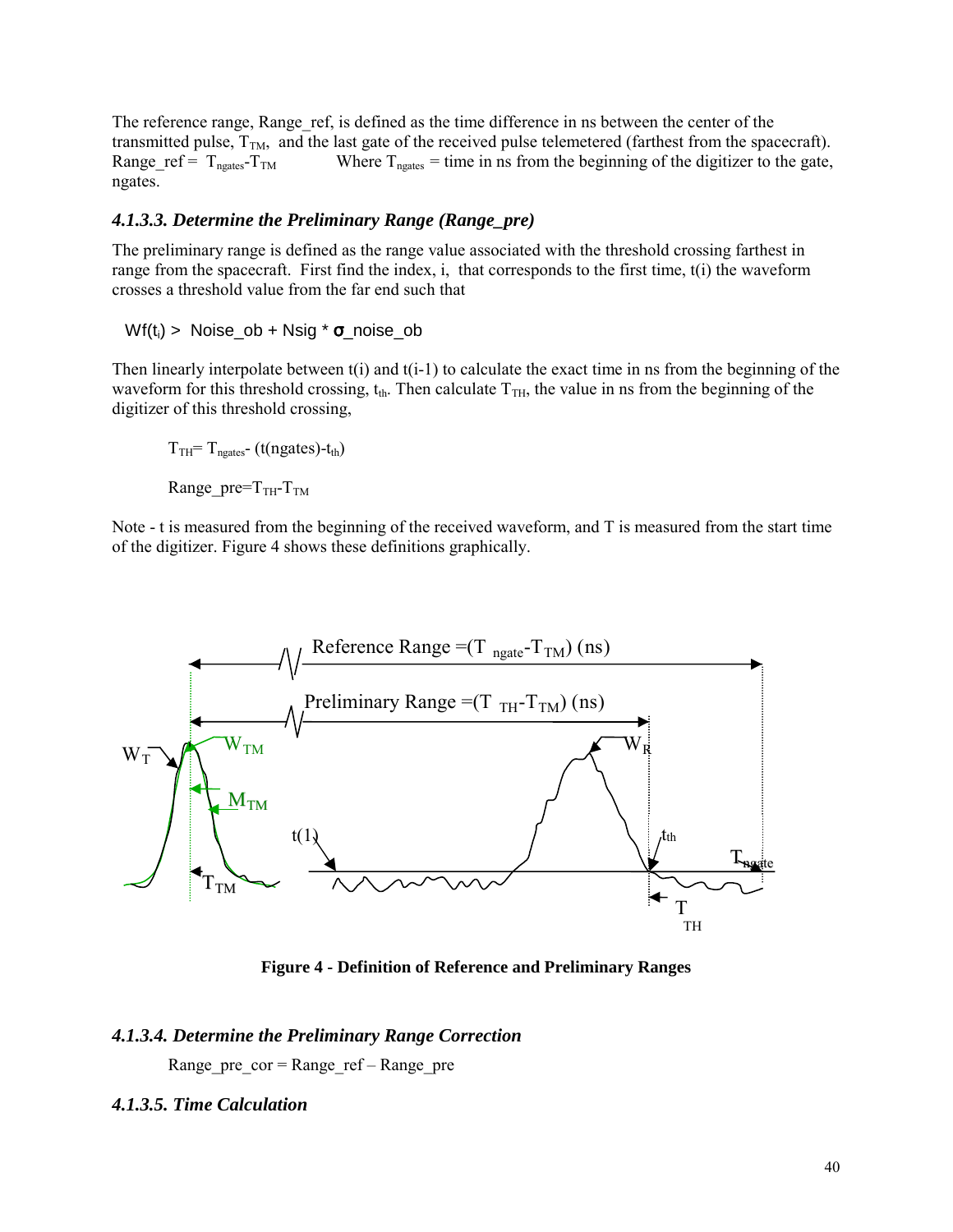The reference range, Range_ref, is defined as the time difference in ns between the center of the transmitted pulse, $T_{TM}$, and the last gate of the received pulse telemetered (farthest from the spacecraft).
Range_ref = $T_{ngates}$-$T_{TM}$ Where $T_{ngates}$ = time in ns from the beginning of the digitizer to the gate, ngates.

### *4.1.3.3. Determine the Preliminary Range (Range_pre)*

The preliminary range is defined as the range value associated with the threshold crossing farthest in range from the spacecraft. First find the index, i, that corresponds to the first time, t(i) the waveform crosses a threshold value from the far end such that

$$Wf(t_i) > \text{Noise\_ob} + \text{Nsig} * \sigma\text{\_noise\_ob}$$

Then linearly interpolate between t(i) and t(i-1) to calculate the exact time in ns from the beginning of the waveform for this threshold crossing, $t_{th}$. Then calculate $T_{TH}$, the value in ns from the beginning of the digitizer of this threshold crossing,

$$T_{TH} = T_{ngates} - (t(ngates) - t_{th})$$

$$\text{Range\_pre} = T_{TH} - T_{TM}$$

Note - t is measured from the beginning of the received waveform, and T is measured from the start time of the digitizer. Figure 4 shows these definitions graphically.

**Figure 4 - Definition of Reference and Preliminary Ranges**

### *4.1.3.4. Determine the Preliminary Range Correction*

Range_pre_cor = Range_ref – Range_pre

### *4.1.3.5. Time Calculation*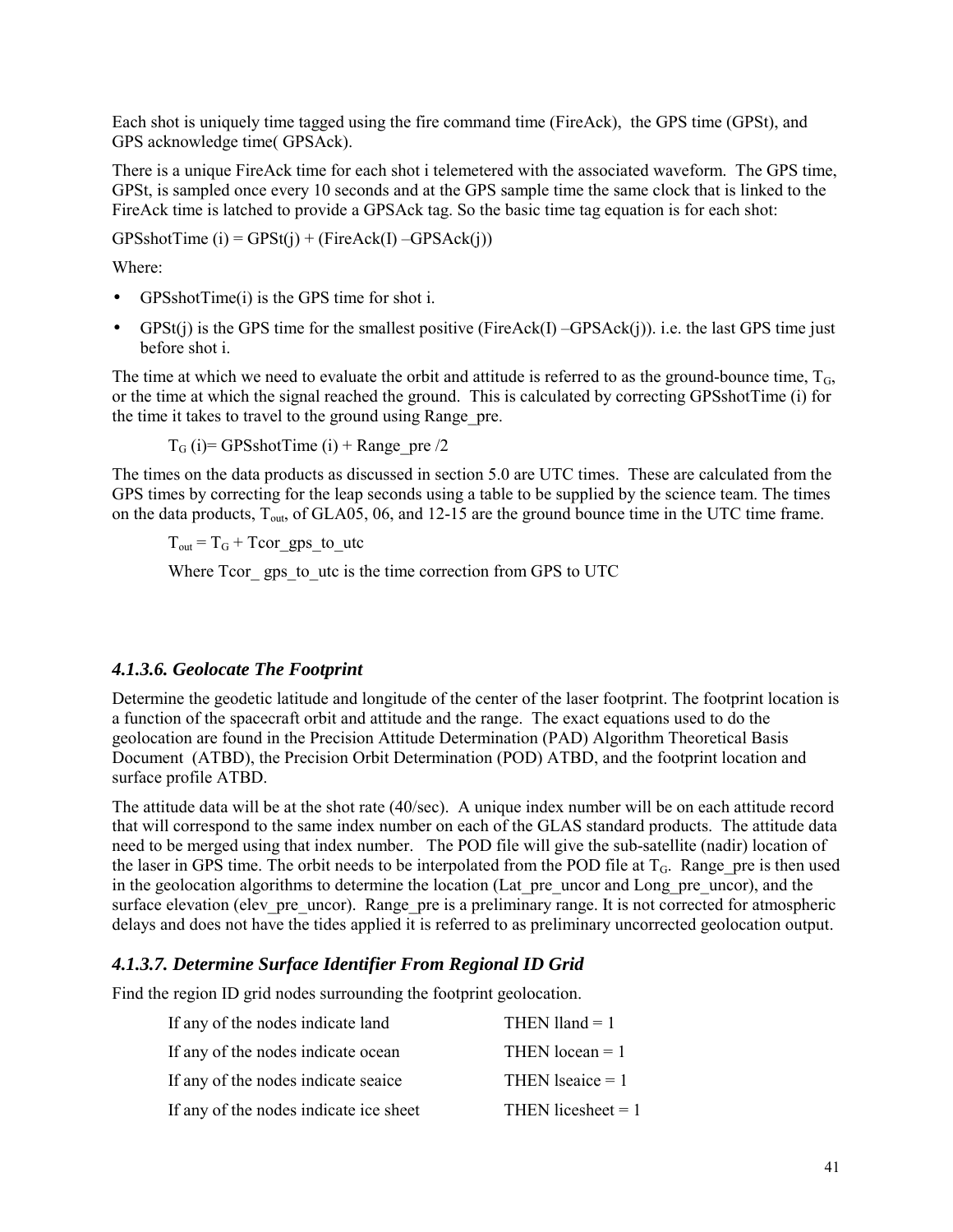Each shot is uniquely time tagged using the fire command time (FireAck), the GPS time (GPSt), and GPS acknowledge time( GPSAck).

There is a unique FireAck time for each shot i telemetered with the associated waveform. The GPS time, GPSt, is sampled once every 10 seconds and at the GPS sample time the same clock that is linked to the FireAck time is latched to provide a GPSAck tag. So the basic time tag equation is for each shot:

GPSshotTime (i) = GPSt(j) + (FireAck(I) –GPSAck(j))

Where:

- GPSshotTime(i) is the GPS time for shot i.
- GPSt(j) is the GPS time for the smallest positive (FireAck(I) –GPSAck(j)). i.e. the last GPS time just before shot i.

The time at which we need to evaluate the orbit and attitude is referred to as the ground-bounce time, $T_G$, or the time at which the signal reached the ground. This is calculated by correcting GPSshotTime (i) for the time it takes to travel to the ground using Range_pre.

$T_G$ (i)= GPSshotTime (i) + Range_pre /2

The times on the data products as discussed in section 5.0 are UTC times. These are calculated from the GPS times by correcting for the leap seconds using a table to be supplied by the science team. The times on the data products, $T_{out}$, of GLA05, 06, and 12-15 are the ground bounce time in the UTC time frame.

$T_{out} = T_G$ + Tcor_gps_to_utc

Where Tcor_ gps_to_utc is the time correction from GPS to UTC

### *4.1.3.6. Geolocate The Footprint*

Determine the geodetic latitude and longitude of the center of the laser footprint. The footprint location is a function of the spacecraft orbit and attitude and the range. The exact equations used to do the geolocation are found in the Precision Attitude Determination (PAD) Algorithm Theoretical Basis Document (ATBD), the Precision Orbit Determination (POD) ATBD, and the footprint location and surface profile ATBD.

The attitude data will be at the shot rate (40/sec). A unique index number will be on each attitude record that will correspond to the same index number on each of the GLAS standard products. The attitude data need to be merged using that index number. The POD file will give the sub-satellite (nadir) location of the laser in GPS time. The orbit needs to be interpolated from the POD file at $T_G$. Range_pre is then used in the geolocation algorithms to determine the location (Lat_pre_uncor and Long_pre_uncor), and the surface elevation (elev_pre_uncor). Range_pre is a preliminary range. It is not corrected for atmospheric delays and does not have the tides applied it is referred to as preliminary uncorrected geolocation output.

### *4.1.3.7. Determine Surface Identifier From Regional ID Grid*

Find the region ID grid nodes surrounding the footprint geolocation.

| | |
|---|---|
| If any of the nodes indicate land | THEN lland = 1 |
| If any of the nodes indicate ocean | THEN locean = 1 |
| If any of the nodes indicate seaice | THEN lseaice = 1 |
| If any of the nodes indicate ice sheet | THEN licesheet = 1 |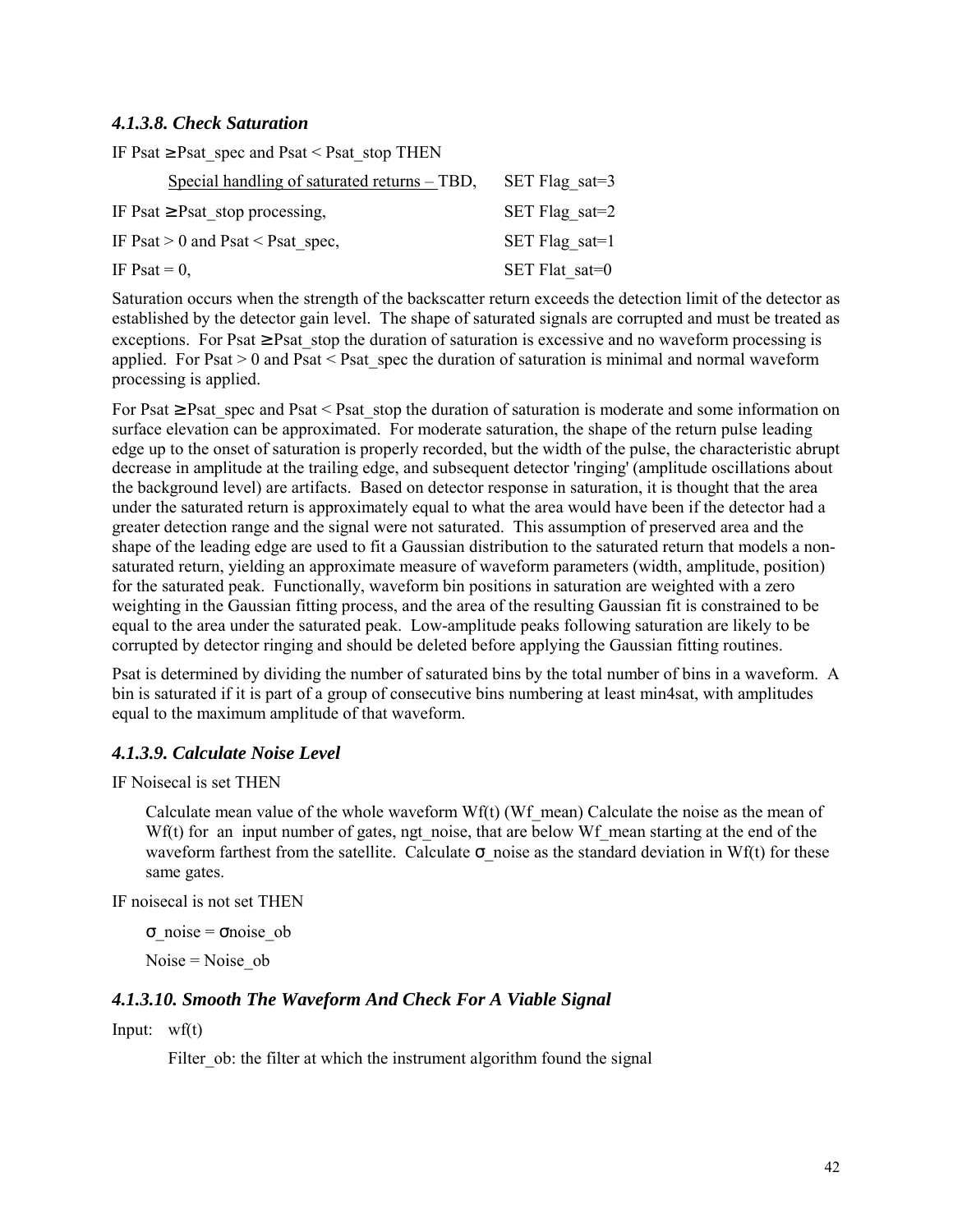### *4.1.3.8. Check Saturation*

IF Psat ≥ Psat_spec and Psat < Psat_stop THEN

| | |
|---|---|
| Special handling of saturated returns – TBD, | SET Flag_sat=3 |
| IF Psat ≥ Psat_stop processing, | SET Flag_sat=2 |
| IF Psat > 0 and Psat < Psat_spec, | SET Flag_sat=1 |
| IF Psat = 0, | SET Flat_sat=0 |

Saturation occurs when the strength of the backscatter return exceeds the detection limit of the detector as established by the detector gain level. The shape of saturated signals are corrupted and must be treated as exceptions. For Psat ≥ Psat_stop the duration of saturation is excessive and no waveform processing is applied. For Psat > 0 and Psat < Psat_spec the duration of saturation is minimal and normal waveform processing is applied.

For Psat ≥ Psat_spec and Psat < Psat_stop the duration of saturation is moderate and some information on surface elevation can be approximated. For moderate saturation, the shape of the return pulse leading edge up to the onset of saturation is properly recorded, but the width of the pulse, the characteristic abrupt decrease in amplitude at the trailing edge, and subsequent detector 'ringing' (amplitude oscillations about the background level) are artifacts. Based on detector response in saturation, it is thought that the area under the saturated return is approximately equal to what the area would have been if the detector had a greater detection range and the signal were not saturated. This assumption of preserved area and the shape of the leading edge are used to fit a Gaussian distribution to the saturated return that models a non-saturated return, yielding an approximate measure of waveform parameters (width, amplitude, position) for the saturated peak. Functionally, waveform bin positions in saturation are weighted with a zero weighting in the Gaussian fitting process, and the area of the resulting Gaussian fit is constrained to be equal to the area under the saturated peak. Low-amplitude peaks following saturation are likely to be corrupted by detector ringing and should be deleted before applying the Gaussian fitting routines.

Psat is determined by dividing the number of saturated bins by the total number of bins in a waveform. A bin is saturated if it is part of a group of consecutive bins numbering at least min4sat, with amplitudes equal to the maximum amplitude of that waveform.

### *4.1.3.9. Calculate Noise Level*

IF Noisecal is set THEN

Calculate mean value of the whole waveform Wf(t) (Wf_mean) Calculate the noise as the mean of Wf(t) for an input number of gates, ngt_noise, that are below Wf_mean starting at the end of the waveform farthest from the satellite. Calculate σ_noise as the standard deviation in Wf(t) for these same gates.

IF noisecal is not set THEN

σ_noise = σnoise_ob

Noise = Noise_ob

### *4.1.3.10. Smooth The Waveform And Check For A Viable Signal*

Input: wf(t)

Filter_ob: the filter at which the instrument algorithm found the signal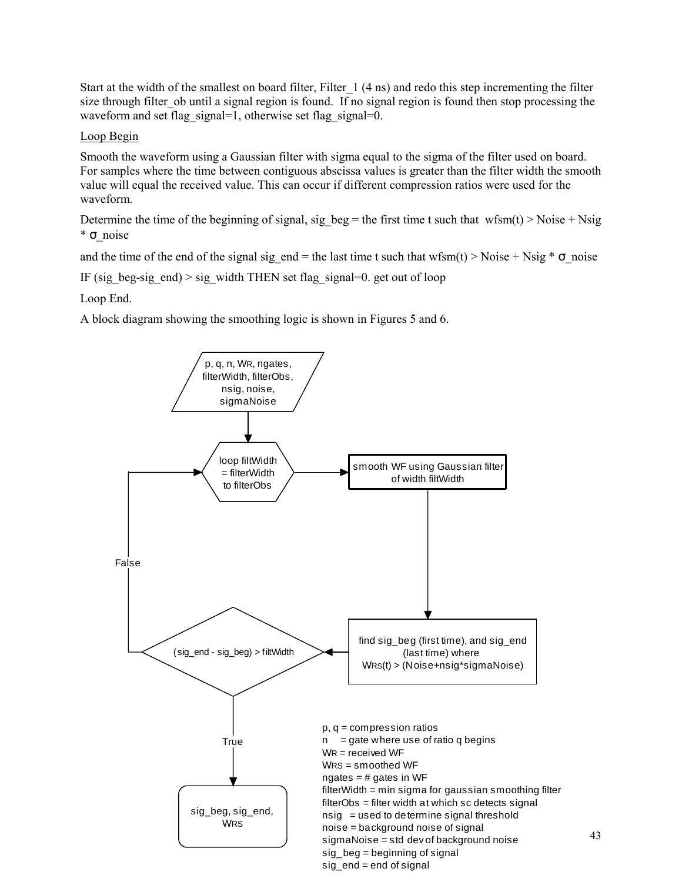Start at the width of the smallest on board filter, Filter_1 (4 ns) and redo this step incrementing the filter size through filter_ob until a signal region is found. If no signal region is found then stop processing the waveform and set flag_signal=1, otherwise set flag_signal=0.

<u>Loop Begin</u>

Smooth the waveform using a Gaussian filter with sigma equal to the sigma of the filter used on board. For samples where the time between contiguous abscissa values is greater than the filter width the smooth value will equal the received value. This can occur if different compression ratios were used for the waveform.

Determine the time of the beginning of signal, sig_beg = the first time t such that wfsm(t) > Noise + Nsig * σ_noise

and the time of the end of the signal sig_end = the last time t such that wfsm(t) > Noise + Nsig * σ_noise

IF (sig_beg-sig_end) > sig_width THEN set flag_signal=0. get out of loop

Loop End.

A block diagram showing the smoothing logic is shown in Figures 5 and 6.

Flowchart:

- Input: p, q, n, $W_R$, ngates, filterWidth, filterObs, nsig, noise, sigmaNoise
- loop filtWidth = filterWidth to filterObs
- smooth WF using Gaussian filter of width filtWidth
- find sig_beg (first time), and sig_end (last time) where $W_{RS}(t)$ > (Noise+nsig*sigmaNoise)
- Decision: (sig_end - sig_beg) > filtWidth
  - False: return to loop
  - True: output sig_beg, sig_end, $W_{RS}$

p, q = compression ratios
n = gate where use of ratio q begins
$W_R$ = received WF
$W_{RS}$ = smoothed WF
ngates = # gates in WF
filterWidth = min sigma for gaussian smoothing filter
filterObs = filter width at which sc detects signal
nsig = used to determine signal threshold
noise = background noise of signal
sigmaNoise = std dev of background noise
sig_beg = beginning of signal
sig_end = end of signal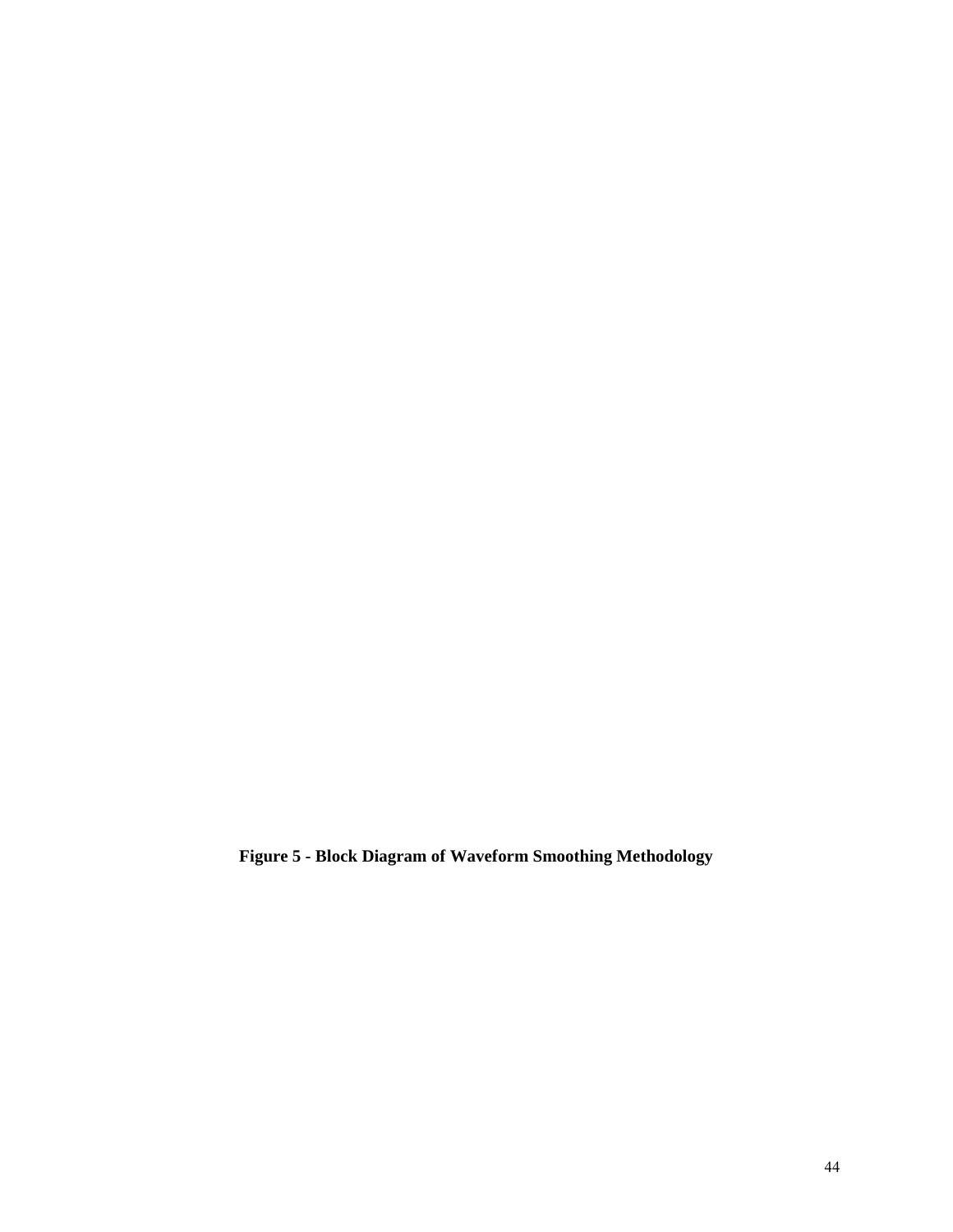**Figure 5 - Block Diagram of Waveform Smoothing Methodology**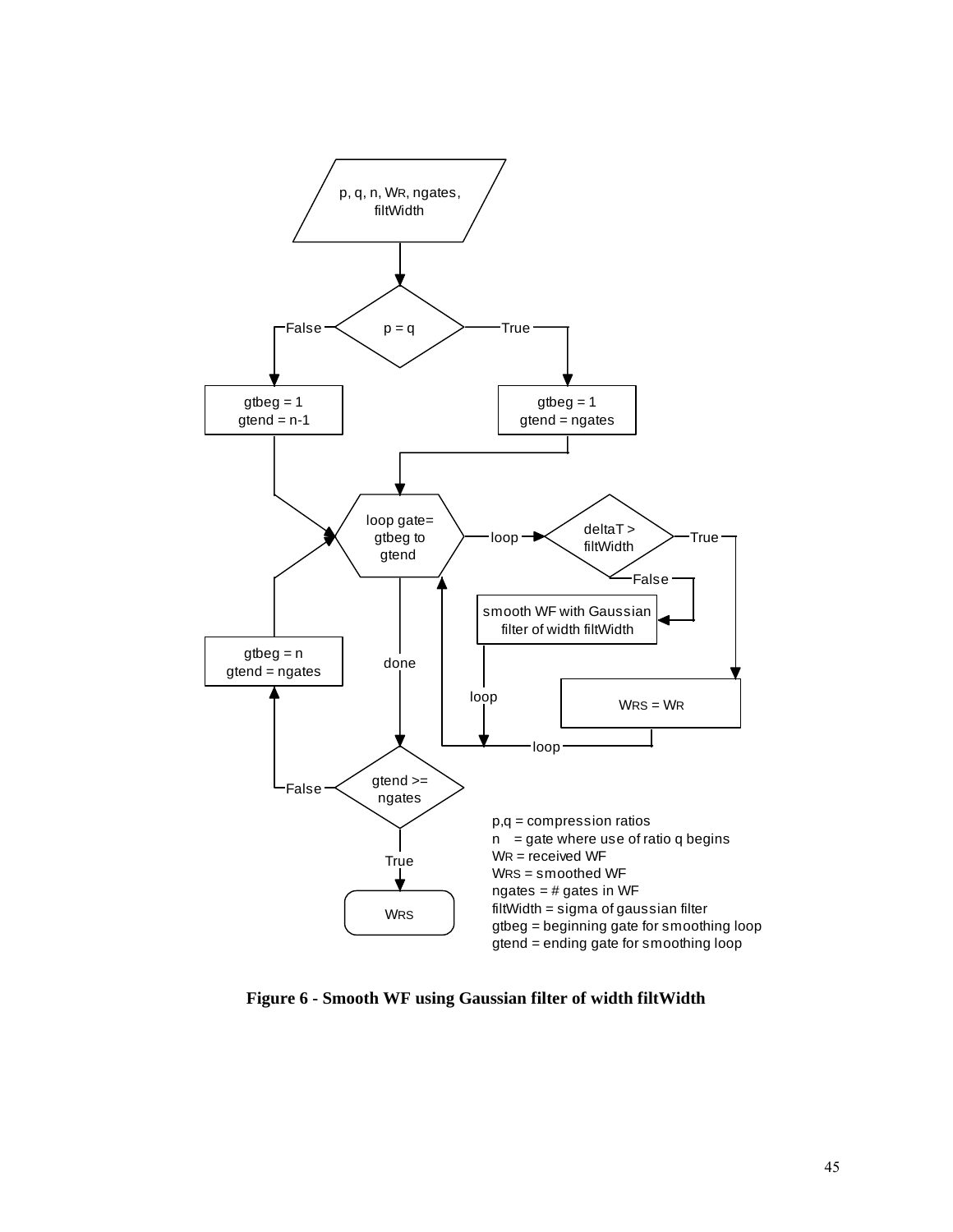p, q, n, $W_R$, ngates, filtWidth

p = q

False: gtbeg = 1, gtend = n-1

True: gtbeg = 1, gtend = ngates

loop gate= gtbeg to gtend

loop → deltaT > filtWidth

True → $W_{RS} = W_R$ → loop

False → smooth WF with Gaussian filter of width filtWidth → loop

done → gtend >= ngates

False → gtbeg = n, gtend = ngates → loop gate= gtbeg to gtend

True → $W_{RS}$

p,q = compression ratios
n = gate where use of ratio q begins
$W_R$ = received WF
$W_{RS}$ = smoothed WF
ngates = # gates in WF
filtWidth = sigma of gaussian filter
gtbeg = beginning gate for smoothing loop
gtend = ending gate for smoothing loop

**Figure 6 - Smooth WF using Gaussian filter of width filtWidth**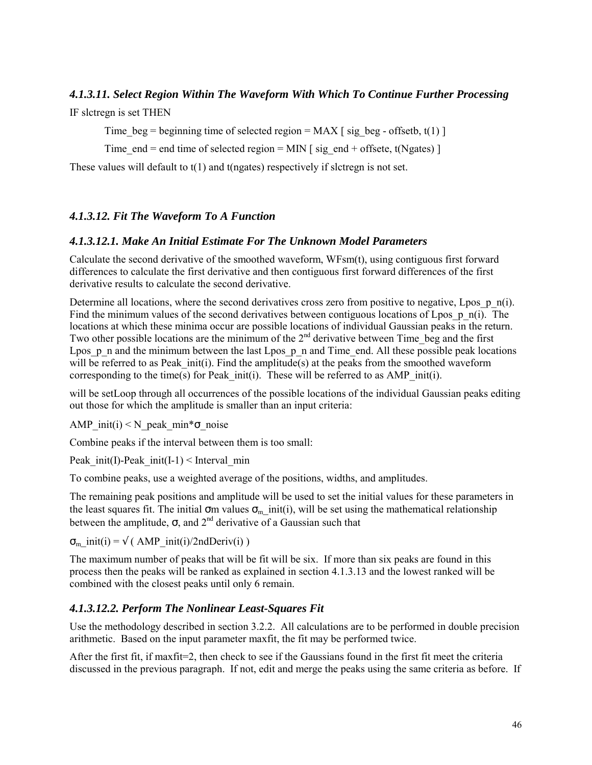### *4.1.3.11. Select Region Within The Waveform With Which To Continue Further Processing*

IF slctregn is set THEN

> Time_beg = beginning time of selected region = MAX [ sig_beg - offsetb, t(1) ]
>
> Time_end = end time of selected region = MIN [ sig_end + offsete, t(Ngates) ]

These values will default to t(1) and t(ngates) respectively if slctregn is not set.

### *4.1.3.12. Fit The Waveform To A Function*

#### *4.1.3.12.1. Make An Initial Estimate For The Unknown Model Parameters*

Calculate the second derivative of the smoothed waveform, WFsm(t), using contiguous first forward differences to calculate the first derivative and then contiguous first forward differences of the first derivative results to calculate the second derivative.

Determine all locations, where the second derivatives cross zero from positive to negative, Lpos_p_n(i). Find the minimum values of the second derivatives between contiguous locations of Lpos_p_n(i). The locations at which these minima occur are possible locations of individual Gaussian peaks in the return. Two other possible locations are the minimum of the 2nd derivative between Time_beg and the first Lpos_p_n and the minimum between the last Lpos_p_n and Time_end. All these possible peak locations will be referred to as Peak_init(i). Find the amplitude(s) at the peaks from the smoothed waveform corresponding to the time(s) for Peak_init(i). These will be referred to as AMP_init(i).

will be setLoop through all occurrences of the possible locations of the individual Gaussian peaks editing out those for which the amplitude is smaller than an input criteria:

AMP_init(i) < N_peak_min*σ_noise

Combine peaks if the interval between them is too small:

Peak_init(I)-Peak_init(I-1) < Interval_min

To combine peaks, use a weighted average of the positions, widths, and amplitudes.

The remaining peak positions and amplitude will be used to set the initial values for these parameters in the least squares fit. The initial σm values $\sigma_m$_init(i), will be set using the mathematical relationship between the amplitude, σ, and 2nd derivative of a Gaussian such that

$\sigma_m$_init(i) = √ ( AMP_init(i)/2ndDeriv(i) )

The maximum number of peaks that will be fit will be six. If more than six peaks are found in this process then the peaks will be ranked as explained in section 4.1.3.13 and the lowest ranked will be combined with the closest peaks until only 6 remain.

#### *4.1.3.12.2. Perform The Nonlinear Least-Squares Fit*

Use the methodology described in section 3.2.2. All calculations are to be performed in double precision arithmetic. Based on the input parameter maxfit, the fit may be performed twice.

After the first fit, if maxfit=2, then check to see if the Gaussians found in the first fit meet the criteria discussed in the previous paragraph. If not, edit and merge the peaks using the same criteria as before. If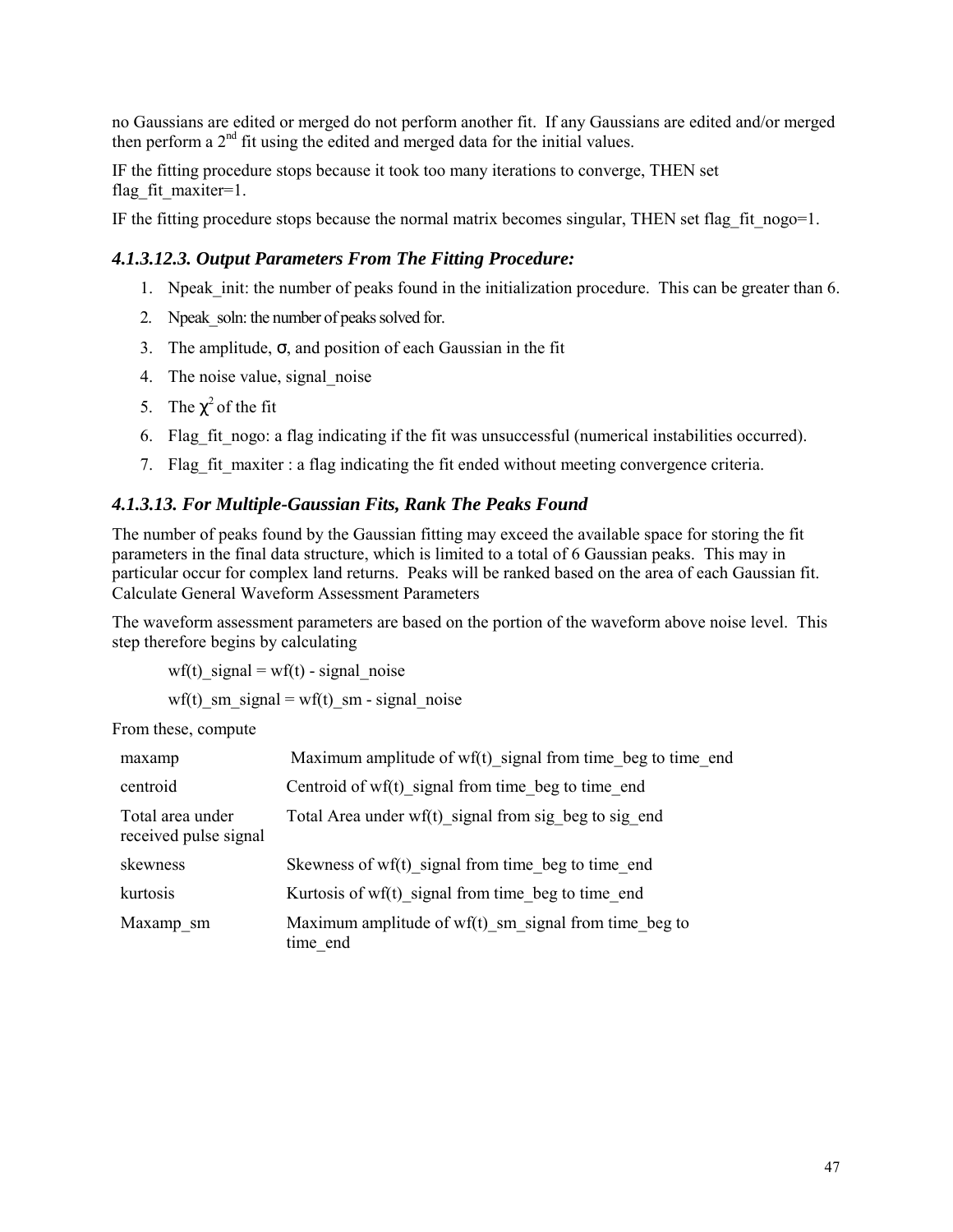no Gaussians are edited or merged do not perform another fit. If any Gaussians are edited and/or merged then perform a 2nd fit using the edited and merged data for the initial values.

IF the fitting procedure stops because it took too many iterations to converge, THEN set flag_fit_maxiter=1.

IF the fitting procedure stops because the normal matrix becomes singular, THEN set flag_fit_nogo=1.

#### *4.1.3.12.3. Output Parameters From The Fitting Procedure:*

1. Npeak_init: the number of peaks found in the initialization procedure. This can be greater than 6.
2. Npeak_soln: the number of peaks solved for.
3. The amplitude, $\sigma$, and position of each Gaussian in the fit
4. The noise value, signal_noise
5. The $\chi^2$ of the fit
6. Flag_fit_nogo: a flag indicating if the fit was unsuccessful (numerical instabilities occurred).
7. Flag_fit_maxiter : a flag indicating the fit ended without meeting convergence criteria.

### *4.1.3.13. For Multiple-Gaussian Fits, Rank The Peaks Found*

The number of peaks found by the Gaussian fitting may exceed the available space for storing the fit parameters in the final data structure, which is limited to a total of 6 Gaussian peaks. This may in particular occur for complex land returns. Peaks will be ranked based on the area of each Gaussian fit. Calculate General Waveform Assessment Parameters

The waveform assessment parameters are based on the portion of the waveform above noise level. This step therefore begins by calculating

wf(t)_signal = wf(t) - signal_noise

wf(t)_sm_signal = wf(t)_sm - signal_noise

From these, compute

| | |
|---|---|
| maxamp | Maximum amplitude of wf(t)_signal from time_beg to time_end |
| centroid | Centroid of wf(t)_signal from time_beg to time_end |
| Total area under received pulse signal | Total Area under wf(t)_signal from sig_beg to sig_end |
| skewness | Skewness of wf(t)_signal from time_beg to time_end |
| kurtosis | Kurtosis of wf(t)_signal from time_beg to time_end |
| Maxamp_sm | Maximum amplitude of wf(t)_sm_signal from time_beg to time_end |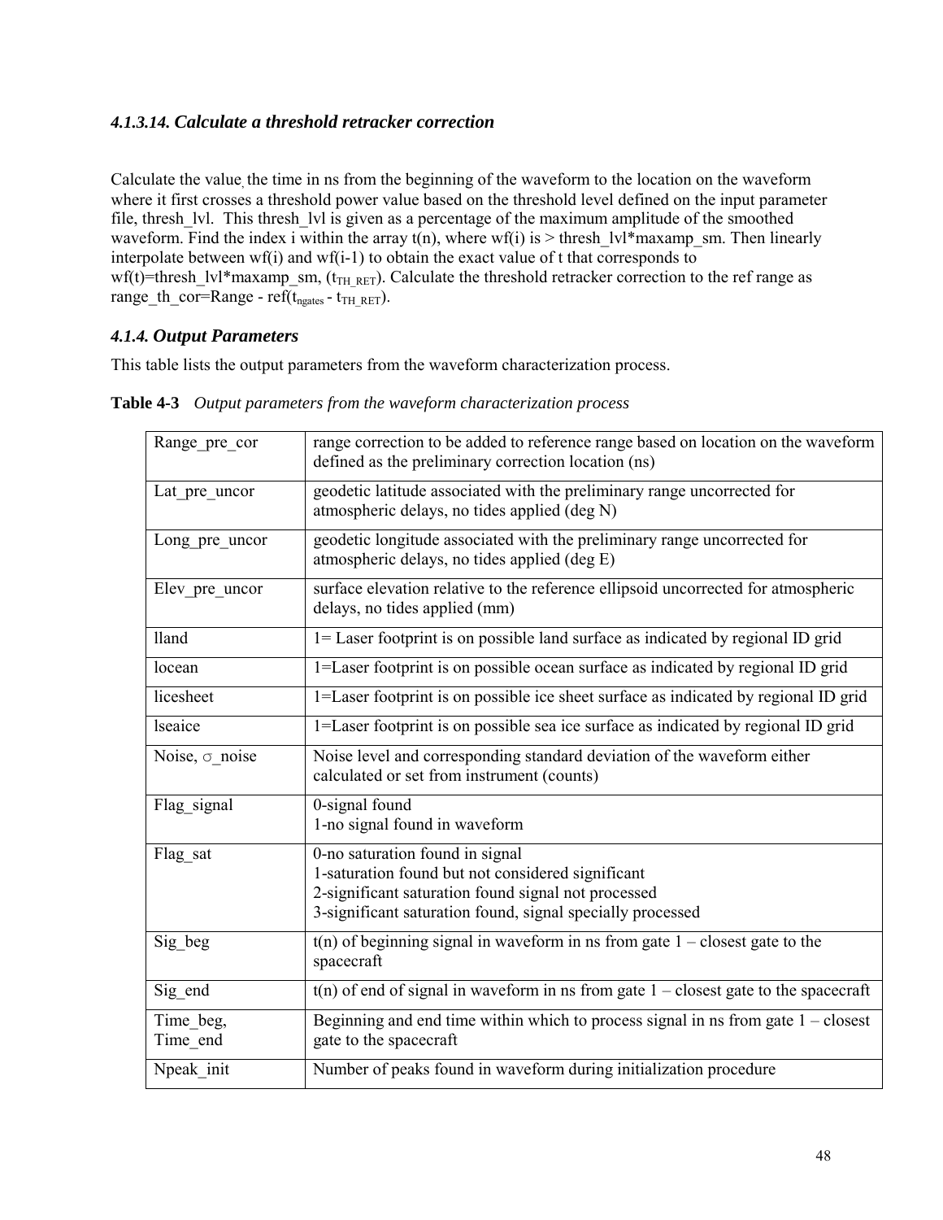#### *4.1.3.14. Calculate a threshold retracker correction*

Calculate the value, the time in ns from the beginning of the waveform to the location on the waveform where it first crosses a threshold power value based on the threshold level defined on the input parameter file, thresh_lvl. This thresh_lvl is given as a percentage of the maximum amplitude of the smoothed waveform. Find the index i within the array t(n), where wf(i) is > thresh_lvl*maxamp_sm. Then linearly interpolate between wf(i) and wf(i-1) to obtain the exact value of t that corresponds to wf(t)=thresh_lvl*maxamp_sm, ($t_{TH\_RET}$). Calculate the threshold retracker correction to the ref range as range_th_cor=Range - ref($t_{ngates}$ - $t_{TH\_RET}$).

### *4.1.4. Output Parameters*

This table lists the output parameters from the waveform characterization process.

**Table 4-3** *Output parameters from the waveform characterization process*

| | |
|---|---|
| Range_pre_cor | range correction to be added to reference range based on location on the waveform defined as the preliminary correction location (ns) |
| Lat_pre_uncor | geodetic latitude associated with the preliminary range uncorrected for atmospheric delays, no tides applied (deg N) |
| Long_pre_uncor | geodetic longitude associated with the preliminary range uncorrected for atmospheric delays, no tides applied (deg E) |
| Elev_pre_uncor | surface elevation relative to the reference ellipsoid uncorrected for atmospheric delays, no tides applied (mm) |
| lland | 1= Laser footprint is on possible land surface as indicated by regional ID grid |
| locean | 1=Laser footprint is on possible ocean surface as indicated by regional ID grid |
| licesheet | 1=Laser footprint is on possible ice sheet surface as indicated by regional ID grid |
| lseaice | 1=Laser footprint is on possible sea ice surface as indicated by regional ID grid |
| Noise, σ_noise | Noise level and corresponding standard deviation of the waveform either calculated or set from instrument (counts) |
| Flag_signal | 0-signal found<br>1-no signal found in waveform |
| Flag_sat | 0-no saturation found in signal<br>1-saturation found but not considered significant<br>2-significant saturation found signal not processed<br>3-significant saturation found, signal specially processed |
| Sig_beg | t(n) of beginning signal in waveform in ns from gate 1 – closest gate to the spacecraft |
| Sig_end | t(n) of end of signal in waveform in ns from gate 1 – closest gate to the spacecraft |
| Time_beg,<br>Time_end | Beginning and end time within which to process signal in ns from gate 1 – closest gate to the spacecraft |
| Npeak_init | Number of peaks found in waveform during initialization procedure |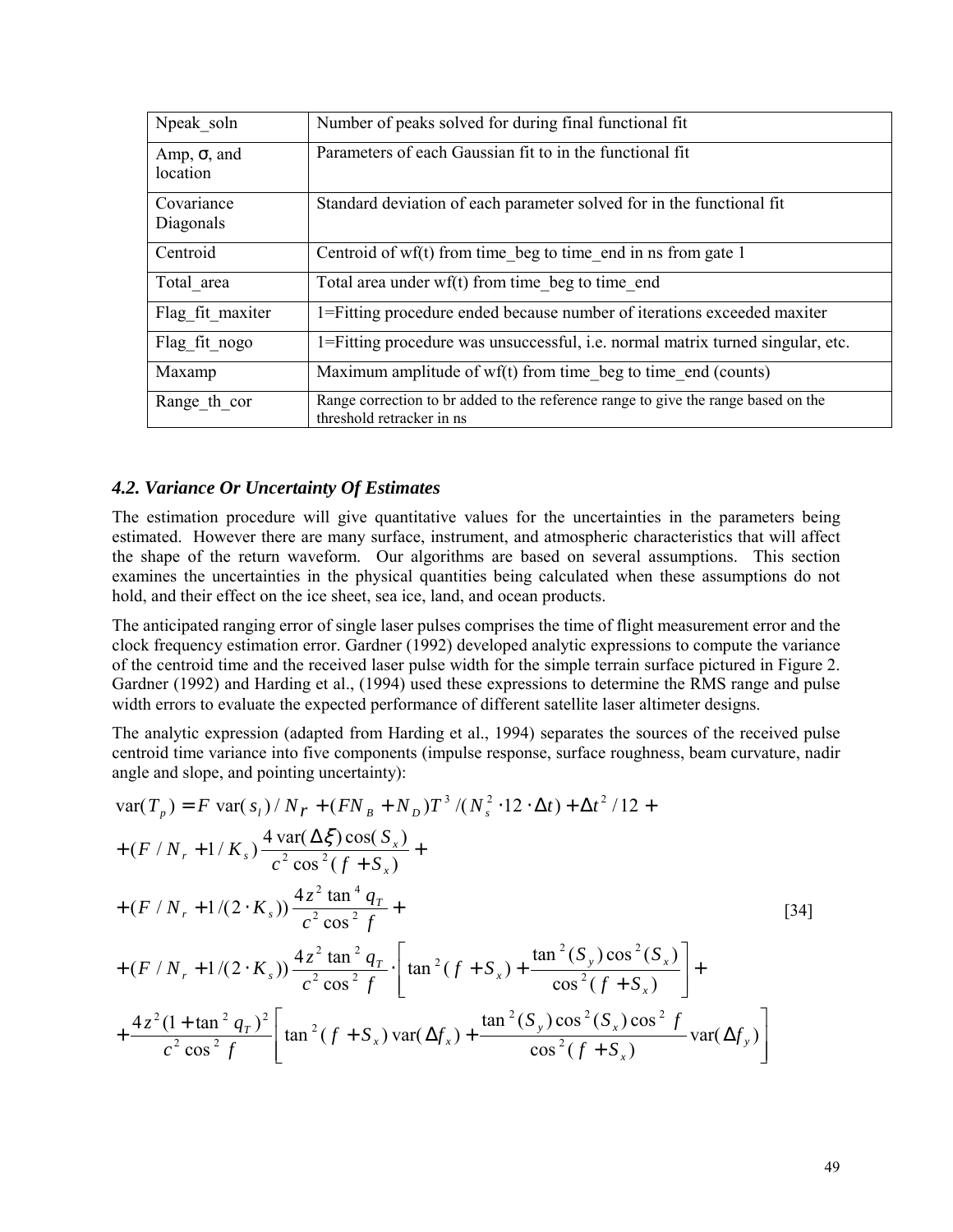| Npeak_soln | Number of peaks solved for during final functional fit |
|---|---|
| Amp, σ, and location | Parameters of each Gaussian fit to in the functional fit |
| Covariance Diagonals | Standard deviation of each parameter solved for in the functional fit |
| Centroid | Centroid of wf(t) from time_beg to time_end in ns from gate 1 |
| Total_area | Total area under wf(t) from time_beg to time_end |
| Flag_fit_maxiter | 1=Fitting procedure ended because number of iterations exceeded maxiter |
| Flag_fit_nogo | 1=Fitting procedure was unsuccessful, i.e. normal matrix turned singular, etc. |
| Maxamp | Maximum amplitude of wf(t) from time_beg to time_end (counts) |
| Range_th_cor | Range correction to br added to the reference range to give the range based on the threshold retracker in ns |

### *4.2. Variance Or Uncertainty Of Estimates*

The estimation procedure will give quantitative values for the uncertainties in the parameters being estimated. However there are many surface, instrument, and atmospheric characteristics that will affect the shape of the return waveform. Our algorithms are based on several assumptions. This section examines the uncertainties in the physical quantities being calculated when these assumptions do not hold, and their effect on the ice sheet, sea ice, land, and ocean products.

The anticipated ranging error of single laser pulses comprises the time of flight measurement error and the clock frequency estimation error. Gardner (1992) developed analytic expressions to compute the variance of the centroid time and the received laser pulse width for the simple terrain surface pictured in Figure 2. Gardner (1992) and Harding et al., (1994) used these expressions to determine the RMS range and pulse width errors to evaluate the expected performance of different satellite laser altimeter designs.

The analytic expression (adapted from Harding et al., 1994) separates the sources of the received pulse centroid time variance into five components (impulse response, surface roughness, beam curvature, nadir angle and slope, and pointing uncertainty):

$$
\begin{aligned}
\mathrm{var}(T_p) &= F\ \mathrm{var}(s_l)/N_r + (FN_B + N_D)T^3/(N_s^2 \cdot 12 \cdot \Delta t) + \Delta t^2/12 + \\
&+ (F/N_r + 1/K_s)\frac{4\,\mathrm{var}(\Delta\xi)\cos(S_x)}{c^2\cos^2(f + S_x)} + \\
&+ (F/N_r + 1/(2\cdot K_s))\frac{4z^2\tan^4 q_T}{c^2\cos^2 f} + \\
&+ (F/N_r + 1/(2\cdot K_s))\frac{4z^2\tan^2 q_T}{c^2\cos^2 f}\cdot\left[\tan^2(f + S_x) + \frac{\tan^2(S_y)\cos^2(S_x)}{\cos^2(f + S_x)}\right] + \\
&+ \frac{4z^2(1+\tan^2 q_T)^2}{c^2\cos^2 f}\left[\tan^2(f + S_x)\,\mathrm{var}(\Delta f_x) + \frac{\tan^2(S_y)\cos^2(S_x)\cos^2 f}{\cos^2(f + S_x)}\mathrm{var}(\Delta f_y)\right]
\end{aligned}
\qquad [34]
$$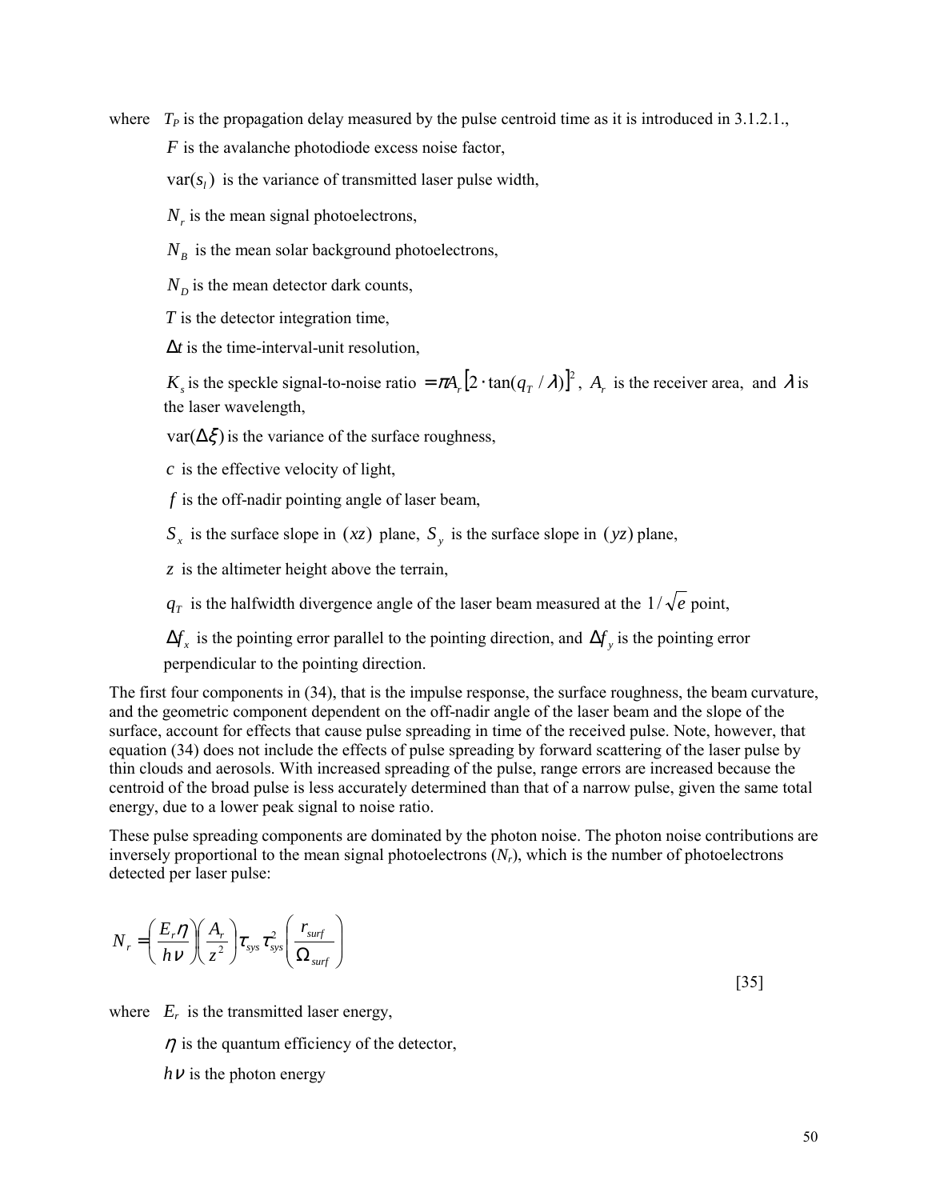where $T_P$ is the propagation delay measured by the pulse centroid time as it is introduced in 3.1.2.1.,

$F$ is the avalanche photodiode excess noise factor,

$\mathrm{var}(s_l)$ is the variance of transmitted laser pulse width,

$N_r$ is the mean signal photoelectrons,

$N_B$ is the mean solar background photoelectrons,

$N_D$ is the mean detector dark counts,

$T$ is the detector integration time,

$\Delta t$ is the time-interval-unit resolution,

$K_s$ is the speckle signal-to-noise ratio $= \pi A_r \left[2 \cdot \tan(q_T / \lambda)\right]^2$, $A_r$ is the receiver area, and $\lambda$ is the laser wavelength,

$\mathrm{var}(\Delta\xi)$ is the variance of the surface roughness,

$c$ is the effective velocity of light,

$f$ is the off-nadir pointing angle of laser beam,

$S_x$ is the surface slope in $(xz)$ plane, $S_y$ is the surface slope in $(yz)$ plane,

$z$ is the altimeter height above the terrain,

$q_T$ is the halfwidth divergence angle of the laser beam measured at the $1/\sqrt{e}$ point,

$\Delta f_x$ is the pointing error parallel to the pointing direction, and $\Delta f_y$ is the pointing error perpendicular to the pointing direction.

The first four components in (34), that is the impulse response, the surface roughness, the beam curvature, and the geometric component dependent on the off-nadir angle of the laser beam and the slope of the surface, account for effects that cause pulse spreading in time of the received pulse. Note, however, that equation (34) does not include the effects of pulse spreading by forward scattering of the laser pulse by thin clouds and aerosols. With increased spreading of the pulse, range errors are increased because the centroid of the broad pulse is less accurately determined than that of a narrow pulse, given the same total energy, due to a lower peak signal to noise ratio.

These pulse spreading components are dominated by the photon noise. The photon noise contributions are inversely proportional to the mean signal photoelectrons ($N_r$), which is the number of photoelectrons detected per laser pulse:

$$N_r = \left(\frac{E_r \eta}{h\nu}\right)\left(\frac{A_r}{z^2}\right)\tau_{sys}\tau_{sys}^2\left(\frac{r_{surf}}{\Omega_{surf}}\right) \quad [35]$$

where $E_r$ is the transmitted laser energy,

$\eta$ is the quantum efficiency of the detector,

$h\nu$ is the photon energy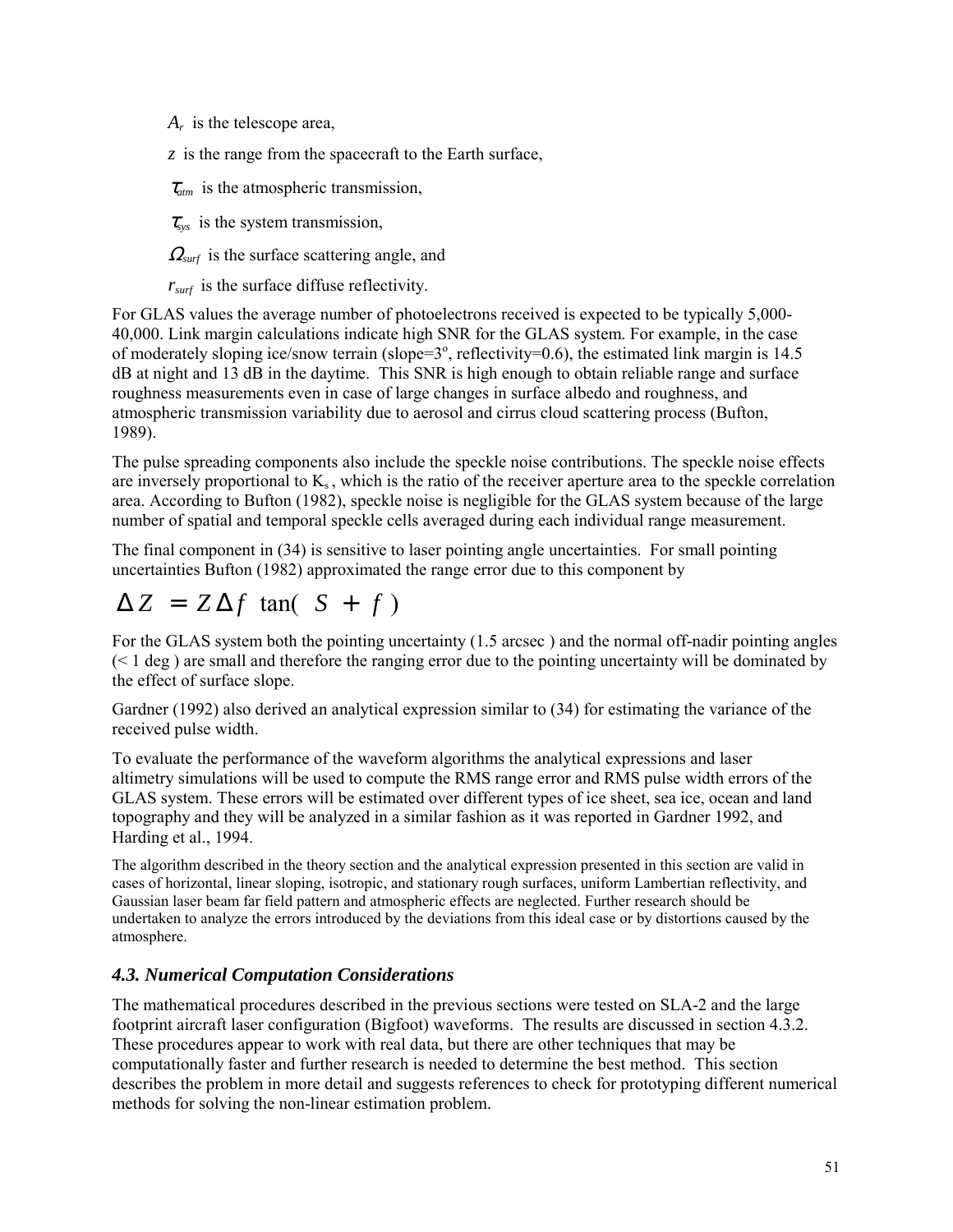$A_r$ is the telescope area,

$z$ is the range from the spacecraft to the Earth surface,

$\tau_{atm}$ is the atmospheric transmission,

$\tau_{sys}$ is the system transmission,

$\Omega_{surf}$ is the surface scattering angle, and

$r_{surf}$ is the surface diffuse reflectivity.

For GLAS values the average number of photoelectrons received is expected to be typically 5,000-40,000. Link margin calculations indicate high SNR for the GLAS system. For example, in the case of moderately sloping ice/snow terrain (slope=3$^o$, reflectivity=0.6), the estimated link margin is 14.5 dB at night and 13 dB in the daytime. This SNR is high enough to obtain reliable range and surface roughness measurements even in case of large changes in surface albedo and roughness, and atmospheric transmission variability due to aerosol and cirrus cloud scattering process (Bufton, 1989).

The pulse spreading components also include the speckle noise contributions. The speckle noise effects are inversely proportional to $K_s$, which is the ratio of the receiver aperture area to the speckle correlation area. According to Bufton (1982), speckle noise is negligible for the GLAS system because of the large number of spatial and temporal speckle cells averaged during each individual range measurement.

The final component in (34) is sensitive to laser pointing angle uncertainties. For small pointing uncertainties Bufton (1982) approximated the range error due to this component by

$$\Delta Z = Z \Delta f \tan( S + f )$$

For the GLAS system both the pointing uncertainty (1.5 arcsec ) and the normal off-nadir pointing angles (< 1 deg ) are small and therefore the ranging error due to the pointing uncertainty will be dominated by the effect of surface slope.

Gardner (1992) also derived an analytical expression similar to (34) for estimating the variance of the received pulse width.

To evaluate the performance of the waveform algorithms the analytical expressions and laser altimetry simulations will be used to compute the RMS range error and RMS pulse width errors of the GLAS system. These errors will be estimated over different types of ice sheet, sea ice, ocean and land topography and they will be analyzed in a similar fashion as it was reported in Gardner 1992, and Harding et al., 1994.

The algorithm described in the theory section and the analytical expression presented in this section are valid in cases of horizontal, linear sloping, isotropic, and stationary rough surfaces, uniform Lambertian reflectivity, and Gaussian laser beam far field pattern and atmospheric effects are neglected. Further research should be undertaken to analyze the errors introduced by the deviations from this ideal case or by distortions caused by the atmosphere.

### *4.3. Numerical Computation Considerations*

The mathematical procedures described in the previous sections were tested on SLA-2 and the large footprint aircraft laser configuration (Bigfoot) waveforms. The results are discussed in section 4.3.2. These procedures appear to work with real data, but there are other techniques that may be computationally faster and further research is needed to determine the best method. This section describes the problem in more detail and suggests references to check for prototyping different numerical methods for solving the non-linear estimation problem.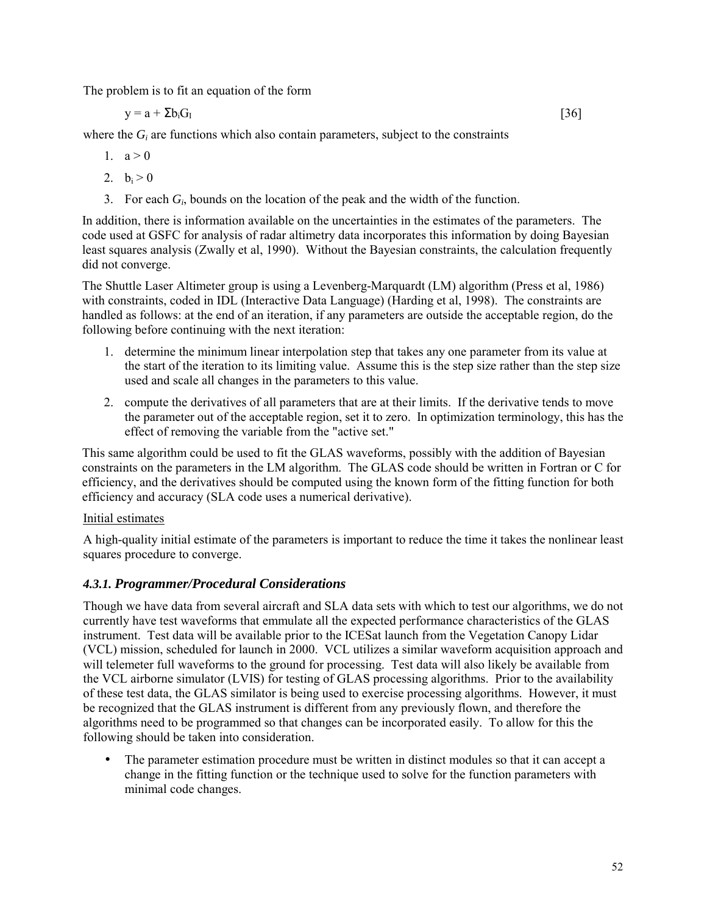The problem is to fit an equation of the form

$$y = a + \Sigma b_i G_I \qquad [36]$$

where the $G_i$ are functions which also contain parameters, subject to the constraints

1. $a > 0$
2. $b_i > 0$
3. For each $G_i$, bounds on the location of the peak and the width of the function.

In addition, there is information available on the uncertainties in the estimates of the parameters. The code used at GSFC for analysis of radar altimetry data incorporates this information by doing Bayesian least squares analysis (Zwally et al, 1990). Without the Bayesian constraints, the calculation frequently did not converge.

The Shuttle Laser Altimeter group is using a Levenberg-Marquardt (LM) algorithm (Press et al, 1986) with constraints, coded in IDL (Interactive Data Language) (Harding et al, 1998). The constraints are handled as follows: at the end of an iteration, if any parameters are outside the acceptable region, do the following before continuing with the next iteration:

1. determine the minimum linear interpolation step that takes any one parameter from its value at the start of the iteration to its limiting value. Assume this is the step size rather than the step size used and scale all changes in the parameters to this value.
2. compute the derivatives of all parameters that are at their limits. If the derivative tends to move the parameter out of the acceptable region, set it to zero. In optimization terminology, this has the effect of removing the variable from the "active set."

This same algorithm could be used to fit the GLAS waveforms, possibly with the addition of Bayesian constraints on the parameters in the LM algorithm. The GLAS code should be written in Fortran or C for efficiency, and the derivatives should be computed using the known form of the fitting function for both efficiency and accuracy (SLA code uses a numerical derivative).

Initial estimates

A high-quality initial estimate of the parameters is important to reduce the time it takes the nonlinear least squares procedure to converge.

### *4.3.1. Programmer/Procedural Considerations*

Though we have data from several aircraft and SLA data sets with which to test our algorithms, we do not currently have test waveforms that emmulate all the expected performance characteristics of the GLAS instrument. Test data will be available prior to the ICESat launch from the Vegetation Canopy Lidar (VCL) mission, scheduled for launch in 2000. VCL utilizes a similar waveform acquisition approach and will telemeter full waveforms to the ground for processing. Test data will also likely be available from the VCL airborne simulator (LVIS) for testing of GLAS processing algorithms. Prior to the availability of these test data, the GLAS similator is being used to exercise processing algorithms. However, it must be recognized that the GLAS instrument is different from any previously flown, and therefore the algorithms need to be programmed so that changes can be incorporated easily. To allow for this the following should be taken into consideration.

- The parameter estimation procedure must be written in distinct modules so that it can accept a change in the fitting function or the technique used to solve for the function parameters with minimal code changes.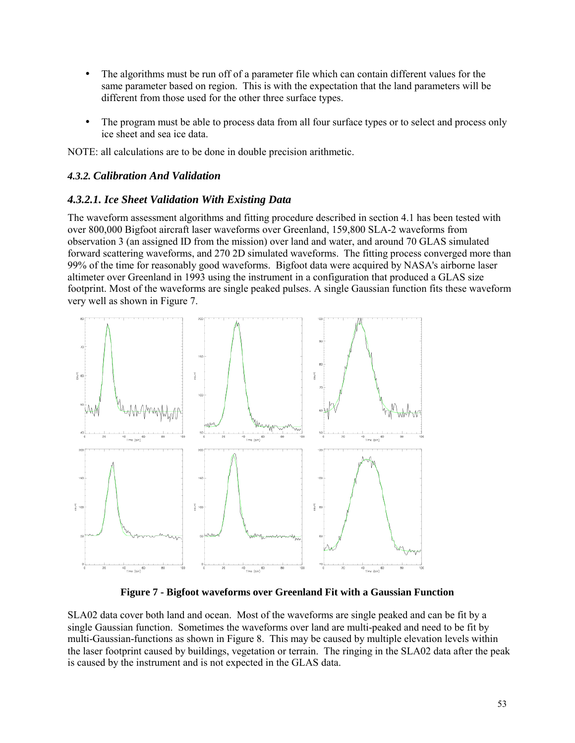- The algorithms must be run off of a parameter file which can contain different values for the same parameter based on region. This is with the expectation that the land parameters will be different from those used for the other three surface types.

- The program must be able to process data from all four surface types or to select and process only ice sheet and sea ice data.

NOTE: all calculations are to be done in double precision arithmetic.

### *4.3.2. Calibration And Validation*

#### *4.3.2.1. Ice Sheet Validation With Existing Data*

The waveform assessment algorithms and fitting procedure described in section 4.1 has been tested with over 800,000 Bigfoot aircraft laser waveforms over Greenland, 159,800 SLA-2 waveforms from observation 3 (an assigned ID from the mission) over land and water, and around 70 GLAS simulated forward scattering waveforms, and 270 2D simulated waveforms. The fitting process converged more than 99% of the time for reasonably good waveforms. Bigfoot data were acquired by NASA's airborne laser altimeter over Greenland in 1993 using the instrument in a configuration that produced a GLAS size footprint. Most of the waveforms are single peaked pulses. A single Gaussian function fits these waveform very well as shown in Figure 7.

**Figure 7 - Bigfoot waveforms over Greenland Fit with a Gaussian Function**

SLA02 data cover both land and ocean. Most of the waveforms are single peaked and can be fit by a single Gaussian function. Sometimes the waveforms over land are multi-peaked and need to be fit by multi-Gaussian-functions as shown in Figure 8. This may be caused by multiple elevation levels within the laser footprint caused by buildings, vegetation or terrain. The ringing in the SLA02 data after the peak is caused by the instrument and is not expected in the GLAS data.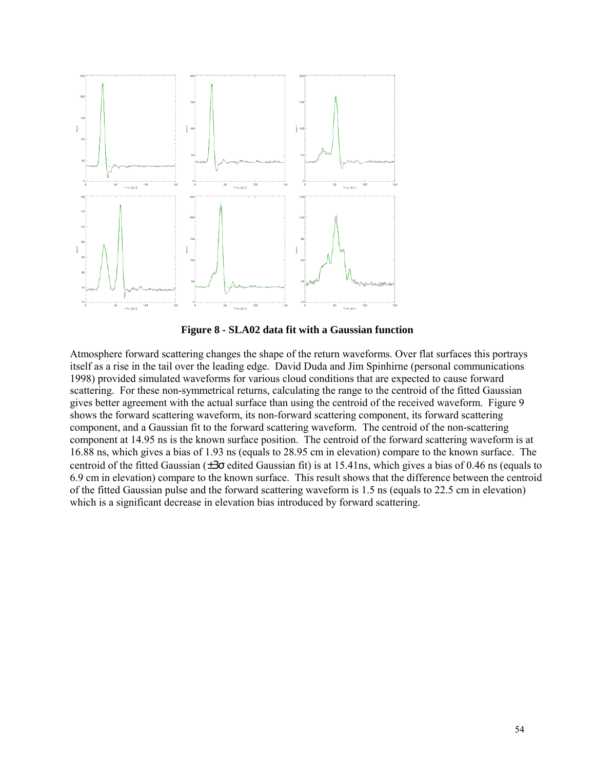**Figure 8 - SLA02 data fit with a Gaussian function**

Atmosphere forward scattering changes the shape of the return waveforms. Over flat surfaces this portrays itself as a rise in the tail over the leading edge. David Duda and Jim Spinhirne (personal communications 1998) provided simulated waveforms for various cloud conditions that are expected to cause forward scattering. For these non-symmetrical returns, calculating the range to the centroid of the fitted Gaussian gives better agreement with the actual surface than using the centroid of the received waveform. Figure 9 shows the forward scattering waveform, its non-forward scattering component, its forward scattering component, and a Gaussian fit to the forward scattering waveform. The centroid of the non-scattering component at 14.95 ns is the known surface position. The centroid of the forward scattering waveform is at 16.88 ns, which gives a bias of 1.93 ns (equals to 28.95 cm in elevation) compare to the known surface. The centroid of the fitted Gaussian ($\pm 3\sigma$ edited Gaussian fit) is at 15.41ns, which gives a bias of 0.46 ns (equals to 6.9 cm in elevation) compare to the known surface. This result shows that the difference between the centroid of the fitted Gaussian pulse and the forward scattering waveform is 1.5 ns (equals to 22.5 cm in elevation) which is a significant decrease in elevation bias introduced by forward scattering.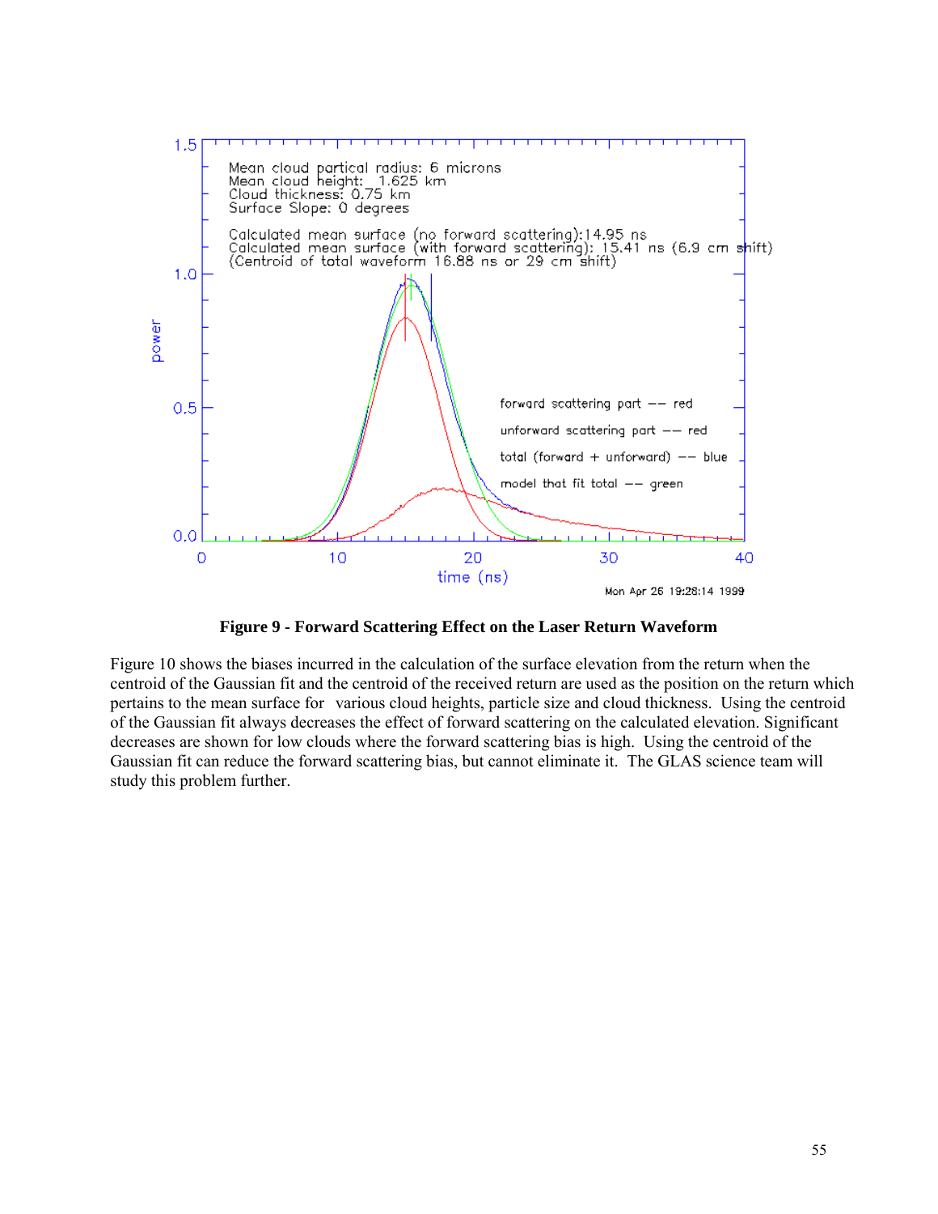**Figure 9 - Forward Scattering Effect on the Laser Return Waveform**

Figure 10 shows the biases incurred in the calculation of the surface elevation from the return when the centroid of the Gaussian fit and the centroid of the received return are used as the position on the return which pertains to the mean surface for various cloud heights, particle size and cloud thickness. Using the centroid of the Gaussian fit always decreases the effect of forward scattering on the calculated elevation. Significant decreases are shown for low clouds where the forward scattering bias is high. Using the centroid of the Gaussian fit can reduce the forward scattering bias, but cannot eliminate it. The GLAS science team will study this problem further.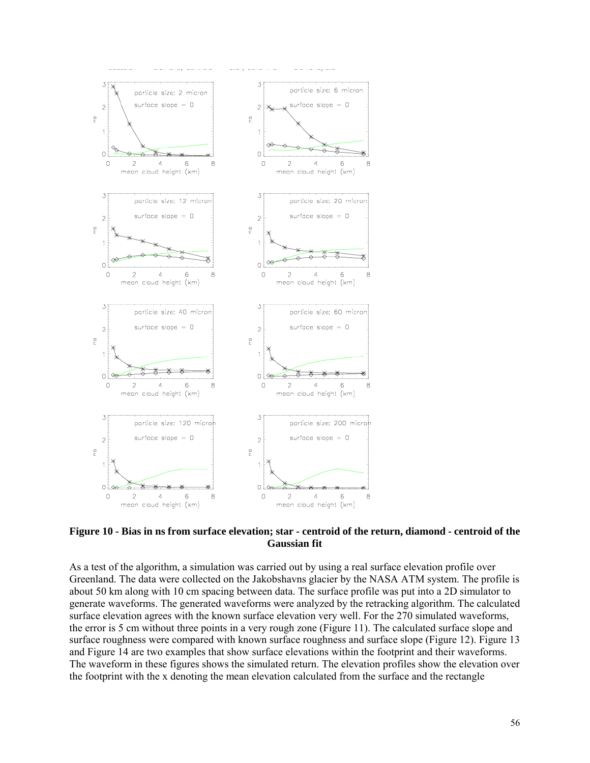**Figure 10 - Bias in ns from surface elevation; star - centroid of the return, diamond - centroid of the Gaussian fit**

As a test of the algorithm, a simulation was carried out by using a real surface elevation profile over Greenland. The data were collected on the Jakobshavns glacier by the NASA ATM system. The profile is about 50 km along with 10 cm spacing between data. The surface profile was put into a 2D simulator to generate waveforms. The generated waveforms were analyzed by the retracking algorithm. The calculated surface elevation agrees with the known surface elevation very well. For the 270 simulated waveforms, the error is 5 cm without three points in a very rough zone (Figure 11). The calculated surface slope and surface roughness were compared with known surface roughness and surface slope (Figure 12). Figure 13 and Figure 14 are two examples that show surface elevations within the footprint and their waveforms. The waveform in these figures shows the simulated return. The elevation profiles show the elevation over the footprint with the x denoting the mean elevation calculated from the surface and the rectangle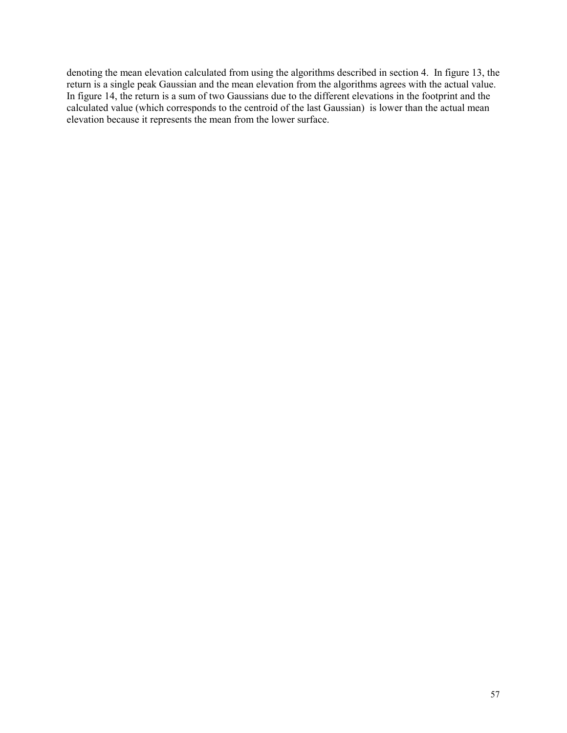denoting the mean elevation calculated from using the algorithms described in section 4. In figure 13, the return is a single peak Gaussian and the mean elevation from the algorithms agrees with the actual value. In figure 14, the return is a sum of two Gaussians due to the different elevations in the footprint and the calculated value (which corresponds to the centroid of the last Gaussian) is lower than the actual mean elevation because it represents the mean from the lower surface.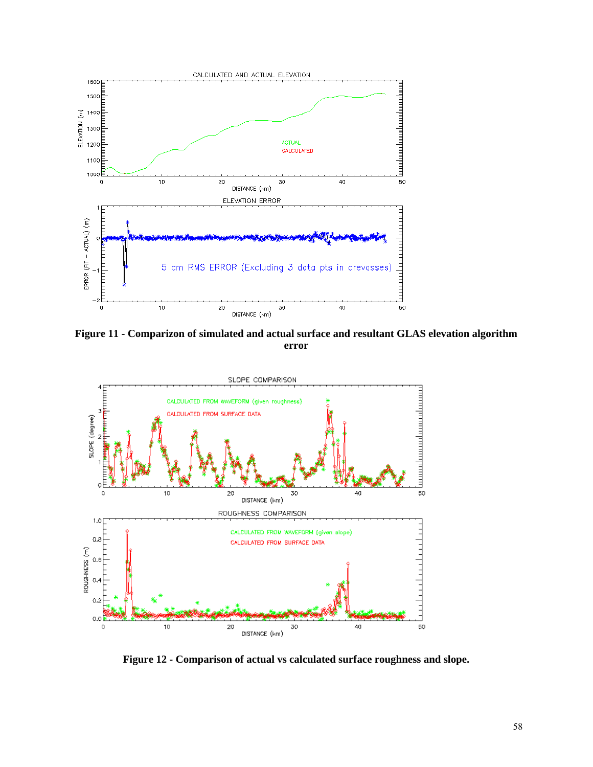**Figure 11 - Comparizon of simulated and actual surface and resultant GLAS elevation algorithm error**

**Figure 12 - Comparison of actual vs calculated surface roughness and slope.**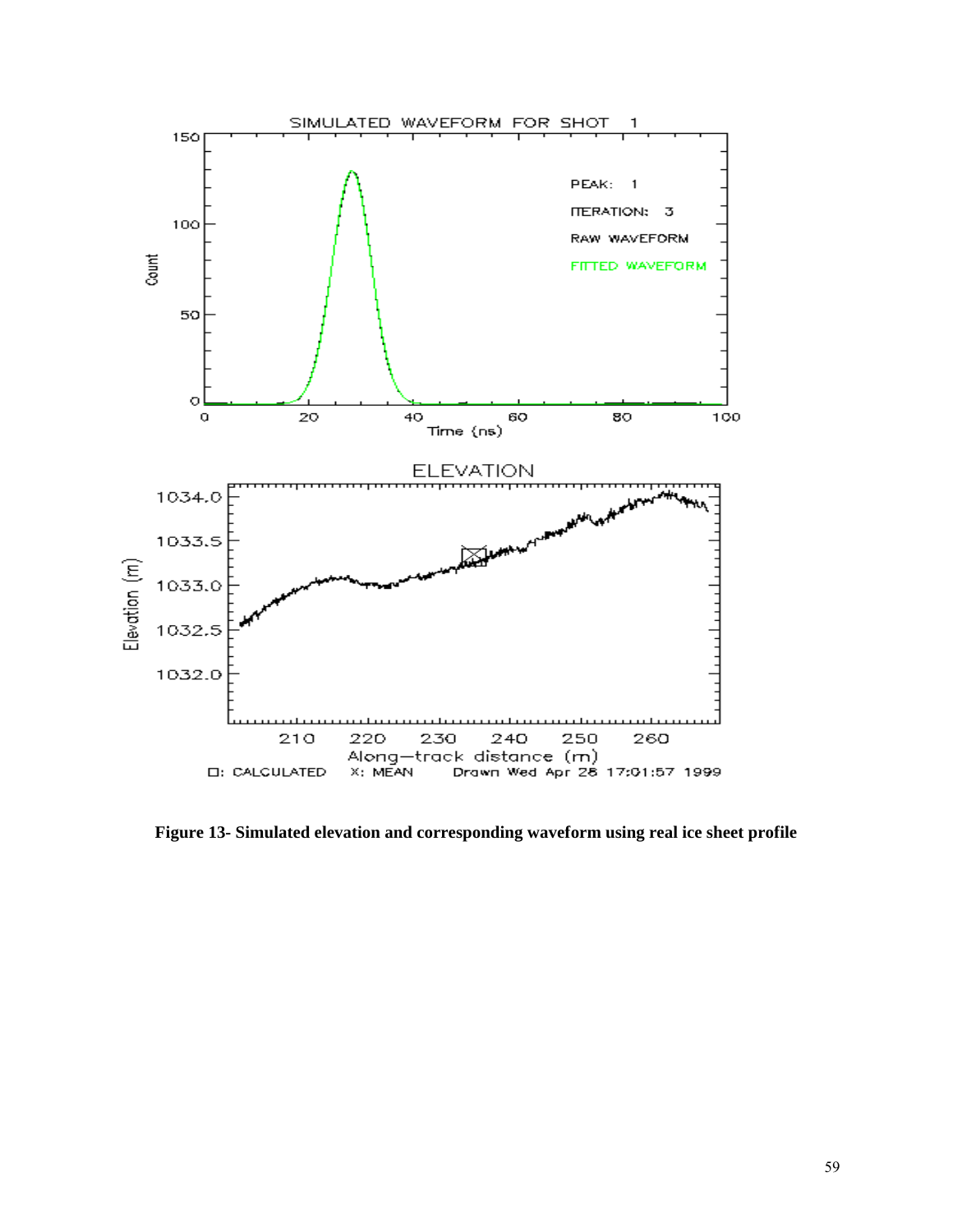**Figure 13- Simulated elevation and corresponding waveform using real ice sheet profile**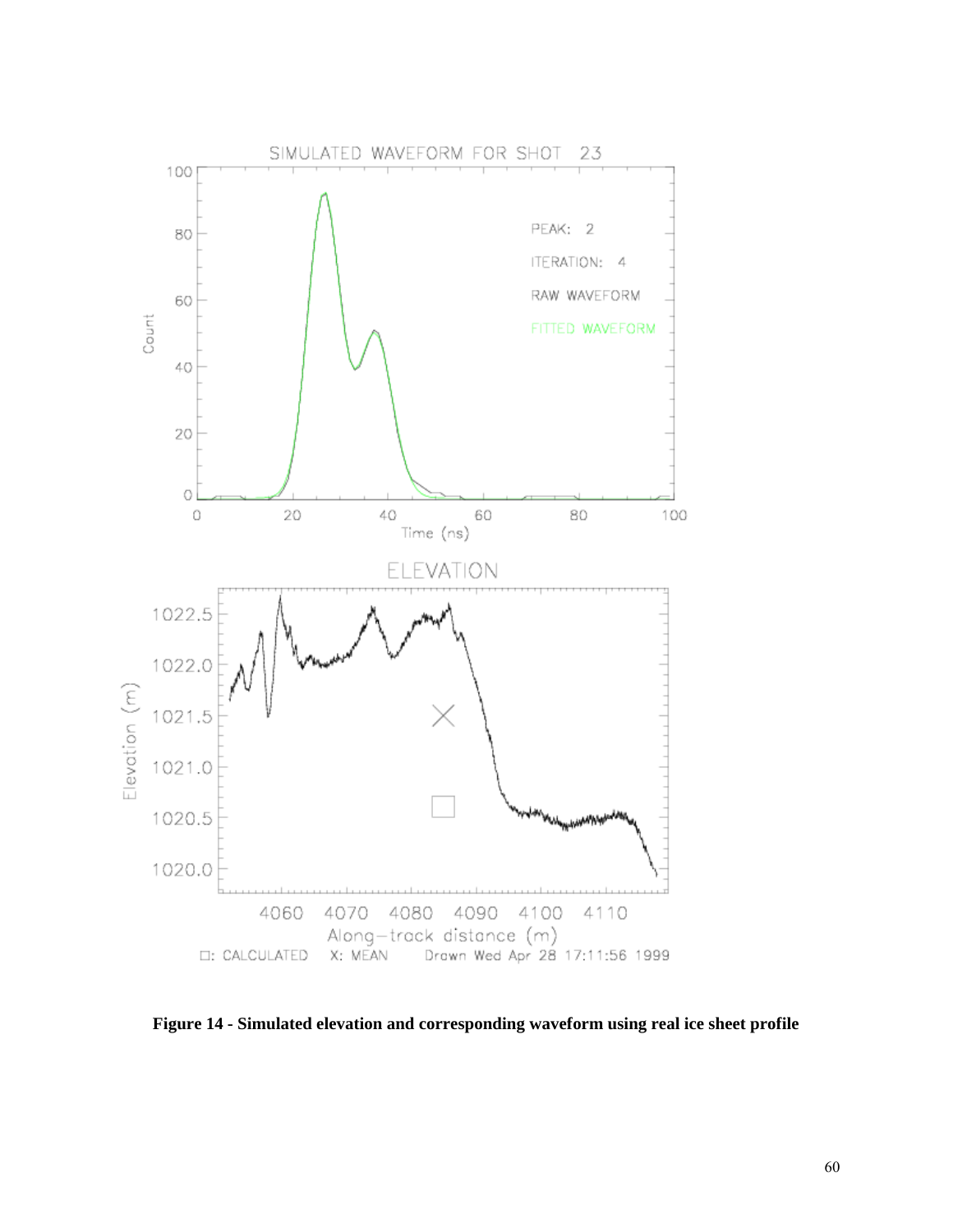Figure 14 - Simulated elevation and corresponding waveform using real ice sheet profile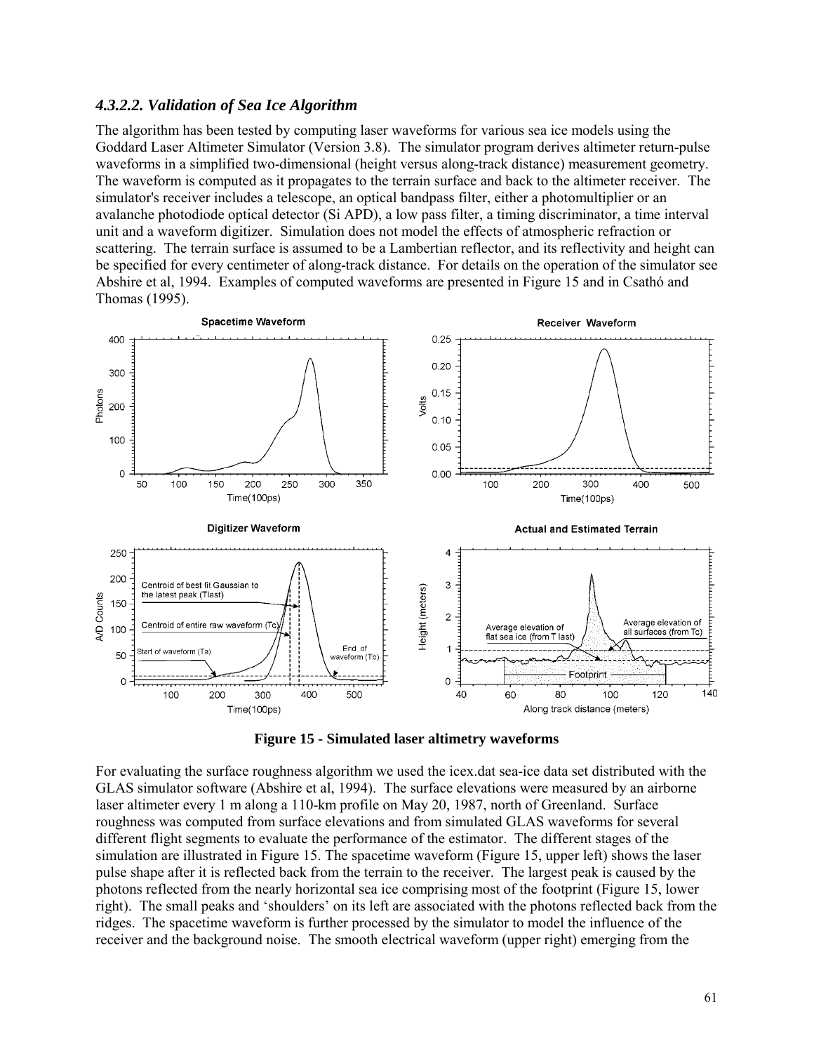### *4.3.2.2. Validation of Sea Ice Algorithm*

The algorithm has been tested by computing laser waveforms for various sea ice models using the Goddard Laser Altimeter Simulator (Version 3.8). The simulator program derives altimeter return-pulse waveforms in a simplified two-dimensional (height versus along-track distance) measurement geometry. The waveform is computed as it propagates to the terrain surface and back to the altimeter receiver. The simulator's receiver includes a telescope, an optical bandpass filter, either a photomultiplier or an avalanche photodiode optical detector (Si APD), a low pass filter, a timing discriminator, a time interval unit and a waveform digitizer. Simulation does not model the effects of atmospheric refraction or scattering. The terrain surface is assumed to be a Lambertian reflector, and its reflectivity and height can be specified for every centimeter of along-track distance. For details on the operation of the simulator see Abshire et al, 1994. Examples of computed waveforms are presented in Figure 15 and in Csathó and Thomas (1995).

**Figure 15 - Simulated laser altimetry waveforms**

For evaluating the surface roughness algorithm we used the icex.dat sea-ice data set distributed with the GLAS simulator software (Abshire et al, 1994). The surface elevations were measured by an airborne laser altimeter every 1 m along a 110-km profile on May 20, 1987, north of Greenland. Surface roughness was computed from surface elevations and from simulated GLAS waveforms for several different flight segments to evaluate the performance of the estimator. The different stages of the simulation are illustrated in Figure 15. The spacetime waveform (Figure 15, upper left) shows the laser pulse shape after it is reflected back from the terrain to the receiver. The largest peak is caused by the photons reflected from the nearly horizontal sea ice comprising most of the footprint (Figure 15, lower right). The small peaks and 'shoulders' on its left are associated with the photons reflected back from the ridges. The spacetime waveform is further processed by the simulator to model the influence of the receiver and the background noise. The smooth electrical waveform (upper right) emerging from the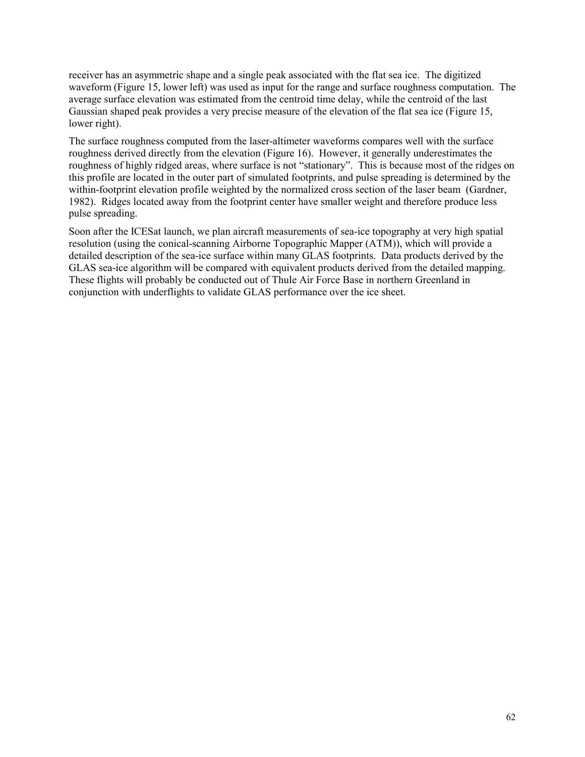receiver has an asymmetric shape and a single peak associated with the flat sea ice. The digitized waveform (Figure 15, lower left) was used as input for the range and surface roughness computation. The average surface elevation was estimated from the centroid time delay, while the centroid of the last Gaussian shaped peak provides a very precise measure of the elevation of the flat sea ice (Figure 15, lower right).

The surface roughness computed from the laser-altimeter waveforms compares well with the surface roughness derived directly from the elevation (Figure 16). However, it generally underestimates the roughness of highly ridged areas, where surface is not "stationary". This is because most of the ridges on this profile are located in the outer part of simulated footprints, and pulse spreading is determined by the within-footprint elevation profile weighted by the normalized cross section of the laser beam (Gardner, 1982). Ridges located away from the footprint center have smaller weight and therefore produce less pulse spreading.

Soon after the ICESat launch, we plan aircraft measurements of sea-ice topography at very high spatial resolution (using the conical-scanning Airborne Topographic Mapper (ATM)), which will provide a detailed description of the sea-ice surface within many GLAS footprints. Data products derived by the GLAS sea-ice algorithm will be compared with equivalent products derived from the detailed mapping. These flights will probably be conducted out of Thule Air Force Base in northern Greenland in conjunction with underflights to validate GLAS performance over the ice sheet.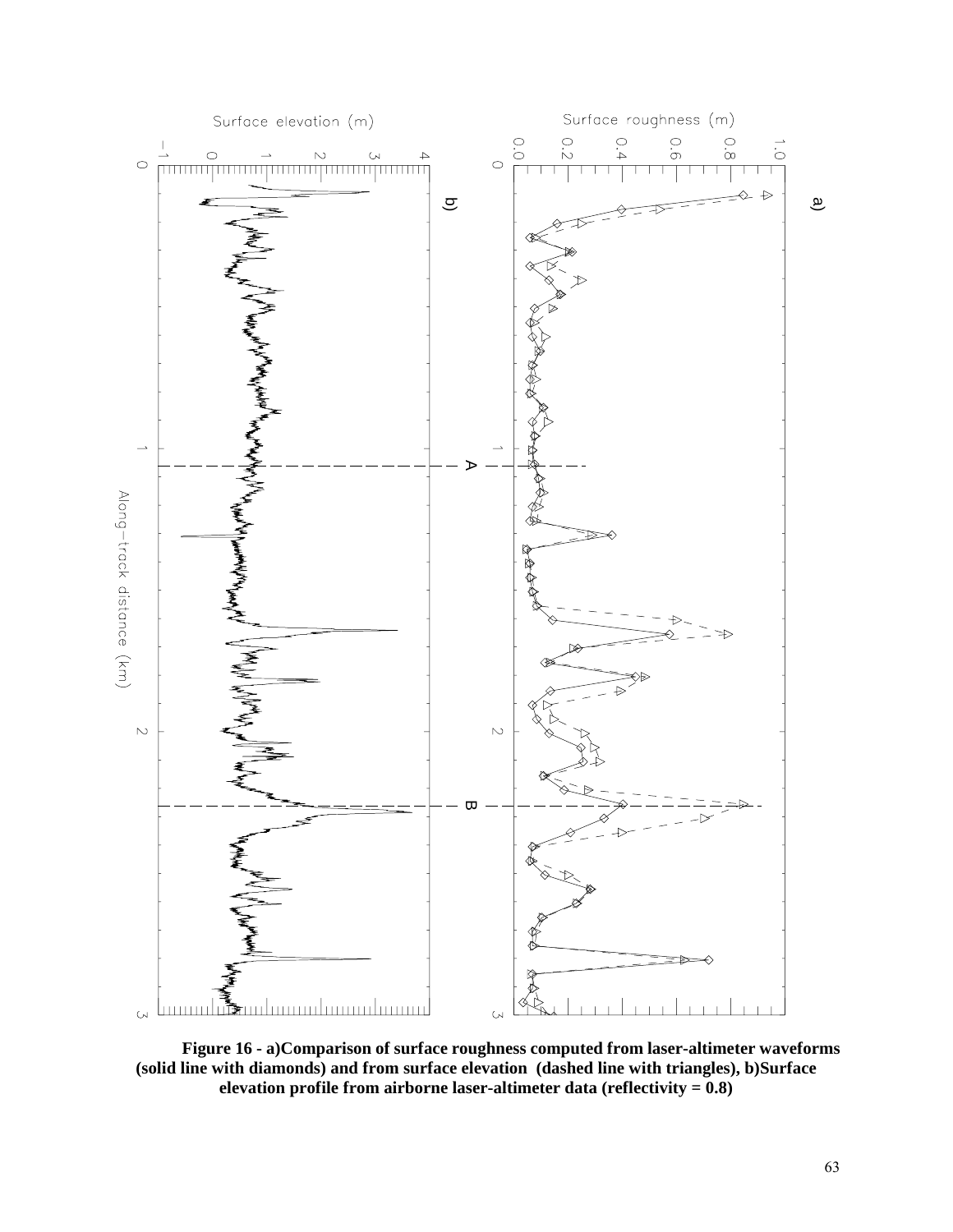**Figure 16 - a)Comparison of surface roughness computed from laser-altimeter waveforms (solid line with diamonds) and from surface elevation (dashed line with triangles), b)Surface elevation profile from airborne laser-altimeter data (reflectivity = 0.8)**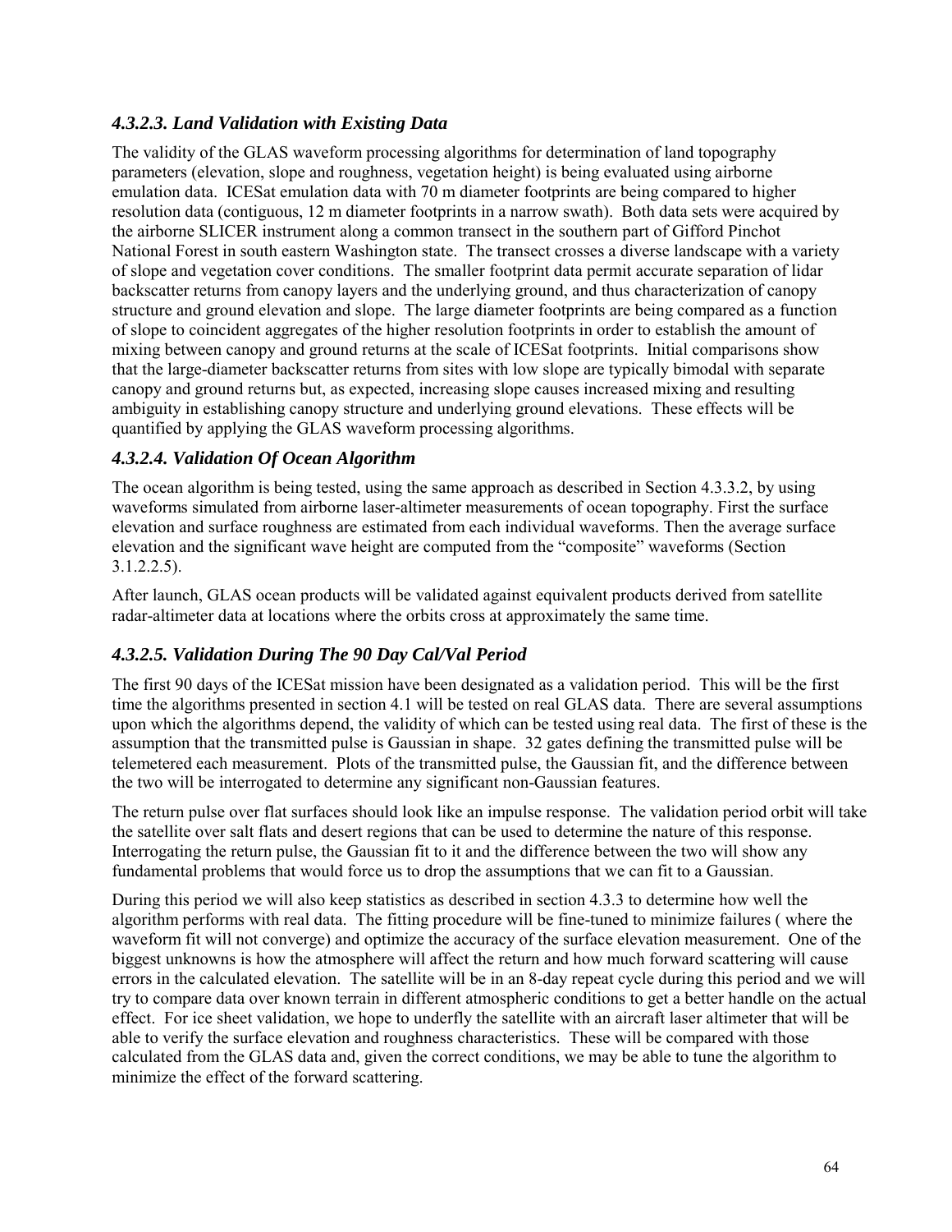### *4.3.2.3. Land Validation with Existing Data*

The validity of the GLAS waveform processing algorithms for determination of land topography parameters (elevation, slope and roughness, vegetation height) is being evaluated using airborne emulation data. ICESat emulation data with 70 m diameter footprints are being compared to higher resolution data (contiguous, 12 m diameter footprints in a narrow swath). Both data sets were acquired by the airborne SLICER instrument along a common transect in the southern part of Gifford Pinchot National Forest in south eastern Washington state. The transect crosses a diverse landscape with a variety of slope and vegetation cover conditions. The smaller footprint data permit accurate separation of lidar backscatter returns from canopy layers and the underlying ground, and thus characterization of canopy structure and ground elevation and slope. The large diameter footprints are being compared as a function of slope to coincident aggregates of the higher resolution footprints in order to establish the amount of mixing between canopy and ground returns at the scale of ICESat footprints. Initial comparisons show that the large-diameter backscatter returns from sites with low slope are typically bimodal with separate canopy and ground returns but, as expected, increasing slope causes increased mixing and resulting ambiguity in establishing canopy structure and underlying ground elevations. These effects will be quantified by applying the GLAS waveform processing algorithms.

### *4.3.2.4. Validation Of Ocean Algorithm*

The ocean algorithm is being tested, using the same approach as described in Section 4.3.3.2, by using waveforms simulated from airborne laser-altimeter measurements of ocean topography. First the surface elevation and surface roughness are estimated from each individual waveforms. Then the average surface elevation and the significant wave height are computed from the "composite" waveforms (Section 3.1.2.2.5).

After launch, GLAS ocean products will be validated against equivalent products derived from satellite radar-altimeter data at locations where the orbits cross at approximately the same time.

### *4.3.2.5. Validation During The 90 Day Cal/Val Period*

The first 90 days of the ICESat mission have been designated as a validation period. This will be the first time the algorithms presented in section 4.1 will be tested on real GLAS data. There are several assumptions upon which the algorithms depend, the validity of which can be tested using real data. The first of these is the assumption that the transmitted pulse is Gaussian in shape. 32 gates defining the transmitted pulse will be telemetered each measurement. Plots of the transmitted pulse, the Gaussian fit, and the difference between the two will be interrogated to determine any significant non-Gaussian features.

The return pulse over flat surfaces should look like an impulse response. The validation period orbit will take the satellite over salt flats and desert regions that can be used to determine the nature of this response. Interrogating the return pulse, the Gaussian fit to it and the difference between the two will show any fundamental problems that would force us to drop the assumptions that we can fit to a Gaussian.

During this period we will also keep statistics as described in section 4.3.3 to determine how well the algorithm performs with real data. The fitting procedure will be fine-tuned to minimize failures ( where the waveform fit will not converge) and optimize the accuracy of the surface elevation measurement. One of the biggest unknowns is how the atmosphere will affect the return and how much forward scattering will cause errors in the calculated elevation. The satellite will be in an 8-day repeat cycle during this period and we will try to compare data over known terrain in different atmospheric conditions to get a better handle on the actual effect. For ice sheet validation, we hope to underfly the satellite with an aircraft laser altimeter that will be able to verify the surface elevation and roughness characteristics. These will be compared with those calculated from the GLAS data and, given the correct conditions, we may be able to tune the algorithm to minimize the effect of the forward scattering.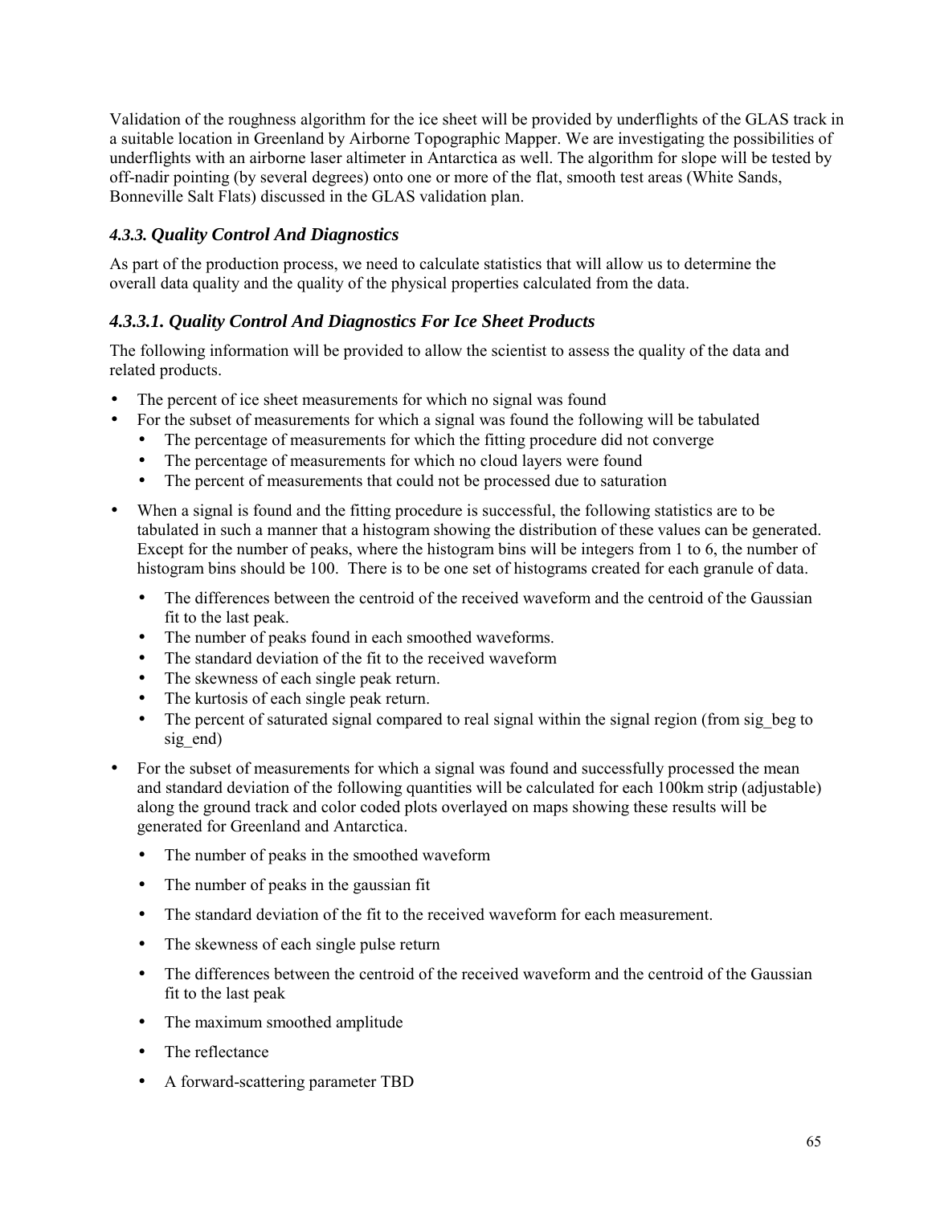Validation of the roughness algorithm for the ice sheet will be provided by underflights of the GLAS track in a suitable location in Greenland by Airborne Topographic Mapper. We are investigating the possibilities of underflights with an airborne laser altimeter in Antarctica as well. The algorithm for slope will be tested by off-nadir pointing (by several degrees) onto one or more of the flat, smooth test areas (White Sands, Bonneville Salt Flats) discussed in the GLAS validation plan.

### 4.3.3. Quality Control And Diagnostics

As part of the production process, we need to calculate statistics that will allow us to determine the overall data quality and the quality of the physical properties calculated from the data.

#### 4.3.3.1. Quality Control And Diagnostics For Ice Sheet Products

The following information will be provided to allow the scientist to assess the quality of the data and related products.

- The percent of ice sheet measurements for which no signal was found
- For the subset of measurements for which a signal was found the following will be tabulated
  - The percentage of measurements for which the fitting procedure did not converge
  - The percentage of measurements for which no cloud layers were found
  - The percent of measurements that could not be processed due to saturation
- When a signal is found and the fitting procedure is successful, the following statistics are to be tabulated in such a manner that a histogram showing the distribution of these values can be generated. Except for the number of peaks, where the histogram bins will be integers from 1 to 6, the number of histogram bins should be 100. There is to be one set of histograms created for each granule of data.
  - The differences between the centroid of the received waveform and the centroid of the Gaussian fit to the last peak.
  - The number of peaks found in each smoothed waveforms.
  - The standard deviation of the fit to the received waveform
  - The skewness of each single peak return.
  - The kurtosis of each single peak return.
  - The percent of saturated signal compared to real signal within the signal region (from sig_beg to sig_end)
- For the subset of measurements for which a signal was found and successfully processed the mean and standard deviation of the following quantities will be calculated for each 100km strip (adjustable) along the ground track and color coded plots overlayed on maps showing these results will be generated for Greenland and Antarctica.
  - The number of peaks in the smoothed waveform
  - The number of peaks in the gaussian fit
  - The standard deviation of the fit to the received waveform for each measurement.
  - The skewness of each single pulse return
  - The differences between the centroid of the received waveform and the centroid of the Gaussian fit to the last peak
  - The maximum smoothed amplitude
  - The reflectance
  - A forward-scattering parameter TBD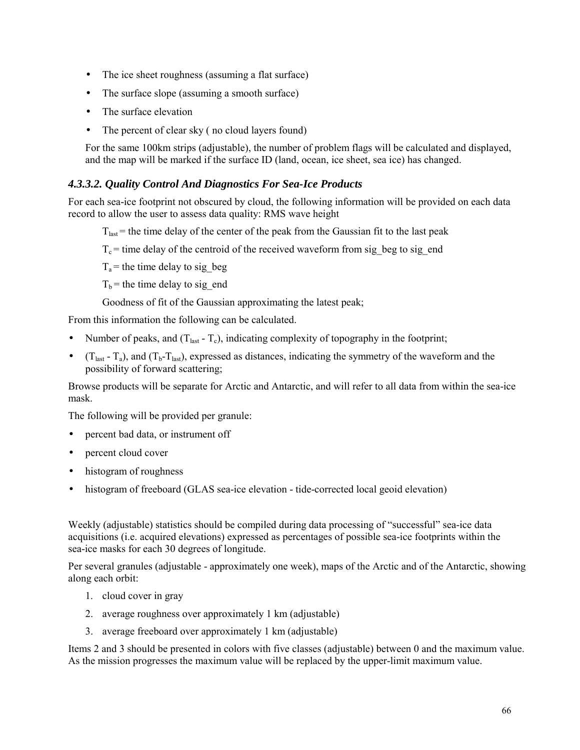- The ice sheet roughness (assuming a flat surface)
- The surface slope (assuming a smooth surface)
- The surface elevation
- The percent of clear sky ( no cloud layers found)

For the same 100km strips (adjustable), the number of problem flags will be calculated and displayed, and the map will be marked if the surface ID (land, ocean, ice sheet, sea ice) has changed.

### *4.3.3.2. Quality Control And Diagnostics For Sea-Ice Products*

For each sea-ice footprint not obscured by cloud, the following information will be provided on each data record to allow the user to assess data quality: RMS wave height

$T_{last}$ = the time delay of the center of the peak from the Gaussian fit to the last peak

$T_c$ = time delay of the centroid of the received waveform from sig_beg to sig_end

$T_a$ = the time delay to sig_beg

$T_b$ = the time delay to sig_end

Goodness of fit of the Gaussian approximating the latest peak;

From this information the following can be calculated.

- Number of peaks, and ($T_{last}$ - $T_c$), indicating complexity of topography in the footprint;
- ($T_{last}$ - $T_a$), and ($T_b$-$T_{last}$), expressed as distances, indicating the symmetry of the waveform and the possibility of forward scattering;

Browse products will be separate for Arctic and Antarctic, and will refer to all data from within the sea-ice mask.

The following will be provided per granule:

- percent bad data, or instrument off
- percent cloud cover
- histogram of roughness
- histogram of freeboard (GLAS sea-ice elevation - tide-corrected local geoid elevation)

Weekly (adjustable) statistics should be compiled during data processing of "successful" sea-ice data acquisitions (i.e. acquired elevations) expressed as percentages of possible sea-ice footprints within the sea-ice masks for each 30 degrees of longitude.

Per several granules (adjustable - approximately one week), maps of the Arctic and of the Antarctic, showing along each orbit:

1. cloud cover in gray
2. average roughness over approximately 1 km (adjustable)
3. average freeboard over approximately 1 km (adjustable)

Items 2 and 3 should be presented in colors with five classes (adjustable) between 0 and the maximum value. As the mission progresses the maximum value will be replaced by the upper-limit maximum value.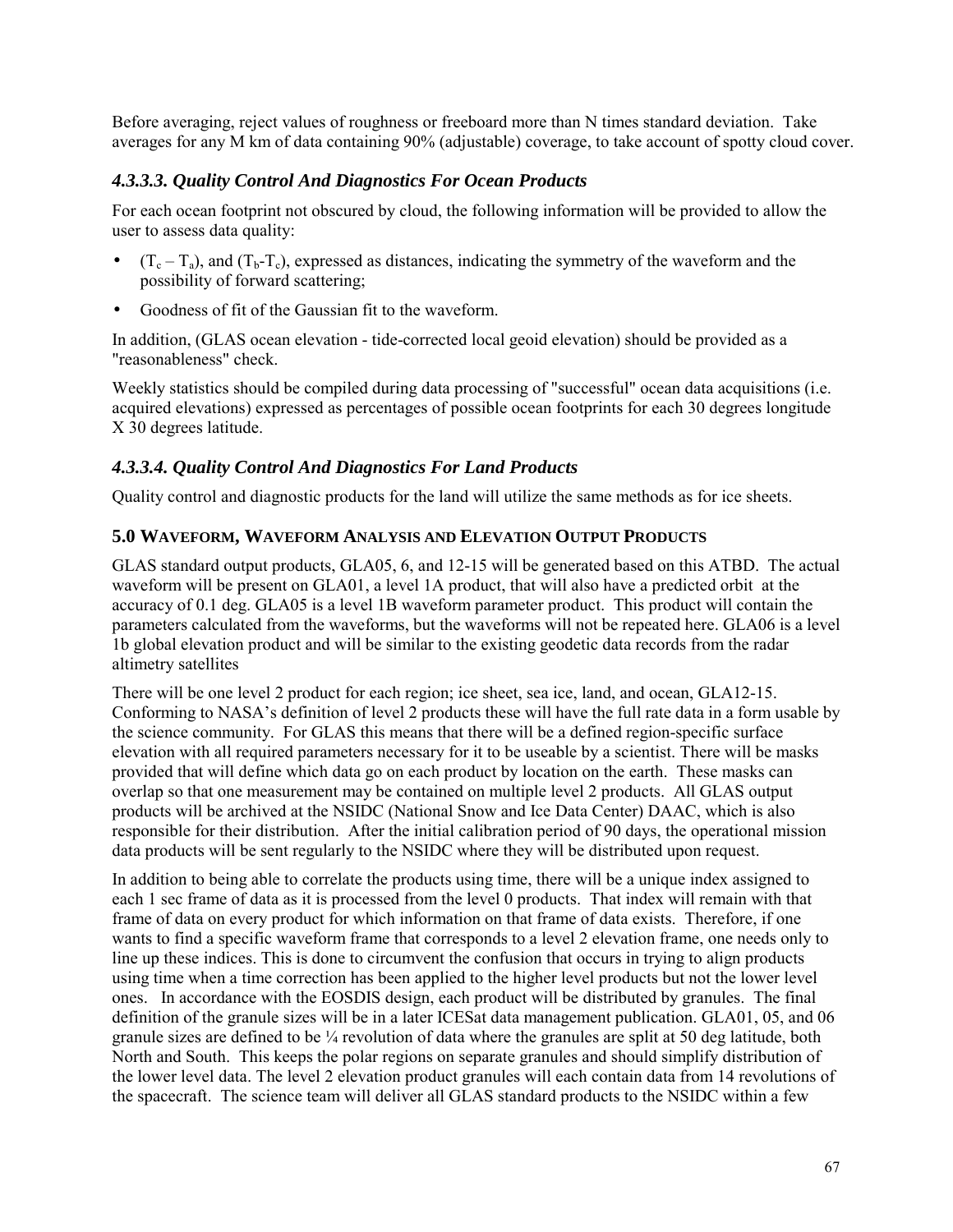Before averaging, reject values of roughness or freeboard more than N times standard deviation. Take averages for any M km of data containing 90% (adjustable) coverage, to take account of spotty cloud cover.

### *4.3.3.3. Quality Control And Diagnostics For Ocean Products*

For each ocean footprint not obscured by cloud, the following information will be provided to allow the user to assess data quality:

- $(T_c - T_a)$, and $(T_b - T_c)$, expressed as distances, indicating the symmetry of the waveform and the possibility of forward scattering;
- Goodness of fit of the Gaussian fit to the waveform.

In addition, (GLAS ocean elevation - tide-corrected local geoid elevation) should be provided as a "reasonableness" check.

Weekly statistics should be compiled during data processing of "successful" ocean data acquisitions (i.e. acquired elevations) expressed as percentages of possible ocean footprints for each 30 degrees longitude X 30 degrees latitude.

### *4.3.3.4. Quality Control And Diagnostics For Land Products*

Quality control and diagnostic products for the land will utilize the same methods as for ice sheets.

## 5.0 WAVEFORM, WAVEFORM ANALYSIS AND ELEVATION OUTPUT PRODUCTS

GLAS standard output products, GLA05, 6, and 12-15 will be generated based on this ATBD. The actual waveform will be present on GLA01, a level 1A product, that will also have a predicted orbit at the accuracy of 0.1 deg. GLA05 is a level 1B waveform parameter product. This product will contain the parameters calculated from the waveforms, but the waveforms will not be repeated here. GLA06 is a level 1b global elevation product and will be similar to the existing geodetic data records from the radar altimetry satellites

There will be one level 2 product for each region; ice sheet, sea ice, land, and ocean, GLA12-15. Conforming to NASA's definition of level 2 products these will have the full rate data in a form usable by the science community. For GLAS this means that there will be a defined region-specific surface elevation with all required parameters necessary for it to be useable by a scientist. There will be masks provided that will define which data go on each product by location on the earth. These masks can overlap so that one measurement may be contained on multiple level 2 products. All GLAS output products will be archived at the NSIDC (National Snow and Ice Data Center) DAAC, which is also responsible for their distribution. After the initial calibration period of 90 days, the operational mission data products will be sent regularly to the NSIDC where they will be distributed upon request.

In addition to being able to correlate the products using time, there will be a unique index assigned to each 1 sec frame of data as it is processed from the level 0 products. That index will remain with that frame of data on every product for which information on that frame of data exists. Therefore, if one wants to find a specific waveform frame that corresponds to a level 2 elevation frame, one needs only to line up these indices. This is done to circumvent the confusion that occurs in trying to align products using time when a time correction has been applied to the higher level products but not the lower level ones. In accordance with the EOSDIS design, each product will be distributed by granules. The final definition of the granule sizes will be in a later ICESat data management publication. GLA01, 05, and 06 granule sizes are defined to be ¼ revolution of data where the granules are split at 50 deg latitude, both North and South. This keeps the polar regions on separate granules and should simplify distribution of the lower level data. The level 2 elevation product granules will each contain data from 14 revolutions of the spacecraft. The science team will deliver all GLAS standard products to the NSIDC within a few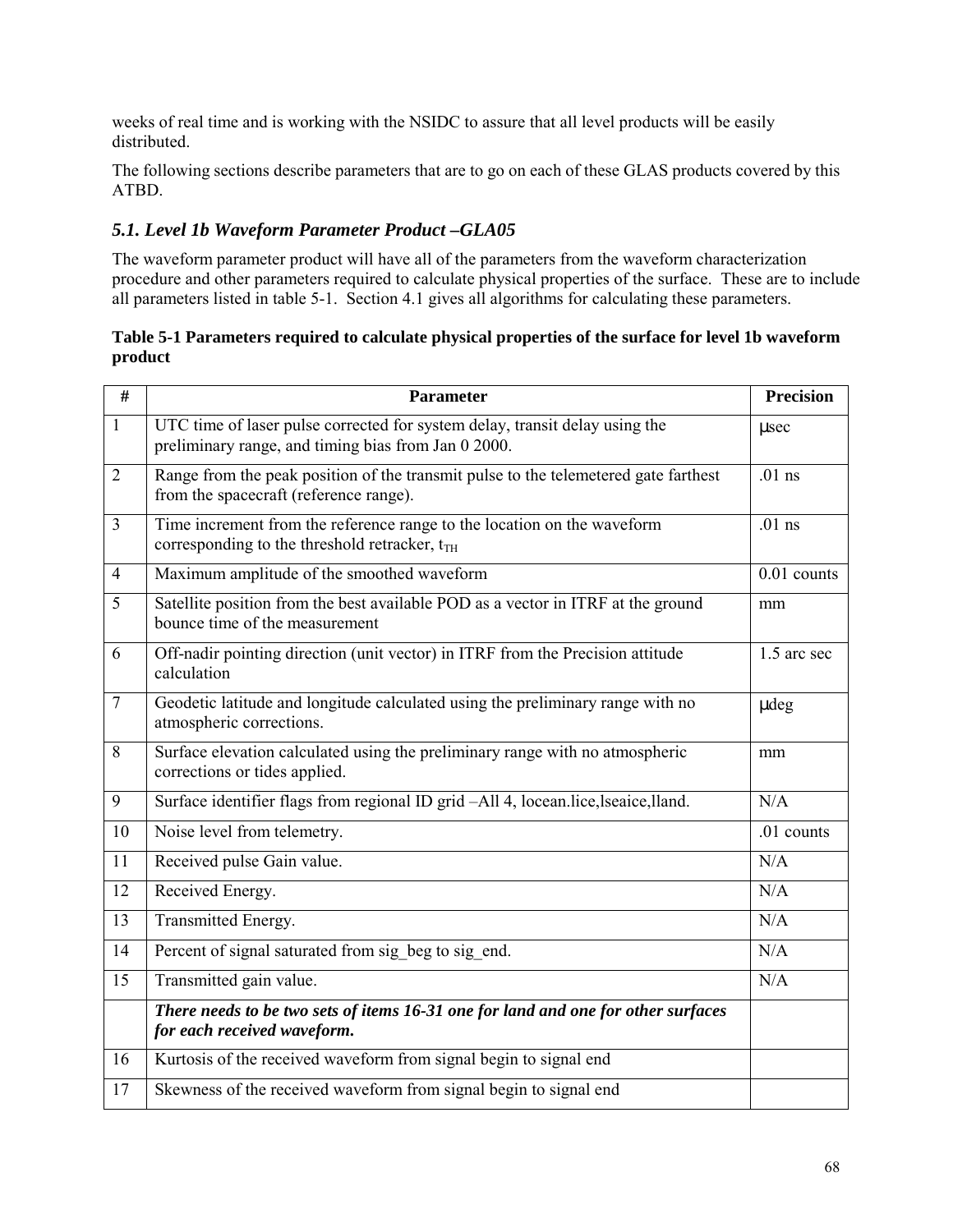weeks of real time and is working with the NSIDC to assure that all level products will be easily distributed.

The following sections describe parameters that are to go on each of these GLAS products covered by this ATBD.

### *5.1. Level 1b Waveform Parameter Product –GLA05*

The waveform parameter product will have all of the parameters from the waveform characterization procedure and other parameters required to calculate physical properties of the surface. These are to include all parameters listed in table 5-1. Section 4.1 gives all algorithms for calculating these parameters.

**Table 5-1 Parameters required to calculate physical properties of the surface for level 1b waveform product**

| # | Parameter | Precision |
|---|---|---|
| 1 | UTC time of laser pulse corrected for system delay, transit delay using the preliminary range, and timing bias from Jan 0 2000. | μsec |
| 2 | Range from the peak position of the transmit pulse to the telemetered gate farthest from the spacecraft (reference range). | .01 ns |
| 3 | Time increment from the reference range to the location on the waveform corresponding to the threshold retracker, $t_{TH}$ | .01 ns |
| 4 | Maximum amplitude of the smoothed waveform | 0.01 counts |
| 5 | Satellite position from the best available POD as a vector in ITRF at the ground bounce time of the measurement | mm |
| 6 | Off-nadir pointing direction (unit vector) in ITRF from the Precision attitude calculation | 1.5 arc sec |
| 7 | Geodetic latitude and longitude calculated using the preliminary range with no atmospheric corrections. | μdeg |
| 8 | Surface elevation calculated using the preliminary range with no atmospheric corrections or tides applied. | mm |
| 9 | Surface identifier flags from regional ID grid –All 4, locean.lice,lseaice,lland. | N/A |
| 10 | Noise level from telemetry. | .01 counts |
| 11 | Received pulse Gain value. | N/A |
| 12 | Received Energy. | N/A |
| 13 | Transmitted Energy. | N/A |
| 14 | Percent of signal saturated from sig_beg to sig_end. | N/A |
| 15 | Transmitted gain value. | N/A |
| | ***There needs to be two sets of items 16-31 one for land and one for other surfaces for each received waveform.*** | |
| 16 | Kurtosis of the received waveform from signal begin to signal end | |
| 17 | Skewness of the received waveform from signal begin to signal end | |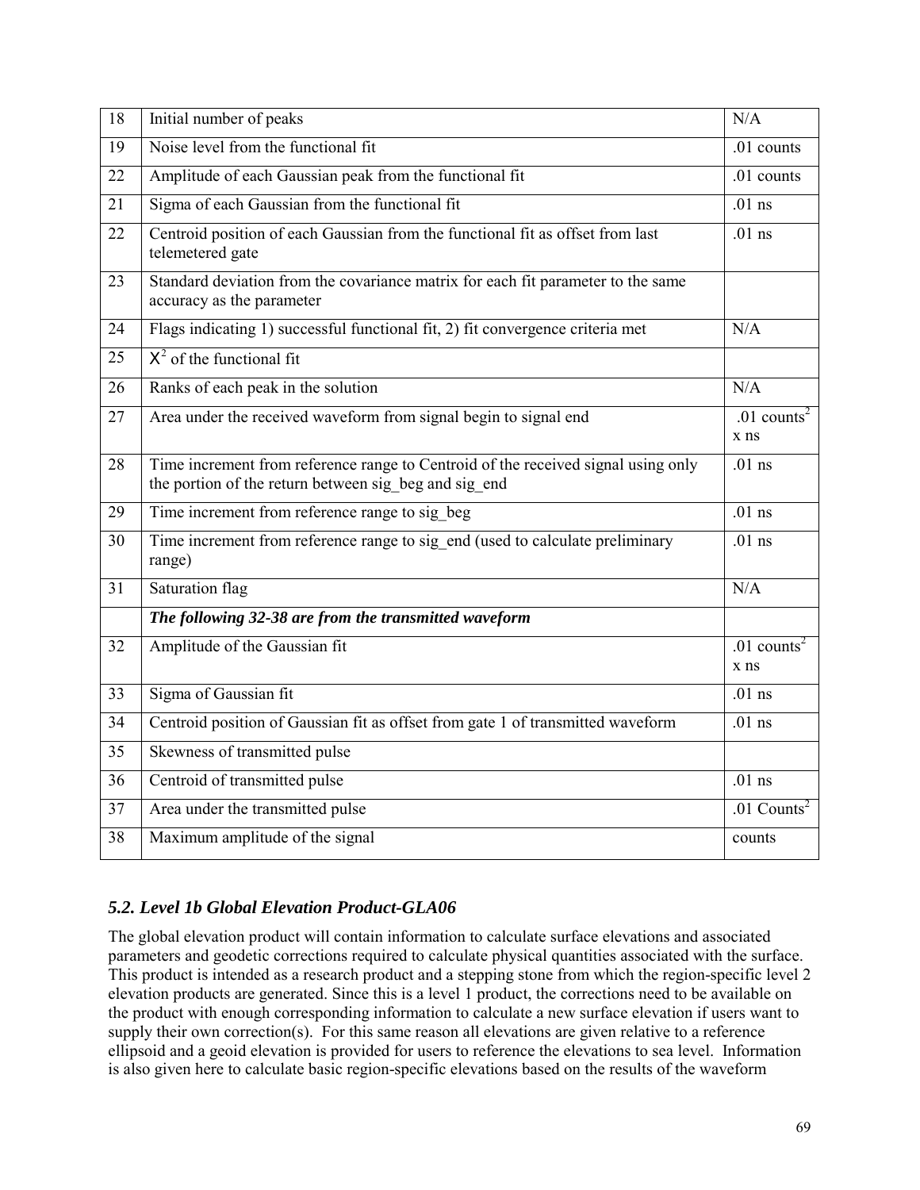| 18 | Initial number of peaks | N/A |
|---|---|---|
| 19 | Noise level from the functional fit | .01 counts |
| 22 | Amplitude of each Gaussian peak from the functional fit | .01 counts |
| 21 | Sigma of each Gaussian from the functional fit | .01 ns |
| 22 | Centroid position of each Gaussian from the functional fit as offset from last telemetered gate | .01 ns |
| 23 | Standard deviation from the covariance matrix for each fit parameter to the same accuracy as the parameter | |
| 24 | Flags indicating 1) successful functional fit, 2) fit convergence criteria met | N/A |
| 25 | $X^2$ of the functional fit | |
| 26 | Ranks of each peak in the solution | N/A |
| 27 | Area under the received waveform from signal begin to signal end | .01 $counts^2$ x ns |
| 28 | Time increment from reference range to Centroid of the received signal using only the portion of the return between sig_beg and sig_end | .01 ns |
| 29 | Time increment from reference range to sig_beg | .01 ns |
| 30 | Time increment from reference range to sig_end (used to calculate preliminary range) | .01 ns |
| 31 | Saturation flag | N/A |
| | ***The following 32-38 are from the transmitted waveform*** | |
| 32 | Amplitude of the Gaussian fit | .01 $counts^2$ x ns |
| 33 | Sigma of Gaussian fit | .01 ns |
| 34 | Centroid position of Gaussian fit as offset from gate 1 of transmitted waveform | .01 ns |
| 35 | Skewness of transmitted pulse | |
| 36 | Centroid of transmitted pulse | .01 ns |
| 37 | Area under the transmitted pulse | .01 $Counts^2$ |
| 38 | Maximum amplitude of the signal | counts |

## *5.2. Level 1b Global Elevation Product-GLA06*

The global elevation product will contain information to calculate surface elevations and associated parameters and geodetic corrections required to calculate physical quantities associated with the surface. This product is intended as a research product and a stepping stone from which the region-specific level 2 elevation products are generated. Since this is a level 1 product, the corrections need to be available on the product with enough corresponding information to calculate a new surface elevation if users want to supply their own correction(s). For this same reason all elevations are given relative to a reference ellipsoid and a geoid elevation is provided for users to reference the elevations to sea level. Information is also given here to calculate basic region-specific elevations based on the results of the waveform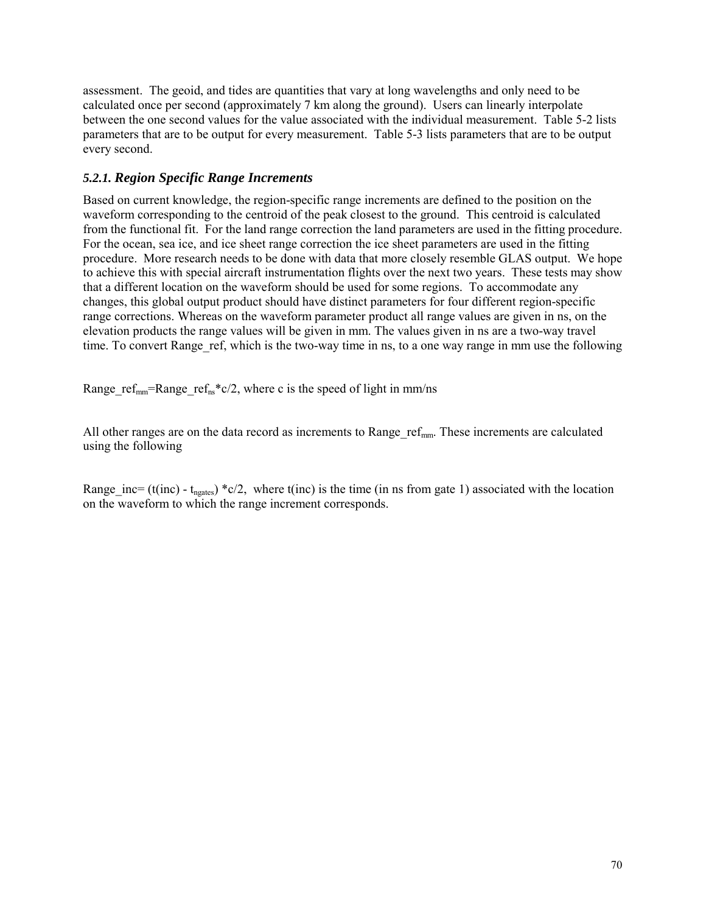assessment. The geoid, and tides are quantities that vary at long wavelengths and only need to be calculated once per second (approximately 7 km along the ground). Users can linearly interpolate between the one second values for the value associated with the individual measurement. Table 5-2 lists parameters that are to be output for every measurement. Table 5-3 lists parameters that are to be output every second.

### 5.2.1. Region Specific Range Increments

Based on current knowledge, the region-specific range increments are defined to the position on the waveform corresponding to the centroid of the peak closest to the ground. This centroid is calculated from the functional fit. For the land range correction the land parameters are used in the fitting procedure. For the ocean, sea ice, and ice sheet range correction the ice sheet parameters are used in the fitting procedure. More research needs to be done with data that more closely resemble GLAS output. We hope to achieve this with special aircraft instrumentation flights over the next two years. These tests may show that a different location on the waveform should be used for some regions. To accommodate any changes, this global output product should have distinct parameters for four different region-specific range corrections. Whereas on the waveform parameter product all range values are given in ns, on the elevation products the range values will be given in mm. The values given in ns are a two-way travel time. To convert Range_ref, which is the two-way time in ns, to a one way range in mm use the following

$Range\_ref_{mm}=Range\_ref_{ns}*c/2$, where c is the speed of light in mm/ns

All other ranges are on the data record as increments to $Range\_ref_{mm}$. These increments are calculated using the following

$Range\_inc= (t(inc) - t_{ngates}) *c/2$, where t(inc) is the time (in ns from gate 1) associated with the location on the waveform to which the range increment corresponds.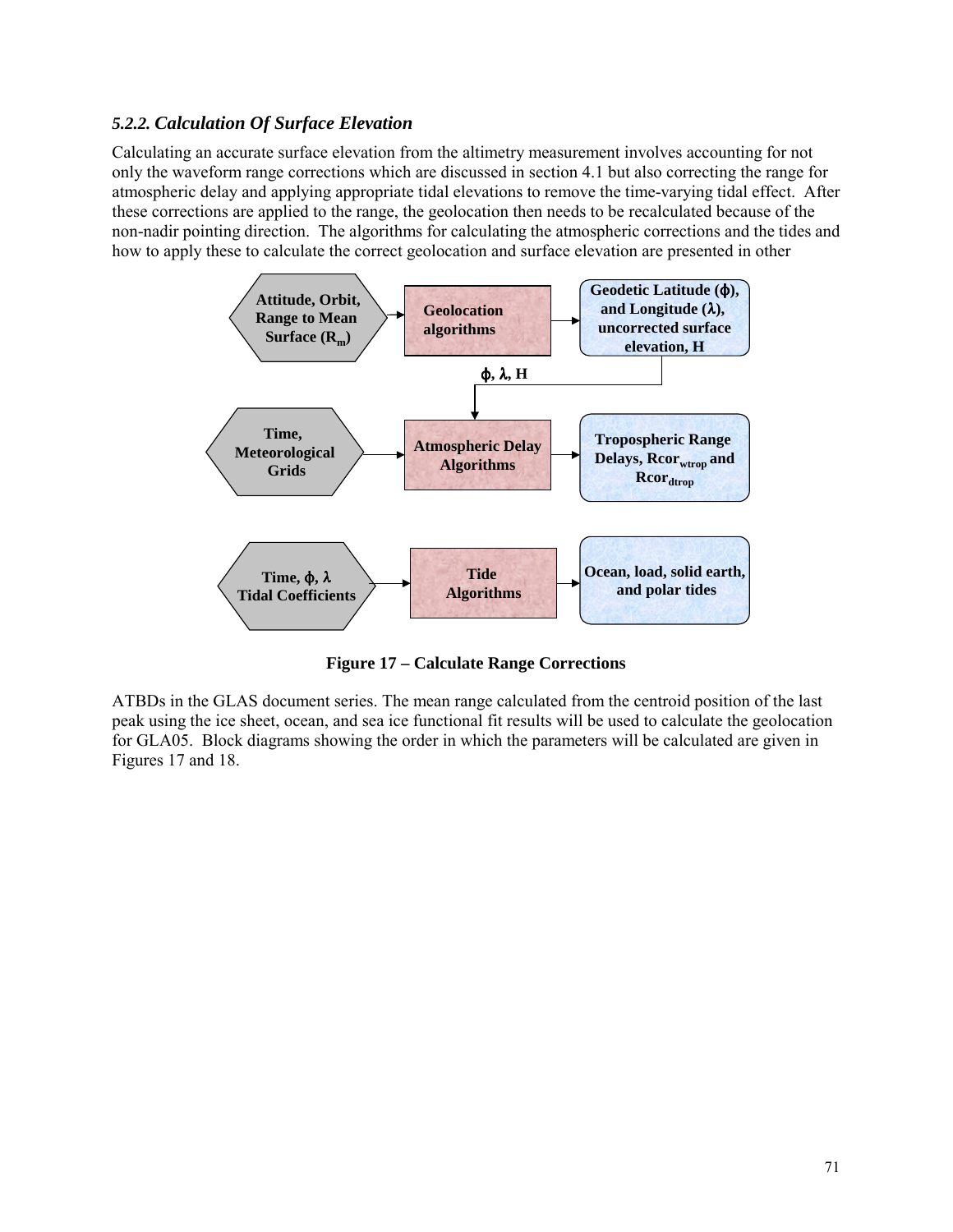### *5.2.2. Calculation Of Surface Elevation*

Calculating an accurate surface elevation from the altimetry measurement involves accounting for not only the waveform range corrections which are discussed in section 4.1 but also correcting the range for atmospheric delay and applying appropriate tidal elevations to remove the time-varying tidal effect. After these corrections are applied to the range, the geolocation then needs to be recalculated because of the non-nadir pointing direction. The algorithms for calculating the atmospheric corrections and the tides and how to apply these to calculate the correct geolocation and surface elevation are presented in other ATBDs in the GLAS document series. The mean range calculated from the centroid position of the last peak using the ice sheet, ocean, and sea ice functional fit results will be used to calculate the geolocation for GLA05. Block diagrams showing the order in which the parameters will be calculated are given in Figures 17 and 18.

**Figure 17 – Calculate Range Corrections**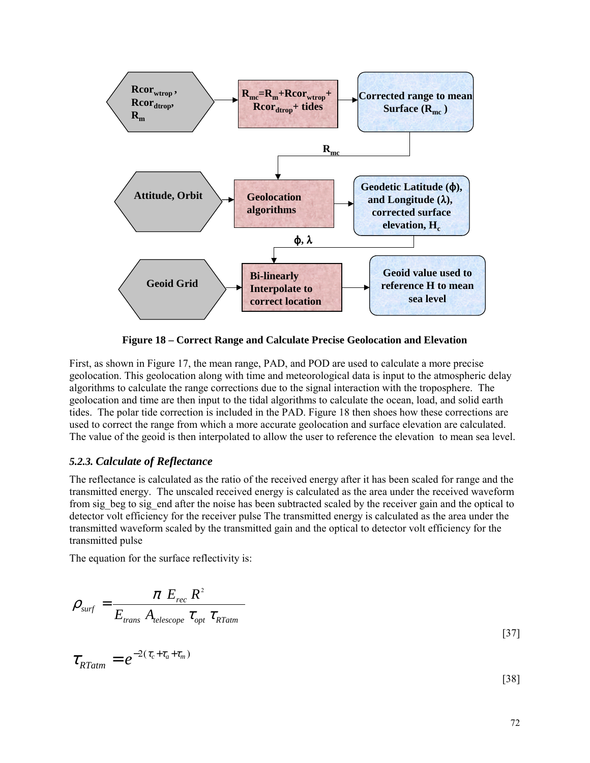$Rcor_{wtrop}$, $Rcor_{dtrop}$, $R_m$

$R_{mc}=R_m+Rcor_{wtrop}+Rcor_{dtrop}+$ tides

Corrected range to mean Surface ($R_{mc}$)

$R_{mc}$

Attitude, Orbit

Geolocation algorithms

Geodetic Latitude ($\phi$), and Longitude ($\lambda$), corrected surface elevation, $H_c$

$\phi$, $\lambda$

Geoid Grid

Bi-linearly Interpolate to correct location

Geoid value used to reference H to mean sea level

**Figure 18 – Correct Range and Calculate Precise Geolocation and Elevation**

First, as shown in Figure 17, the mean range, PAD, and POD are used to calculate a more precise geolocation. This geolocation along with time and meteorological data is input to the atmospheric delay algorithms to calculate the range corrections due to the signal interaction with the troposphere. The geolocation and time are then input to the tidal algorithms to calculate the ocean, load, and solid earth tides. The polar tide correction is included in the PAD. Figure 18 then shoes how these corrections are used to correct the range from which a more accurate geolocation and surface elevation are calculated. The value of the geoid is then interpolated to allow the user to reference the elevation to mean sea level.

### *5.2.3. Calculate of Reflectance*

The reflectance is calculated as the ratio of the received energy after it has been scaled for range and the transmitted energy. The unscaled received energy is calculated as the area under the received waveform from sig_beg to sig_end after the noise has been subtracted scaled by the receiver gain and the optical to detector volt efficiency for the receiver pulse The transmitted energy is calculated as the area under the transmitted waveform scaled by the transmitted gain and the optical to detector volt efficiency for the transmitted pulse

The equation for the surface reflectivity is:

$$\rho_{surf} = \frac{\pi \; E_{rec} \; R^2}{E_{trans} \; A_{telescope} \; \tau_{opt} \; \tau_{RTatm}} \tag{37}$$

$$\tau_{RTatm} = e^{-2(\tau_c + \tau_a + \tau_m)} \tag{38}$$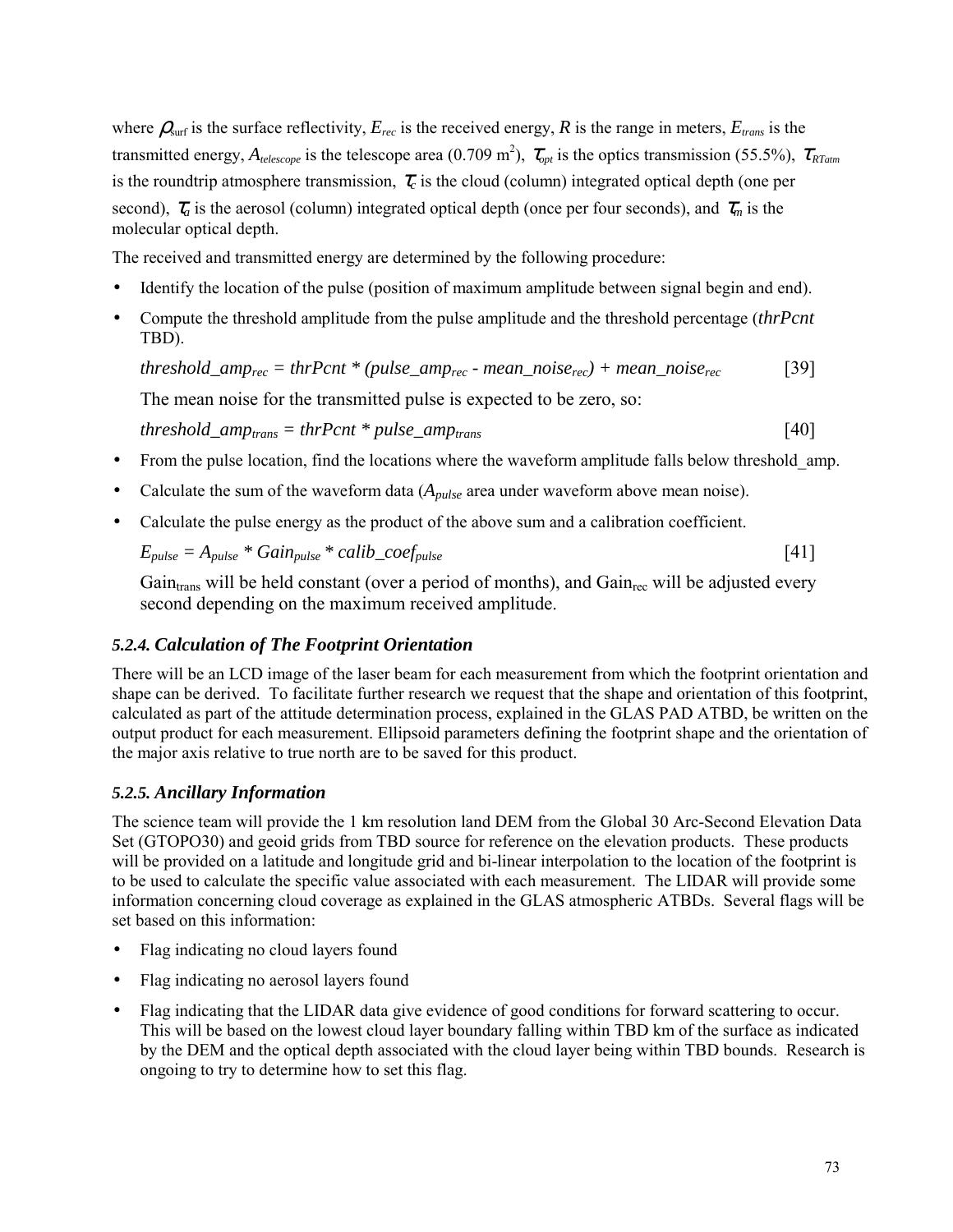where $\rho_{surf}$ is the surface reflectivity, $E_{rec}$ is the received energy, $R$ is the range in meters, $E_{trans}$ is the transmitted energy, $A_{telescope}$ is the telescope area (0.709 $m^2$), $\tau_{opt}$ is the optics transmission (55.5%), $\tau_{RTatm}$ is the roundtrip atmosphere transmission, $\tau_c$ is the cloud (column) integrated optical depth (one per second), $\tau_a$ is the aerosol (column) integrated optical depth (once per four seconds), and $\tau_m$ is the molecular optical depth.

The received and transmitted energy are determined by the following procedure:

- Identify the location of the pulse (position of maximum amplitude between signal begin and end).
- Compute the threshold amplitude from the pulse amplitude and the threshold percentage (*thrPcnt* TBD).

  $$threshold\_amp_{rec} = thrPcnt * (pulse\_amp_{rec} - mean\_noise_{rec}) + mean\_noise_{rec} \quad [39]$$

  The mean noise for the transmitted pulse is expected to be zero, so:

  $$threshold\_amp_{trans} = thrPcnt * pulse\_amp_{trans} \quad [40]$$

- From the pulse location, find the locations where the waveform amplitude falls below threshold_amp.
- Calculate the sum of the waveform data ($A_{pulse}$ area under waveform above mean noise).
- Calculate the pulse energy as the product of the above sum and a calibration coefficient.

  $$E_{pulse} = A_{pulse} * Gain_{pulse} * calib\_coef_{pulse} \quad [41]$$

  $Gain_{trans}$ will be held constant (over a period of months), and $Gain_{rec}$ will be adjusted every second depending on the maximum received amplitude.

### *5.2.4. Calculation of The Footprint Orientation*

There will be an LCD image of the laser beam for each measurement from which the footprint orientation and shape can be derived. To facilitate further research we request that the shape and orientation of this footprint, calculated as part of the attitude determination process, explained in the GLAS PAD ATBD, be written on the output product for each measurement. Ellipsoid parameters defining the footprint shape and the orientation of the major axis relative to true north are to be saved for this product.

### *5.2.5. Ancillary Information*

The science team will provide the 1 km resolution land DEM from the Global 30 Arc-Second Elevation Data Set (GTOPO30) and geoid grids from TBD source for reference on the elevation products. These products will be provided on a latitude and longitude grid and bi-linear interpolation to the location of the footprint is to be used to calculate the specific value associated with each measurement. The LIDAR will provide some information concerning cloud coverage as explained in the GLAS atmospheric ATBDs. Several flags will be set based on this information:

- Flag indicating no cloud layers found
- Flag indicating no aerosol layers found
- Flag indicating that the LIDAR data give evidence of good conditions for forward scattering to occur. This will be based on the lowest cloud layer boundary falling within TBD km of the surface as indicated by the DEM and the optical depth associated with the cloud layer being within TBD bounds. Research is ongoing to try to determine how to set this flag.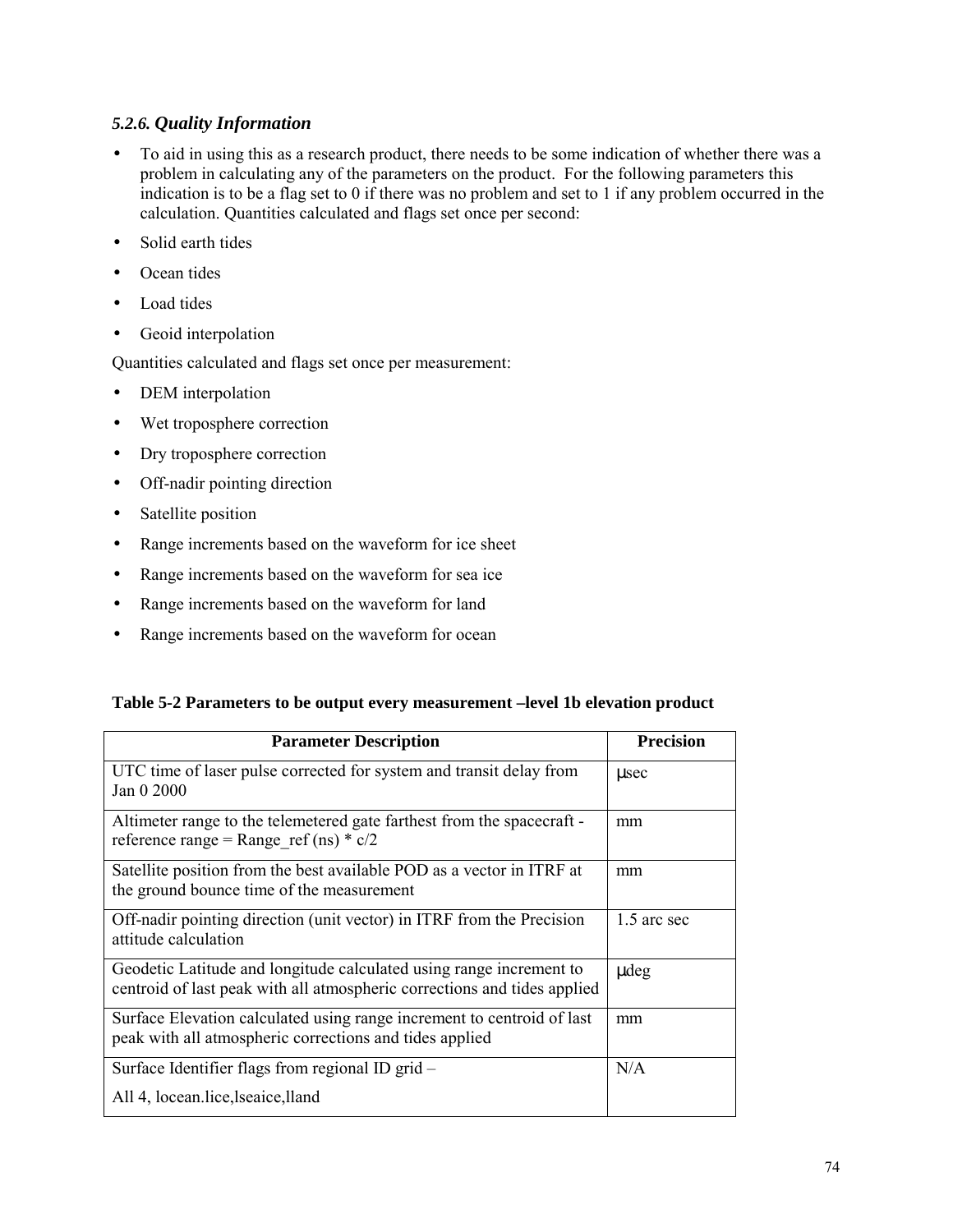### *5.2.6. Quality Information*

- To aid in using this as a research product, there needs to be some indication of whether there was a problem in calculating any of the parameters on the product. For the following parameters this indication is to be a flag set to 0 if there was no problem and set to 1 if any problem occurred in the calculation. Quantities calculated and flags set once per second:
- Solid earth tides
- Ocean tides
- Load tides
- Geoid interpolation

Quantities calculated and flags set once per measurement:

- DEM interpolation
- Wet troposphere correction
- Dry troposphere correction
- Off-nadir pointing direction
- Satellite position
- Range increments based on the waveform for ice sheet
- Range increments based on the waveform for sea ice
- Range increments based on the waveform for land
- Range increments based on the waveform for ocean

**Table 5-2 Parameters to be output every measurement –level 1b elevation product**

| Parameter Description | Precision |
|---|---|
| UTC time of laser pulse corrected for system and transit delay from Jan 0 2000 | μsec |
| Altimeter range to the telemetered gate farthest from the spacecraft - reference range = Range_ref (ns) * c/2 | mm |
| Satellite position from the best available POD as a vector in ITRF at the ground bounce time of the measurement | mm |
| Off-nadir pointing direction (unit vector) in ITRF from the Precision attitude calculation | 1.5 arc sec |
| Geodetic Latitude and longitude calculated using range increment to centroid of last peak with all atmospheric corrections and tides applied | μdeg |
| Surface Elevation calculated using range increment to centroid of last peak with all atmospheric corrections and tides applied | mm |
| Surface Identifier flags from regional ID grid – All 4, locean.lice,lseaice,lland | N/A |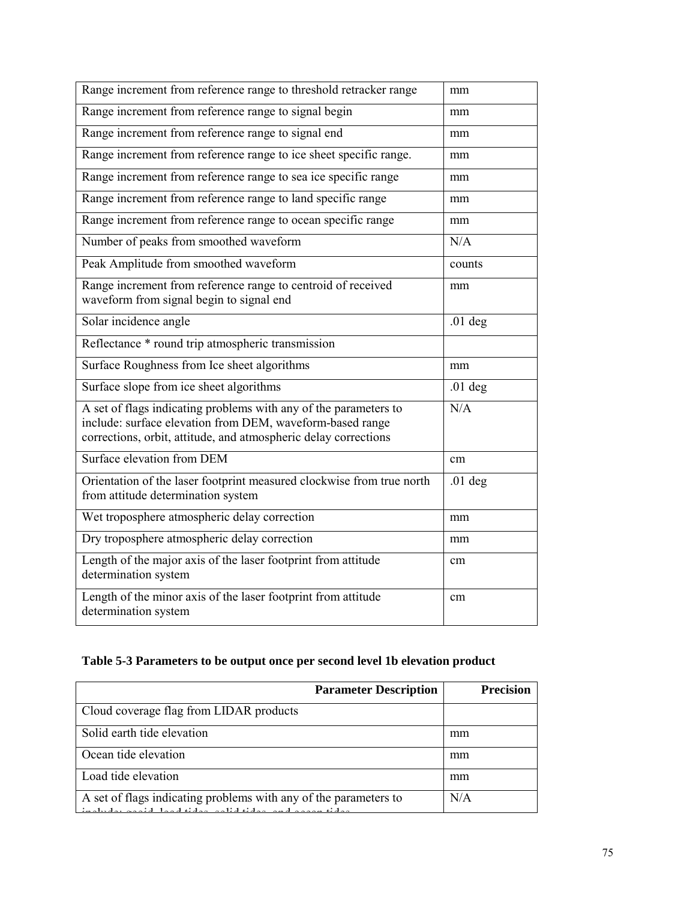| | |
|---|---|
| Range increment from reference range to threshold retracker range | mm |
| Range increment from reference range to signal begin | mm |
| Range increment from reference range to signal end | mm |
| Range increment from reference range to ice sheet specific range. | mm |
| Range increment from reference range to sea ice specific range | mm |
| Range increment from reference range to land specific range | mm |
| Range increment from reference range to ocean specific range | mm |
| Number of peaks from smoothed waveform | N/A |
| Peak Amplitude from smoothed waveform | counts |
| Range increment from reference range to centroid of received waveform from signal begin to signal end | mm |
| Solar incidence angle | .01 deg |
| Reflectance * round trip atmospheric transmission | |
| Surface Roughness from Ice sheet algorithms | mm |
| Surface slope from ice sheet algorithms | .01 deg |
| A set of flags indicating problems with any of the parameters to include: surface elevation from DEM, waveform-based range corrections, orbit, attitude, and atmospheric delay corrections | N/A |
| Surface elevation from DEM | cm |
| Orientation of the laser footprint measured clockwise from true north from attitude determination system | .01 deg |
| Wet troposphere atmospheric delay correction | mm |
| Dry troposphere atmospheric delay correction | mm |
| Length of the major axis of the laser footprint from attitude determination system | cm |
| Length of the minor axis of the laser footprint from attitude determination system | cm |

**Table 5-3 Parameters to be output once per second level 1b elevation product**

| Parameter Description | Precision |
|---|---|
| Cloud coverage flag from LIDAR products | |
| Solid earth tide elevation | mm |
| Ocean tide elevation | mm |
| Load tide elevation | mm |
| A set of flags indicating problems with any of the parameters to include: geoid, load tides, solid tides, and ocean tides | N/A |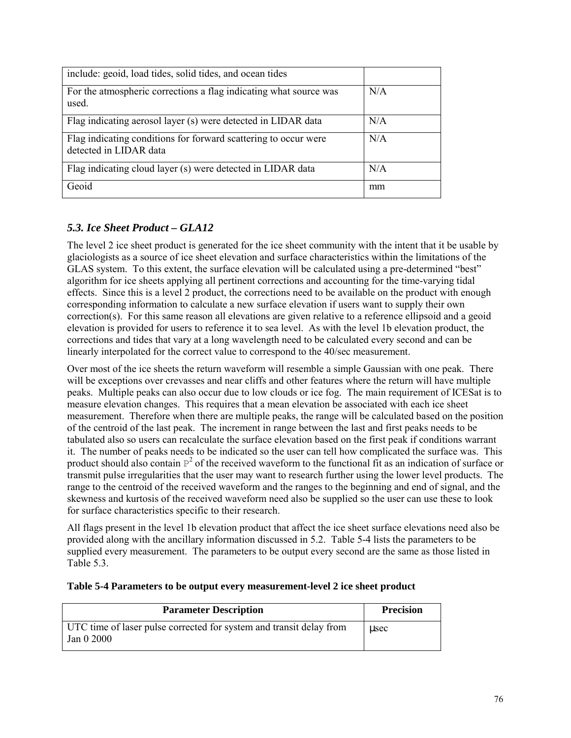| | |
|---|---|
| include: geoid, load tides, solid tides, and ocean tides | |
| For the atmospheric corrections a flag indicating what source was used. | N/A |
| Flag indicating aerosol layer (s) were detected in LIDAR data | N/A |
| Flag indicating conditions for forward scattering to occur were detected in LIDAR data | N/A |
| Flag indicating cloud layer (s) were detected in LIDAR data | N/A |
| Geoid | mm |

### 5.3. Ice Sheet Product – GLA12

The level 2 ice sheet product is generated for the ice sheet community with the intent that it be usable by glaciologists as a source of ice sheet elevation and surface characteristics within the limitations of the GLAS system. To this extent, the surface elevation will be calculated using a pre-determined "best" algorithm for ice sheets applying all pertinent corrections and accounting for the time-varying tidal effects. Since this is a level 2 product, the corrections need to be available on the product with enough corresponding information to calculate a new surface elevation if users want to supply their own correction(s). For this same reason all elevations are given relative to a reference ellipsoid and a geoid elevation is provided for users to reference it to sea level. As with the level 1b elevation product, the corrections and tides that vary at a long wavelength need to be calculated every second and can be linearly interpolated for the correct value to correspond to the 40/sec measurement.

Over most of the ice sheets the return waveform will resemble a simple Gaussian with one peak. There will be exceptions over crevasses and near cliffs and other features where the return will have multiple peaks. Multiple peaks can also occur due to low clouds or ice fog. The main requirement of ICESat is to measure elevation changes. This requires that a mean elevation be associated with each ice sheet measurement. Therefore when there are multiple peaks, the range will be calculated based on the position of the centroid of the last peak. The increment in range between the last and first peaks needs to be tabulated also so users can recalculate the surface elevation based on the first peak if conditions warrant it. The number of peaks needs to be indicated so the user can tell how complicated the surface was. This product should also contain $P^2$ of the received waveform to the functional fit as an indication of surface or transmit pulse irregularities that the user may want to research further using the lower level products. The range to the centroid of the received waveform and the ranges to the beginning and end of signal, and the skewness and kurtosis of the received waveform need also be supplied so the user can use these to look for surface characteristics specific to their research.

All flags present in the level 1b elevation product that affect the ice sheet surface elevations need also be provided along with the ancillary information discussed in 5.2. Table 5-4 lists the parameters to be supplied every measurement. The parameters to be output every second are the same as those listed in Table 5.3.

**Table 5-4 Parameters to be output every measurement-level 2 ice sheet product**

| Parameter Description | Precision |
|---|---|
| UTC time of laser pulse corrected for system and transit delay from Jan 0 2000 | μsec |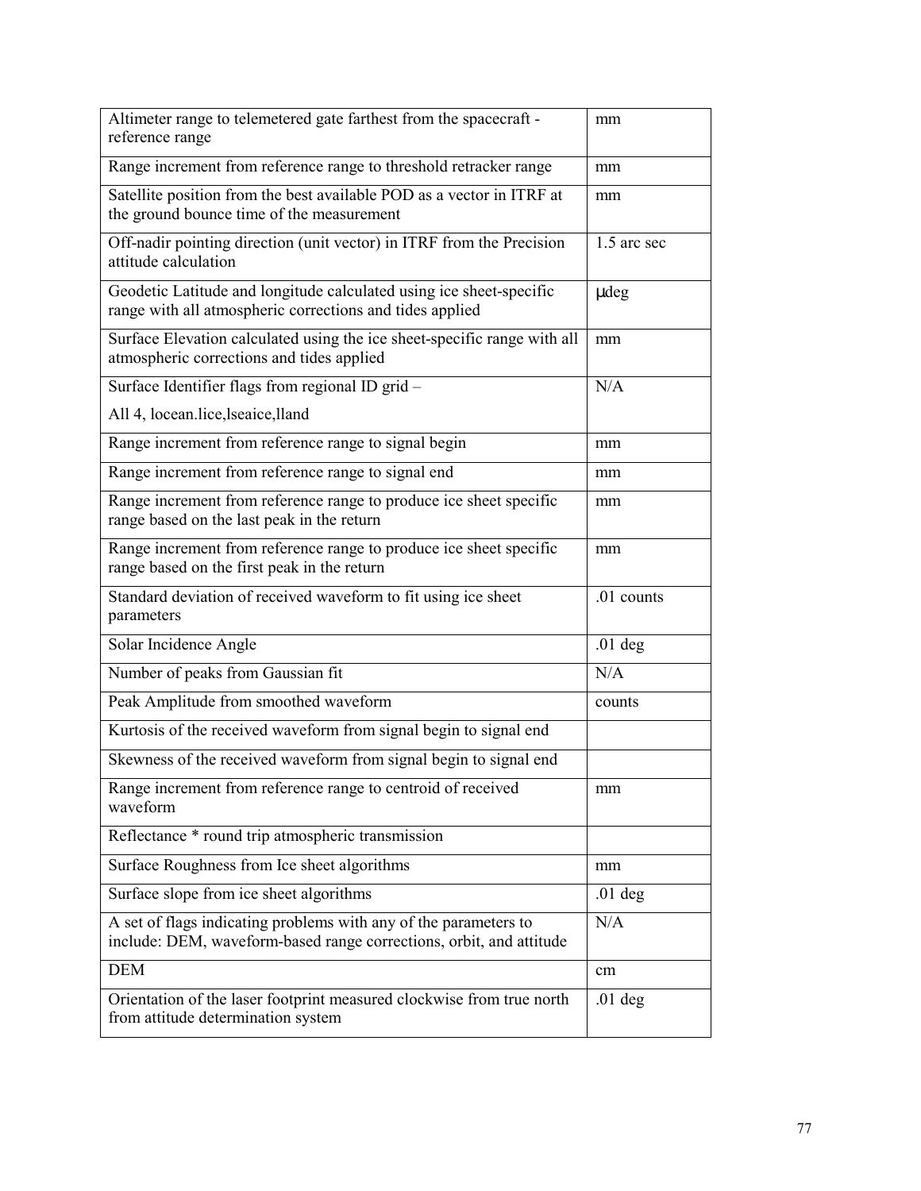| | |
|---|---|
| Altimeter range to telemetered gate farthest from the spacecraft - reference range | mm |
| Range increment from reference range to threshold retracker range | mm |
| Satellite position from the best available POD as a vector in ITRF at the ground bounce time of the measurement | mm |
| Off-nadir pointing direction (unit vector) in ITRF from the Precision attitude calculation | 1.5 arc sec |
| Geodetic Latitude and longitude calculated using ice sheet-specific range with all atmospheric corrections and tides applied | μdeg |
| Surface Elevation calculated using the ice sheet-specific range with all atmospheric corrections and tides applied | mm |
| Surface Identifier flags from regional ID grid – All 4, locean.lice,lseaice,lland | N/A |
| Range increment from reference range to signal begin | mm |
| Range increment from reference range to signal end | mm |
| Range increment from reference range to produce ice sheet specific range based on the last peak in the return | mm |
| Range increment from reference range to produce ice sheet specific range based on the first peak in the return | mm |
| Standard deviation of received waveform to fit using ice sheet parameters | .01 counts |
| Solar Incidence Angle | .01 deg |
| Number of peaks from Gaussian fit | N/A |
| Peak Amplitude from smoothed waveform | counts |
| Kurtosis of the received waveform from signal begin to signal end | |
| Skewness of the received waveform from signal begin to signal end | |
| Range increment from reference range to centroid of received waveform | mm |
| Reflectance * round trip atmospheric transmission | |
| Surface Roughness from Ice sheet algorithms | mm |
| Surface slope from ice sheet algorithms | .01 deg |
| A set of flags indicating problems with any of the parameters to include: DEM, waveform-based range corrections, orbit, and attitude | N/A |
| DEM | cm |
| Orientation of the laser footprint measured clockwise from true north from attitude determination system | .01 deg |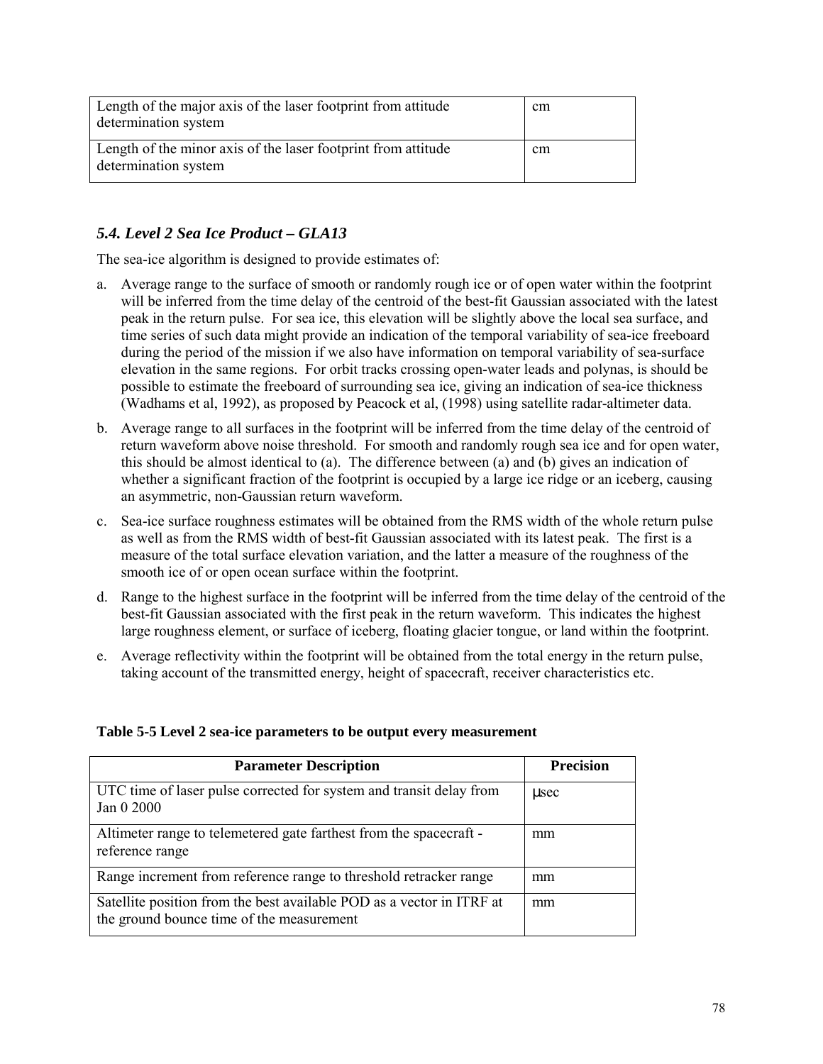| Length of the major axis of the laser footprint from attitude determination system | cm |
|---|---|
| Length of the minor axis of the laser footprint from attitude determination system | cm |

### *5.4. Level 2 Sea Ice Product – GLA13*

The sea-ice algorithm is designed to provide estimates of:

a. Average range to the surface of smooth or randomly rough ice or of open water within the footprint will be inferred from the time delay of the centroid of the best-fit Gaussian associated with the latest peak in the return pulse. For sea ice, this elevation will be slightly above the local sea surface, and time series of such data might provide an indication of the temporal variability of sea-ice freeboard during the period of the mission if we also have information on temporal variability of sea-surface elevation in the same regions. For orbit tracks crossing open-water leads and polynas, is should be possible to estimate the freeboard of surrounding sea ice, giving an indication of sea-ice thickness (Wadhams et al, 1992), as proposed by Peacock et al, (1998) using satellite radar-altimeter data.

b. Average range to all surfaces in the footprint will be inferred from the time delay of the centroid of return waveform above noise threshold. For smooth and randomly rough sea ice and for open water, this should be almost identical to (a). The difference between (a) and (b) gives an indication of whether a significant fraction of the footprint is occupied by a large ice ridge or an iceberg, causing an asymmetric, non-Gaussian return waveform.

c. Sea-ice surface roughness estimates will be obtained from the RMS width of the whole return pulse as well as from the RMS width of best-fit Gaussian associated with its latest peak. The first is a measure of the total surface elevation variation, and the latter a measure of the roughness of the smooth ice of or open ocean surface within the footprint.

d. Range to the highest surface in the footprint will be inferred from the time delay of the centroid of the best-fit Gaussian associated with the first peak in the return waveform. This indicates the highest large roughness element, or surface of iceberg, floating glacier tongue, or land within the footprint.

e. Average reflectivity within the footprint will be obtained from the total energy in the return pulse, taking account of the transmitted energy, height of spacecraft, receiver characteristics etc.

**Table 5-5 Level 2 sea-ice parameters to be output every measurement**

| Parameter Description | Precision |
|---|---|
| UTC time of laser pulse corrected for system and transit delay from Jan 0 2000 | μsec |
| Altimeter range to telemetered gate farthest from the spacecraft - reference range | mm |
| Range increment from reference range to threshold retracker range | mm |
| Satellite position from the best available POD as a vector in ITRF at the ground bounce time of the measurement | mm |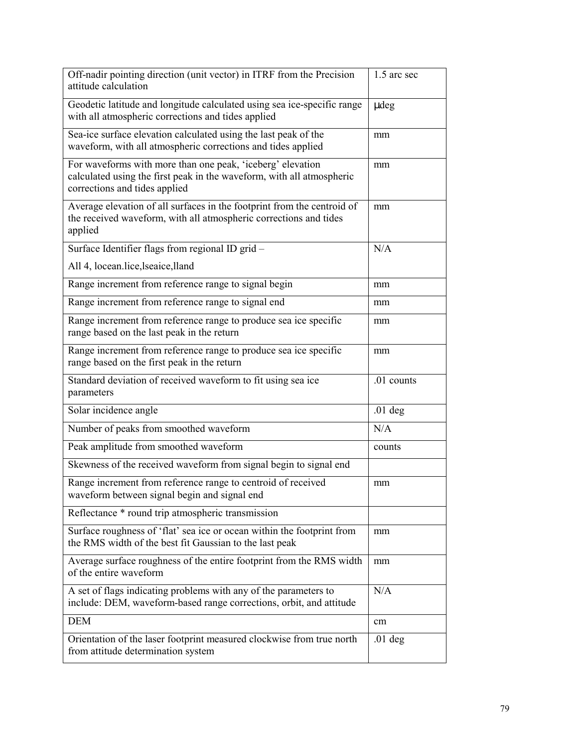| Off-nadir pointing direction (unit vector) in ITRF from the Precision attitude calculation | 1.5 arc sec |
| --- | --- |
| Geodetic latitude and longitude calculated using sea ice-specific range with all atmospheric corrections and tides applied | μdeg |
| Sea-ice surface elevation calculated using the last peak of the waveform, with all atmospheric corrections and tides applied | mm |
| For waveforms with more than one peak, 'iceberg' elevation calculated using the first peak in the waveform, with all atmospheric corrections and tides applied | mm |
| Average elevation of all surfaces in the footprint from the centroid of the received waveform, with all atmospheric corrections and tides applied | mm |
| Surface Identifier flags from regional ID grid – All 4, locean.lice,lseaice,lland | N/A |
| Range increment from reference range to signal begin | mm |
| Range increment from reference range to signal end | mm |
| Range increment from reference range to produce sea ice specific range based on the last peak in the return | mm |
| Range increment from reference range to produce sea ice specific range based on the first peak in the return | mm |
| Standard deviation of received waveform to fit using sea ice parameters | .01 counts |
| Solar incidence angle | .01 deg |
| Number of peaks from smoothed waveform | N/A |
| Peak amplitude from smoothed waveform | counts |
| Skewness of the received waveform from signal begin to signal end | |
| Range increment from reference range to centroid of received waveform between signal begin and signal end | mm |
| Reflectance * round trip atmospheric transmission | |
| Surface roughness of 'flat' sea ice or ocean within the footprint from the RMS width of the best fit Gaussian to the last peak | mm |
| Average surface roughness of the entire footprint from the RMS width of the entire waveform | mm |
| A set of flags indicating problems with any of the parameters to include: DEM, waveform-based range corrections, orbit, and attitude | N/A |
| DEM | cm |
| Orientation of the laser footprint measured clockwise from true north from attitude determination system | .01 deg |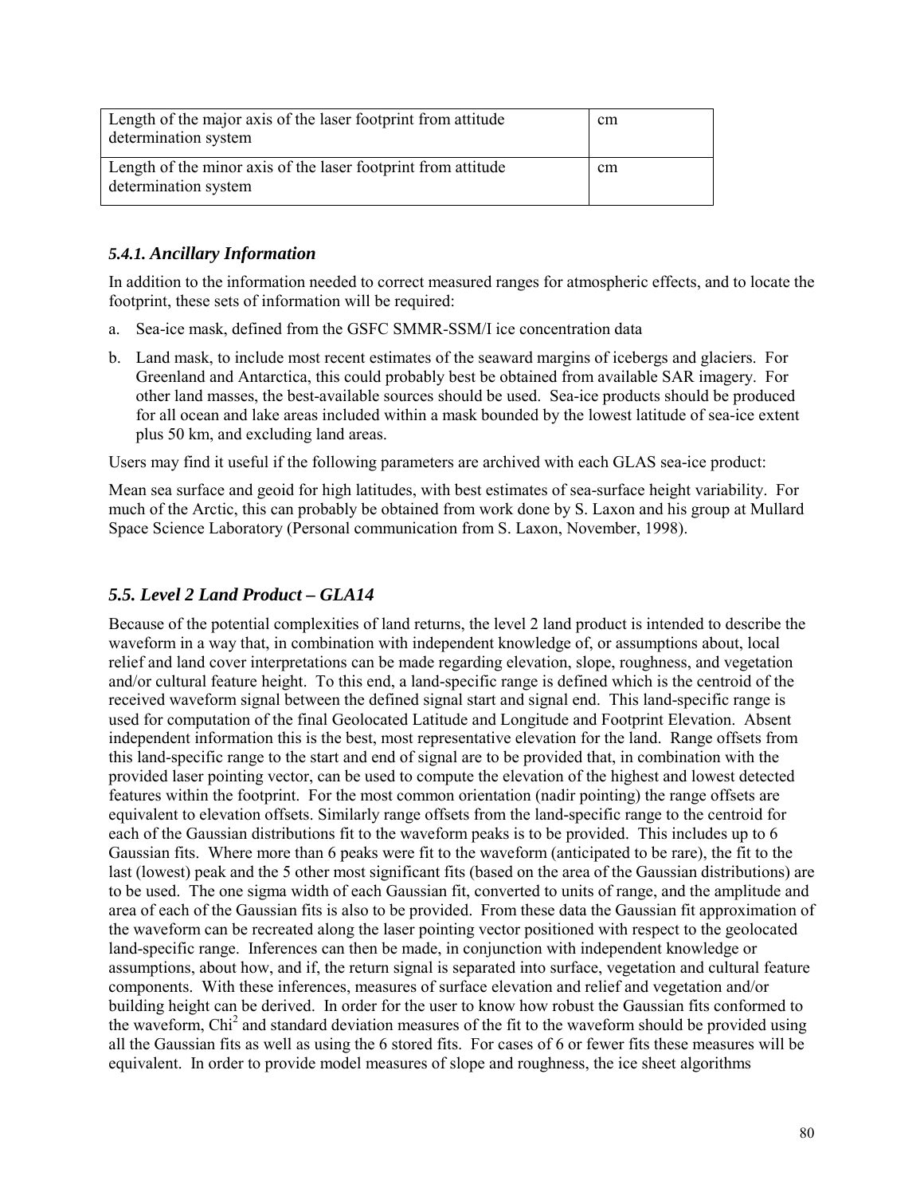| | |
|---|---|
| Length of the major axis of the laser footprint from attitude determination system | cm |
| Length of the minor axis of the laser footprint from attitude determination system | cm |

### *5.4.1. Ancillary Information*

In addition to the information needed to correct measured ranges for atmospheric effects, and to locate the footprint, these sets of information will be required:

a. Sea-ice mask, defined from the GSFC SMMR-SSM/I ice concentration data

b. Land mask, to include most recent estimates of the seaward margins of icebergs and glaciers. For Greenland and Antarctica, this could probably best be obtained from available SAR imagery. For other land masses, the best-available sources should be used. Sea-ice products should be produced for all ocean and lake areas included within a mask bounded by the lowest latitude of sea-ice extent plus 50 km, and excluding land areas.

Users may find it useful if the following parameters are archived with each GLAS sea-ice product:

Mean sea surface and geoid for high latitudes, with best estimates of sea-surface height variability. For much of the Arctic, this can probably be obtained from work done by S. Laxon and his group at Mullard Space Science Laboratory (Personal communication from S. Laxon, November, 1998).

## *5.5. Level 2 Land Product – GLA14*

Because of the potential complexities of land returns, the level 2 land product is intended to describe the waveform in a way that, in combination with independent knowledge of, or assumptions about, local relief and land cover interpretations can be made regarding elevation, slope, roughness, and vegetation and/or cultural feature height. To this end, a land-specific range is defined which is the centroid of the received waveform signal between the defined signal start and signal end. This land-specific range is used for computation of the final Geolocated Latitude and Longitude and Footprint Elevation. Absent independent information this is the best, most representative elevation for the land. Range offsets from this land-specific range to the start and end of signal are to be provided that, in combination with the provided laser pointing vector, can be used to compute the elevation of the highest and lowest detected features within the footprint. For the most common orientation (nadir pointing) the range offsets are equivalent to elevation offsets. Similarly range offsets from the land-specific range to the centroid for each of the Gaussian distributions fit to the waveform peaks is to be provided. This includes up to 6 Gaussian fits. Where more than 6 peaks were fit to the waveform (anticipated to be rare), the fit to the last (lowest) peak and the 5 other most significant fits (based on the area of the Gaussian distributions) are to be used. The one sigma width of each Gaussian fit, converted to units of range, and the amplitude and area of each of the Gaussian fits is also to be provided. From these data the Gaussian fit approximation of the waveform can be recreated along the laser pointing vector positioned with respect to the geolocated land-specific range. Inferences can then be made, in conjunction with independent knowledge or assumptions, about how, and if, the return signal is separated into surface, vegetation and cultural feature components. With these inferences, measures of surface elevation and relief and vegetation and/or building height can be derived. In order for the user to know how robust the Gaussian fits conformed to the waveform, $Chi^2$ and standard deviation measures of the fit to the waveform should be provided using all the Gaussian fits as well as using the 6 stored fits. For cases of 6 or fewer fits these measures will be equivalent. In order to provide model measures of slope and roughness, the ice sheet algorithms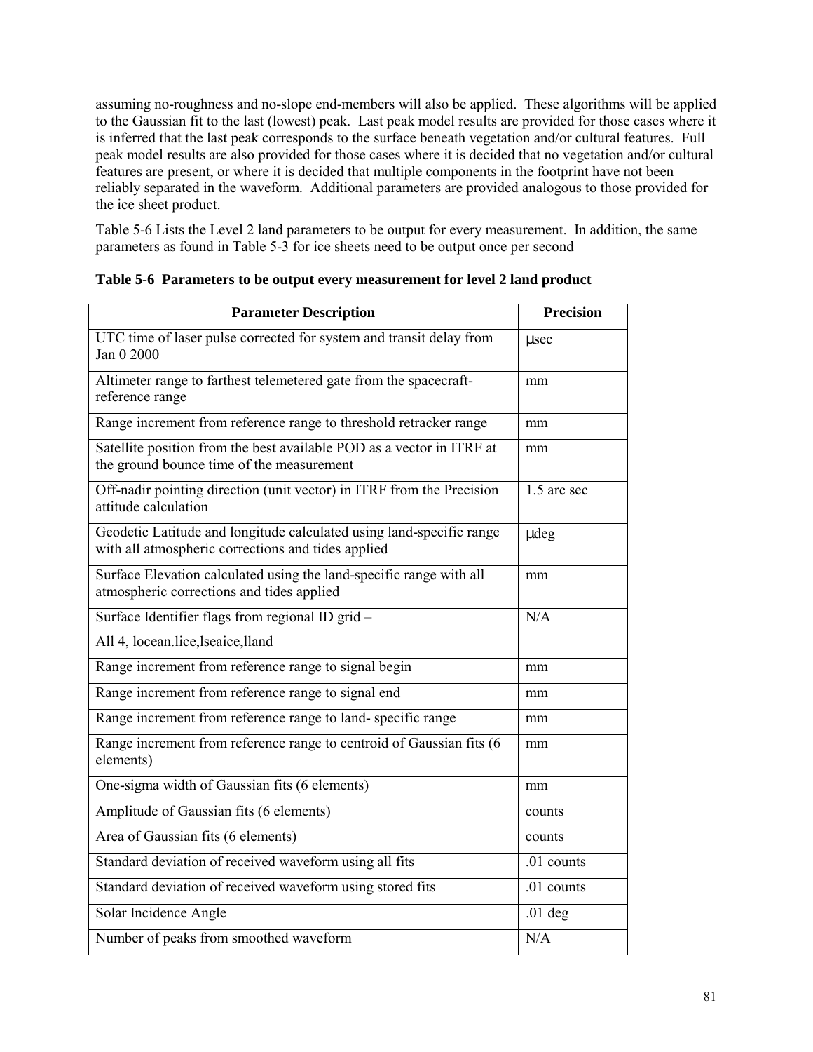assuming no-roughness and no-slope end-members will also be applied. These algorithms will be applied to the Gaussian fit to the last (lowest) peak. Last peak model results are provided for those cases where it is inferred that the last peak corresponds to the surface beneath vegetation and/or cultural features. Full peak model results are also provided for those cases where it is decided that no vegetation and/or cultural features are present, or where it is decided that multiple components in the footprint have not been reliably separated in the waveform. Additional parameters are provided analogous to those provided for the ice sheet product.

Table 5-6 Lists the Level 2 land parameters to be output for every measurement. In addition, the same parameters as found in Table 5-3 for ice sheets need to be output once per second

**Table 5-6 Parameters to be output every measurement for level 2 land product**

| Parameter Description | Precision |
|---|---|
| UTC time of laser pulse corrected for system and transit delay from Jan 0 2000 | μsec |
| Altimeter range to farthest telemetered gate from the spacecraft-reference range | mm |
| Range increment from reference range to threshold retracker range | mm |
| Satellite position from the best available POD as a vector in ITRF at the ground bounce time of the measurement | mm |
| Off-nadir pointing direction (unit vector) in ITRF from the Precision attitude calculation | 1.5 arc sec |
| Geodetic Latitude and longitude calculated using land-specific range with all atmospheric corrections and tides applied | μdeg |
| Surface Elevation calculated using the land-specific range with all atmospheric corrections and tides applied | mm |
| Surface Identifier flags from regional ID grid – All 4, locean.lice,lseaice,lland | N/A |
| Range increment from reference range to signal begin | mm |
| Range increment from reference range to signal end | mm |
| Range increment from reference range to land- specific range | mm |
| Range increment from reference range to centroid of Gaussian fits (6 elements) | mm |
| One-sigma width of Gaussian fits (6 elements) | mm |
| Amplitude of Gaussian fits (6 elements) | counts |
| Area of Gaussian fits (6 elements) | counts |
| Standard deviation of received waveform using all fits | .01 counts |
| Standard deviation of received waveform using stored fits | .01 counts |
| Solar Incidence Angle | .01 deg |
| Number of peaks from smoothed waveform | N/A |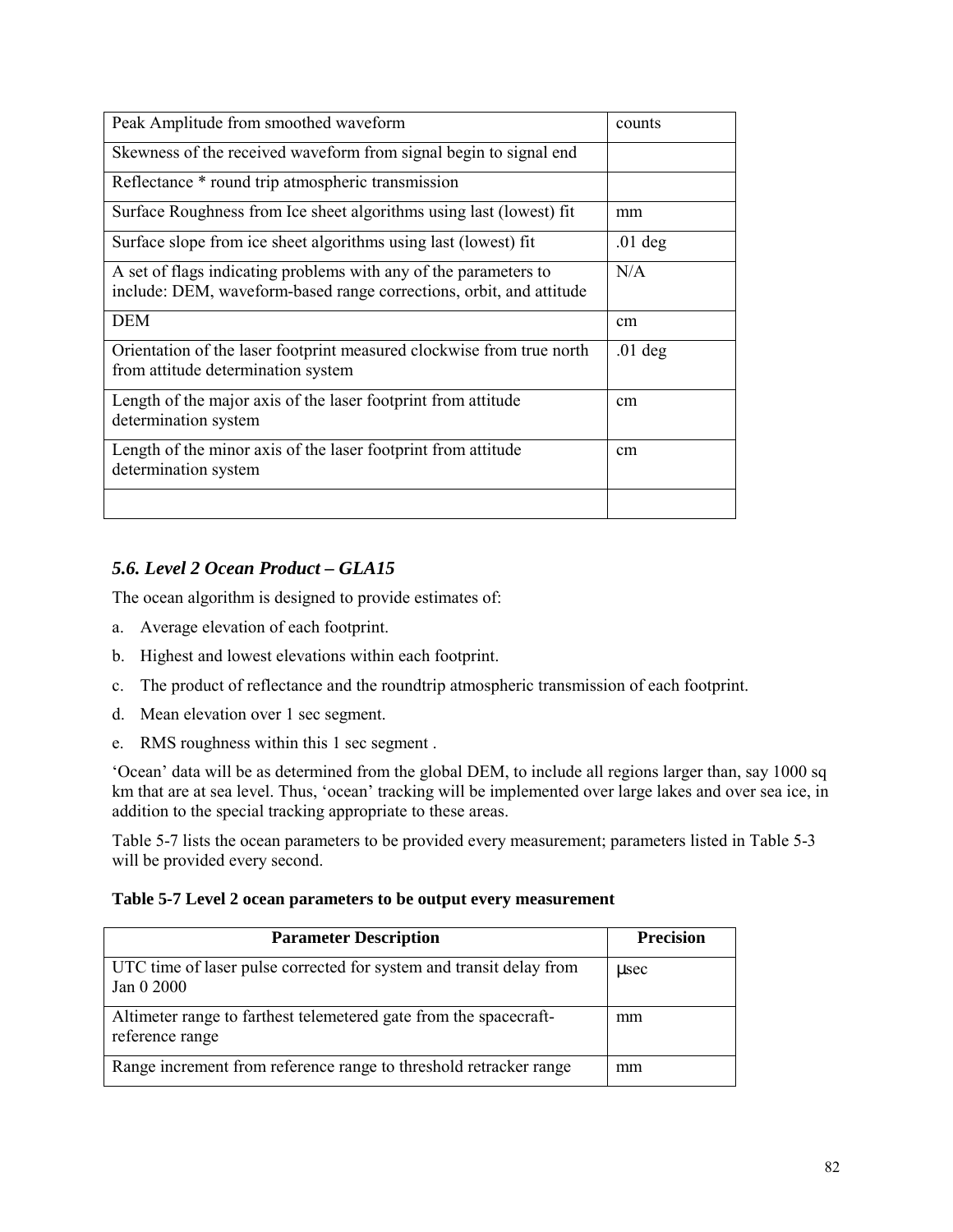| | |
|---|---|
| Peak Amplitude from smoothed waveform | counts |
| Skewness of the received waveform from signal begin to signal end | |
| Reflectance * round trip atmospheric transmission | |
| Surface Roughness from Ice sheet algorithms using last (lowest) fit | mm |
| Surface slope from ice sheet algorithms using last (lowest) fit | .01 deg |
| A set of flags indicating problems with any of the parameters to include: DEM, waveform-based range corrections, orbit, and attitude | N/A |
| DEM | cm |
| Orientation of the laser footprint measured clockwise from true north from attitude determination system | .01 deg |
| Length of the major axis of the laser footprint from attitude determination system | cm |
| Length of the minor axis of the laser footprint from attitude determination system | cm |
| | |

### *5.6. Level 2 Ocean Product – GLA15*

The ocean algorithm is designed to provide estimates of:

a. Average elevation of each footprint.

b. Highest and lowest elevations within each footprint.

c. The product of reflectance and the roundtrip atmospheric transmission of each footprint.

d. Mean elevation over 1 sec segment.

e. RMS roughness within this 1 sec segment .

'Ocean' data will be as determined from the global DEM, to include all regions larger than, say 1000 sq km that are at sea level. Thus, 'ocean' tracking will be implemented over large lakes and over sea ice, in addition to the special tracking appropriate to these areas.

Table 5-7 lists the ocean parameters to be provided every measurement; parameters listed in Table 5-3 will be provided every second.

**Table 5-7 Level 2 ocean parameters to be output every measurement**

| Parameter Description | Precision |
|---|---|
| UTC time of laser pulse corrected for system and transit delay from Jan 0 2000 | μsec |
| Altimeter range to farthest telemetered gate from the spacecraft-reference range | mm |
| Range increment from reference range to threshold retracker range | mm |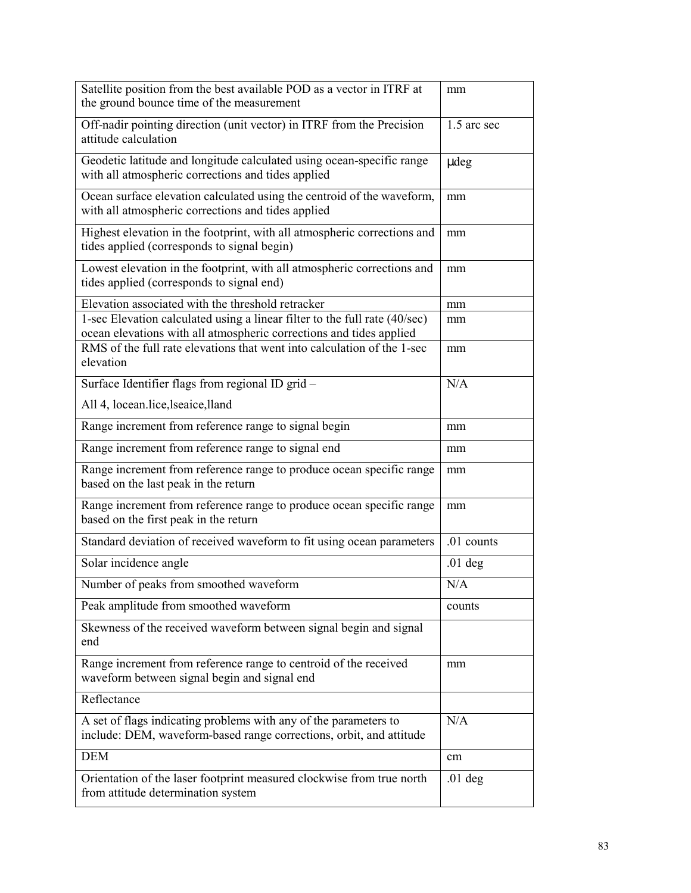| | |
|---|---|
| Satellite position from the best available POD as a vector in ITRF at the ground bounce time of the measurement | mm |
| Off-nadir pointing direction (unit vector) in ITRF from the Precision attitude calculation | 1.5 arc sec |
| Geodetic latitude and longitude calculated using ocean-specific range with all atmospheric corrections and tides applied | μdeg |
| Ocean surface elevation calculated using the centroid of the waveform, with all atmospheric corrections and tides applied | mm |
| Highest elevation in the footprint, with all atmospheric corrections and tides applied (corresponds to signal begin) | mm |
| Lowest elevation in the footprint, with all atmospheric corrections and tides applied (corresponds to signal end) | mm |
| Elevation associated with the threshold retracker | mm |
| 1-sec Elevation calculated using a linear filter to the full rate (40/sec) ocean elevations with all atmospheric corrections and tides applied | mm |
| RMS of the full rate elevations that went into calculation of the 1-sec elevation | mm |
| Surface Identifier flags from regional ID grid – All 4, locean.lice,lseaice,lland | N/A |
| Range increment from reference range to signal begin | mm |
| Range increment from reference range to signal end | mm |
| Range increment from reference range to produce ocean specific range based on the last peak in the return | mm |
| Range increment from reference range to produce ocean specific range based on the first peak in the return | mm |
| Standard deviation of received waveform to fit using ocean parameters | .01 counts |
| Solar incidence angle | .01 deg |
| Number of peaks from smoothed waveform | N/A |
| Peak amplitude from smoothed waveform | counts |
| Skewness of the received waveform between signal begin and signal end | |
| Range increment from reference range to centroid of the received waveform between signal begin and signal end | mm |
| Reflectance | |
| A set of flags indicating problems with any of the parameters to include: DEM, waveform-based range corrections, orbit, and attitude | N/A |
| DEM | cm |
| Orientation of the laser footprint measured clockwise from true north from attitude determination system | .01 deg |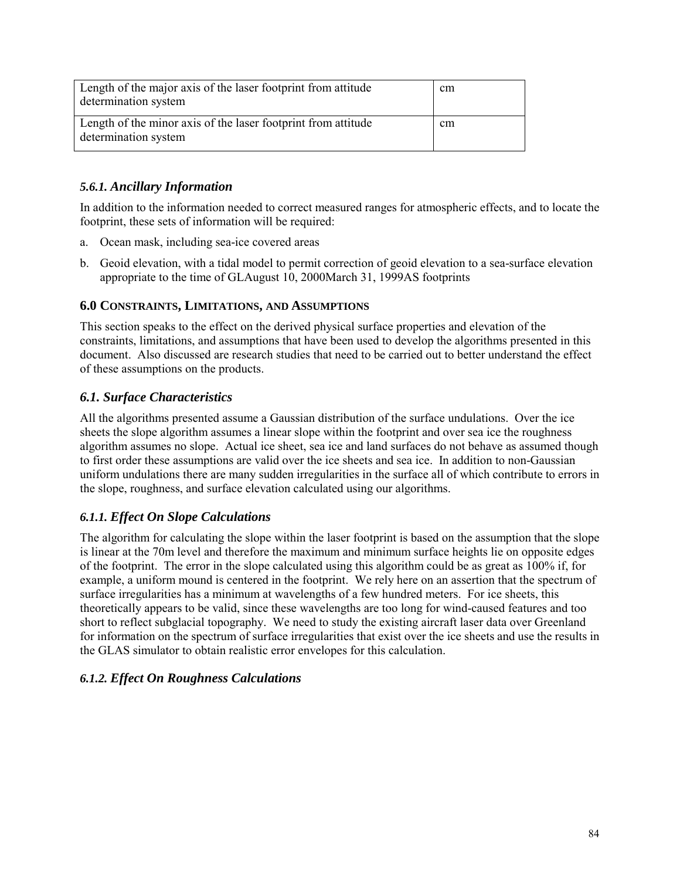| Length of the major axis of the laser footprint from attitude determination system | cm |
|---|---|
| Length of the minor axis of the laser footprint from attitude determination system | cm |

### *5.6.1. Ancillary Information*

In addition to the information needed to correct measured ranges for atmospheric effects, and to locate the footprint, these sets of information will be required:

a. Ocean mask, including sea-ice covered areas

b. Geoid elevation, with a tidal model to permit correction of geoid elevation to a sea-surface elevation appropriate to the time of GLAugust 10, 2000March 31, 1999AS footprints

## 6.0 CONSTRAINTS, LIMITATIONS, AND ASSUMPTIONS

This section speaks to the effect on the derived physical surface properties and elevation of the constraints, limitations, and assumptions that have been used to develop the algorithms presented in this document. Also discussed are research studies that need to be carried out to better understand the effect of these assumptions on the products.

### *6.1. Surface Characteristics*

All the algorithms presented assume a Gaussian distribution of the surface undulations. Over the ice sheets the slope algorithm assumes a linear slope within the footprint and over sea ice the roughness algorithm assumes no slope. Actual ice sheet, sea ice and land surfaces do not behave as assumed though to first order these assumptions are valid over the ice sheets and sea ice. In addition to non-Gaussian uniform undulations there are many sudden irregularities in the surface all of which contribute to errors in the slope, roughness, and surface elevation calculated using our algorithms.

### *6.1.1. Effect On Slope Calculations*

The algorithm for calculating the slope within the laser footprint is based on the assumption that the slope is linear at the 70m level and therefore the maximum and minimum surface heights lie on opposite edges of the footprint. The error in the slope calculated using this algorithm could be as great as 100% if, for example, a uniform mound is centered in the footprint. We rely here on an assertion that the spectrum of surface irregularities has a minimum at wavelengths of a few hundred meters. For ice sheets, this theoretically appears to be valid, since these wavelengths are too long for wind-caused features and too short to reflect subglacial topography. We need to study the existing aircraft laser data over Greenland for information on the spectrum of surface irregularities that exist over the ice sheets and use the results in the GLAS simulator to obtain realistic error envelopes for this calculation.

### *6.1.2. Effect On Roughness Calculations*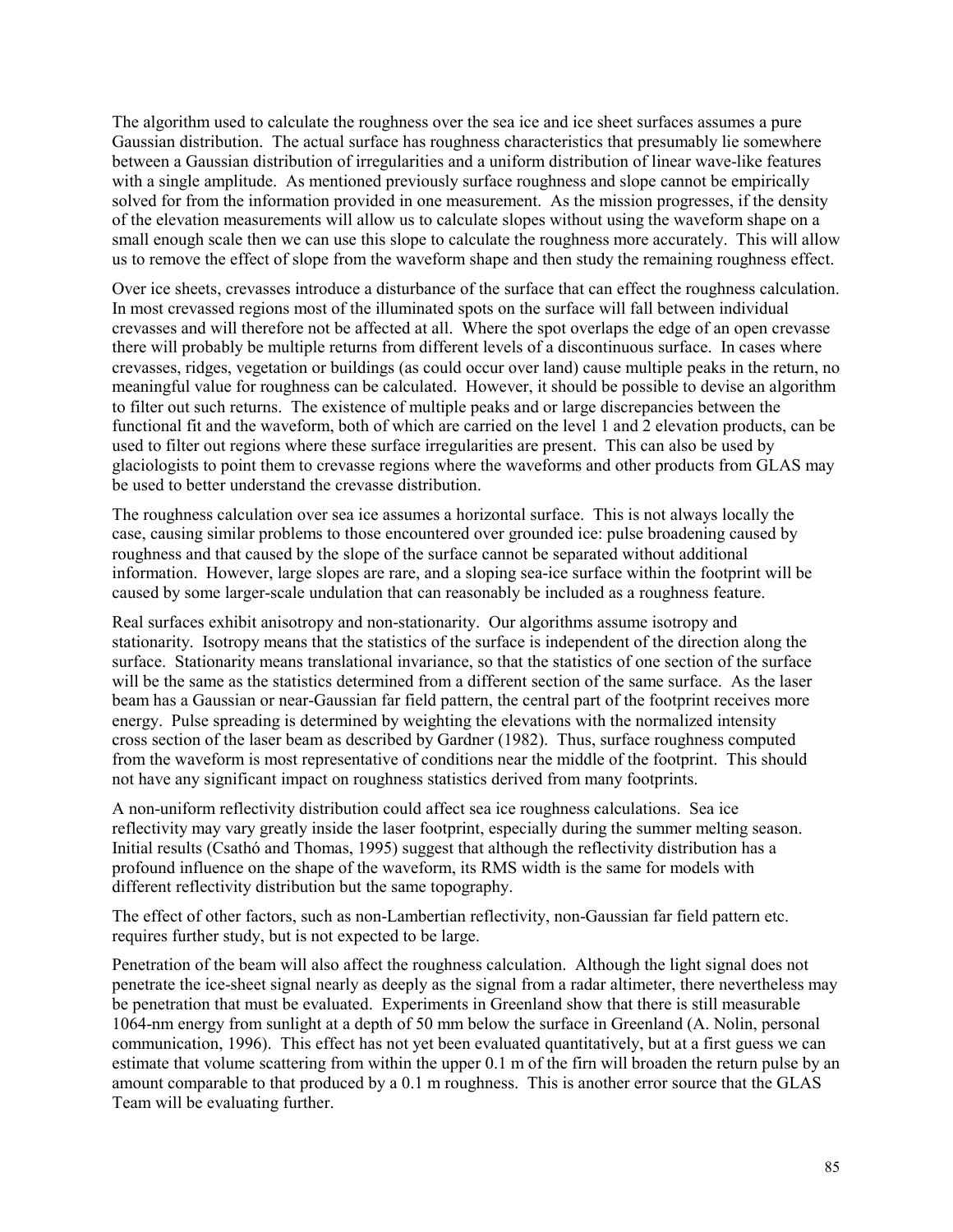The algorithm used to calculate the roughness over the sea ice and ice sheet surfaces assumes a pure Gaussian distribution. The actual surface has roughness characteristics that presumably lie somewhere between a Gaussian distribution of irregularities and a uniform distribution of linear wave-like features with a single amplitude. As mentioned previously surface roughness and slope cannot be empirically solved for from the information provided in one measurement. As the mission progresses, if the density of the elevation measurements will allow us to calculate slopes without using the waveform shape on a small enough scale then we can use this slope to calculate the roughness more accurately. This will allow us to remove the effect of slope from the waveform shape and then study the remaining roughness effect.

Over ice sheets, crevasses introduce a disturbance of the surface that can effect the roughness calculation. In most crevassed regions most of the illuminated spots on the surface will fall between individual crevasses and will therefore not be affected at all. Where the spot overlaps the edge of an open crevasse there will probably be multiple returns from different levels of a discontinuous surface. In cases where crevasses, ridges, vegetation or buildings (as could occur over land) cause multiple peaks in the return, no meaningful value for roughness can be calculated. However, it should be possible to devise an algorithm to filter out such returns. The existence of multiple peaks and or large discrepancies between the functional fit and the waveform, both of which are carried on the level 1 and 2 elevation products, can be used to filter out regions where these surface irregularities are present. This can also be used by glaciologists to point them to crevasse regions where the waveforms and other products from GLAS may be used to better understand the crevasse distribution.

The roughness calculation over sea ice assumes a horizontal surface. This is not always locally the case, causing similar problems to those encountered over grounded ice: pulse broadening caused by roughness and that caused by the slope of the surface cannot be separated without additional information. However, large slopes are rare, and a sloping sea-ice surface within the footprint will be caused by some larger-scale undulation that can reasonably be included as a roughness feature.

Real surfaces exhibit anisotropy and non-stationarity. Our algorithms assume isotropy and stationarity. Isotropy means that the statistics of the surface is independent of the direction along the surface. Stationarity means translational invariance, so that the statistics of one section of the surface will be the same as the statistics determined from a different section of the same surface. As the laser beam has a Gaussian or near-Gaussian far field pattern, the central part of the footprint receives more energy. Pulse spreading is determined by weighting the elevations with the normalized intensity cross section of the laser beam as described by Gardner (1982). Thus, surface roughness computed from the waveform is most representative of conditions near the middle of the footprint. This should not have any significant impact on roughness statistics derived from many footprints.

A non-uniform reflectivity distribution could affect sea ice roughness calculations. Sea ice reflectivity may vary greatly inside the laser footprint, especially during the summer melting season. Initial results (Csathó and Thomas, 1995) suggest that although the reflectivity distribution has a profound influence on the shape of the waveform, its RMS width is the same for models with different reflectivity distribution but the same topography.

The effect of other factors, such as non-Lambertian reflectivity, non-Gaussian far field pattern etc. requires further study, but is not expected to be large.

Penetration of the beam will also affect the roughness calculation. Although the light signal does not penetrate the ice-sheet signal nearly as deeply as the signal from a radar altimeter, there nevertheless may be penetration that must be evaluated. Experiments in Greenland show that there is still measurable 1064-nm energy from sunlight at a depth of 50 mm below the surface in Greenland (A. Nolin, personal communication, 1996). This effect has not yet been evaluated quantitatively, but at a first guess we can estimate that volume scattering from within the upper 0.1 m of the firn will broaden the return pulse by an amount comparable to that produced by a 0.1 m roughness. This is another error source that the GLAS Team will be evaluating further.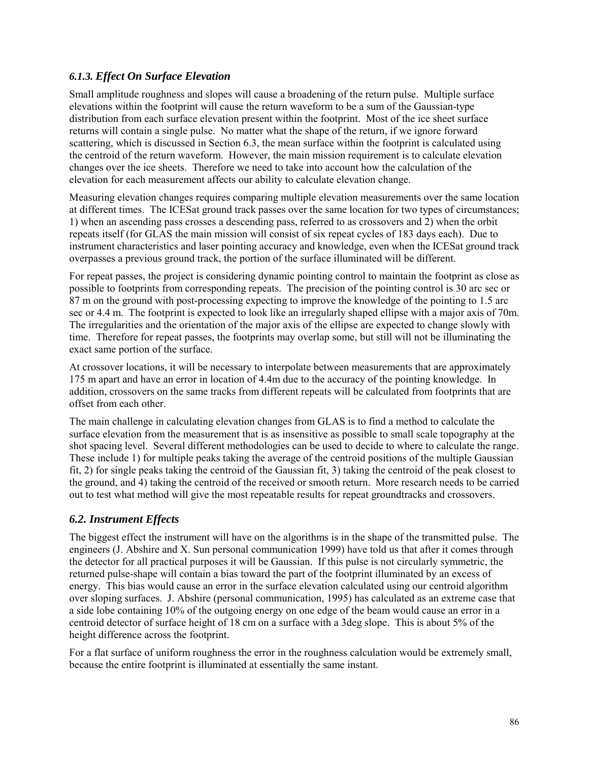### *6.1.3. Effect On Surface Elevation*

Small amplitude roughness and slopes will cause a broadening of the return pulse. Multiple surface elevations within the footprint will cause the return waveform to be a sum of the Gaussian-type distribution from each surface elevation present within the footprint. Most of the ice sheet surface returns will contain a single pulse. No matter what the shape of the return, if we ignore forward scattering, which is discussed in Section 6.3, the mean surface within the footprint is calculated using the centroid of the return waveform. However, the main mission requirement is to calculate elevation changes over the ice sheets. Therefore we need to take into account how the calculation of the elevation for each measurement affects our ability to calculate elevation change.

Measuring elevation changes requires comparing multiple elevation measurements over the same location at different times. The ICESat ground track passes over the same location for two types of circumstances; 1) when an ascending pass crosses a descending pass, referred to as crossovers and 2) when the orbit repeats itself (for GLAS the main mission will consist of six repeat cycles of 183 days each). Due to instrument characteristics and laser pointing accuracy and knowledge, even when the ICESat ground track overpasses a previous ground track, the portion of the surface illuminated will be different.

For repeat passes, the project is considering dynamic pointing control to maintain the footprint as close as possible to footprints from corresponding repeats. The precision of the pointing control is 30 arc sec or 87 m on the ground with post-processing expecting to improve the knowledge of the pointing to 1.5 arc sec or 4.4 m. The footprint is expected to look like an irregularly shaped ellipse with a major axis of 70m. The irregularities and the orientation of the major axis of the ellipse are expected to change slowly with time. Therefore for repeat passes, the footprints may overlap some, but still will not be illuminating the exact same portion of the surface.

At crossover locations, it will be necessary to interpolate between measurements that are approximately 175 m apart and have an error in location of 4.4m due to the accuracy of the pointing knowledge. In addition, crossovers on the same tracks from different repeats will be calculated from footprints that are offset from each other.

The main challenge in calculating elevation changes from GLAS is to find a method to calculate the surface elevation from the measurement that is as insensitive as possible to small scale topography at the shot spacing level. Several different methodologies can be used to decide to where to calculate the range. These include 1) for multiple peaks taking the average of the centroid positions of the multiple Gaussian fit, 2) for single peaks taking the centroid of the Gaussian fit, 3) taking the centroid of the peak closest to the ground, and 4) taking the centroid of the received or smooth return. More research needs to be carried out to test what method will give the most repeatable results for repeat groundtracks and crossovers.

## *6.2. Instrument Effects*

The biggest effect the instrument will have on the algorithms is in the shape of the transmitted pulse. The engineers (J. Abshire and X. Sun personal communication 1999) have told us that after it comes through the detector for all practical purposes it will be Gaussian. If this pulse is not circularly symmetric, the returned pulse-shape will contain a bias toward the part of the footprint illuminated by an excess of energy. This bias would cause an error in the surface elevation calculated using our centroid algorithm over sloping surfaces. J. Abshire (personal communication, 1995) has calculated as an extreme case that a side lobe containing 10% of the outgoing energy on one edge of the beam would cause an error in a centroid detector of surface height of 18 cm on a surface with a 3deg slope. This is about 5% of the height difference across the footprint.

For a flat surface of uniform roughness the error in the roughness calculation would be extremely small, because the entire footprint is illuminated at essentially the same instant.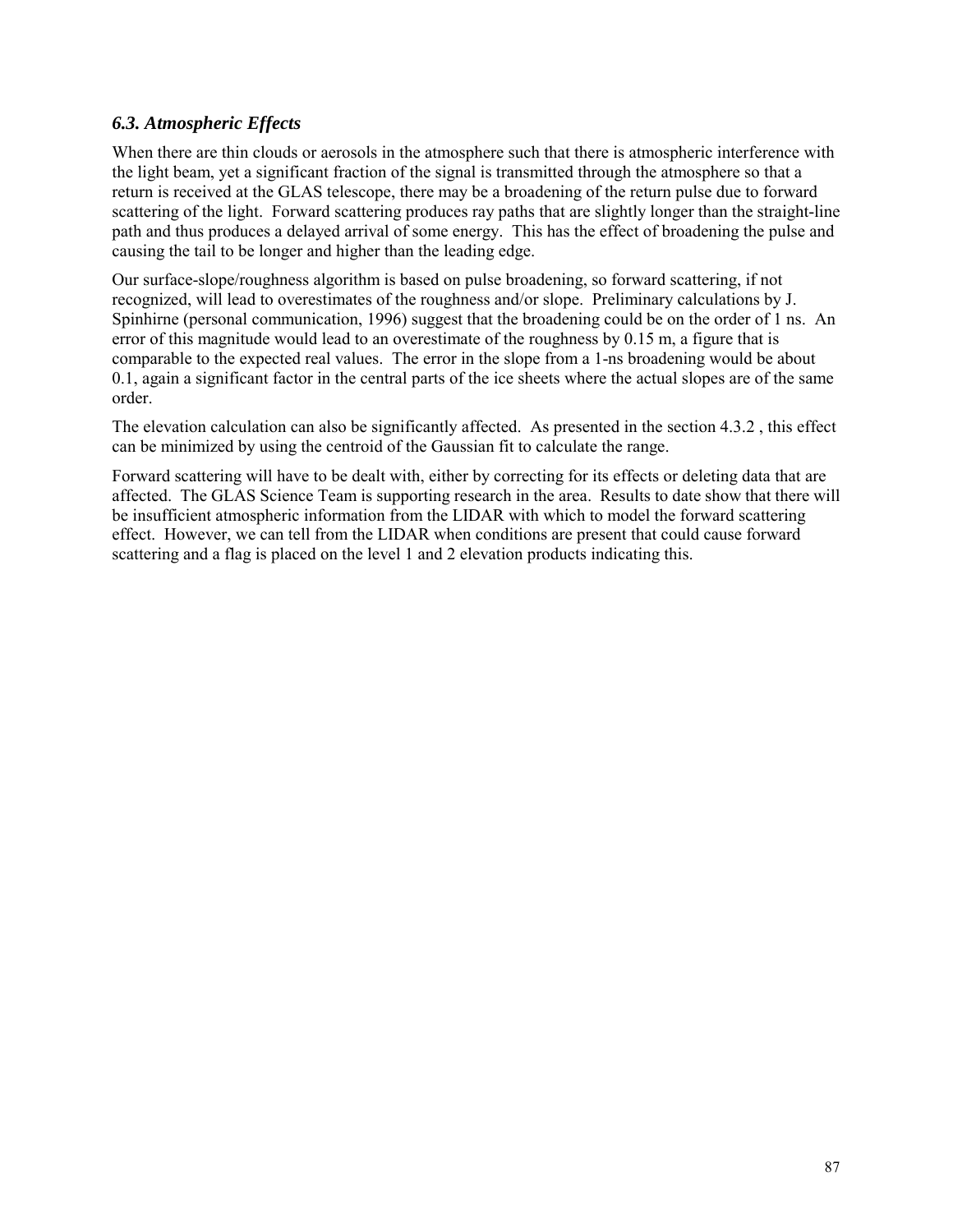### *6.3. Atmospheric Effects*

When there are thin clouds or aerosols in the atmosphere such that there is atmospheric interference with the light beam, yet a significant fraction of the signal is transmitted through the atmosphere so that a return is received at the GLAS telescope, there may be a broadening of the return pulse due to forward scattering of the light. Forward scattering produces ray paths that are slightly longer than the straight-line path and thus produces a delayed arrival of some energy. This has the effect of broadening the pulse and causing the tail to be longer and higher than the leading edge.

Our surface-slope/roughness algorithm is based on pulse broadening, so forward scattering, if not recognized, will lead to overestimates of the roughness and/or slope. Preliminary calculations by J. Spinhirne (personal communication, 1996) suggest that the broadening could be on the order of 1 ns. An error of this magnitude would lead to an overestimate of the roughness by 0.15 m, a figure that is comparable to the expected real values. The error in the slope from a 1-ns broadening would be about 0.1, again a significant factor in the central parts of the ice sheets where the actual slopes are of the same order.

The elevation calculation can also be significantly affected. As presented in the section 4.3.2 , this effect can be minimized by using the centroid of the Gaussian fit to calculate the range.

Forward scattering will have to be dealt with, either by correcting for its effects or deleting data that are affected. The GLAS Science Team is supporting research in the area. Results to date show that there will be insufficient atmospheric information from the LIDAR with which to model the forward scattering effect. However, we can tell from the LIDAR when conditions are present that could cause forward scattering and a flag is placed on the level 1 and 2 elevation products indicating this.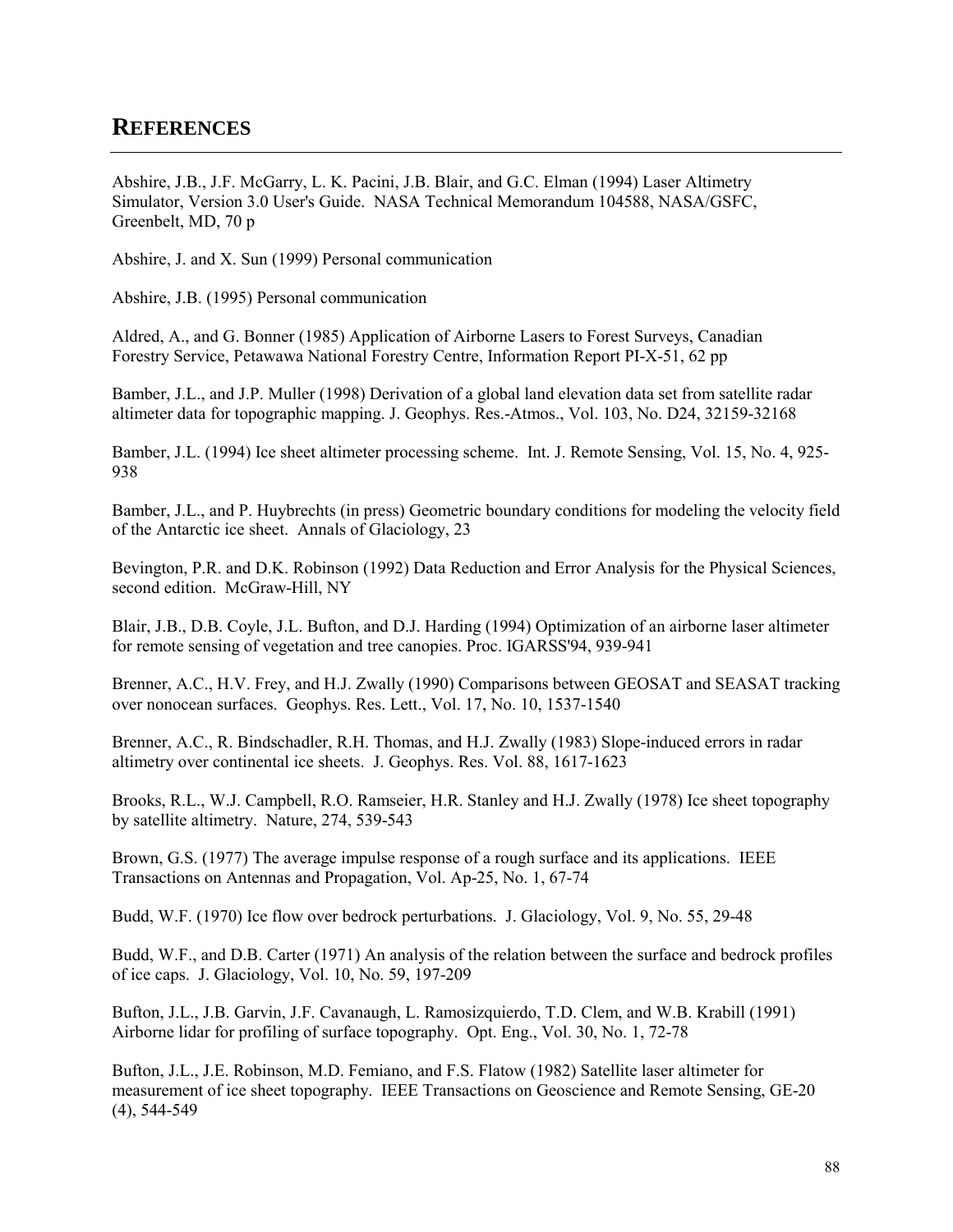# REFERENCES

Abshire, J.B., J.F. McGarry, L. K. Pacini, J.B. Blair, and G.C. Elman (1994) Laser Altimetry Simulator, Version 3.0 User's Guide. NASA Technical Memorandum 104588, NASA/GSFC, Greenbelt, MD, 70 p

Abshire, J. and X. Sun (1999) Personal communication

Abshire, J.B. (1995) Personal communication

Aldred, A., and G. Bonner (1985) Application of Airborne Lasers to Forest Surveys, Canadian Forestry Service, Petawawa National Forestry Centre, Information Report PI-X-51, 62 pp

Bamber, J.L., and J.P. Muller (1998) Derivation of a global land elevation data set from satellite radar altimeter data for topographic mapping. J. Geophys. Res.-Atmos., Vol. 103, No. D24, 32159-32168

Bamber, J.L. (1994) Ice sheet altimeter processing scheme. Int. J. Remote Sensing, Vol. 15, No. 4, 925-938

Bamber, J.L., and P. Huybrechts (in press) Geometric boundary conditions for modeling the velocity field of the Antarctic ice sheet. Annals of Glaciology, 23

Bevington, P.R. and D.K. Robinson (1992) Data Reduction and Error Analysis for the Physical Sciences, second edition. McGraw-Hill, NY

Blair, J.B., D.B. Coyle, J.L. Bufton, and D.J. Harding (1994) Optimization of an airborne laser altimeter for remote sensing of vegetation and tree canopies. Proc. IGARSS'94, 939-941

Brenner, A.C., H.V. Frey, and H.J. Zwally (1990) Comparisons between GEOSAT and SEASAT tracking over nonocean surfaces. Geophys. Res. Lett., Vol. 17, No. 10, 1537-1540

Brenner, A.C., R. Bindschadler, R.H. Thomas, and H.J. Zwally (1983) Slope-induced errors in radar altimetry over continental ice sheets. J. Geophys. Res. Vol. 88, 1617-1623

Brooks, R.L., W.J. Campbell, R.O. Ramseier, H.R. Stanley and H.J. Zwally (1978) Ice sheet topography by satellite altimetry. Nature, 274, 539-543

Brown, G.S. (1977) The average impulse response of a rough surface and its applications. IEEE Transactions on Antennas and Propagation, Vol. Ap-25, No. 1, 67-74

Budd, W.F. (1970) Ice flow over bedrock perturbations. J. Glaciology, Vol. 9, No. 55, 29-48

Budd, W.F., and D.B. Carter (1971) An analysis of the relation between the surface and bedrock profiles of ice caps. J. Glaciology, Vol. 10, No. 59, 197-209

Bufton, J.L., J.B. Garvin, J.F. Cavanaugh, L. Ramosizquierdo, T.D. Clem, and W.B. Krabill (1991) Airborne lidar for profiling of surface topography. Opt. Eng., Vol. 30, No. 1, 72-78

Bufton, J.L., J.E. Robinson, M.D. Femiano, and F.S. Flatow (1982) Satellite laser altimeter for measurement of ice sheet topography. IEEE Transactions on Geoscience and Remote Sensing, GE-20 (4), 544-549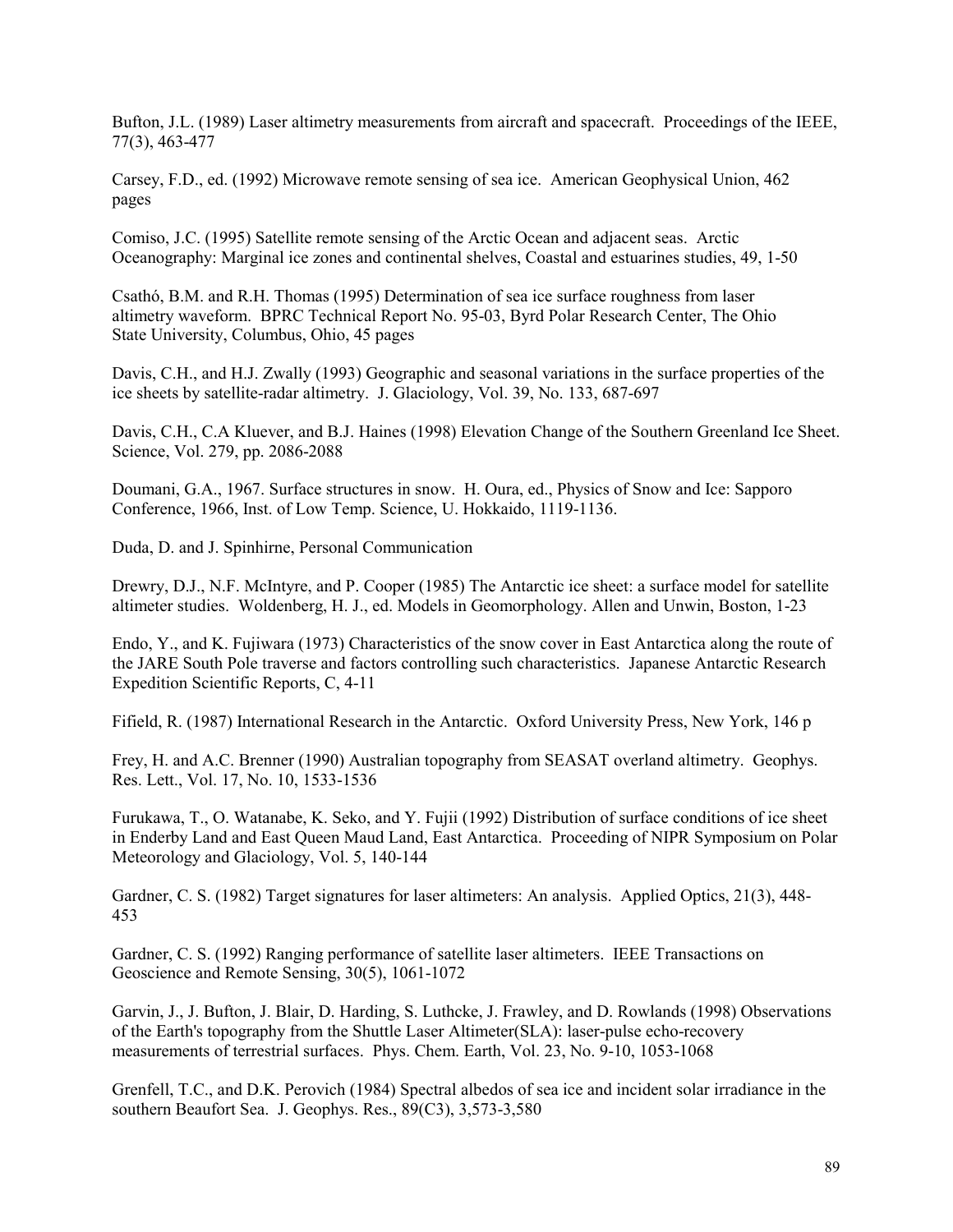Bufton, J.L. (1989) Laser altimetry measurements from aircraft and spacecraft. Proceedings of the IEEE, 77(3), 463-477

Carsey, F.D., ed. (1992) Microwave remote sensing of sea ice. American Geophysical Union, 462 pages

Comiso, J.C. (1995) Satellite remote sensing of the Arctic Ocean and adjacent seas. Arctic Oceanography: Marginal ice zones and continental shelves, Coastal and estuarines studies, 49, 1-50

Csathó, B.M. and R.H. Thomas (1995) Determination of sea ice surface roughness from laser altimetry waveform. BPRC Technical Report No. 95-03, Byrd Polar Research Center, The Ohio State University, Columbus, Ohio, 45 pages

Davis, C.H., and H.J. Zwally (1993) Geographic and seasonal variations in the surface properties of the ice sheets by satellite-radar altimetry. J. Glaciology, Vol. 39, No. 133, 687-697

Davis, C.H., C.A Kluever, and B.J. Haines (1998) Elevation Change of the Southern Greenland Ice Sheet. Science, Vol. 279, pp. 2086-2088

Doumani, G.A., 1967. Surface structures in snow. H. Oura, ed., Physics of Snow and Ice: Sapporo Conference, 1966, Inst. of Low Temp. Science, U. Hokkaido, 1119-1136.

Duda, D. and J. Spinhirne, Personal Communication

Drewry, D.J., N.F. McIntyre, and P. Cooper (1985) The Antarctic ice sheet: a surface model for satellite altimeter studies. Woldenberg, H. J., ed. Models in Geomorphology. Allen and Unwin, Boston, 1-23

Endo, Y., and K. Fujiwara (1973) Characteristics of the snow cover in East Antarctica along the route of the JARE South Pole traverse and factors controlling such characteristics. Japanese Antarctic Research Expedition Scientific Reports, C, 4-11

Fifield, R. (1987) International Research in the Antarctic. Oxford University Press, New York, 146 p

Frey, H. and A.C. Brenner (1990) Australian topography from SEASAT overland altimetry. Geophys. Res. Lett., Vol. 17, No. 10, 1533-1536

Furukawa, T., O. Watanabe, K. Seko, and Y. Fujii (1992) Distribution of surface conditions of ice sheet in Enderby Land and East Queen Maud Land, East Antarctica. Proceeding of NIPR Symposium on Polar Meteorology and Glaciology, Vol. 5, 140-144

Gardner, C. S. (1982) Target signatures for laser altimeters: An analysis. Applied Optics, 21(3), 448-453

Gardner, C. S. (1992) Ranging performance of satellite laser altimeters. IEEE Transactions on Geoscience and Remote Sensing, 30(5), 1061-1072

Garvin, J., J. Bufton, J. Blair, D. Harding, S. Luthcke, J. Frawley, and D. Rowlands (1998) Observations of the Earth's topography from the Shuttle Laser Altimeter(SLA): laser-pulse echo-recovery measurements of terrestrial surfaces. Phys. Chem. Earth, Vol. 23, No. 9-10, 1053-1068

Grenfell, T.C., and D.K. Perovich (1984) Spectral albedos of sea ice and incident solar irradiance in the southern Beaufort Sea. J. Geophys. Res., 89(C3), 3,573-3,580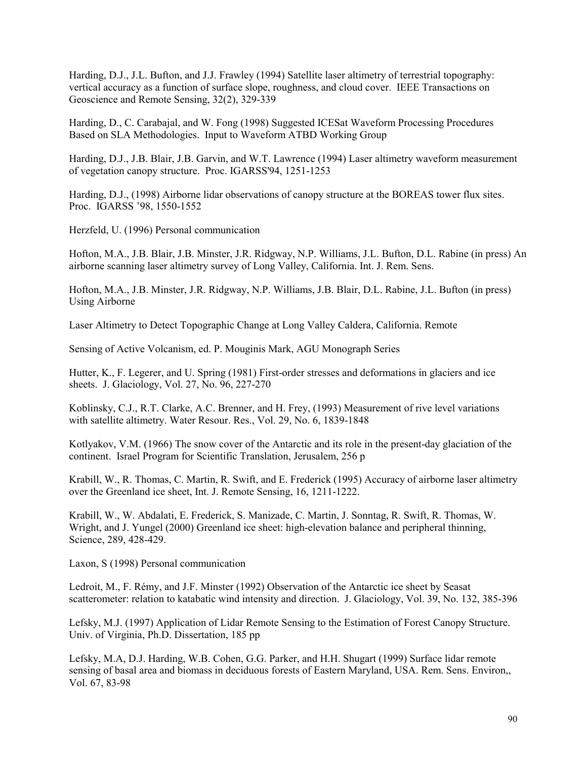Harding, D.J., J.L. Bufton, and J.J. Frawley (1994) Satellite laser altimetry of terrestrial topography: vertical accuracy as a function of surface slope, roughness, and cloud cover. IEEE Transactions on Geoscience and Remote Sensing, 32(2), 329-339

Harding, D., C. Carabajal, and W. Fong (1998) Suggested ICESat Waveform Processing Procedures Based on SLA Methodologies. Input to Waveform ATBD Working Group

Harding, D.J., J.B. Blair, J.B. Garvin, and W.T. Lawrence (1994) Laser altimetry waveform measurement of vegetation canopy structure. Proc. IGARSS'94, 1251-1253

Harding, D.J., (1998) Airborne lidar observations of canopy structure at the BOREAS tower flux sites. Proc. IGARSS '98, 1550-1552

Herzfeld, U. (1996) Personal communication

Hofton, M.A., J.B. Blair, J.B. Minster, J.R. Ridgway, N.P. Williams, J.L. Bufton, D.L. Rabine (in press) An airborne scanning laser altimetry survey of Long Valley, California. Int. J. Rem. Sens.

Hofton, M.A., J.B. Minster, J.R. Ridgway, N.P. Williams, J.B. Blair, D.L. Rabine, J.L. Bufton (in press) Using Airborne

Laser Altimetry to Detect Topographic Change at Long Valley Caldera, California. Remote

Sensing of Active Volcanism, ed. P. Mouginis Mark, AGU Monograph Series

Hutter, K., F. Legerer, and U. Spring (1981) First-order stresses and deformations in glaciers and ice sheets. J. Glaciology, Vol. 27, No. 96, 227-270

Koblinsky, C.J., R.T. Clarke, A.C. Brenner, and H. Frey, (1993) Measurement of rive level variations with satellite altimetry. Water Resour. Res., Vol. 29, No. 6, 1839-1848

Kotlyakov, V.M. (1966) The snow cover of the Antarctic and its role in the present-day glaciation of the continent. Israel Program for Scientific Translation, Jerusalem, 256 p

Krabill, W., R. Thomas, C. Martin, R. Swift, and E. Frederick (1995) Accuracy of airborne laser altimetry over the Greenland ice sheet, Int. J. Remote Sensing, 16, 1211-1222.

Krabill, W., W. Abdalati, E. Frederick, S. Manizade, C. Martin, J. Sonntag, R. Swift, R. Thomas, W. Wright, and J. Yungel (2000) Greenland ice sheet: high-elevation balance and peripheral thinning, Science, 289, 428-429.

Laxon, S (1998) Personal communication

Ledroit, M., F. Rémy, and J.F. Minster (1992) Observation of the Antarctic ice sheet by Seasat scatterometer: relation to katabatic wind intensity and direction. J. Glaciology, Vol. 39, No. 132, 385-396

Lefsky, M.J. (1997) Application of Lidar Remote Sensing to the Estimation of Forest Canopy Structure. Univ. of Virginia, Ph.D. Dissertation, 185 pp

Lefsky, M.A, D.J. Harding, W.B. Cohen, G.G. Parker, and H.H. Shugart (1999) Surface lidar remote sensing of basal area and biomass in deciduous forests of Eastern Maryland, USA. Rem. Sens. Environ,, Vol. 67, 83-98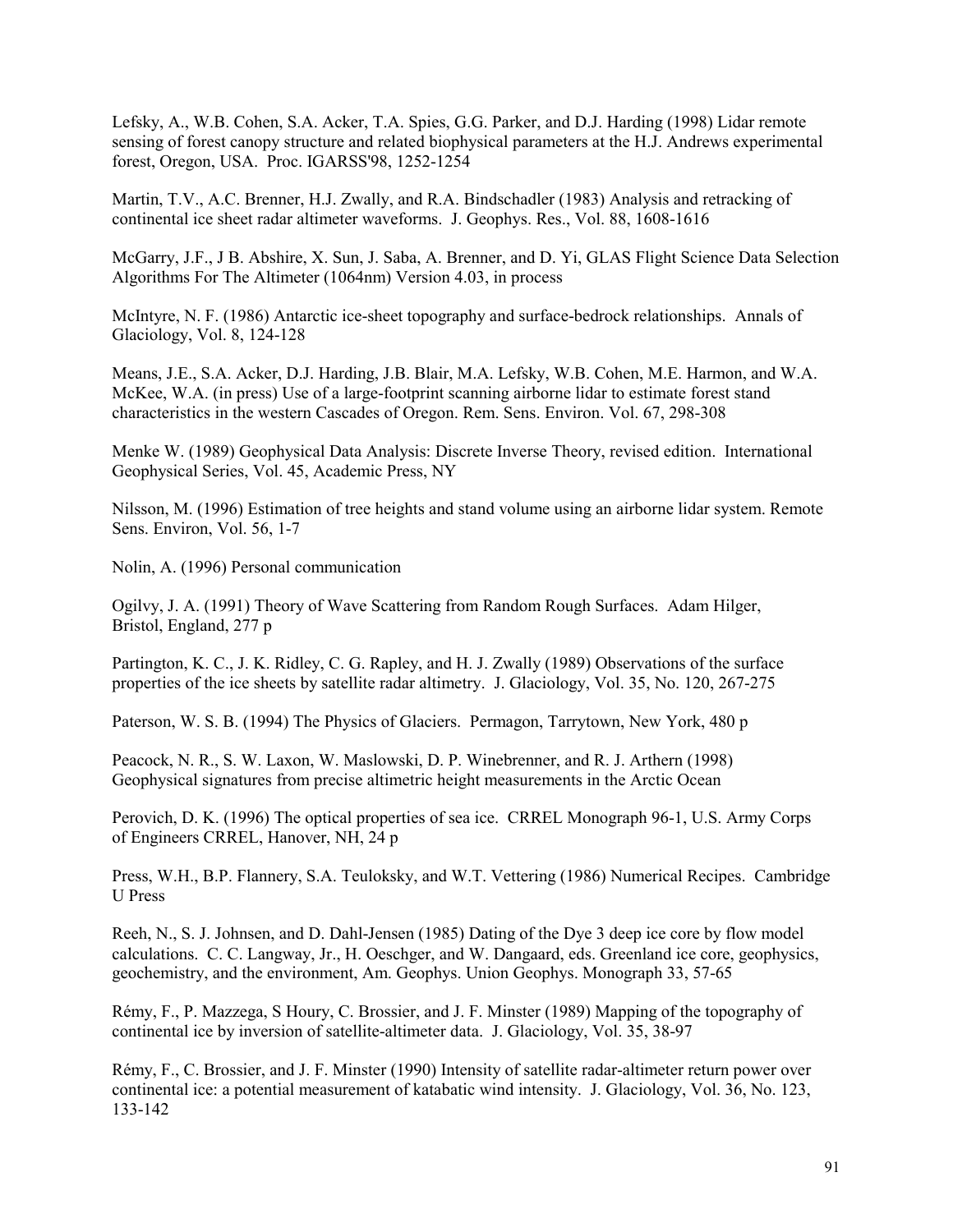Lefsky, A., W.B. Cohen, S.A. Acker, T.A. Spies, G.G. Parker, and D.J. Harding (1998) Lidar remote sensing of forest canopy structure and related biophysical parameters at the H.J. Andrews experimental forest, Oregon, USA. Proc. IGARSS'98, 1252-1254

Martin, T.V., A.C. Brenner, H.J. Zwally, and R.A. Bindschadler (1983) Analysis and retracking of continental ice sheet radar altimeter waveforms. J. Geophys. Res., Vol. 88, 1608-1616

McGarry, J.F., J B. Abshire, X. Sun, J. Saba, A. Brenner, and D. Yi, GLAS Flight Science Data Selection Algorithms For The Altimeter (1064nm) Version 4.03, in process

McIntyre, N. F. (1986) Antarctic ice-sheet topography and surface-bedrock relationships. Annals of Glaciology, Vol. 8, 124-128

Means, J.E., S.A. Acker, D.J. Harding, J.B. Blair, M.A. Lefsky, W.B. Cohen, M.E. Harmon, and W.A. McKee, W.A. (in press) Use of a large-footprint scanning airborne lidar to estimate forest stand characteristics in the western Cascades of Oregon. Rem. Sens. Environ. Vol. 67, 298-308

Menke W. (1989) Geophysical Data Analysis: Discrete Inverse Theory, revised edition. International Geophysical Series, Vol. 45, Academic Press, NY

Nilsson, M. (1996) Estimation of tree heights and stand volume using an airborne lidar system. Remote Sens. Environ, Vol. 56, 1-7

Nolin, A. (1996) Personal communication

Ogilvy, J. A. (1991) Theory of Wave Scattering from Random Rough Surfaces. Adam Hilger, Bristol, England, 277 p

Partington, K. C., J. K. Ridley, C. G. Rapley, and H. J. Zwally (1989) Observations of the surface properties of the ice sheets by satellite radar altimetry. J. Glaciology, Vol. 35, No. 120, 267-275

Paterson, W. S. B. (1994) The Physics of Glaciers. Permagon, Tarrytown, New York, 480 p

Peacock, N. R., S. W. Laxon, W. Maslowski, D. P. Winebrenner, and R. J. Arthern (1998) Geophysical signatures from precise altimetric height measurements in the Arctic Ocean

Perovich, D. K. (1996) The optical properties of sea ice. CRREL Monograph 96-1, U.S. Army Corps of Engineers CRREL, Hanover, NH, 24 p

Press, W.H., B.P. Flannery, S.A. Teuloksky, and W.T. Vettering (1986) Numerical Recipes. Cambridge U Press

Reeh, N., S. J. Johnsen, and D. Dahl-Jensen (1985) Dating of the Dye 3 deep ice core by flow model calculations. C. C. Langway, Jr., H. Oeschger, and W. Dangaard, eds. Greenland ice core, geophysics, geochemistry, and the environment, Am. Geophys. Union Geophys. Monograph 33, 57-65

Rémy, F., P. Mazzega, S Houry, C. Brossier, and J. F. Minster (1989) Mapping of the topography of continental ice by inversion of satellite-altimeter data. J. Glaciology, Vol. 35, 38-97

Rémy, F., C. Brossier, and J. F. Minster (1990) Intensity of satellite radar-altimeter return power over continental ice: a potential measurement of katabatic wind intensity. J. Glaciology, Vol. 36, No. 123, 133-142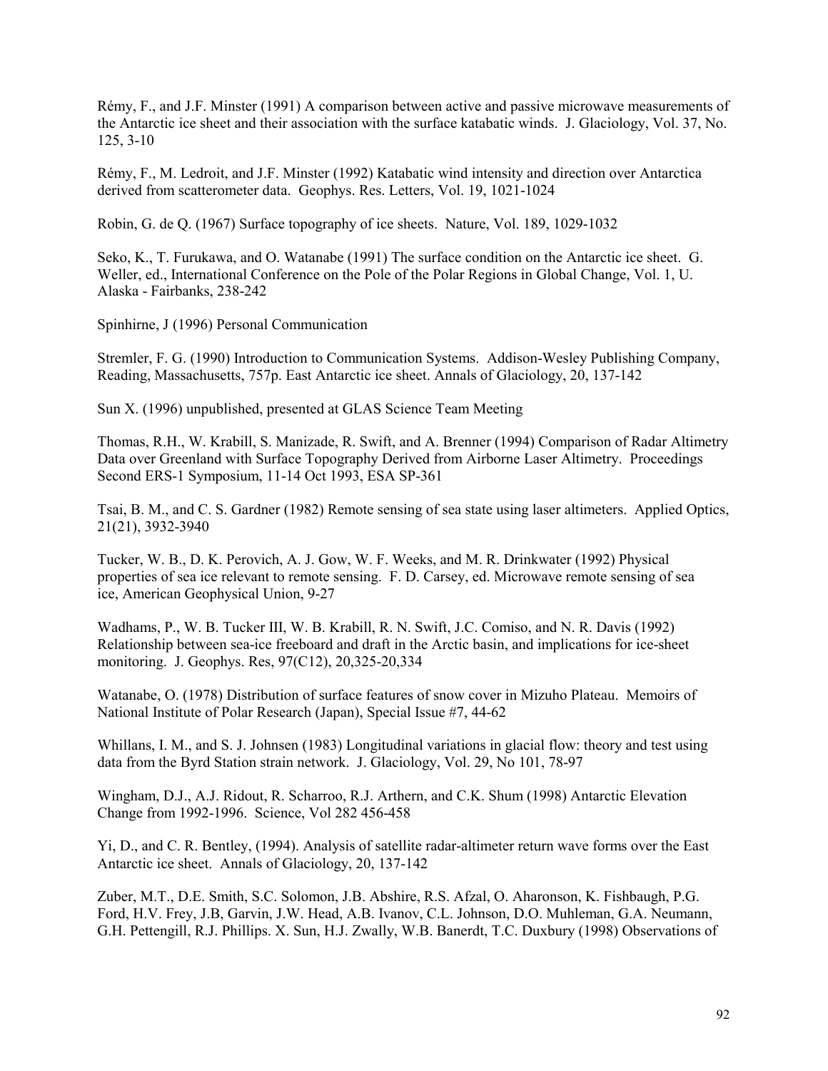Rémy, F., and J.F. Minster (1991) A comparison between active and passive microwave measurements of the Antarctic ice sheet and their association with the surface katabatic winds. J. Glaciology, Vol. 37, No. 125, 3-10

Rémy, F., M. Ledroit, and J.F. Minster (1992) Katabatic wind intensity and direction over Antarctica derived from scatterometer data. Geophys. Res. Letters, Vol. 19, 1021-1024

Robin, G. de Q. (1967) Surface topography of ice sheets. Nature, Vol. 189, 1029-1032

Seko, K., T. Furukawa, and O. Watanabe (1991) The surface condition on the Antarctic ice sheet. G. Weller, ed., International Conference on the Pole of the Polar Regions in Global Change, Vol. 1, U. Alaska - Fairbanks, 238-242

Spinhirne, J (1996) Personal Communication

Stremler, F. G. (1990) Introduction to Communication Systems. Addison-Wesley Publishing Company, Reading, Massachusetts, 757p. East Antarctic ice sheet. Annals of Glaciology, 20, 137-142

Sun X. (1996) unpublished, presented at GLAS Science Team Meeting

Thomas, R.H., W. Krabill, S. Manizade, R. Swift, and A. Brenner (1994) Comparison of Radar Altimetry Data over Greenland with Surface Topography Derived from Airborne Laser Altimetry. Proceedings Second ERS-1 Symposium, 11-14 Oct 1993, ESA SP-361

Tsai, B. M., and C. S. Gardner (1982) Remote sensing of sea state using laser altimeters. Applied Optics, 21(21), 3932-3940

Tucker, W. B., D. K. Perovich, A. J. Gow, W. F. Weeks, and M. R. Drinkwater (1992) Physical properties of sea ice relevant to remote sensing. F. D. Carsey, ed. Microwave remote sensing of sea ice, American Geophysical Union, 9-27

Wadhams, P., W. B. Tucker III, W. B. Krabill, R. N. Swift, J.C. Comiso, and N. R. Davis (1992) Relationship between sea-ice freeboard and draft in the Arctic basin, and implications for ice-sheet monitoring. J. Geophys. Res, 97(C12), 20,325-20,334

Watanabe, O. (1978) Distribution of surface features of snow cover in Mizuho Plateau. Memoirs of National Institute of Polar Research (Japan), Special Issue #7, 44-62

Whillans, I. M., and S. J. Johnsen (1983) Longitudinal variations in glacial flow: theory and test using data from the Byrd Station strain network. J. Glaciology, Vol. 29, No 101, 78-97

Wingham, D.J., A.J. Ridout, R. Scharroo, R.J. Arthern, and C.K. Shum (1998) Antarctic Elevation Change from 1992-1996. Science, Vol 282 456-458

Yi, D., and C. R. Bentley, (1994). Analysis of satellite radar-altimeter return wave forms over the East Antarctic ice sheet. Annals of Glaciology, 20, 137-142

Zuber, M.T., D.E. Smith, S.C. Solomon, J.B. Abshire, R.S. Afzal, O. Aharonson, K. Fishbaugh, P.G. Ford, H.V. Frey, J.B, Garvin, J.W. Head, A.B. Ivanov, C.L. Johnson, D.O. Muhleman, G.A. Neumann, G.H. Pettengill, R.J. Phillips. X. Sun, H.J. Zwally, W.B. Banerdt, T.C. Duxbury (1998) Observations of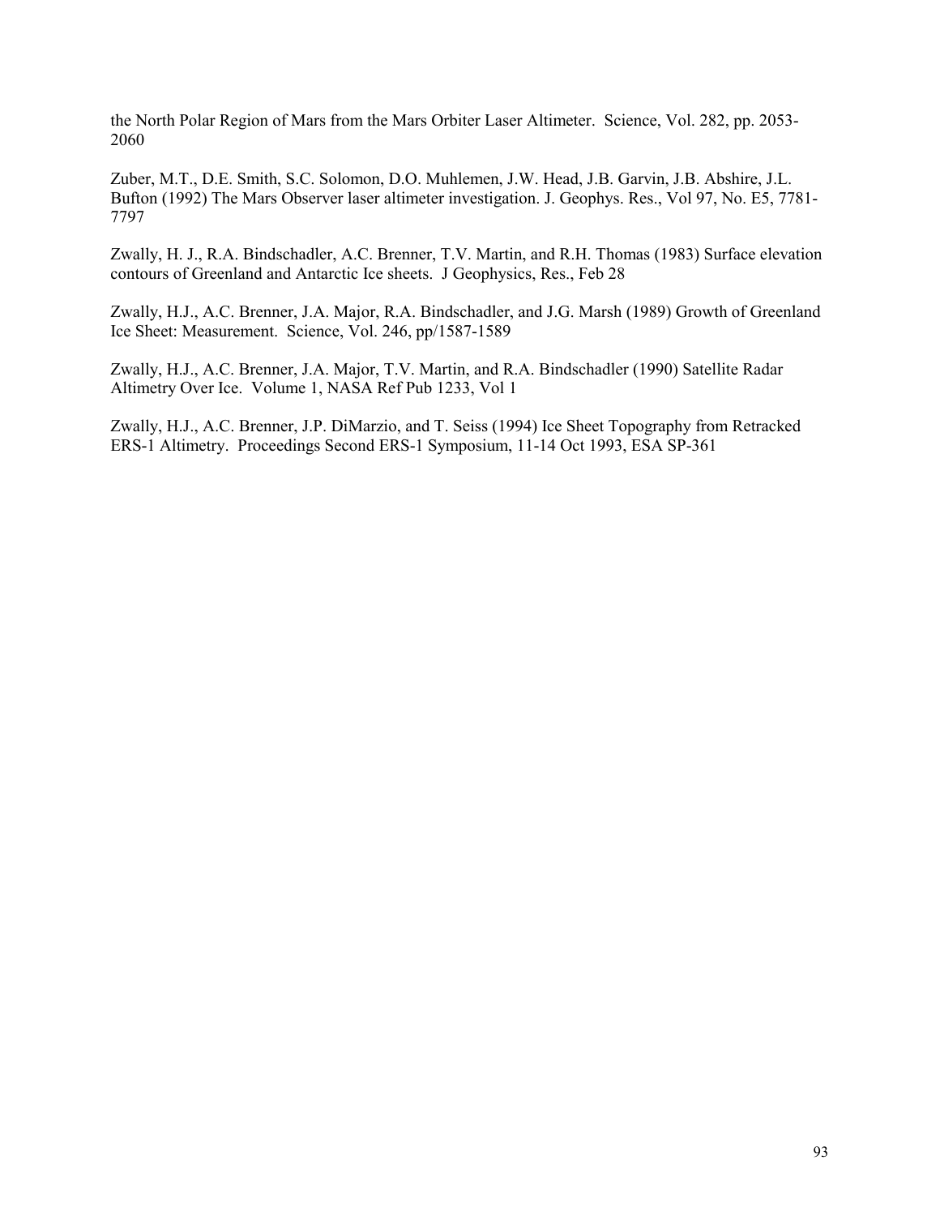the North Polar Region of Mars from the Mars Orbiter Laser Altimeter. Science, Vol. 282, pp. 2053-2060

Zuber, M.T., D.E. Smith, S.C. Solomon, D.O. Muhlemen, J.W. Head, J.B. Garvin, J.B. Abshire, J.L. Bufton (1992) The Mars Observer laser altimeter investigation. J. Geophys. Res., Vol 97, No. E5, 7781-7797

Zwally, H. J., R.A. Bindschadler, A.C. Brenner, T.V. Martin, and R.H. Thomas (1983) Surface elevation contours of Greenland and Antarctic Ice sheets. J Geophysics, Res., Feb 28

Zwally, H.J., A.C. Brenner, J.A. Major, R.A. Bindschadler, and J.G. Marsh (1989) Growth of Greenland Ice Sheet: Measurement. Science, Vol. 246, pp/1587-1589

Zwally, H.J., A.C. Brenner, J.A. Major, T.V. Martin, and R.A. Bindschadler (1990) Satellite Radar Altimetry Over Ice. Volume 1, NASA Ref Pub 1233, Vol 1

Zwally, H.J., A.C. Brenner, J.P. DiMarzio, and T. Seiss (1994) Ice Sheet Topography from Retracked ERS-1 Altimetry. Proceedings Second ERS-1 Symposium, 11-14 Oct 1993, ESA SP-361